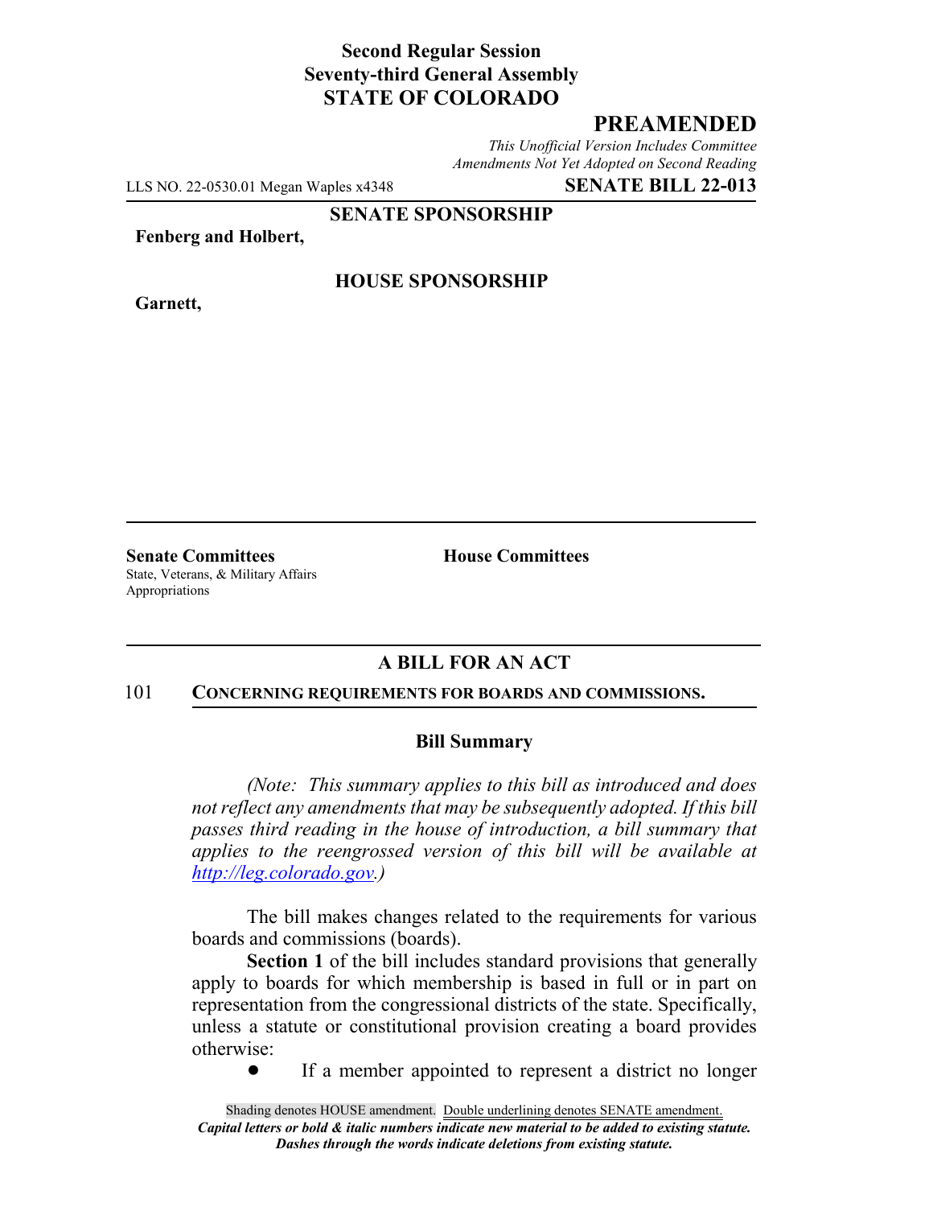**Second Regular Session**
**Seventy-third General Assembly**
**STATE OF COLORADO**

# PREAMENDED

*This Unofficial Version Includes Committee Amendments Not Yet Adopted on Second Reading*

LLS NO. 22-0530.01 Megan Waples x4348 **SENATE BILL 22-013**

**SENATE SPONSORSHIP**

**Fenberg and Holbert,**

**HOUSE SPONSORSHIP**

**Garnett,**

**Senate Committees**
State, Veterans, & Military Affairs
Appropriations

**House Committees**

## A BILL FOR AN ACT

101 **CONCERNING REQUIREMENTS FOR BOARDS AND COMMISSIONS.**

### Bill Summary

*(Note: This summary applies to this bill as introduced and does not reflect any amendments that may be subsequently adopted. If this bill passes third reading in the house of introduction, a bill summary that applies to the reengrossed version of this bill will be available at http://leg.colorado.gov.)*

The bill makes changes related to the requirements for various boards and commissions (boards).

**Section 1** of the bill includes standard provisions that generally apply to boards for which membership is based in full or in part on representation from the congressional districts of the state. Specifically, unless a statute or constitutional provision creating a board provides otherwise:

- If a member appointed to represent a district no longer

Shading denotes HOUSE amendment. Double underlining denotes SENATE amendment.
*Capital letters or bold & italic numbers indicate new material to be added to existing statute.*
*Dashes through the words indicate deletions from existing statute.*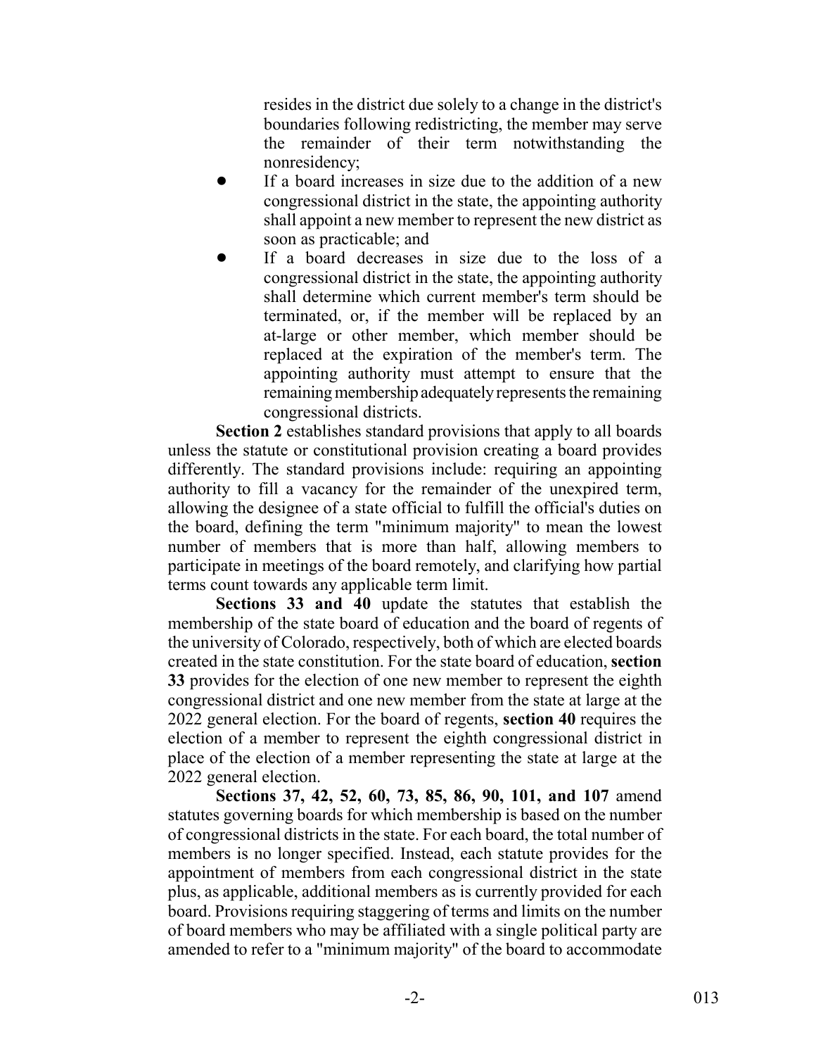resides in the district due solely to a change in the district's boundaries following redistricting, the member may serve the remainder of their term notwithstanding the nonresidency;

- If a board increases in size due to the addition of a new congressional district in the state, the appointing authority shall appoint a new member to represent the new district as soon as practicable; and
- If a board decreases in size due to the loss of a congressional district in the state, the appointing authority shall determine which current member's term should be terminated, or, if the member will be replaced by an at-large or other member, which member should be replaced at the expiration of the member's term. The appointing authority must attempt to ensure that the remaining membership adequately represents the remaining congressional districts.

**Section 2** establishes standard provisions that apply to all boards unless the statute or constitutional provision creating a board provides differently. The standard provisions include: requiring an appointing authority to fill a vacancy for the remainder of the unexpired term, allowing the designee of a state official to fulfill the official's duties on the board, defining the term "minimum majority" to mean the lowest number of members that is more than half, allowing members to participate in meetings of the board remotely, and clarifying how partial terms count towards any applicable term limit.

**Sections 33 and 40** update the statutes that establish the membership of the state board of education and the board of regents of the university of Colorado, respectively, both of which are elected boards created in the state constitution. For the state board of education, **section 33** provides for the election of one new member to represent the eighth congressional district and one new member from the state at large at the 2022 general election. For the board of regents, **section 40** requires the election of a member to represent the eighth congressional district in place of the election of a member representing the state at large at the 2022 general election.

**Sections 37, 42, 52, 60, 73, 85, 86, 90, 101, and 107** amend statutes governing boards for which membership is based on the number of congressional districts in the state. For each board, the total number of members is no longer specified. Instead, each statute provides for the appointment of members from each congressional district in the state plus, as applicable, additional members as is currently provided for each board. Provisions requiring staggering of terms and limits on the number of board members who may be affiliated with a single political party are amended to refer to a "minimum majority" of the board to accommodate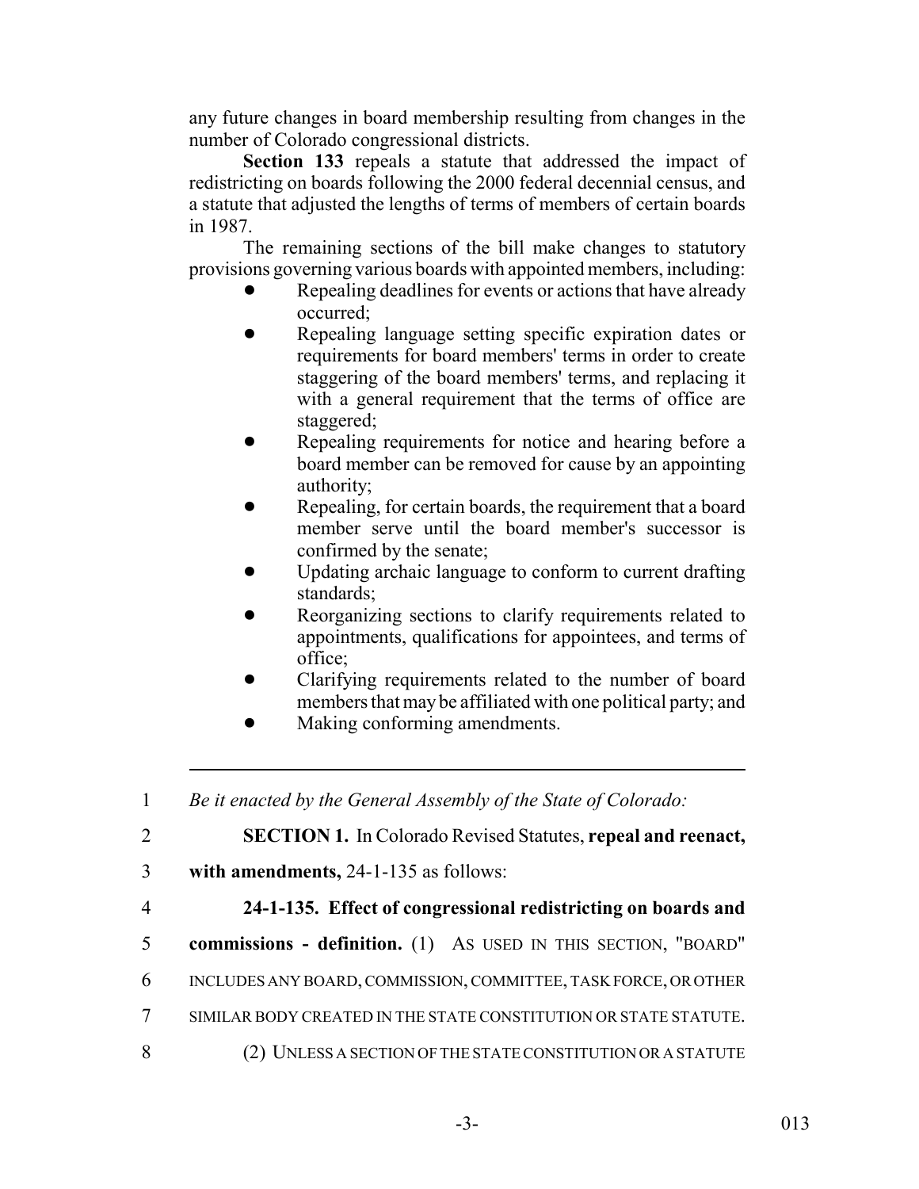any future changes in board membership resulting from changes in the number of Colorado congressional districts.

**Section 133** repeals a statute that addressed the impact of redistricting on boards following the 2000 federal decennial census, and a statute that adjusted the lengths of terms of members of certain boards in 1987.

The remaining sections of the bill make changes to statutory provisions governing various boards with appointed members, including:

- Repealing deadlines for events or actions that have already occurred;
- Repealing language setting specific expiration dates or requirements for board members' terms in order to create staggering of the board members' terms, and replacing it with a general requirement that the terms of office are staggered;
- Repealing requirements for notice and hearing before a board member can be removed for cause by an appointing authority;
- Repealing, for certain boards, the requirement that a board member serve until the board member's successor is confirmed by the senate;
- Updating archaic language to conform to current drafting standards;
- Reorganizing sections to clarify requirements related to appointments, qualifications for appointees, and terms of office;
- Clarifying requirements related to the number of board members that may be affiliated with one political party; and
- Making conforming amendments.

---

1 *Be it enacted by the General Assembly of the State of Colorado:*

2 **SECTION 1.** In Colorado Revised Statutes, **repeal and reenact,**

3 **with amendments,** 24-1-135 as follows:

4 **24-1-135. Effect of congressional redistricting on boards and**

5 **commissions - definition.** (1) AS USED IN THIS SECTION, "BOARD"

6 INCLUDES ANY BOARD, COMMISSION, COMMITTEE, TASK FORCE, OR OTHER

7 SIMILAR BODY CREATED IN THE STATE CONSTITUTION OR STATE STATUTE.

8 (2) UNLESS A SECTION OF THE STATE CONSTITUTION OR A STATUTE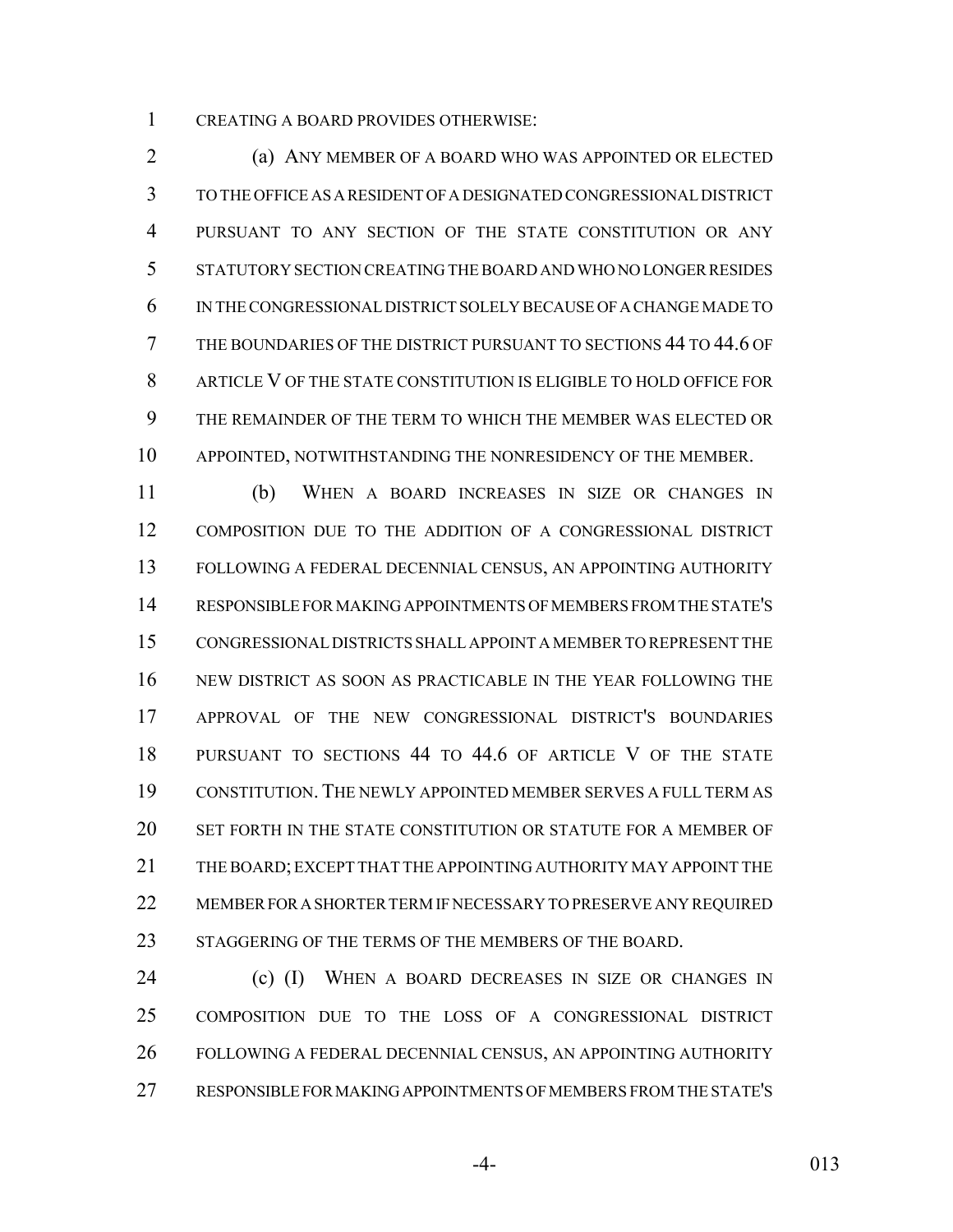CREATING A BOARD PROVIDES OTHERWISE:

(a) ANY MEMBER OF A BOARD WHO WAS APPOINTED OR ELECTED TO THE OFFICE AS A RESIDENT OF A DESIGNATED CONGRESSIONAL DISTRICT PURSUANT TO ANY SECTION OF THE STATE CONSTITUTION OR ANY STATUTORY SECTION CREATING THE BOARD AND WHO NO LONGER RESIDES IN THE CONGRESSIONAL DISTRICT SOLELY BECAUSE OF A CHANGE MADE TO THE BOUNDARIES OF THE DISTRICT PURSUANT TO SECTIONS 44 TO 44.6 OF ARTICLE V OF THE STATE CONSTITUTION IS ELIGIBLE TO HOLD OFFICE FOR THE REMAINDER OF THE TERM TO WHICH THE MEMBER WAS ELECTED OR APPOINTED, NOTWITHSTANDING THE NONRESIDENCY OF THE MEMBER.

(b) WHEN A BOARD INCREASES IN SIZE OR CHANGES IN COMPOSITION DUE TO THE ADDITION OF A CONGRESSIONAL DISTRICT FOLLOWING A FEDERAL DECENNIAL CENSUS, AN APPOINTING AUTHORITY RESPONSIBLE FOR MAKING APPOINTMENTS OF MEMBERS FROM THE STATE'S CONGRESSIONAL DISTRICTS SHALL APPOINT A MEMBER TO REPRESENT THE NEW DISTRICT AS SOON AS PRACTICABLE IN THE YEAR FOLLOWING THE APPROVAL OF THE NEW CONGRESSIONAL DISTRICT'S BOUNDARIES PURSUANT TO SECTIONS 44 TO 44.6 OF ARTICLE V OF THE STATE CONSTITUTION. THE NEWLY APPOINTED MEMBER SERVES A FULL TERM AS SET FORTH IN THE STATE CONSTITUTION OR STATUTE FOR A MEMBER OF THE BOARD; EXCEPT THAT THE APPOINTING AUTHORITY MAY APPOINT THE MEMBER FOR A SHORTER TERM IF NECESSARY TO PRESERVE ANY REQUIRED STAGGERING OF THE TERMS OF THE MEMBERS OF THE BOARD.

(c) (I) WHEN A BOARD DECREASES IN SIZE OR CHANGES IN COMPOSITION DUE TO THE LOSS OF A CONGRESSIONAL DISTRICT FOLLOWING A FEDERAL DECENNIAL CENSUS, AN APPOINTING AUTHORITY RESPONSIBLE FOR MAKING APPOINTMENTS OF MEMBERS FROM THE STATE'S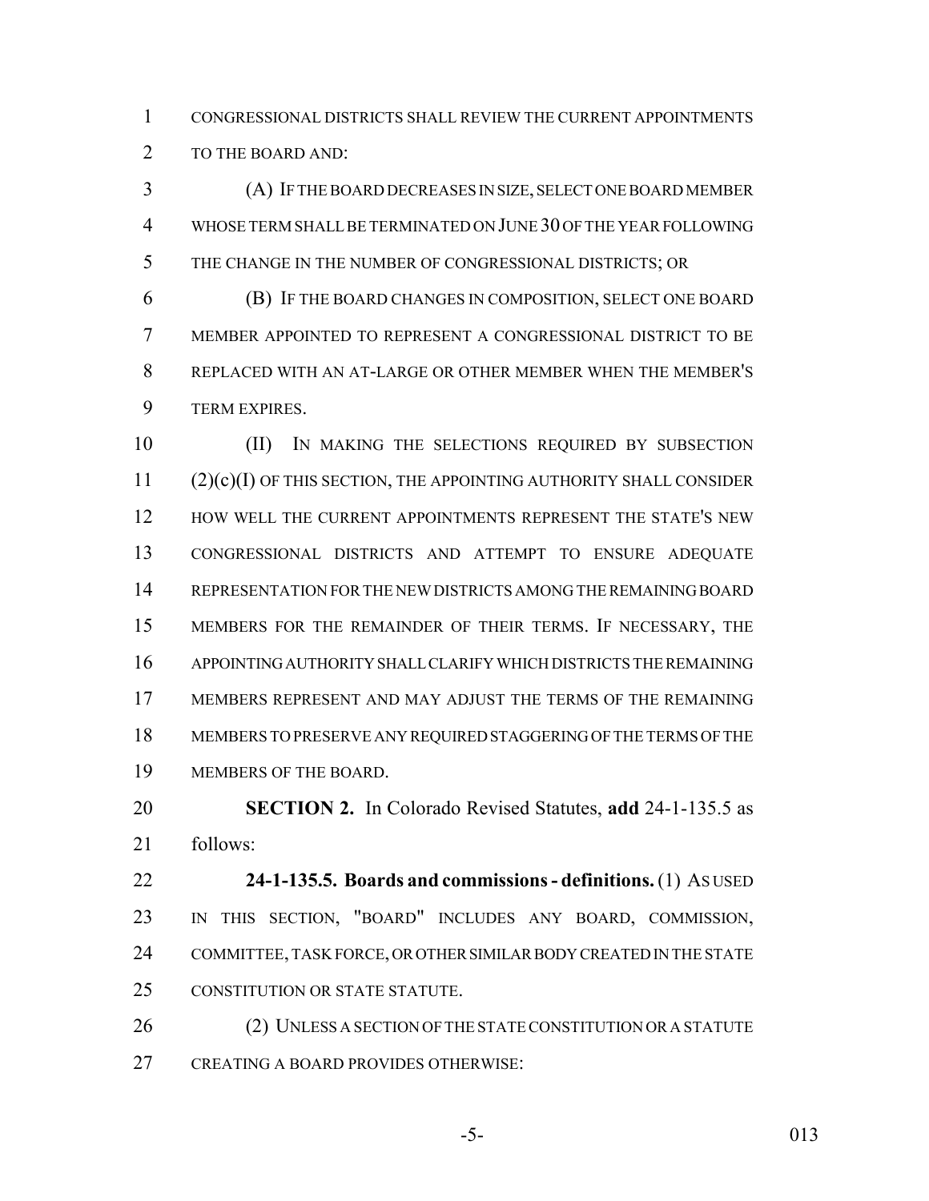CONGRESSIONAL DISTRICTS SHALL REVIEW THE CURRENT APPOINTMENTS TO THE BOARD AND:

(A) IF THE BOARD DECREASES IN SIZE, SELECT ONE BOARD MEMBER WHOSE TERM SHALL BE TERMINATED ON JUNE 30 OF THE YEAR FOLLOWING THE CHANGE IN THE NUMBER OF CONGRESSIONAL DISTRICTS; OR

(B) IF THE BOARD CHANGES IN COMPOSITION, SELECT ONE BOARD MEMBER APPOINTED TO REPRESENT A CONGRESSIONAL DISTRICT TO BE REPLACED WITH AN AT-LARGE OR OTHER MEMBER WHEN THE MEMBER'S TERM EXPIRES.

(II) IN MAKING THE SELECTIONS REQUIRED BY SUBSECTION (2)(c)(I) OF THIS SECTION, THE APPOINTING AUTHORITY SHALL CONSIDER HOW WELL THE CURRENT APPOINTMENTS REPRESENT THE STATE'S NEW CONGRESSIONAL DISTRICTS AND ATTEMPT TO ENSURE ADEQUATE REPRESENTATION FOR THE NEW DISTRICTS AMONG THE REMAINING BOARD MEMBERS FOR THE REMAINDER OF THEIR TERMS. IF NECESSARY, THE APPOINTING AUTHORITY SHALL CLARIFY WHICH DISTRICTS THE REMAINING MEMBERS REPRESENT AND MAY ADJUST THE TERMS OF THE REMAINING MEMBERS TO PRESERVE ANY REQUIRED STAGGERING OF THE TERMS OF THE MEMBERS OF THE BOARD.

**SECTION 2.** In Colorado Revised Statutes, **add** 24-1-135.5 as follows:

**24-1-135.5. Boards and commissions - definitions.** (1) AS USED IN THIS SECTION, "BOARD" INCLUDES ANY BOARD, COMMISSION, COMMITTEE, TASK FORCE, OR OTHER SIMILAR BODY CREATED IN THE STATE CONSTITUTION OR STATE STATUTE.

(2) UNLESS A SECTION OF THE STATE CONSTITUTION OR A STATUTE CREATING A BOARD PROVIDES OTHERWISE: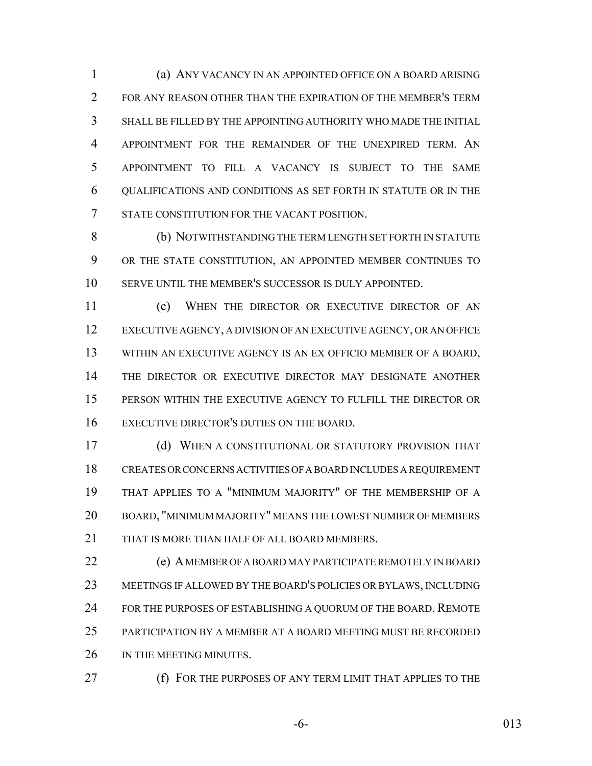(a) ANY VACANCY IN AN APPOINTED OFFICE ON A BOARD ARISING FOR ANY REASON OTHER THAN THE EXPIRATION OF THE MEMBER'S TERM SHALL BE FILLED BY THE APPOINTING AUTHORITY WHO MADE THE INITIAL APPOINTMENT FOR THE REMAINDER OF THE UNEXPIRED TERM. AN APPOINTMENT TO FILL A VACANCY IS SUBJECT TO THE SAME QUALIFICATIONS AND CONDITIONS AS SET FORTH IN STATUTE OR IN THE STATE CONSTITUTION FOR THE VACANT POSITION.

(b) NOTWITHSTANDING THE TERM LENGTH SET FORTH IN STATUTE OR THE STATE CONSTITUTION, AN APPOINTED MEMBER CONTINUES TO SERVE UNTIL THE MEMBER'S SUCCESSOR IS DULY APPOINTED.

(c) WHEN THE DIRECTOR OR EXECUTIVE DIRECTOR OF AN EXECUTIVE AGENCY, A DIVISION OF AN EXECUTIVE AGENCY, OR AN OFFICE WITHIN AN EXECUTIVE AGENCY IS AN EX OFFICIO MEMBER OF A BOARD, THE DIRECTOR OR EXECUTIVE DIRECTOR MAY DESIGNATE ANOTHER PERSON WITHIN THE EXECUTIVE AGENCY TO FULFILL THE DIRECTOR OR EXECUTIVE DIRECTOR'S DUTIES ON THE BOARD.

(d) WHEN A CONSTITUTIONAL OR STATUTORY PROVISION THAT CREATES OR CONCERNS ACTIVITIES OF A BOARD INCLUDES A REQUIREMENT THAT APPLIES TO A "MINIMUM MAJORITY" OF THE MEMBERSHIP OF A BOARD, "MINIMUM MAJORITY" MEANS THE LOWEST NUMBER OF MEMBERS THAT IS MORE THAN HALF OF ALL BOARD MEMBERS.

(e) A MEMBER OF A BOARD MAY PARTICIPATE REMOTELY IN BOARD MEETINGS IF ALLOWED BY THE BOARD'S POLICIES OR BYLAWS, INCLUDING FOR THE PURPOSES OF ESTABLISHING A QUORUM OF THE BOARD. REMOTE PARTICIPATION BY A MEMBER AT A BOARD MEETING MUST BE RECORDED IN THE MEETING MINUTES.

(f) FOR THE PURPOSES OF ANY TERM LIMIT THAT APPLIES TO THE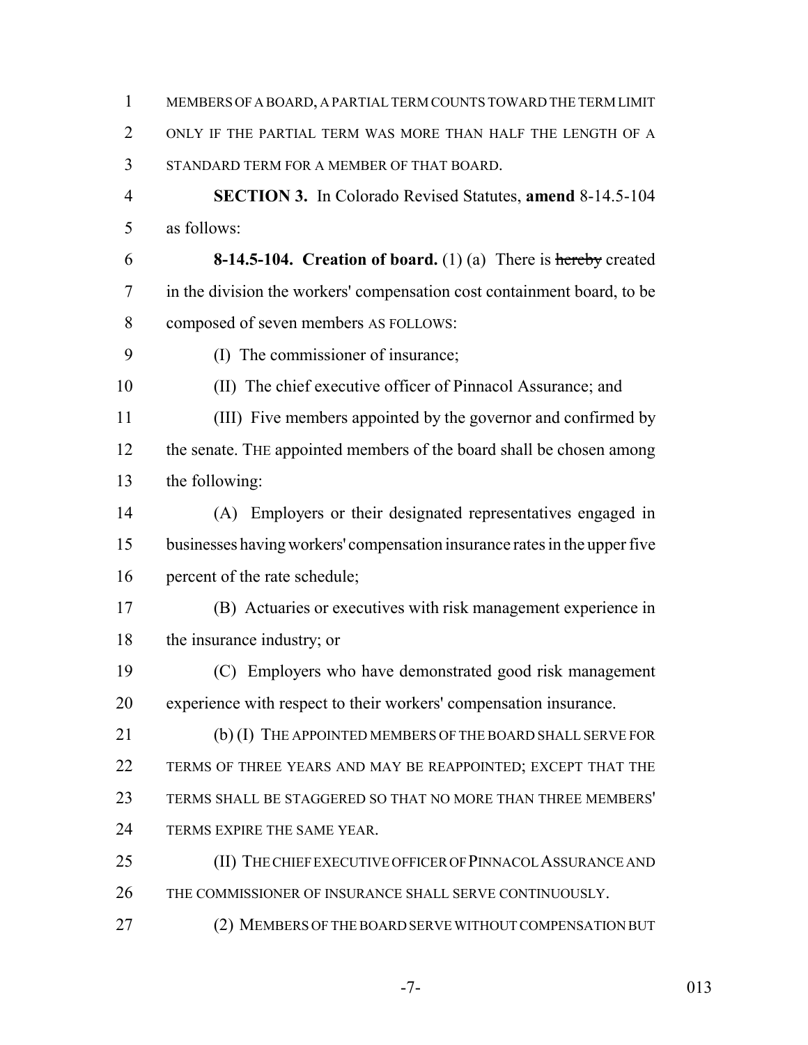MEMBERS OF A BOARD, A PARTIAL TERM COUNTS TOWARD THE TERM LIMIT ONLY IF THE PARTIAL TERM WAS MORE THAN HALF THE LENGTH OF A STANDARD TERM FOR A MEMBER OF THAT BOARD.

**SECTION 3.** In Colorado Revised Statutes, **amend** 8-14.5-104 as follows:

**8-14.5-104. Creation of board.** (1) (a) There is ~~hereby~~ created in the division the workers' compensation cost containment board, to be composed of seven members AS FOLLOWS:

(I) The commissioner of insurance;

(II) The chief executive officer of Pinnacol Assurance; and

(III) Five members appointed by the governor and confirmed by the senate. THE appointed members of the board shall be chosen among the following:

(A) Employers or their designated representatives engaged in businesses having workers' compensation insurance rates in the upper five percent of the rate schedule;

(B) Actuaries or executives with risk management experience in the insurance industry; or

(C) Employers who have demonstrated good risk management experience with respect to their workers' compensation insurance.

(b) (I) THE APPOINTED MEMBERS OF THE BOARD SHALL SERVE FOR TERMS OF THREE YEARS AND MAY BE REAPPOINTED; EXCEPT THAT THE TERMS SHALL BE STAGGERED SO THAT NO MORE THAN THREE MEMBERS' TERMS EXPIRE THE SAME YEAR.

(II) THE CHIEF EXECUTIVE OFFICER OF PINNACOL ASSURANCE AND THE COMMISSIONER OF INSURANCE SHALL SERVE CONTINUOUSLY.

(2) MEMBERS OF THE BOARD SERVE WITHOUT COMPENSATION BUT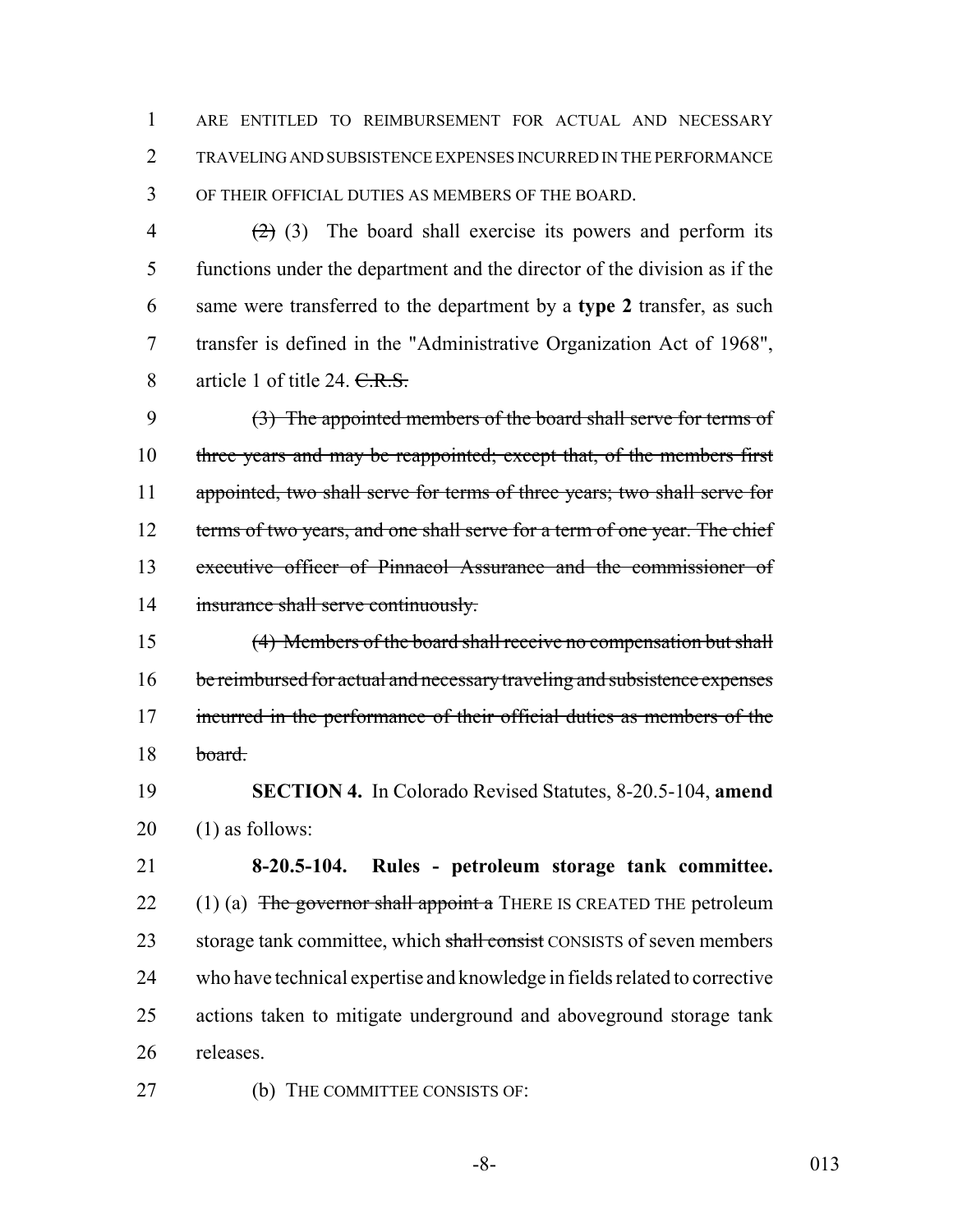ARE ENTITLED TO REIMBURSEMENT FOR ACTUAL AND NECESSARY TRAVELING AND SUBSISTENCE EXPENSES INCURRED IN THE PERFORMANCE OF THEIR OFFICIAL DUTIES AS MEMBERS OF THE BOARD.

~~(2)~~ (3) The board shall exercise its powers and perform its functions under the department and the director of the division as if the same were transferred to the department by a **type 2** transfer, as such transfer is defined in the "Administrative Organization Act of 1968", article 1 of title 24. ~~C.R.S.~~

~~(3) The appointed members of the board shall serve for terms of three years and may be reappointed; except that, of the members first appointed, two shall serve for terms of three years; two shall serve for terms of two years, and one shall serve for a term of one year. The chief executive officer of Pinnacol Assurance and the commissioner of insurance shall serve continuously.~~

~~(4) Members of the board shall receive no compensation but shall be reimbursed for actual and necessary traveling and subsistence expenses incurred in the performance of their official duties as members of the board.~~

**SECTION 4.** In Colorado Revised Statutes, 8-20.5-104, **amend** (1) as follows:

**8-20.5-104. Rules - petroleum storage tank committee.** (1) (a) ~~The governor shall appoint a~~ THERE IS CREATED THE petroleum storage tank committee, which ~~shall consist~~ CONSISTS of seven members who have technical expertise and knowledge in fields related to corrective actions taken to mitigate underground and aboveground storage tank releases.

(b) THE COMMITTEE CONSISTS OF: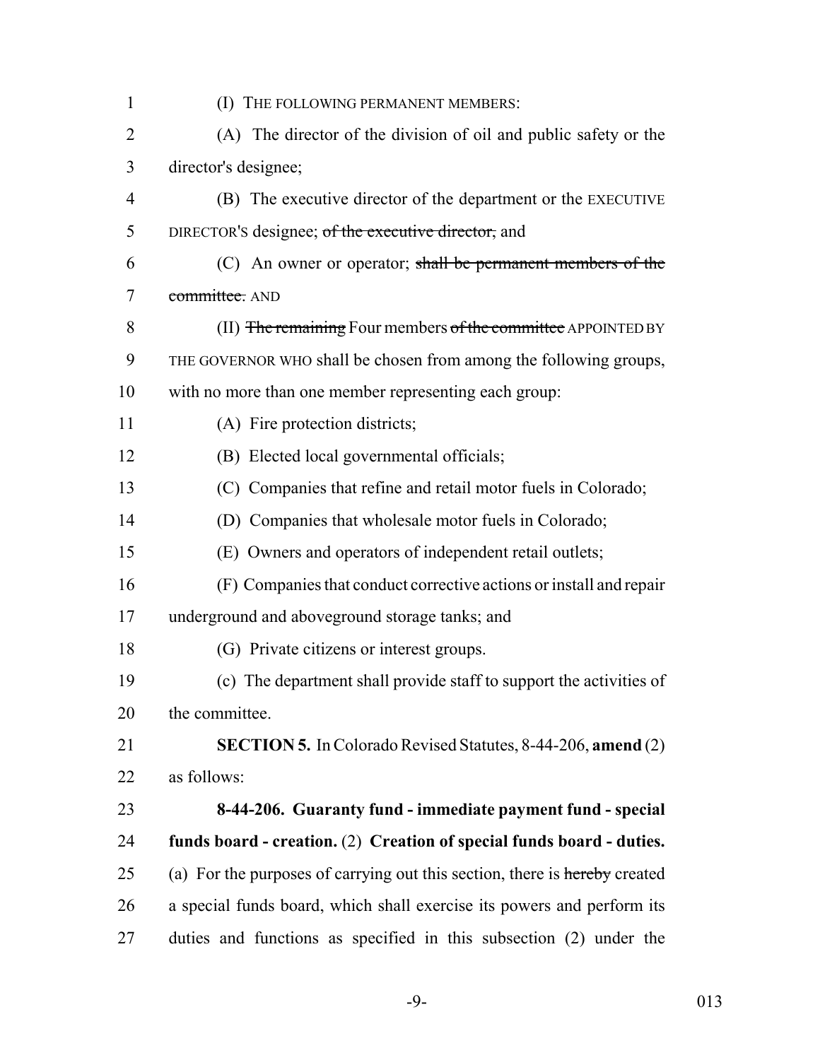(I) THE FOLLOWING PERMANENT MEMBERS:

(A) The director of the division of oil and public safety or the director's designee;

(B) The executive director of the department or the EXECUTIVE DIRECTOR'S designee; ~~of the executive director,~~ and

(C) An owner or operator; ~~shall be permanent members of the committee.~~ AND

(II) ~~The remaining~~ Four members ~~of the committee~~ APPOINTED BY THE GOVERNOR WHO shall be chosen from among the following groups, with no more than one member representing each group:

(A) Fire protection districts;

(B) Elected local governmental officials;

(C) Companies that refine and retail motor fuels in Colorado;

(D) Companies that wholesale motor fuels in Colorado;

(E) Owners and operators of independent retail outlets;

(F) Companies that conduct corrective actions or install and repair underground and aboveground storage tanks; and

(G) Private citizens or interest groups.

(c) The department shall provide staff to support the activities of the committee.

**SECTION 5.** In Colorado Revised Statutes, 8-44-206, **amend** (2) as follows:

**8-44-206. Guaranty fund - immediate payment fund - special funds board - creation.** (2) **Creation of special funds board - duties.** (a) For the purposes of carrying out this section, there is ~~hereby~~ created a special funds board, which shall exercise its powers and perform its duties and functions as specified in this subsection (2) under the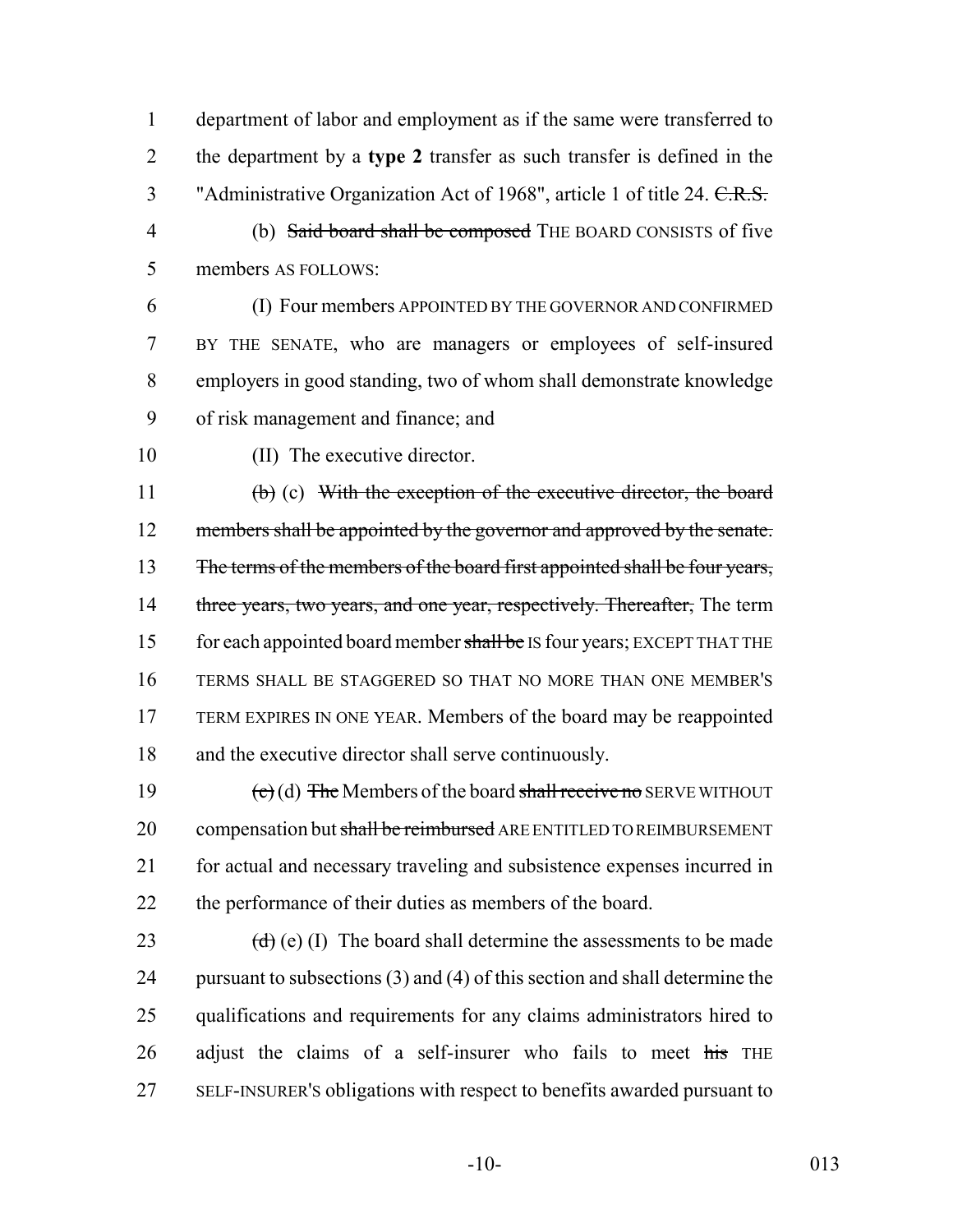department of labor and employment as if the same were transferred to the department by a **type 2** transfer as such transfer is defined in the "Administrative Organization Act of 1968", article 1 of title 24. ~~C.R.S.~~

(b) ~~Said board shall be composed~~ THE BOARD CONSISTS of five members AS FOLLOWS:

(I) Four members APPOINTED BY THE GOVERNOR AND CONFIRMED BY THE SENATE, who are managers or employees of self-insured employers in good standing, two of whom shall demonstrate knowledge of risk management and finance; and

(II) The executive director.

~~(b)~~ (c) ~~With the exception of the executive director, the board members shall be appointed by the governor and approved by the senate. The terms of the members of the board first appointed shall be four years, three years, two years, and one year, respectively. Thereafter,~~ The term for each appointed board member ~~shall be~~ IS four years; EXCEPT THAT THE TERMS SHALL BE STAGGERED SO THAT NO MORE THAN ONE MEMBER'S TERM EXPIRES IN ONE YEAR. Members of the board may be reappointed and the executive director shall serve continuously.

~~(c)~~ (d) ~~The~~ Members of the board ~~shall receive no~~ SERVE WITHOUT compensation but ~~shall be reimbursed~~ ARE ENTITLED TO REIMBURSEMENT for actual and necessary traveling and subsistence expenses incurred in the performance of their duties as members of the board.

~~(d)~~ (e) (I) The board shall determine the assessments to be made pursuant to subsections (3) and (4) of this section and shall determine the qualifications and requirements for any claims administrators hired to adjust the claims of a self-insurer who fails to meet ~~his~~ THE SELF-INSURER'S obligations with respect to benefits awarded pursuant to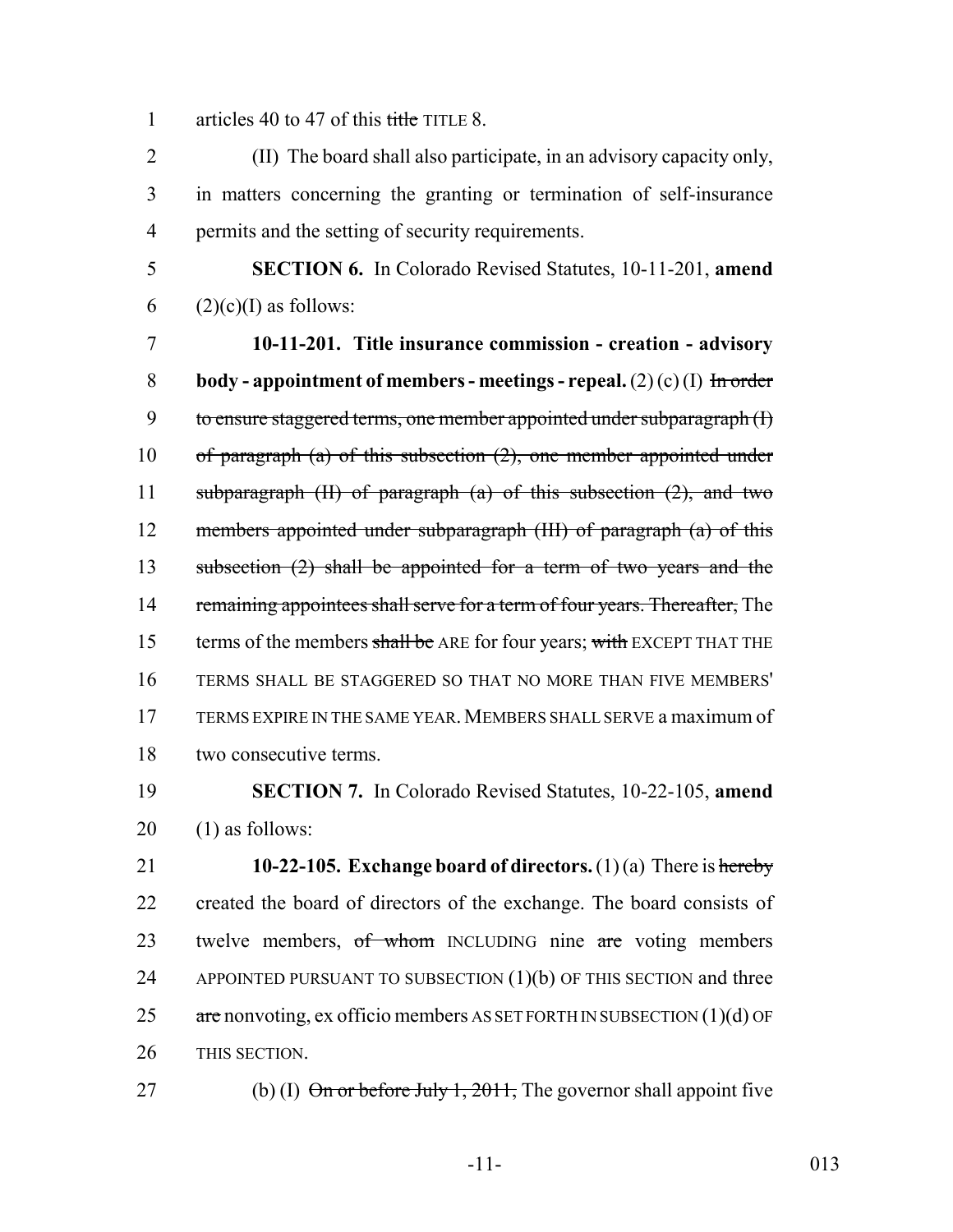articles 40 to 47 of this ~~title~~ TITLE 8.

(II) The board shall also participate, in an advisory capacity only, in matters concerning the granting or termination of self-insurance permits and the setting of security requirements.

**SECTION 6.** In Colorado Revised Statutes, 10-11-201, **amend** (2)(c)(I) as follows:

**10-11-201. Title insurance commission - creation - advisory body - appointment of members - meetings - repeal.** (2) (c) (I) ~~In order to ensure staggered terms, one member appointed under subparagraph (I) of paragraph (a) of this subsection (2), one member appointed under subparagraph (II) of paragraph (a) of this subsection (2), and two members appointed under subparagraph (III) of paragraph (a) of this subsection (2) shall be appointed for a term of two years and the remaining appointees shall serve for a term of four years. Thereafter,~~ The terms of the members ~~shall be~~ ARE for four years; ~~with~~ EXCEPT THAT THE TERMS SHALL BE STAGGERED SO THAT NO MORE THAN FIVE MEMBERS' TERMS EXPIRE IN THE SAME YEAR. MEMBERS SHALL SERVE a maximum of two consecutive terms.

**SECTION 7.** In Colorado Revised Statutes, 10-22-105, **amend** (1) as follows:

**10-22-105. Exchange board of directors.** (1) (a) There is ~~hereby~~ created the board of directors of the exchange. The board consists of twelve members, ~~of whom~~ INCLUDING nine ~~are~~ voting members APPOINTED PURSUANT TO SUBSECTION (1)(b) OF THIS SECTION and three ~~are~~ nonvoting, ex officio members AS SET FORTH IN SUBSECTION (1)(d) OF THIS SECTION.

(b) (I) ~~On or before July 1, 2011,~~ The governor shall appoint five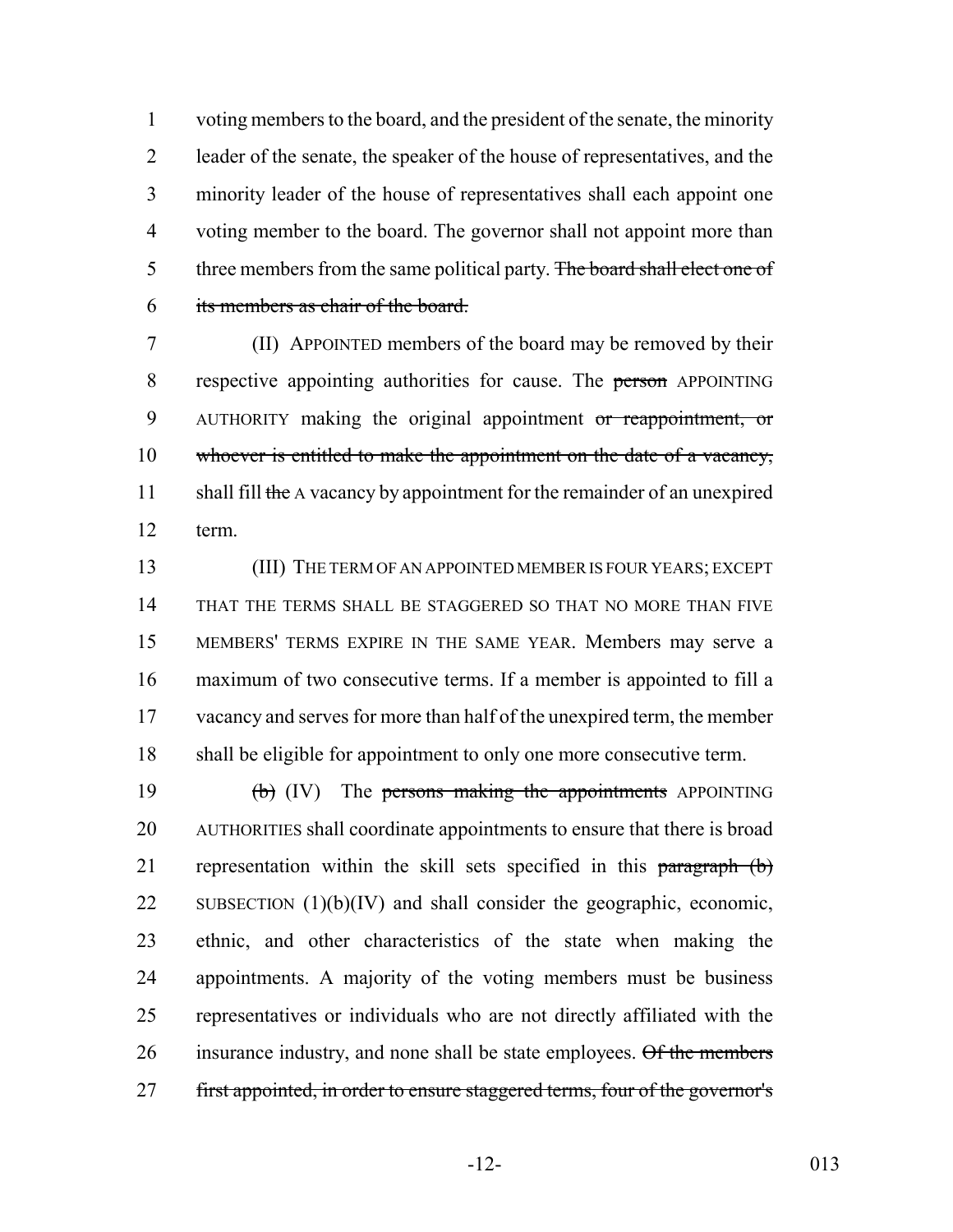voting members to the board, and the president of the senate, the minority leader of the senate, the speaker of the house of representatives, and the minority leader of the house of representatives shall each appoint one voting member to the board. The governor shall not appoint more than three members from the same political party. ~~The board shall elect one of its members as chair of the board.~~

(II) APPOINTED members of the board may be removed by their respective appointing authorities for cause. The ~~person~~ APPOINTING AUTHORITY making the original appointment ~~or reappointment, or whoever is entitled to make the appointment on the date of a vacancy,~~ shall fill ~~the~~ A vacancy by appointment for the remainder of an unexpired term.

(III) THE TERM OF AN APPOINTED MEMBER IS FOUR YEARS; EXCEPT THAT THE TERMS SHALL BE STAGGERED SO THAT NO MORE THAN FIVE MEMBERS' TERMS EXPIRE IN THE SAME YEAR. Members may serve a maximum of two consecutive terms. If a member is appointed to fill a vacancy and serves for more than half of the unexpired term, the member shall be eligible for appointment to only one more consecutive term.

~~(b)~~ (IV) The ~~persons making the appointments~~ APPOINTING AUTHORITIES shall coordinate appointments to ensure that there is broad representation within the skill sets specified in this ~~paragraph (b)~~ SUBSECTION (1)(b)(IV) and shall consider the geographic, economic, ethnic, and other characteristics of the state when making the appointments. A majority of the voting members must be business representatives or individuals who are not directly affiliated with the insurance industry, and none shall be state employees. ~~Of the members first appointed, in order to ensure staggered terms, four of the governor's~~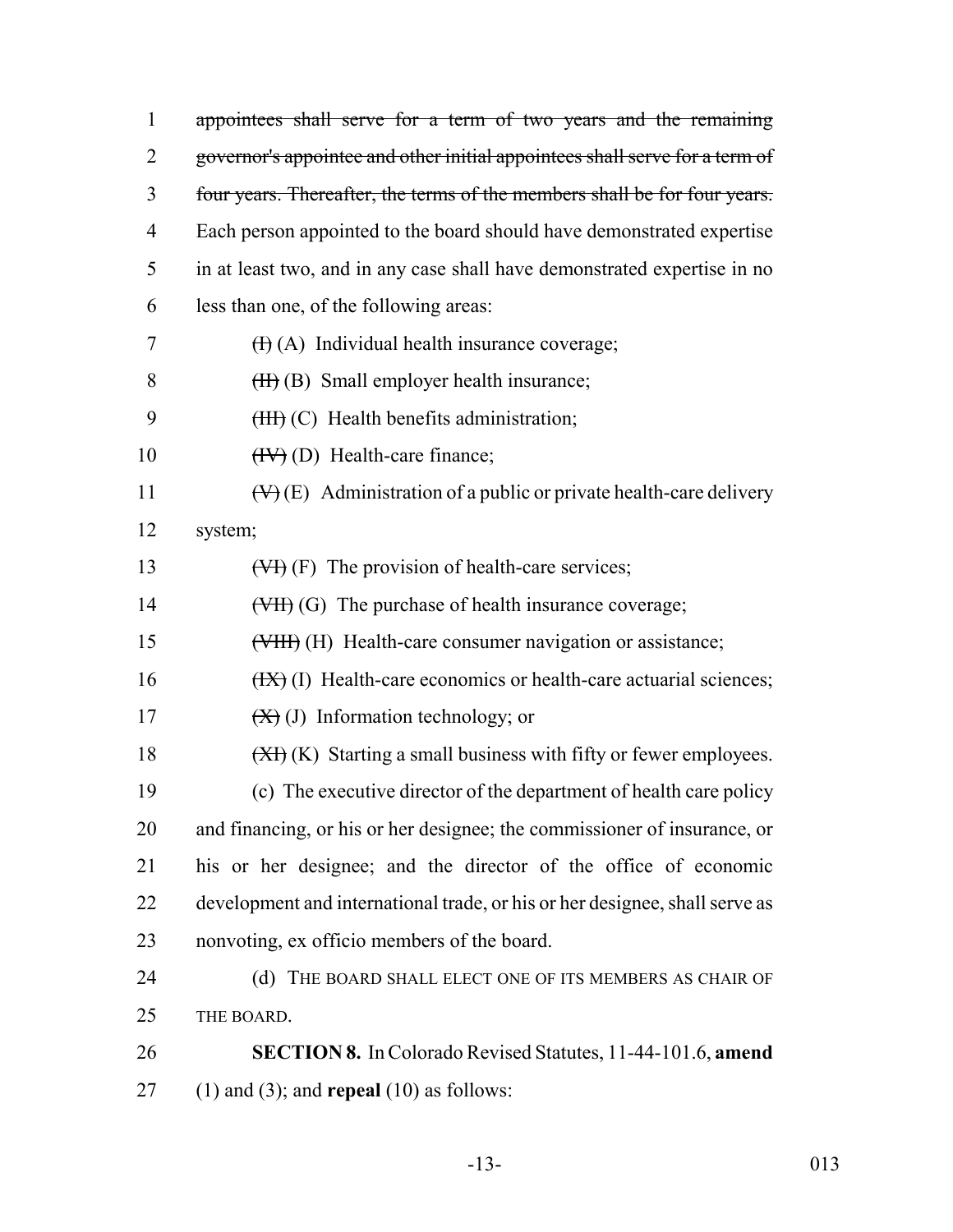~~appointees shall serve for a term of two years and the remaining governor's appointee and other initial appointees shall serve for a term of four years. Thereafter, the terms of the members shall be for four years.~~ Each person appointed to the board should have demonstrated expertise in at least two, and in any case shall have demonstrated expertise in no less than one, of the following areas:

~~(I)~~ (A) Individual health insurance coverage;

~~(II)~~ (B) Small employer health insurance;

~~(III)~~ (C) Health benefits administration;

~~(IV)~~ (D) Health-care finance;

~~(V)~~ (E) Administration of a public or private health-care delivery system;

~~(VI)~~ (F) The provision of health-care services;

~~(VII)~~ (G) The purchase of health insurance coverage;

~~(VIII)~~ (H) Health-care consumer navigation or assistance;

~~(IX)~~ (I) Health-care economics or health-care actuarial sciences;

~~(X)~~ (J) Information technology; or

~~(XI)~~ (K) Starting a small business with fifty or fewer employees.

(c) The executive director of the department of health care policy and financing, or his or her designee; the commissioner of insurance, or his or her designee; and the director of the office of economic development and international trade, or his or her designee, shall serve as nonvoting, ex officio members of the board.

(d) THE BOARD SHALL ELECT ONE OF ITS MEMBERS AS CHAIR OF THE BOARD.

**SECTION 8.** In Colorado Revised Statutes, 11-44-101.6, **amend** (1) and (3); and **repeal** (10) as follows: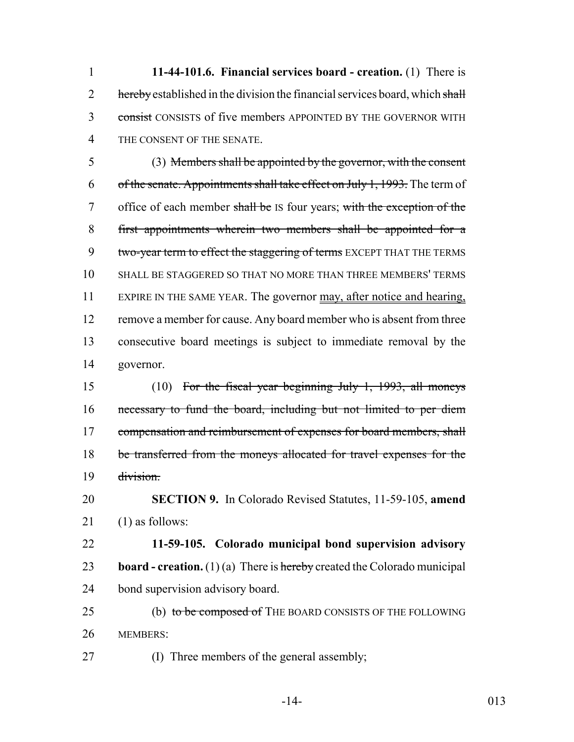**11-44-101.6. Financial services board - creation.** (1) There is hereby established in the division the financial services board, which shall consist CONSISTS of five members APPOINTED BY THE GOVERNOR WITH THE CONSENT OF THE SENATE.

(3) Members shall be appointed by the governor, with the consent of the senate. Appointments shall take effect on July 1, 1993. The term of office of each member shall be IS four years; with the exception of the first appointments wherein two members shall be appointed for a two-year term to effect the staggering of terms EXCEPT THAT THE TERMS SHALL BE STAGGERED SO THAT NO MORE THAN THREE MEMBERS' TERMS EXPIRE IN THE SAME YEAR. The governor may, after notice and hearing, remove a member for cause. Any board member who is absent from three consecutive board meetings is subject to immediate removal by the governor.

(10) For the fiscal year beginning July 1, 1993, all moneys necessary to fund the board, including but not limited to per diem compensation and reimbursement of expenses for board members, shall be transferred from the moneys allocated for travel expenses for the division.

**SECTION 9.** In Colorado Revised Statutes, 11-59-105, **amend** (1) as follows:

**11-59-105. Colorado municipal bond supervision advisory board - creation.** (1) (a) There is hereby created the Colorado municipal bond supervision advisory board.

(b) to be composed of THE BOARD CONSISTS OF THE FOLLOWING MEMBERS:

(I) Three members of the general assembly;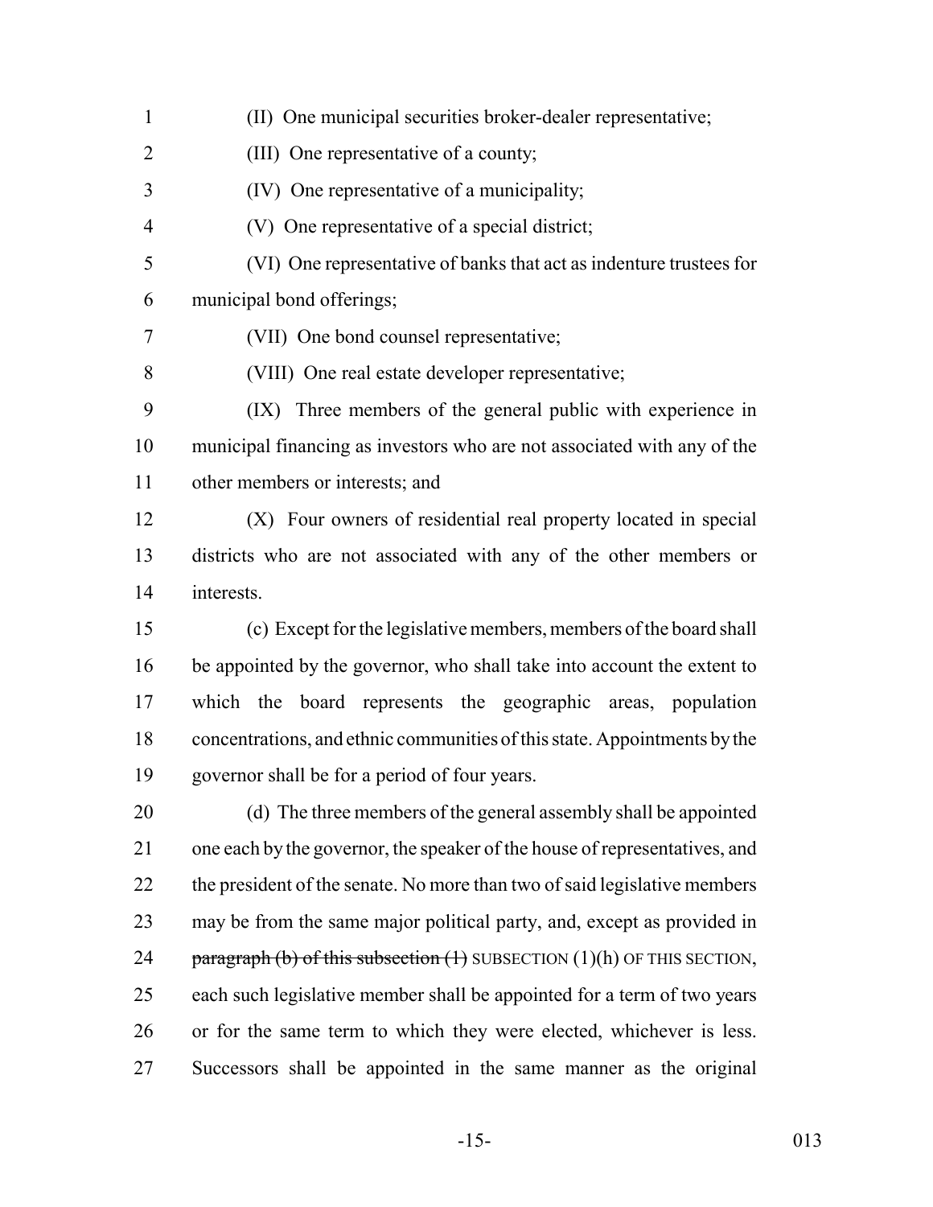(II) One municipal securities broker-dealer representative;

(III) One representative of a county;

(IV) One representative of a municipality;

(V) One representative of a special district;

(VI) One representative of banks that act as indenture trustees for municipal bond offerings;

(VII) One bond counsel representative;

(VIII) One real estate developer representative;

(IX) Three members of the general public with experience in municipal financing as investors who are not associated with any of the other members or interests; and

(X) Four owners of residential real property located in special districts who are not associated with any of the other members or interests.

(c) Except for the legislative members, members of the board shall be appointed by the governor, who shall take into account the extent to which the board represents the geographic areas, population concentrations, and ethnic communities of this state. Appointments by the governor shall be for a period of four years.

(d) The three members of the general assembly shall be appointed one each by the governor, the speaker of the house of representatives, and the president of the senate. No more than two of said legislative members may be from the same major political party, and, except as provided in ~~paragraph (b) of this subsection (1)~~ SUBSECTION (1)(h) OF THIS SECTION, each such legislative member shall be appointed for a term of two years or for the same term to which they were elected, whichever is less. Successors shall be appointed in the same manner as the original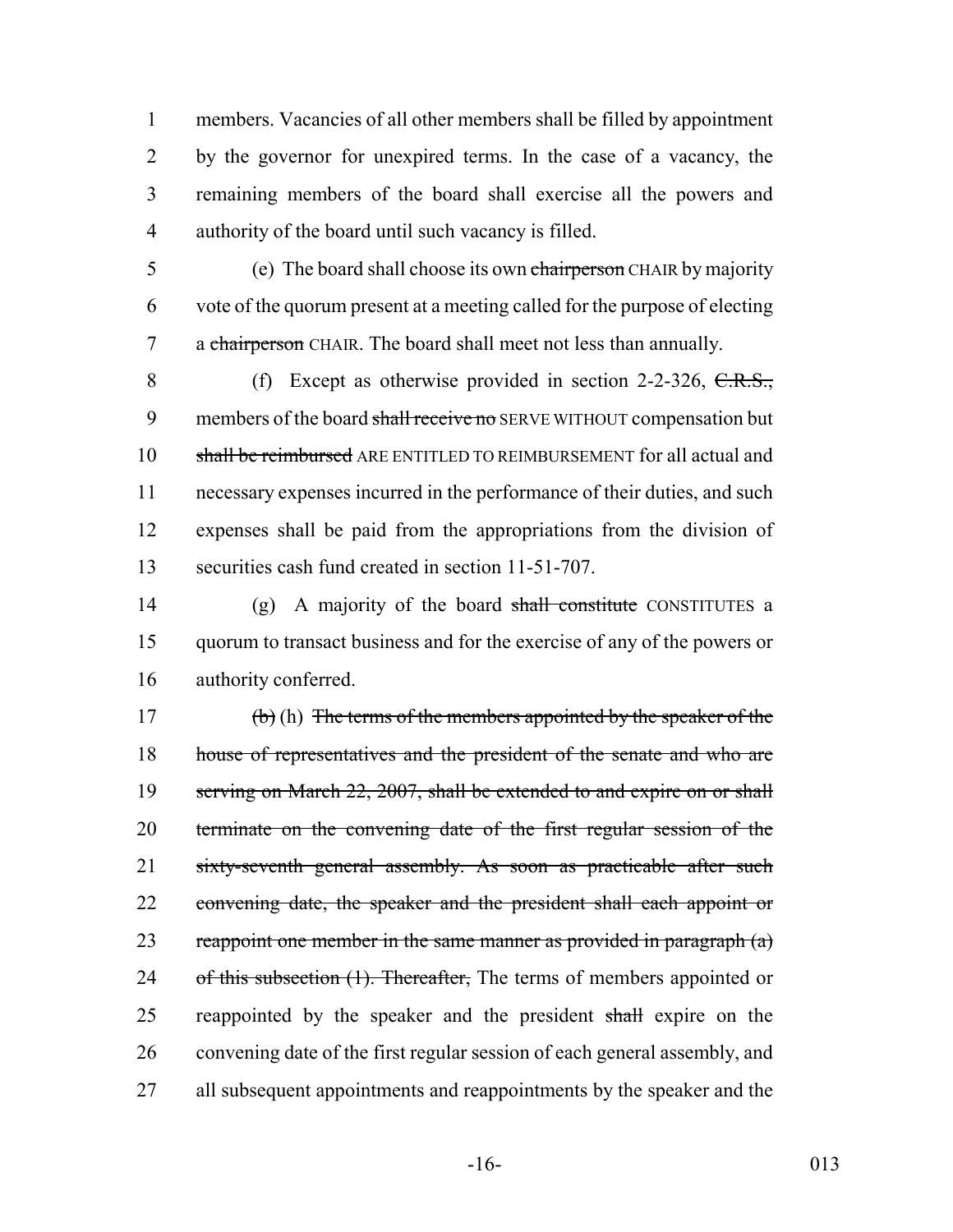members. Vacancies of all other members shall be filled by appointment by the governor for unexpired terms. In the case of a vacancy, the remaining members of the board shall exercise all the powers and authority of the board until such vacancy is filled.

(e) The board shall choose its own ~~chairperson~~ CHAIR by majority vote of the quorum present at a meeting called for the purpose of electing a ~~chairperson~~ CHAIR. The board shall meet not less than annually.

(f) Except as otherwise provided in section 2-2-326, ~~C.R.S.,~~ members of the board ~~shall receive no~~ SERVE WITHOUT compensation but ~~shall be reimbursed~~ ARE ENTITLED TO REIMBURSEMENT for all actual and necessary expenses incurred in the performance of their duties, and such expenses shall be paid from the appropriations from the division of securities cash fund created in section 11-51-707.

(g) A majority of the board ~~shall constitute~~ CONSTITUTES a quorum to transact business and for the exercise of any of the powers or authority conferred.

~~(b)~~ (h) ~~The terms of the members appointed by the speaker of the house of representatives and the president of the senate and who are serving on March 22, 2007, shall be extended to and expire on or shall terminate on the convening date of the first regular session of the sixty-seventh general assembly. As soon as practicable after such convening date, the speaker and the president shall each appoint or reappoint one member in the same manner as provided in paragraph (a) of this subsection (1). Thereafter,~~ The terms of members appointed or reappointed by the speaker and the president ~~shall~~ expire on the convening date of the first regular session of each general assembly, and all subsequent appointments and reappointments by the speaker and the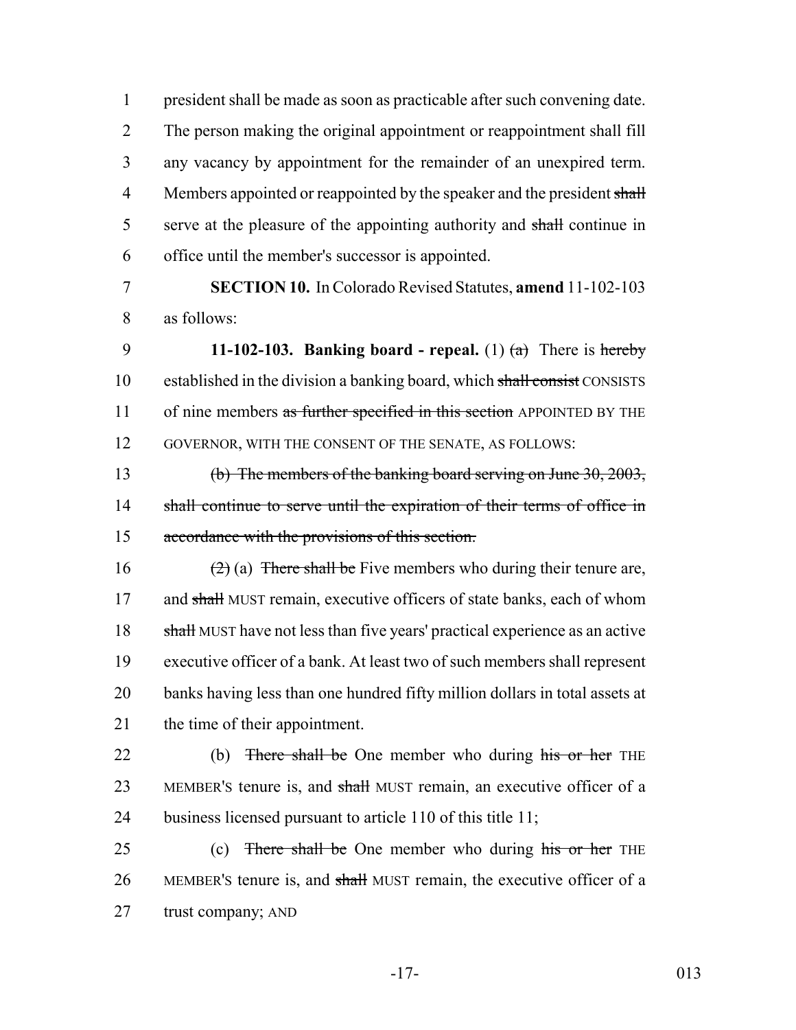president shall be made as soon as practicable after such convening date. The person making the original appointment or reappointment shall fill any vacancy by appointment for the remainder of an unexpired term. Members appointed or reappointed by the speaker and the president ~~shall~~ serve at the pleasure of the appointing authority and ~~shall~~ continue in office until the member's successor is appointed.

**SECTION 10.** In Colorado Revised Statutes, **amend** 11-102-103 as follows:

**11-102-103. Banking board - repeal.** (1) ~~(a)~~ There is ~~hereby~~ established in the division a banking board, which ~~shall consist~~ CONSISTS of nine members ~~as further specified in this section~~ APPOINTED BY THE GOVERNOR, WITH THE CONSENT OF THE SENATE, AS FOLLOWS:

~~(b) The members of the banking board serving on June 30, 2003, shall continue to serve until the expiration of their terms of office in accordance with the provisions of this section.~~

~~(2)~~ (a) ~~There shall be~~ Five members who during their tenure are, and ~~shall~~ MUST remain, executive officers of state banks, each of whom ~~shall~~ MUST have not less than five years' practical experience as an active executive officer of a bank. At least two of such members shall represent banks having less than one hundred fifty million dollars in total assets at the time of their appointment.

(b) ~~There shall be~~ One member who during ~~his or her~~ THE MEMBER'S tenure is, and ~~shall~~ MUST remain, an executive officer of a business licensed pursuant to article 110 of this title 11;

(c) ~~There shall be~~ One member who during ~~his or her~~ THE MEMBER'S tenure is, and ~~shall~~ MUST remain, the executive officer of a trust company; AND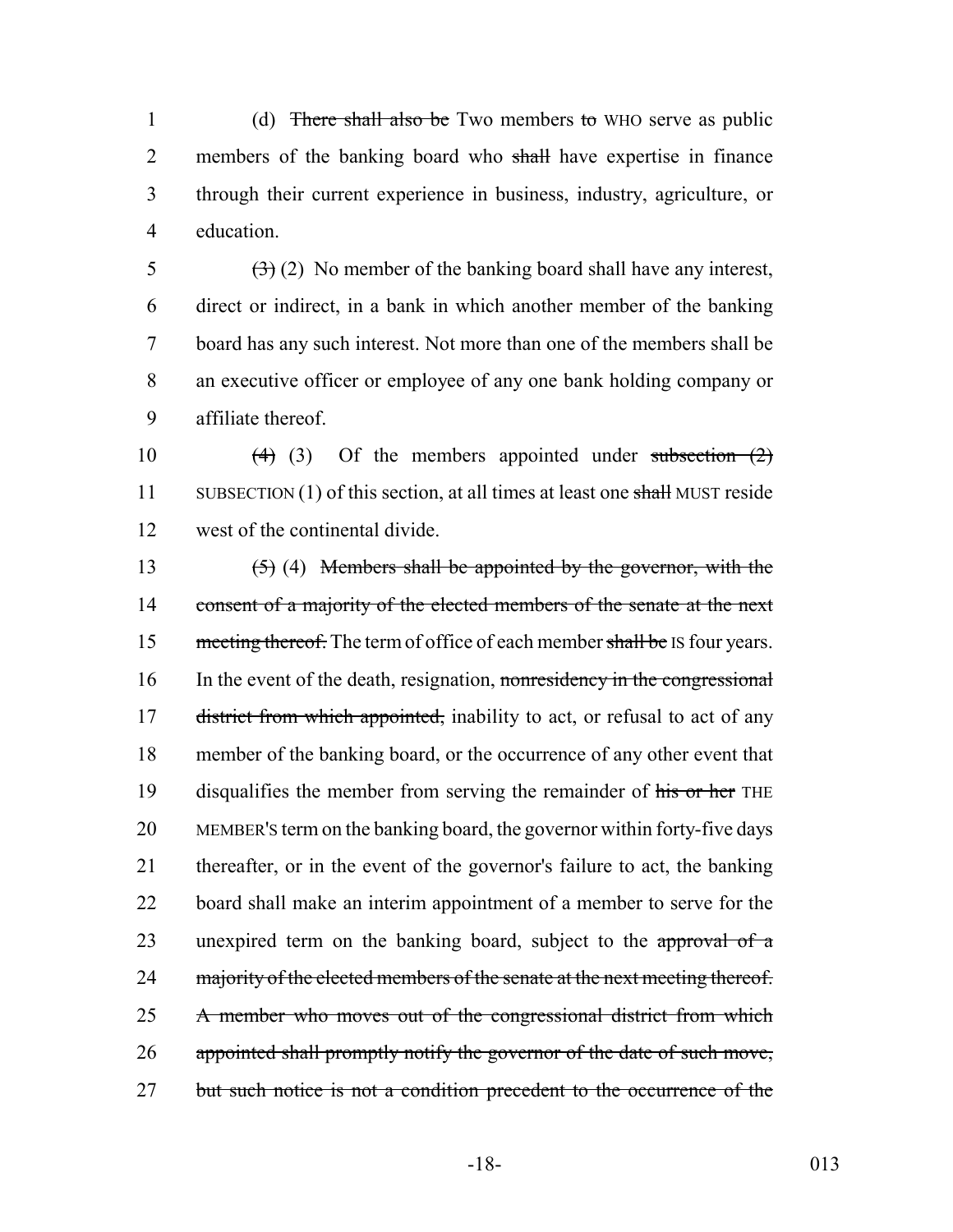(d) ~~There shall also be~~ Two members ~~to~~ WHO serve as public members of the banking board who ~~shall~~ have expertise in finance through their current experience in business, industry, agriculture, or education.

~~(3)~~ (2) No member of the banking board shall have any interest, direct or indirect, in a bank in which another member of the banking board has any such interest. Not more than one of the members shall be an executive officer or employee of any one bank holding company or affiliate thereof.

~~(4)~~ (3) Of the members appointed under ~~subsection (2)~~ SUBSECTION (1) of this section, at all times at least one ~~shall~~ MUST reside west of the continental divide.

~~(5)~~ (4) ~~Members shall be appointed by the governor, with the consent of a majority of the elected members of the senate at the next meeting thereof.~~ The term of office of each member ~~shall be~~ IS four years. In the event of the death, resignation, ~~nonresidency in the congressional district from which appointed,~~ inability to act, or refusal to act of any member of the banking board, or the occurrence of any other event that disqualifies the member from serving the remainder of ~~his or her~~ THE MEMBER'S term on the banking board, the governor within forty-five days thereafter, or in the event of the governor's failure to act, the banking board shall make an interim appointment of a member to serve for the unexpired term on the banking board, subject to the ~~approval of a majority of the elected members of the senate at the next meeting thereof. A member who moves out of the congressional district from which appointed shall promptly notify the governor of the date of such move, but such notice is not a condition precedent to the occurrence of the~~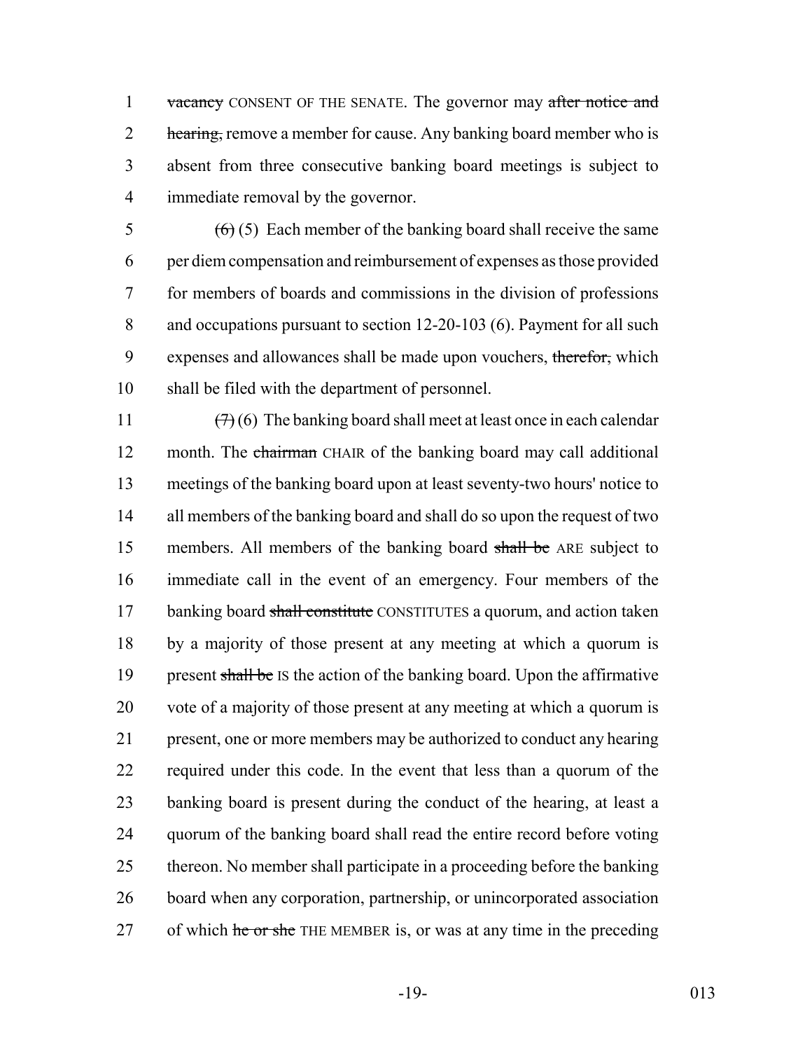~~vacancy~~ CONSENT OF THE SENATE. The governor may ~~after notice and hearing,~~ remove a member for cause. Any banking board member who is absent from three consecutive banking board meetings is subject to immediate removal by the governor.

~~(6)~~ (5) Each member of the banking board shall receive the same per diem compensation and reimbursement of expenses as those provided for members of boards and commissions in the division of professions and occupations pursuant to section 12-20-103 (6). Payment for all such expenses and allowances shall be made upon vouchers, ~~therefor,~~ which shall be filed with the department of personnel.

~~(7)~~ (6) The banking board shall meet at least once in each calendar month. The ~~chairman~~ CHAIR of the banking board may call additional meetings of the banking board upon at least seventy-two hours' notice to all members of the banking board and shall do so upon the request of two members. All members of the banking board ~~shall be~~ ARE subject to immediate call in the event of an emergency. Four members of the banking board ~~shall constitute~~ CONSTITUTES a quorum, and action taken by a majority of those present at any meeting at which a quorum is present ~~shall be~~ IS the action of the banking board. Upon the affirmative vote of a majority of those present at any meeting at which a quorum is present, one or more members may be authorized to conduct any hearing required under this code. In the event that less than a quorum of the banking board is present during the conduct of the hearing, at least a quorum of the banking board shall read the entire record before voting thereon. No member shall participate in a proceeding before the banking board when any corporation, partnership, or unincorporated association of which ~~he or she~~ THE MEMBER is, or was at any time in the preceding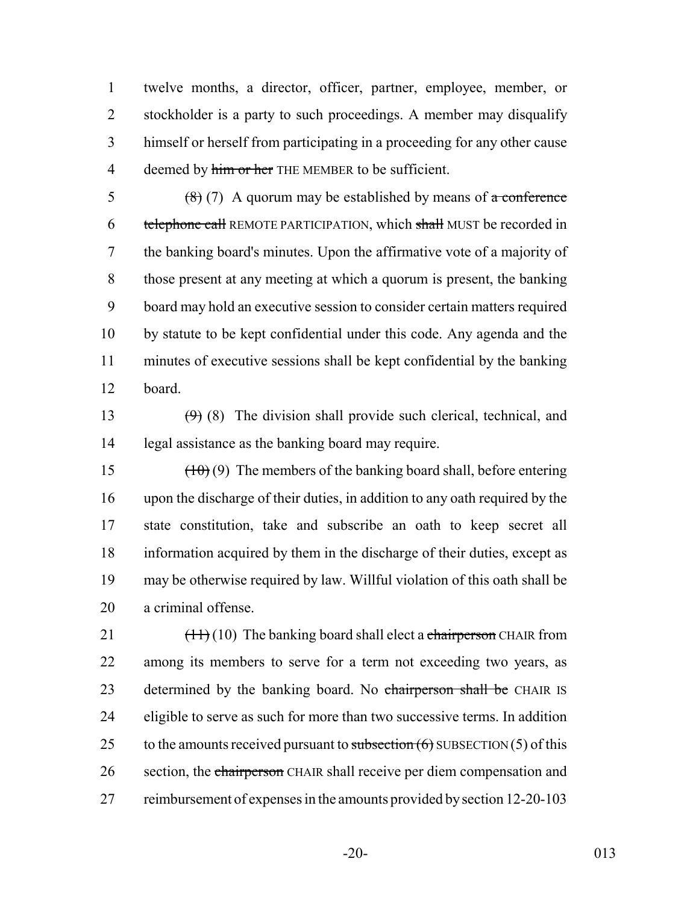twelve months, a director, officer, partner, employee, member, or stockholder is a party to such proceedings. A member may disqualify himself or herself from participating in a proceeding for any other cause deemed by ~~him or her~~ THE MEMBER to be sufficient.

~~(8)~~ (7) A quorum may be established by means of ~~a conference telephone call~~ REMOTE PARTICIPATION, which ~~shall~~ MUST be recorded in the banking board's minutes. Upon the affirmative vote of a majority of those present at any meeting at which a quorum is present, the banking board may hold an executive session to consider certain matters required by statute to be kept confidential under this code. Any agenda and the minutes of executive sessions shall be kept confidential by the banking board.

~~(9)~~ (8) The division shall provide such clerical, technical, and legal assistance as the banking board may require.

~~(10)~~ (9) The members of the banking board shall, before entering upon the discharge of their duties, in addition to any oath required by the state constitution, take and subscribe an oath to keep secret all information acquired by them in the discharge of their duties, except as may be otherwise required by law. Willful violation of this oath shall be a criminal offense.

~~(11)~~ (10) The banking board shall elect a ~~chairperson~~ CHAIR from among its members to serve for a term not exceeding two years, as determined by the banking board. No ~~chairperson shall be~~ CHAIR IS eligible to serve as such for more than two successive terms. In addition to the amounts received pursuant to ~~subsection (6)~~ SUBSECTION (5) of this section, the ~~chairperson~~ CHAIR shall receive per diem compensation and reimbursement of expenses in the amounts provided by section 12-20-103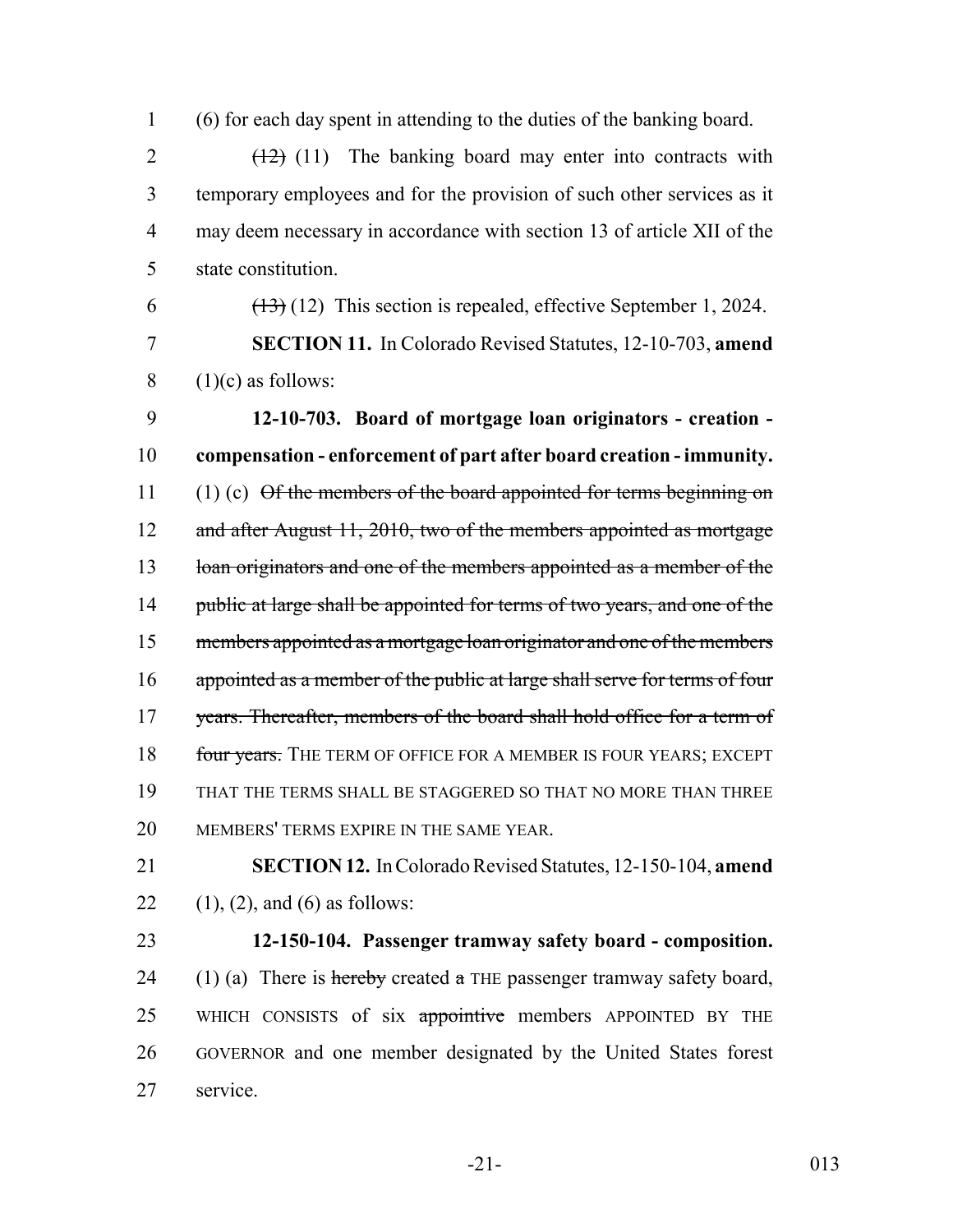(6) for each day spent in attending to the duties of the banking board.

~~(12)~~ (11) The banking board may enter into contracts with temporary employees and for the provision of such other services as it may deem necessary in accordance with section 13 of article XII of the state constitution.

~~(13)~~ (12) This section is repealed, effective September 1, 2024.

**SECTION 11.** In Colorado Revised Statutes, 12-10-703, **amend** (1)(c) as follows:

**12-10-703. Board of mortgage loan originators - creation - compensation - enforcement of part after board creation - immunity.** (1) (c) ~~Of the members of the board appointed for terms beginning on and after August 11, 2010, two of the members appointed as mortgage loan originators and one of the members appointed as a member of the public at large shall be appointed for terms of two years, and one of the members appointed as a mortgage loan originator and one of the members appointed as a member of the public at large shall serve for terms of four years. Thereafter, members of the board shall hold office for a term of four years.~~ THE TERM OF OFFICE FOR A MEMBER IS FOUR YEARS; EXCEPT THAT THE TERMS SHALL BE STAGGERED SO THAT NO MORE THAN THREE MEMBERS' TERMS EXPIRE IN THE SAME YEAR.

**SECTION 12.** In Colorado Revised Statutes, 12-150-104, **amend** (1), (2), and (6) as follows:

**12-150-104. Passenger tramway safety board - composition.** (1) (a) There is ~~hereby~~ created ~~a~~ THE passenger tramway safety board, WHICH CONSISTS of six ~~appointive~~ members APPOINTED BY THE GOVERNOR and one member designated by the United States forest service.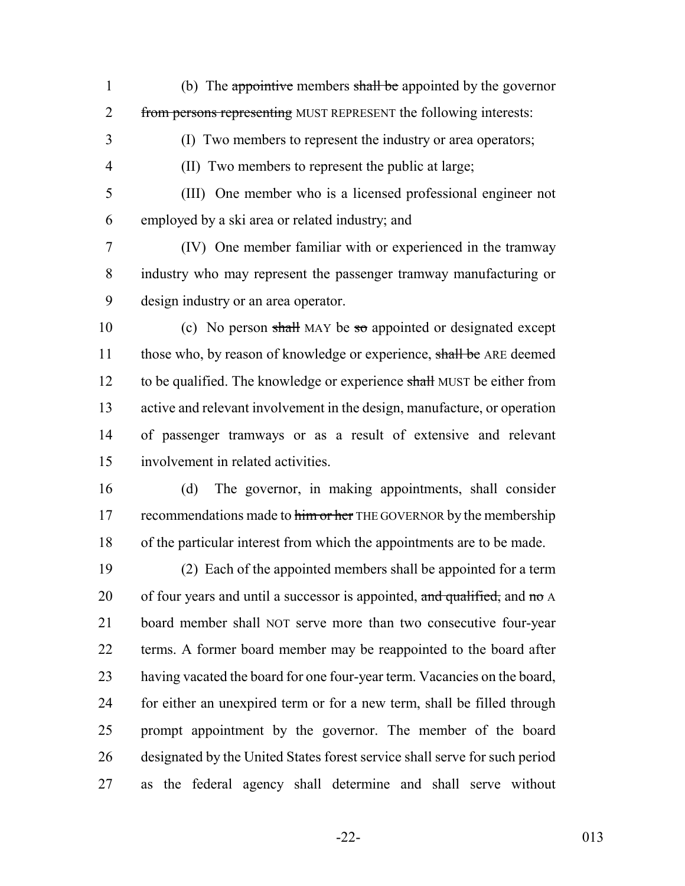(b) The ~~appointive~~ members ~~shall be~~ appointed by the governor ~~from persons representing~~ MUST REPRESENT the following interests:

(I) Two members to represent the industry or area operators;

(II) Two members to represent the public at large;

(III) One member who is a licensed professional engineer not employed by a ski area or related industry; and

(IV) One member familiar with or experienced in the tramway industry who may represent the passenger tramway manufacturing or design industry or an area operator.

(c) No person ~~shall~~ MAY be ~~so~~ appointed or designated except those who, by reason of knowledge or experience, ~~shall be~~ ARE deemed to be qualified. The knowledge or experience ~~shall~~ MUST be either from active and relevant involvement in the design, manufacture, or operation of passenger tramways or as a result of extensive and relevant involvement in related activities.

(d) The governor, in making appointments, shall consider recommendations made to ~~him or her~~ THE GOVERNOR by the membership of the particular interest from which the appointments are to be made.

(2) Each of the appointed members shall be appointed for a term of four years and until a successor is appointed, ~~and qualified,~~ and ~~no~~ A board member shall NOT serve more than two consecutive four-year terms. A former board member may be reappointed to the board after having vacated the board for one four-year term. Vacancies on the board, for either an unexpired term or for a new term, shall be filled through prompt appointment by the governor. The member of the board designated by the United States forest service shall serve for such period as the federal agency shall determine and shall serve without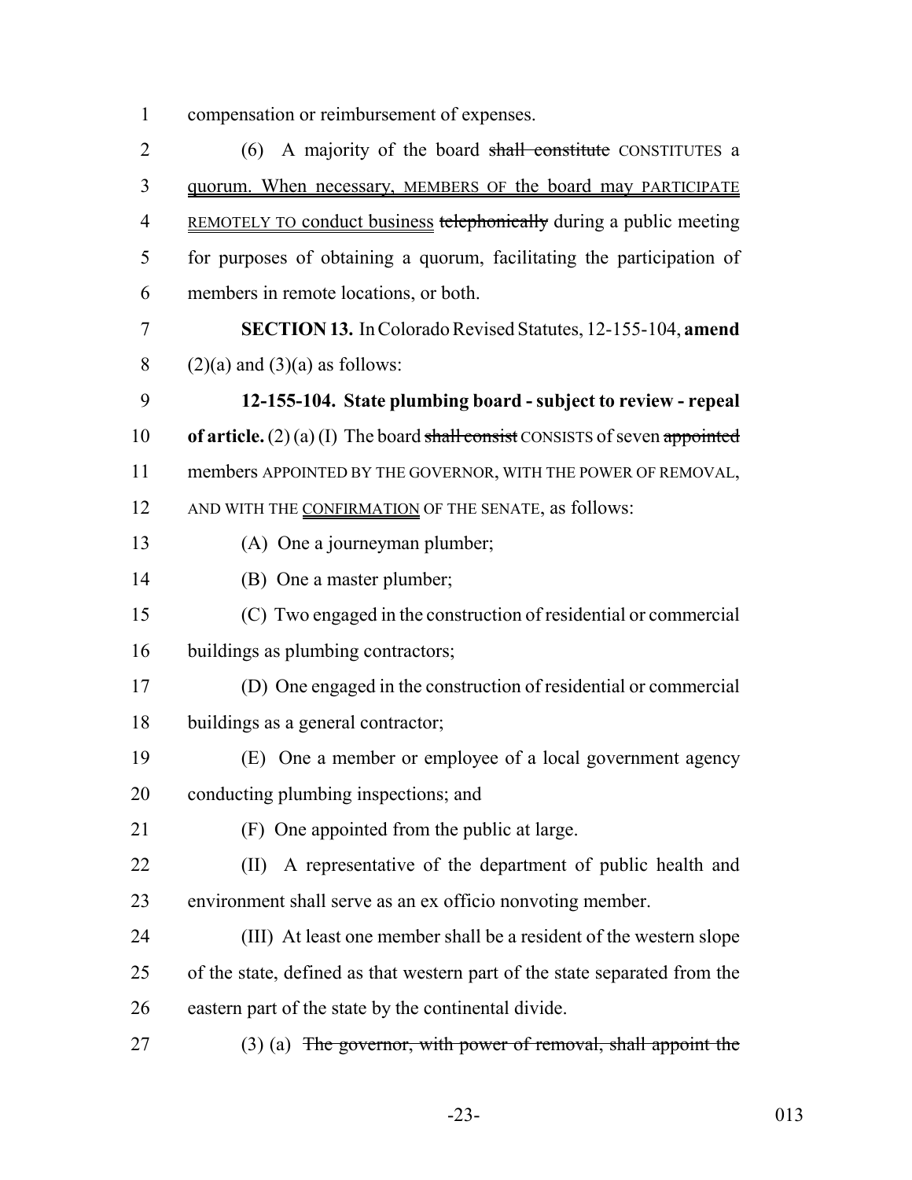compensation or reimbursement of expenses.

(6) A majority of the board ~~shall constitute~~ CONSTITUTES a quorum. When necessary, MEMBERS OF the board may PARTICIPATE REMOTELY TO conduct business ~~telephonically~~ during a public meeting for purposes of obtaining a quorum, facilitating the participation of members in remote locations, or both.

**SECTION 13.** In Colorado Revised Statutes, 12-155-104, **amend** (2)(a) and (3)(a) as follows:

**12-155-104. State plumbing board - subject to review - repeal of article.** (2) (a) (I) The board ~~shall consist~~ CONSISTS of seven ~~appointed~~ members APPOINTED BY THE GOVERNOR, WITH THE POWER OF REMOVAL, AND WITH THE CONFIRMATION OF THE SENATE, as follows:

(A) One a journeyman plumber;

(B) One a master plumber;

(C) Two engaged in the construction of residential or commercial buildings as plumbing contractors;

(D) One engaged in the construction of residential or commercial buildings as a general contractor;

(E) One a member or employee of a local government agency conducting plumbing inspections; and

(F) One appointed from the public at large.

(II) A representative of the department of public health and environment shall serve as an ex officio nonvoting member.

(III) At least one member shall be a resident of the western slope of the state, defined as that western part of the state separated from the eastern part of the state by the continental divide.

(3) (a) ~~The governor, with power of removal, shall appoint the~~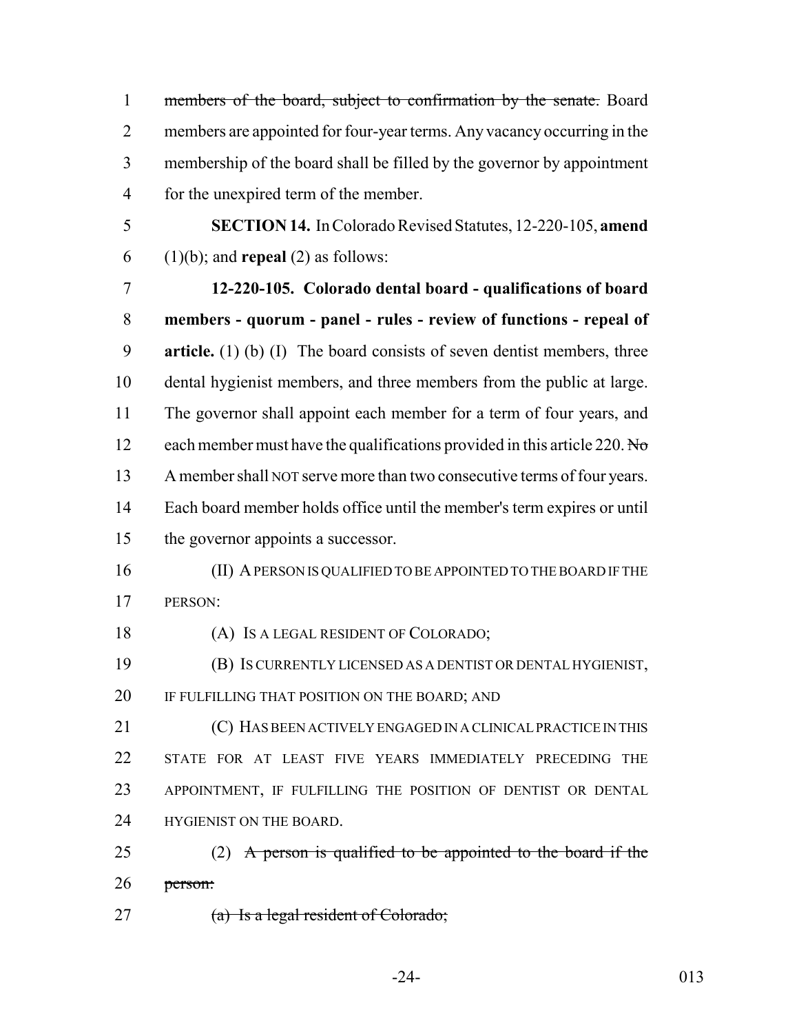~~members of the board, subject to confirmation by the senate.~~ Board members are appointed for four-year terms. Any vacancy occurring in the membership of the board shall be filled by the governor by appointment for the unexpired term of the member.

**SECTION 14.** In Colorado Revised Statutes, 12-220-105, **amend** (1)(b); and **repeal** (2) as follows:

**12-220-105. Colorado dental board - qualifications of board members - quorum - panel - rules - review of functions - repeal of article.** (1) (b) (I) The board consists of seven dentist members, three dental hygienist members, and three members from the public at large. The governor shall appoint each member for a term of four years, and each member must have the qualifications provided in this article 220. ~~No~~ A member shall NOT serve more than two consecutive terms of four years. Each board member holds office until the member's term expires or until the governor appoints a successor.

(II) A PERSON IS QUALIFIED TO BE APPOINTED TO THE BOARD IF THE PERSON:

(A) IS A LEGAL RESIDENT OF COLORADO;

(B) IS CURRENTLY LICENSED AS A DENTIST OR DENTAL HYGIENIST, IF FULFILLING THAT POSITION ON THE BOARD; AND

(C) HAS BEEN ACTIVELY ENGAGED IN A CLINICAL PRACTICE IN THIS STATE FOR AT LEAST FIVE YEARS IMMEDIATELY PRECEDING THE APPOINTMENT, IF FULFILLING THE POSITION OF DENTIST OR DENTAL HYGIENIST ON THE BOARD.

(2) ~~A person is qualified to be appointed to the board if the person:~~

~~(a) Is a legal resident of Colorado;~~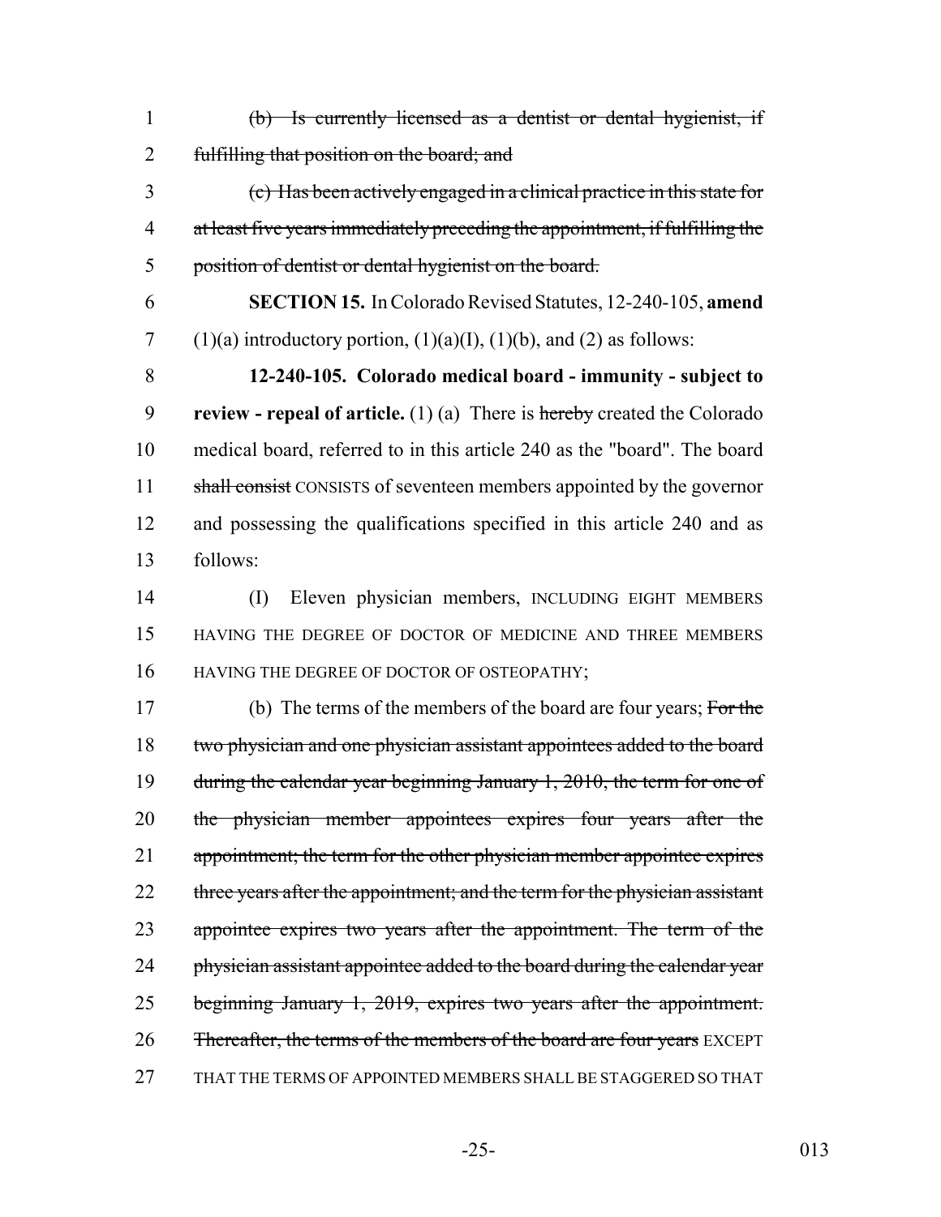~~(b) Is currently licensed as a dentist or dental hygienist, if fulfilling that position on the board; and~~

~~(c) Has been actively engaged in a clinical practice in this state for at least five years immediately preceding the appointment, if fulfilling the position of dentist or dental hygienist on the board.~~

**SECTION 15.** In Colorado Revised Statutes, 12-240-105, **amend** (1)(a) introductory portion, (1)(a)(I), (1)(b), and (2) as follows:

**12-240-105. Colorado medical board - immunity - subject to review - repeal of article.** (1) (a) There is ~~hereby~~ created the Colorado medical board, referred to in this article 240 as the "board". The board ~~shall consist~~ CONSISTS of seventeen members appointed by the governor and possessing the qualifications specified in this article 240 and as follows:

(I) Eleven physician members, INCLUDING EIGHT MEMBERS HAVING THE DEGREE OF DOCTOR OF MEDICINE AND THREE MEMBERS HAVING THE DEGREE OF DOCTOR OF OSTEOPATHY;

(b) The terms of the members of the board are four years; ~~For the two physician and one physician assistant appointees added to the board during the calendar year beginning January 1, 2010, the term for one of the physician member appointees expires four years after the appointment; the term for the other physician member appointee expires three years after the appointment; and the term for the physician assistant appointee expires two years after the appointment. The term of the physician assistant appointee added to the board during the calendar year beginning January 1, 2019, expires two years after the appointment. Thereafter, the terms of the members of the board are four years~~ EXCEPT THAT THE TERMS OF APPOINTED MEMBERS SHALL BE STAGGERED SO THAT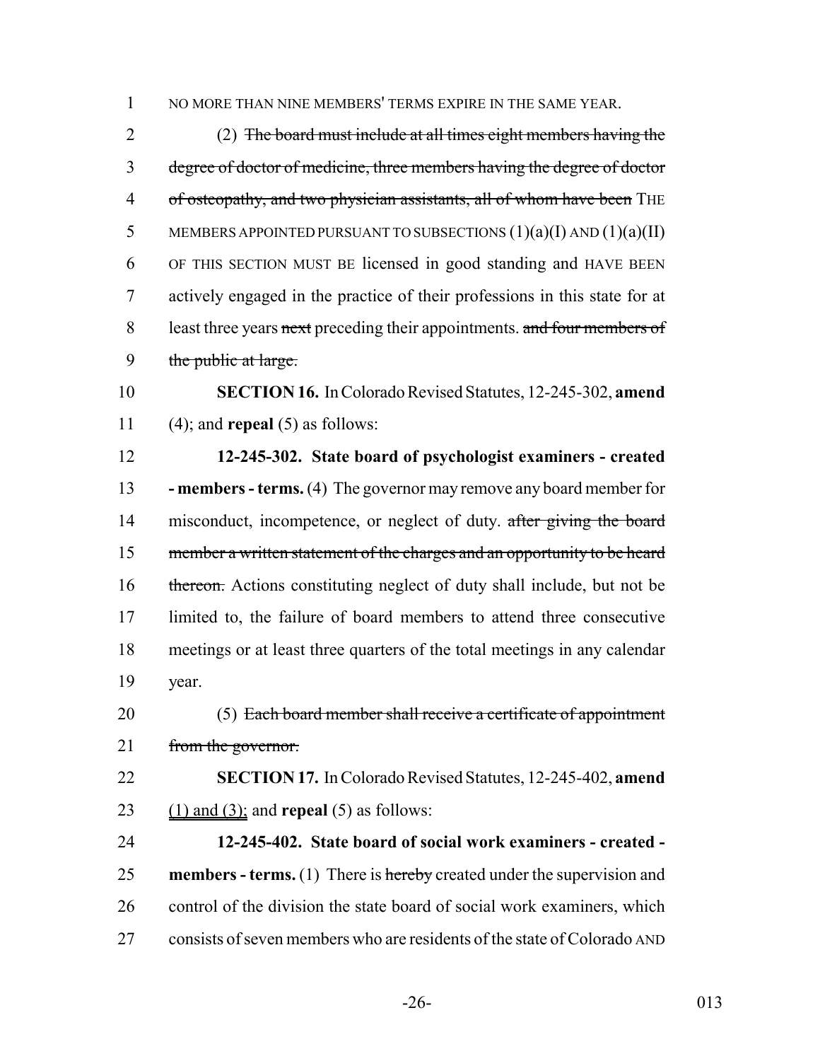NO MORE THAN NINE MEMBERS' TERMS EXPIRE IN THE SAME YEAR.

(2) ~~The board must include at all times eight members having the degree of doctor of medicine, three members having the degree of doctor of osteopathy, and two physician assistants, all of whom have been~~ THE MEMBERS APPOINTED PURSUANT TO SUBSECTIONS (1)(a)(I) AND (1)(a)(II) OF THIS SECTION MUST BE licensed in good standing and HAVE BEEN actively engaged in the practice of their professions in this state for at least three years ~~next~~ preceding their appointments. ~~and four members of the public at large.~~

**SECTION 16.** In Colorado Revised Statutes, 12-245-302, **amend** (4); and **repeal** (5) as follows:

**12-245-302. State board of psychologist examiners - created - members - terms.** (4) The governor may remove any board member for misconduct, incompetence, or neglect of duty. ~~after giving the board member a written statement of the charges and an opportunity to be heard thereon.~~ Actions constituting neglect of duty shall include, but not be limited to, the failure of board members to attend three consecutive meetings or at least three quarters of the total meetings in any calendar year.

(5) ~~Each board member shall receive a certificate of appointment from the governor.~~

**SECTION 17.** In Colorado Revised Statutes, 12-245-402, **amend** (1) and (3); and **repeal** (5) as follows:

**12-245-402. State board of social work examiners - created - members - terms.** (1) There is ~~hereby~~ created under the supervision and control of the division the state board of social work examiners, which consists of seven members who are residents of the state of Colorado AND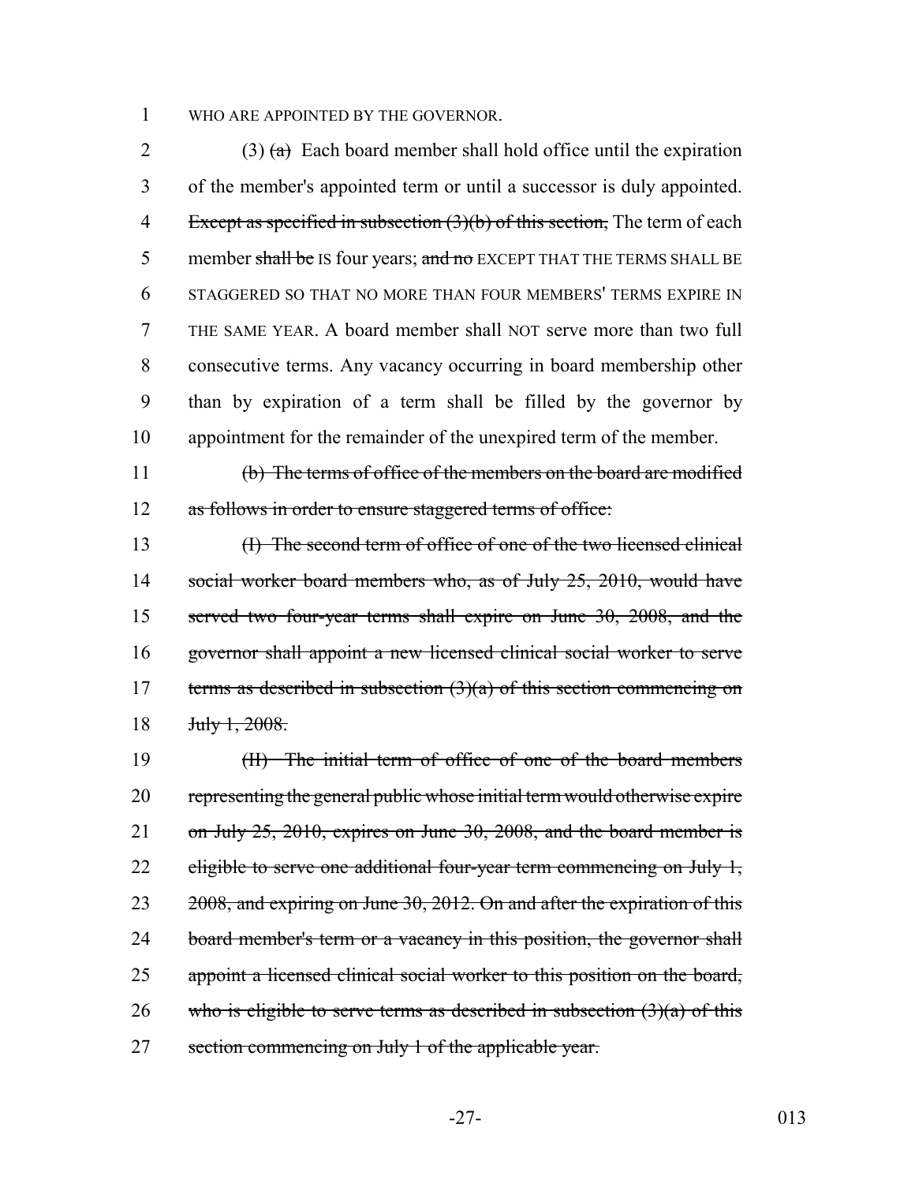WHO ARE APPOINTED BY THE GOVERNOR.

(3) ~~(a)~~ Each board member shall hold office until the expiration of the member's appointed term or until a successor is duly appointed. ~~Except as specified in subsection (3)(b) of this section,~~ The term of each member ~~shall be~~ IS four years; ~~and no~~ EXCEPT THAT THE TERMS SHALL BE STAGGERED SO THAT NO MORE THAN FOUR MEMBERS' TERMS EXPIRE IN THE SAME YEAR. A board member shall NOT serve more than two full consecutive terms. Any vacancy occurring in board membership other than by expiration of a term shall be filled by the governor by appointment for the remainder of the unexpired term of the member.

~~(b) The terms of office of the members on the board are modified as follows in order to ensure staggered terms of office:~~

~~(I) The second term of office of one of the two licensed clinical social worker board members who, as of July 25, 2010, would have served two four-year terms shall expire on June 30, 2008, and the governor shall appoint a new licensed clinical social worker to serve terms as described in subsection (3)(a) of this section commencing on July 1, 2008.~~

~~(II) The initial term of office of one of the board members representing the general public whose initial term would otherwise expire on July 25, 2010, expires on June 30, 2008, and the board member is eligible to serve one additional four-year term commencing on July 1, 2008, and expiring on June 30, 2012. On and after the expiration of this board member's term or a vacancy in this position, the governor shall appoint a licensed clinical social worker to this position on the board, who is eligible to serve terms as described in subsection (3)(a) of this section commencing on July 1 of the applicable year.~~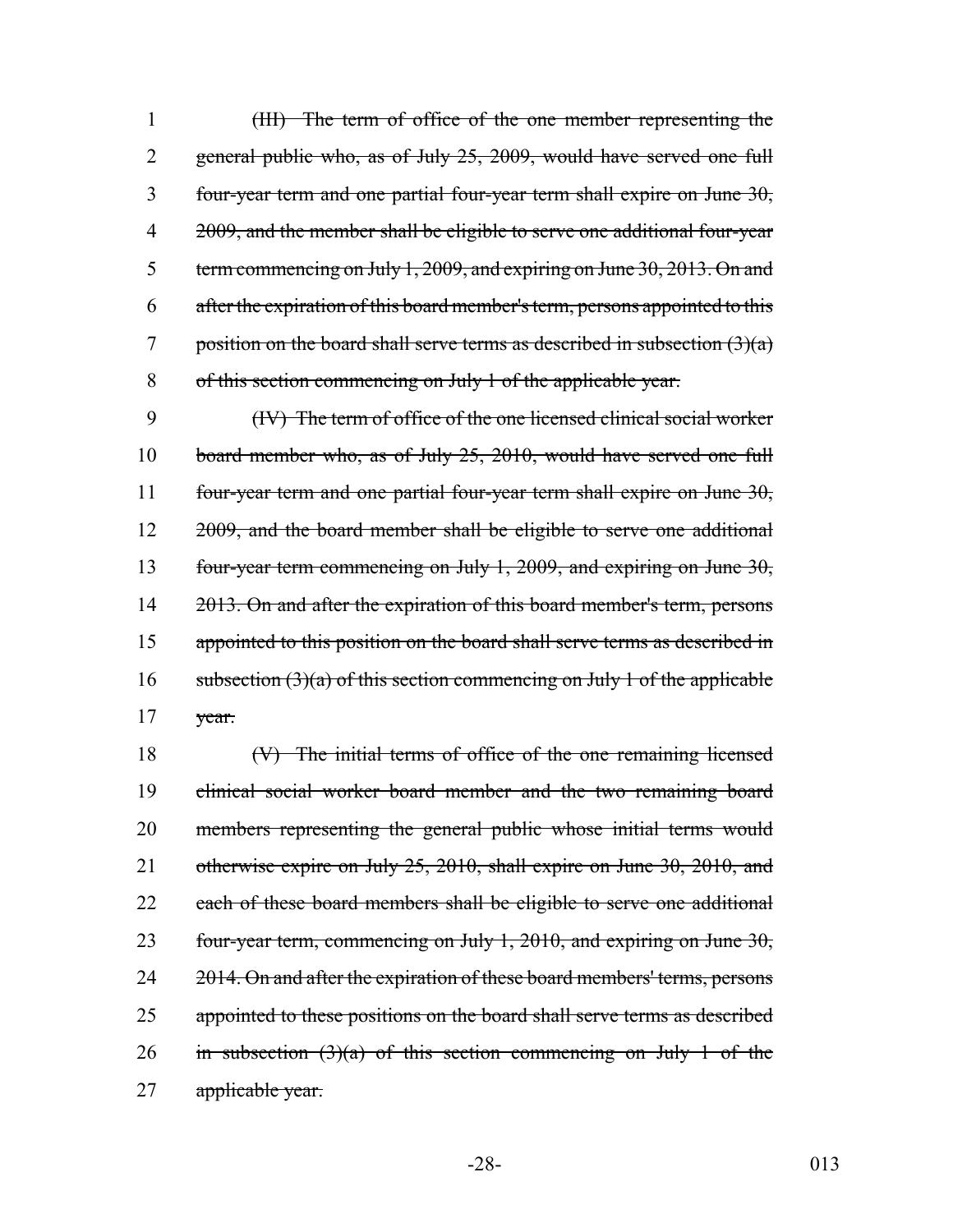~~(III) The term of office of the one member representing the general public who, as of July 25, 2009, would have served one full four-year term and one partial four-year term shall expire on June 30, 2009, and the member shall be eligible to serve one additional four-year term commencing on July 1, 2009, and expiring on June 30, 2013. On and after the expiration of this board member's term, persons appointed to this position on the board shall serve terms as described in subsection (3)(a) of this section commencing on July 1 of the applicable year.~~

~~(IV) The term of office of the one licensed clinical social worker board member who, as of July 25, 2010, would have served one full four-year term and one partial four-year term shall expire on June 30, 2009, and the board member shall be eligible to serve one additional four-year term commencing on July 1, 2009, and expiring on June 30, 2013. On and after the expiration of this board member's term, persons appointed to this position on the board shall serve terms as described in subsection (3)(a) of this section commencing on July 1 of the applicable year.~~

~~(V) The initial terms of office of the one remaining licensed clinical social worker board member and the two remaining board members representing the general public whose initial terms would otherwise expire on July 25, 2010, shall expire on June 30, 2010, and each of these board members shall be eligible to serve one additional four-year term, commencing on July 1, 2010, and expiring on June 30, 2014. On and after the expiration of these board members' terms, persons appointed to these positions on the board shall serve terms as described in subsection (3)(a) of this section commencing on July 1 of the applicable year.~~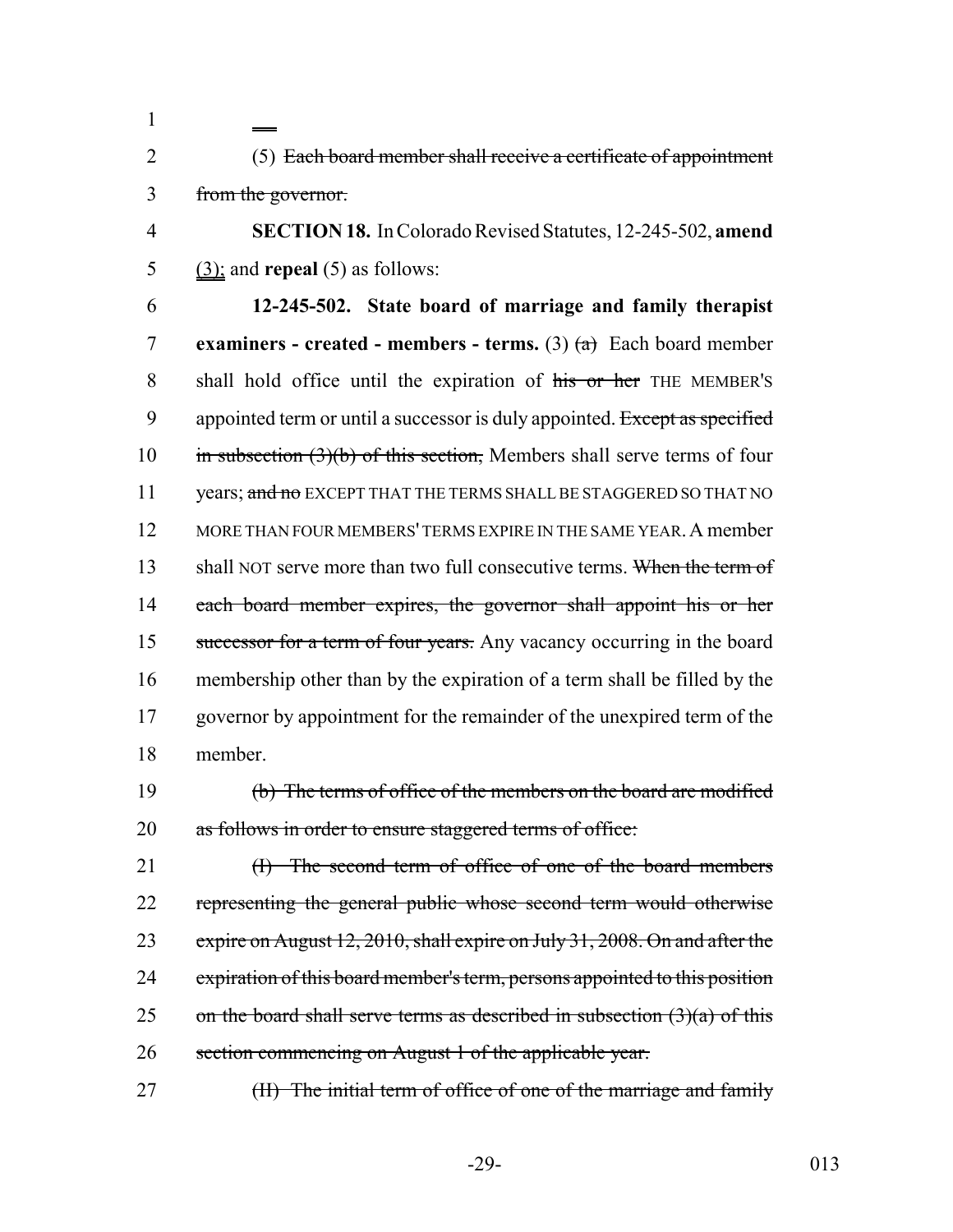(5) ~~Each board member shall receive a certificate of appointment from the governor.~~

**SECTION 18.** In Colorado Revised Statutes, 12-245-502, **amend** (3); and **repeal** (5) as follows:

**12-245-502. State board of marriage and family therapist examiners - created - members - terms.** (3) ~~(a)~~ Each board member shall hold office until the expiration of ~~his or her~~ THE MEMBER'S appointed term or until a successor is duly appointed. ~~Except as specified in subsection (3)(b) of this section,~~ Members shall serve terms of four years; ~~and no~~ EXCEPT THAT THE TERMS SHALL BE STAGGERED SO THAT NO MORE THAN FOUR MEMBERS' TERMS EXPIRE IN THE SAME YEAR. A member shall NOT serve more than two full consecutive terms. ~~When the term of each board member expires, the governor shall appoint his or her successor for a term of four years.~~ Any vacancy occurring in the board membership other than by the expiration of a term shall be filled by the governor by appointment for the remainder of the unexpired term of the member.

~~(b) The terms of office of the members on the board are modified as follows in order to ensure staggered terms of office:~~

~~(I) The second term of office of one of the board members representing the general public whose second term would otherwise expire on August 12, 2010, shall expire on July 31, 2008. On and after the expiration of this board member's term, persons appointed to this position on the board shall serve terms as described in subsection (3)(a) of this section commencing on August 1 of the applicable year.~~

~~(II) The initial term of office of one of the marriage and family~~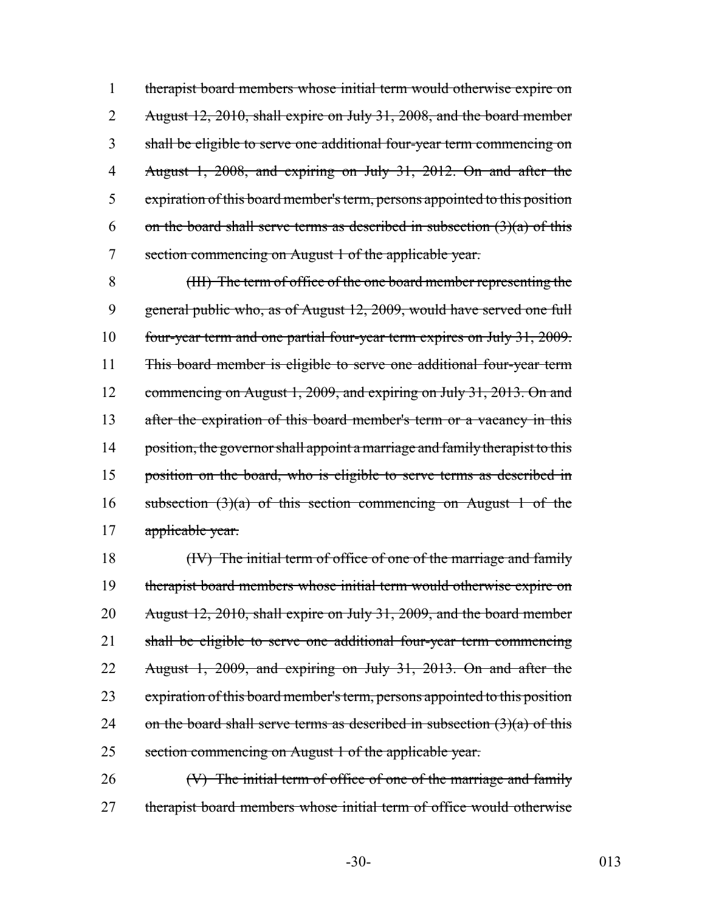~~therapist board members whose initial term would otherwise expire on August 12, 2010, shall expire on July 31, 2008, and the board member shall be eligible to serve one additional four-year term commencing on August 1, 2008, and expiring on July 31, 2012. On and after the expiration of this board member's term, persons appointed to this position on the board shall serve terms as described in subsection (3)(a) of this section commencing on August 1 of the applicable year.~~

~~(III) The term of office of the one board member representing the general public who, as of August 12, 2009, would have served one full four-year term and one partial four-year term expires on July 31, 2009. This board member is eligible to serve one additional four-year term commencing on August 1, 2009, and expiring on July 31, 2013. On and after the expiration of this board member's term or a vacancy in this position, the governor shall appoint a marriage and family therapist to this position on the board, who is eligible to serve terms as described in subsection (3)(a) of this section commencing on August 1 of the applicable year.~~

~~(IV) The initial term of office of one of the marriage and family therapist board members whose initial term would otherwise expire on August 12, 2010, shall expire on July 31, 2009, and the board member shall be eligible to serve one additional four-year term commencing August 1, 2009, and expiring on July 31, 2013. On and after the expiration of this board member's term, persons appointed to this position on the board shall serve terms as described in subsection (3)(a) of this section commencing on August 1 of the applicable year.~~

~~(V) The initial term of office of one of the marriage and family therapist board members whose initial term of office would otherwise~~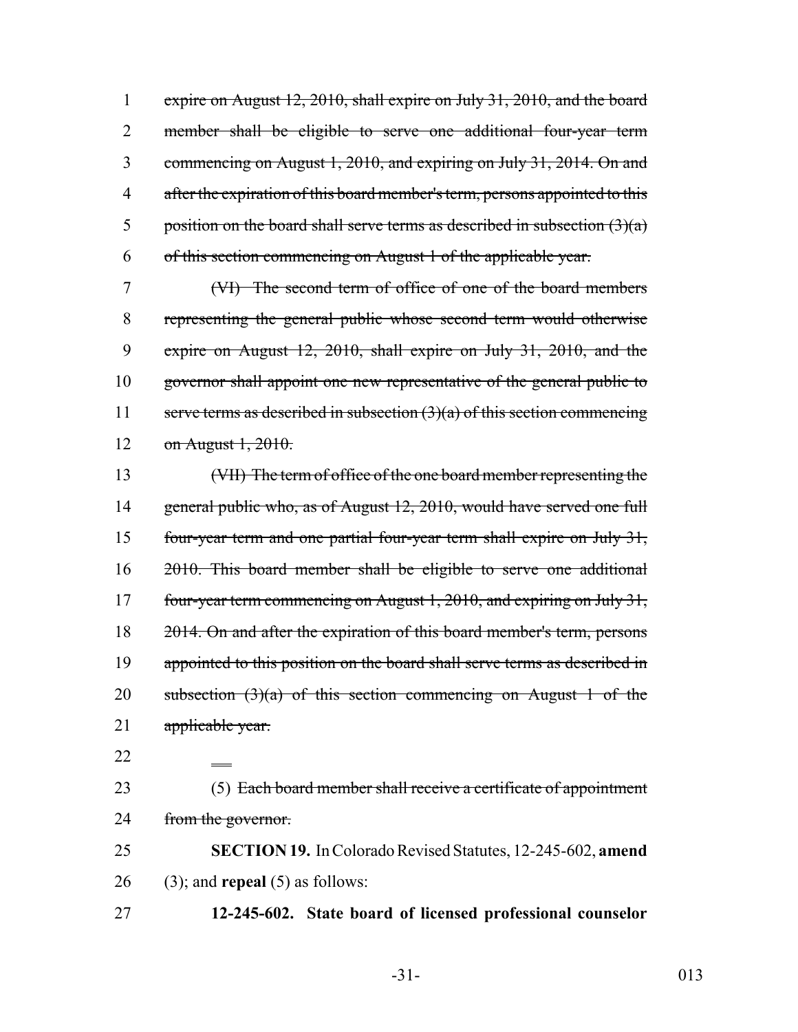~~expire on August 12, 2010, shall expire on July 31, 2010, and the board member shall be eligible to serve one additional four-year term commencing on August 1, 2010, and expiring on July 31, 2014. On and after the expiration of this board member's term, persons appointed to this position on the board shall serve terms as described in subsection (3)(a) of this section commencing on August 1 of the applicable year.~~

~~(VI) The second term of office of one of the board members representing the general public whose second term would otherwise expire on August 12, 2010, shall expire on July 31, 2010, and the governor shall appoint one new representative of the general public to serve terms as described in subsection (3)(a) of this section commencing on August 1, 2010.~~

~~(VII) The term of office of the one board member representing the general public who, as of August 12, 2010, would have served one full four-year term and one partial four-year term shall expire on July 31, 2010. This board member shall be eligible to serve one additional four-year term commencing on August 1, 2010, and expiring on July 31, 2014. On and after the expiration of this board member's term, persons appointed to this position on the board shall serve terms as described in subsection (3)(a) of this section commencing on August 1 of the applicable year.~~

(5) ~~Each board member shall receive a certificate of appointment from the governor.~~

**SECTION 19.** In Colorado Revised Statutes, 12-245-602, **amend** (3); and **repeal** (5) as follows:

**12-245-602. State board of licensed professional counselor**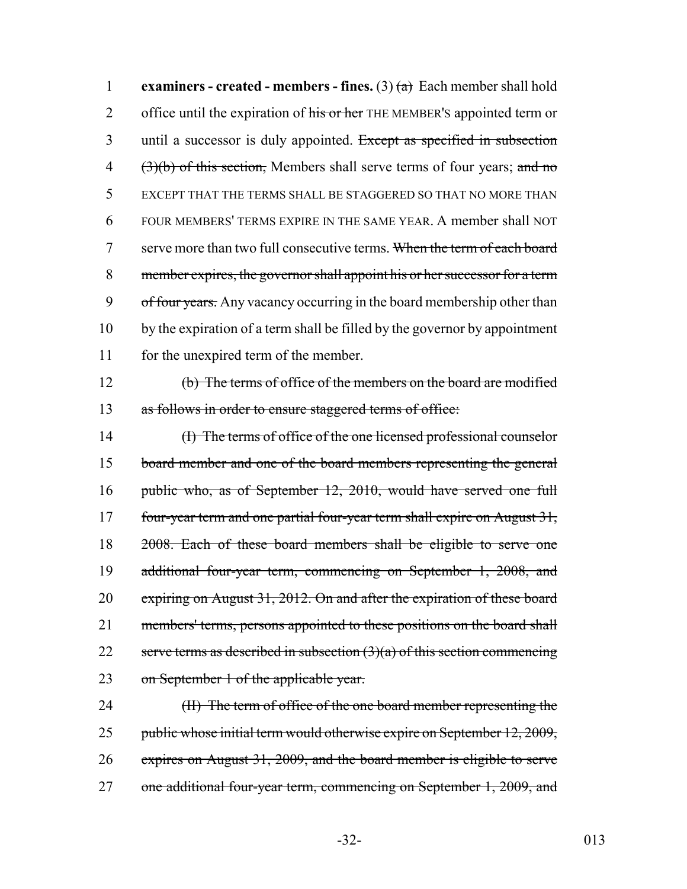**examiners - created - members - fines.** (3) ~~(a)~~ Each member shall hold office until the expiration of ~~his or her~~ THE MEMBER'S appointed term or until a successor is duly appointed. ~~Except as specified in subsection (3)(b) of this section,~~ Members shall serve terms of four years; ~~and no~~ EXCEPT THAT THE TERMS SHALL BE STAGGERED SO THAT NO MORE THAN FOUR MEMBERS' TERMS EXPIRE IN THE SAME YEAR. A member shall NOT serve more than two full consecutive terms. ~~When the term of each board member expires, the governor shall appoint his or her successor for a term of four years.~~ Any vacancy occurring in the board membership other than by the expiration of a term shall be filled by the governor by appointment for the unexpired term of the member.

~~(b) The terms of office of the members on the board are modified as follows in order to ensure staggered terms of office:~~

~~(I) The terms of office of the one licensed professional counselor board member and one of the board members representing the general public who, as of September 12, 2010, would have served one full four-year term and one partial four-year term shall expire on August 31, 2008. Each of these board members shall be eligible to serve one additional four-year term, commencing on September 1, 2008, and expiring on August 31, 2012. On and after the expiration of these board members' terms, persons appointed to these positions on the board shall serve terms as described in subsection (3)(a) of this section commencing on September 1 of the applicable year.~~

~~(II) The term of office of the one board member representing the public whose initial term would otherwise expire on September 12, 2009, expires on August 31, 2009, and the board member is eligible to serve one additional four-year term, commencing on September 1, 2009, and~~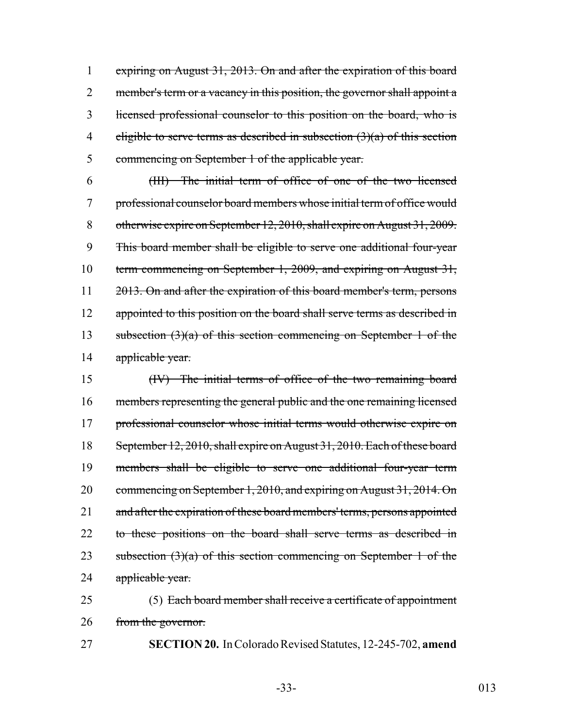expiring on August 31, 2013. On and after the expiration of this board member's term or a vacancy in this position, the governor shall appoint a licensed professional counselor to this position on the board, who is eligible to serve terms as described in subsection (3)(a) of this section commencing on September 1 of the applicable year.

(III) The initial term of office of one of the two licensed professional counselor board members whose initial term of office would otherwise expire on September 12, 2010, shall expire on August 31, 2009. This board member shall be eligible to serve one additional four-year term commencing on September 1, 2009, and expiring on August 31, 2013. On and after the expiration of this board member's term, persons appointed to this position on the board shall serve terms as described in subsection (3)(a) of this section commencing on September 1 of the applicable year.

(IV) The initial terms of office of the two remaining board members representing the general public and the one remaining licensed professional counselor whose initial terms would otherwise expire on September 12, 2010, shall expire on August 31, 2010. Each of these board members shall be eligible to serve one additional four-year term commencing on September 1, 2010, and expiring on August 31, 2014. On and after the expiration of these board members' terms, persons appointed to these positions on the board shall serve terms as described in subsection (3)(a) of this section commencing on September 1 of the applicable year.

(5) Each board member shall receive a certificate of appointment from the governor.

**SECTION 20.** In Colorado Revised Statutes, 12-245-702, **amend**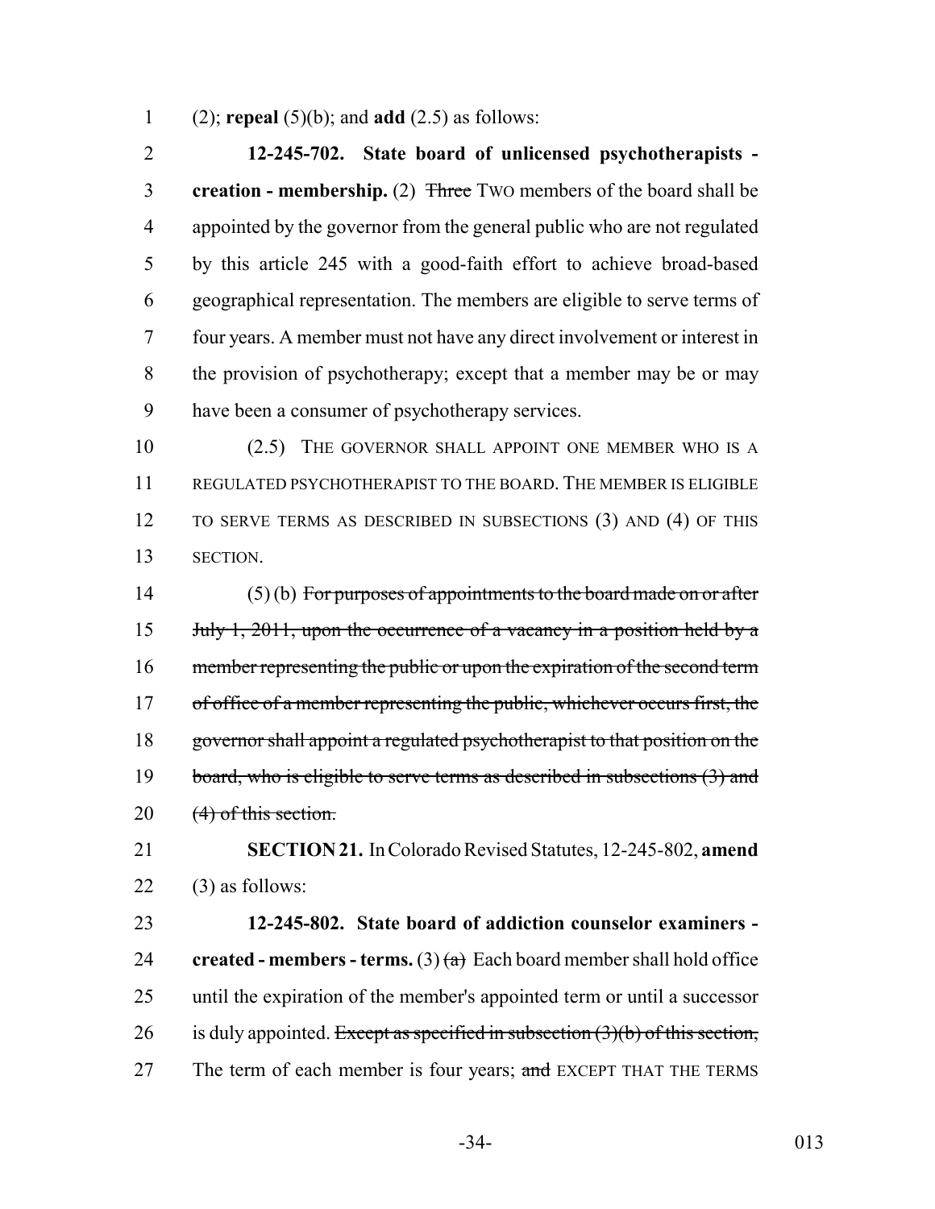(2); **repeal** (5)(b); and **add** (2.5) as follows:

**12-245-702. State board of unlicensed psychotherapists - creation - membership.** (2) ~~Three~~ TWO members of the board shall be appointed by the governor from the general public who are not regulated by this article 245 with a good-faith effort to achieve broad-based geographical representation. The members are eligible to serve terms of four years. A member must not have any direct involvement or interest in the provision of psychotherapy; except that a member may be or may have been a consumer of psychotherapy services.

(2.5) THE GOVERNOR SHALL APPOINT ONE MEMBER WHO IS A REGULATED PSYCHOTHERAPIST TO THE BOARD. THE MEMBER IS ELIGIBLE TO SERVE TERMS AS DESCRIBED IN SUBSECTIONS (3) AND (4) OF THIS SECTION.

(5) (b) ~~For purposes of appointments to the board made on or after July 1, 2011, upon the occurrence of a vacancy in a position held by a member representing the public or upon the expiration of the second term of office of a member representing the public, whichever occurs first, the governor shall appoint a regulated psychotherapist to that position on the board, who is eligible to serve terms as described in subsections (3) and (4) of this section.~~

**SECTION 21.** In Colorado Revised Statutes, 12-245-802, **amend** (3) as follows:

**12-245-802. State board of addiction counselor examiners - created - members - terms.** (3) ~~(a)~~ Each board member shall hold office until the expiration of the member's appointed term or until a successor is duly appointed. ~~Except as specified in subsection (3)(b) of this section,~~ The term of each member is four years; ~~and~~ EXCEPT THAT THE TERMS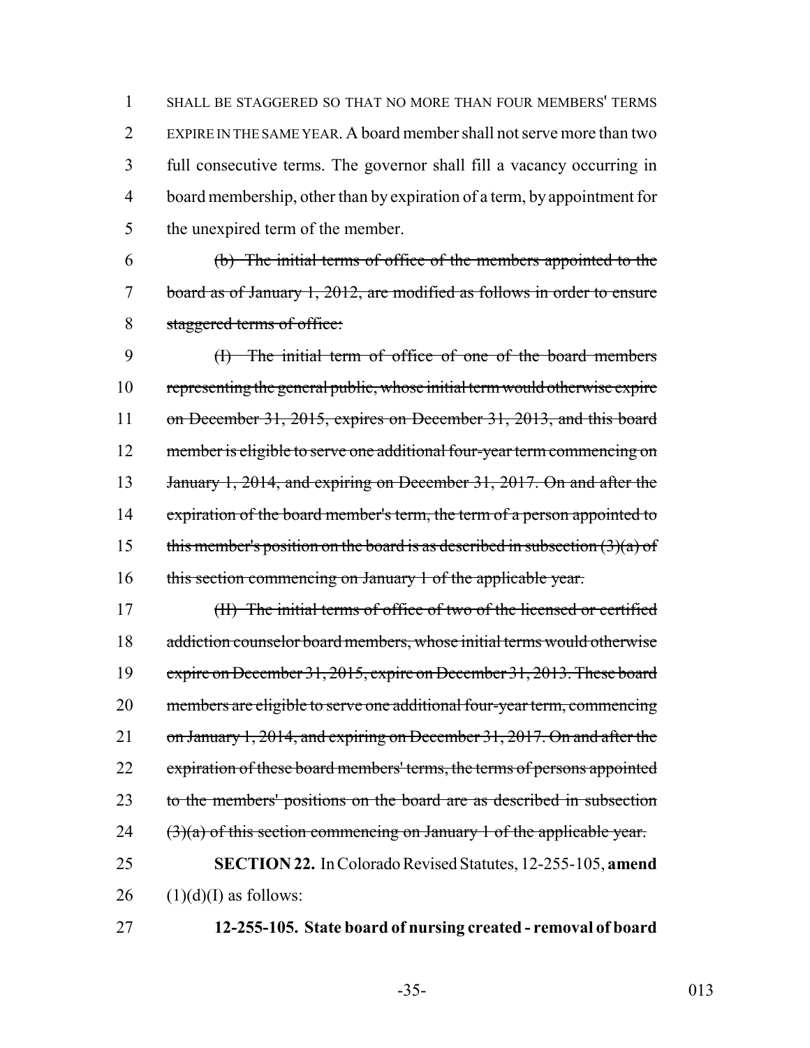SHALL BE STAGGERED SO THAT NO MORE THAN FOUR MEMBERS' TERMS EXPIRE IN THE SAME YEAR. A board member shall not serve more than two full consecutive terms. The governor shall fill a vacancy occurring in board membership, other than by expiration of a term, by appointment for the unexpired term of the member.

~~(b) The initial terms of office of the members appointed to the board as of January 1, 2012, are modified as follows in order to ensure staggered terms of office:~~

~~(I) The initial term of office of one of the board members representing the general public, whose initial term would otherwise expire on December 31, 2015, expires on December 31, 2013, and this board member is eligible to serve one additional four-year term commencing on January 1, 2014, and expiring on December 31, 2017. On and after the expiration of the board member's term, the term of a person appointed to this member's position on the board is as described in subsection (3)(a) of this section commencing on January 1 of the applicable year.~~

~~(II) The initial terms of office of two of the licensed or certified addiction counselor board members, whose initial terms would otherwise expire on December 31, 2015, expire on December 31, 2013. These board members are eligible to serve one additional four-year term, commencing on January 1, 2014, and expiring on December 31, 2017. On and after the expiration of these board members' terms, the terms of persons appointed to the members' positions on the board are as described in subsection (3)(a) of this section commencing on January 1 of the applicable year.~~

**SECTION 22.** In Colorado Revised Statutes, 12-255-105, **amend** (1)(d)(I) as follows:

**12-255-105. State board of nursing created - removal of board**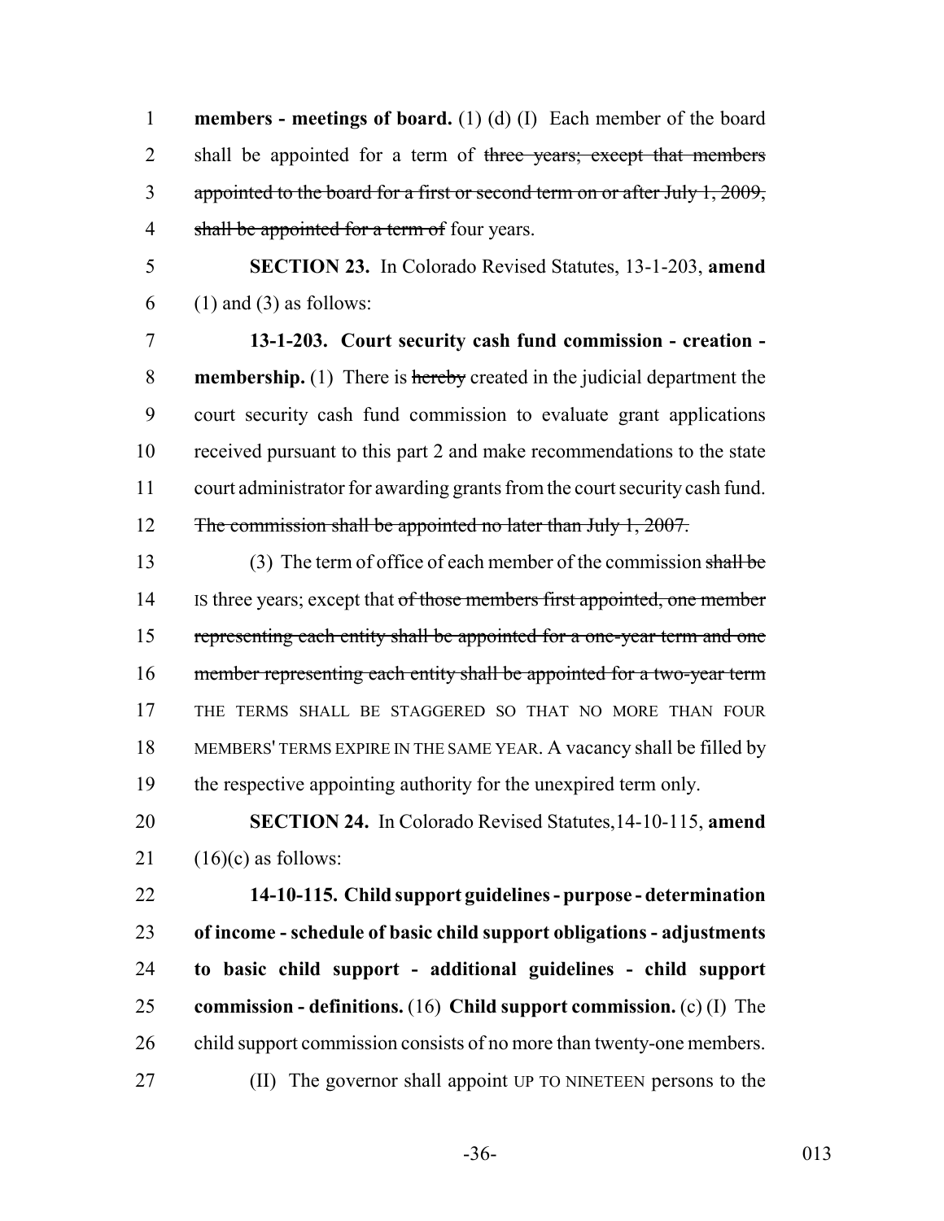**members - meetings of board.** (1) (d) (I) Each member of the board shall be appointed for a term of ~~three years; except that members appointed to the board for a first or second term on or after July 1, 2009, shall be appointed for a term of~~ four years.

**SECTION 23.** In Colorado Revised Statutes, 13-1-203, **amend** (1) and (3) as follows:

**13-1-203. Court security cash fund commission - creation - membership.** (1) There is ~~hereby~~ created in the judicial department the court security cash fund commission to evaluate grant applications received pursuant to this part 2 and make recommendations to the state court administrator for awarding grants from the court security cash fund. ~~The commission shall be appointed no later than July 1, 2007.~~

(3) The term of office of each member of the commission ~~shall be~~ IS three years; except that ~~of those members first appointed, one member representing each entity shall be appointed for a one-year term and one member representing each entity shall be appointed for a two-year term~~ THE TERMS SHALL BE STAGGERED SO THAT NO MORE THAN FOUR MEMBERS' TERMS EXPIRE IN THE SAME YEAR. A vacancy shall be filled by the respective appointing authority for the unexpired term only.

**SECTION 24.** In Colorado Revised Statutes,14-10-115, **amend** (16)(c) as follows:

**14-10-115. Child support guidelines - purpose - determination of income - schedule of basic child support obligations - adjustments to basic child support - additional guidelines - child support commission - definitions.** (16) **Child support commission.** (c) (I) The child support commission consists of no more than twenty-one members.

(II) The governor shall appoint UP TO NINETEEN persons to the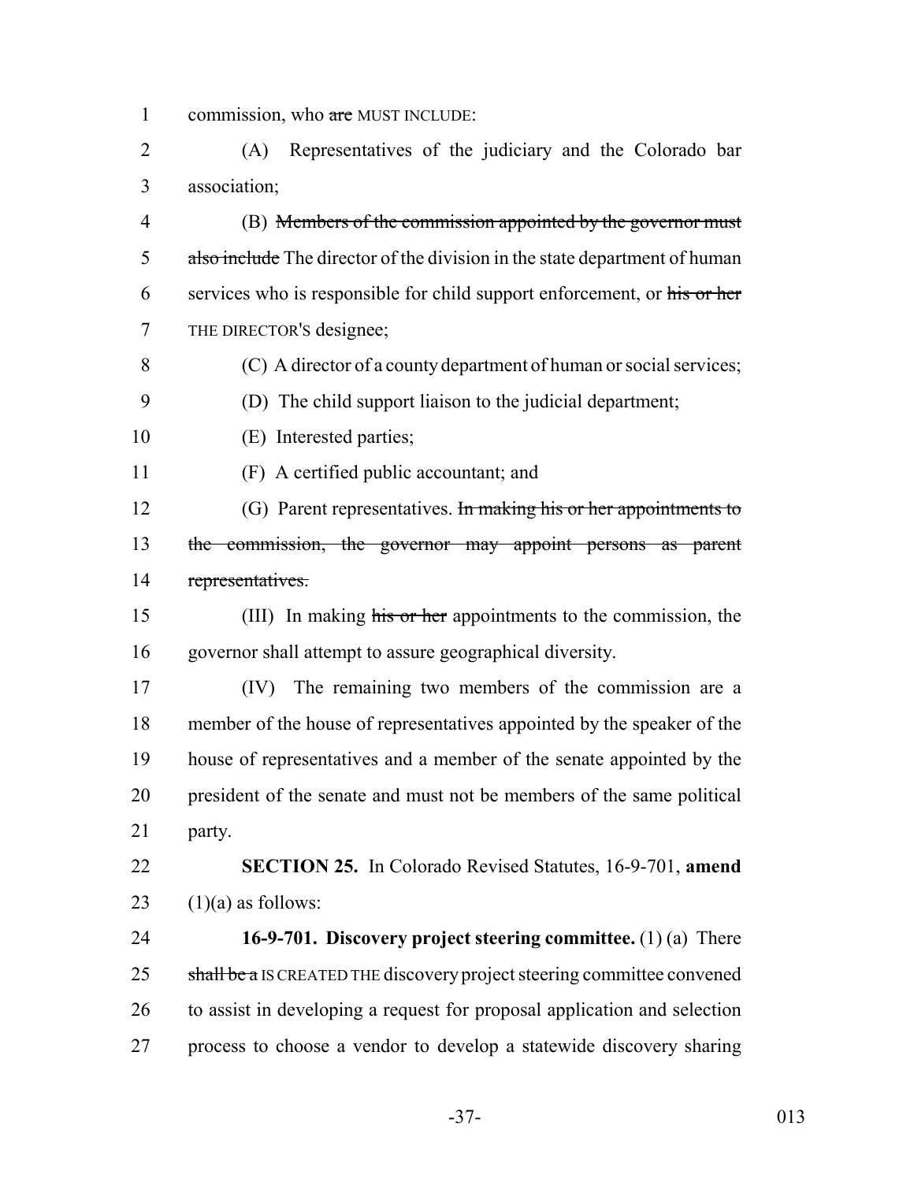commission, who ~~are~~ MUST INCLUDE:

(A) Representatives of the judiciary and the Colorado bar association;

(B) ~~Members of the commission appointed by the governor must also include~~ The director of the division in the state department of human services who is responsible for child support enforcement, or ~~his or her~~ THE DIRECTOR'S designee;

(C) A director of a county department of human or social services;

(D) The child support liaison to the judicial department;

(E) Interested parties;

(F) A certified public accountant; and

(G) Parent representatives. ~~In making his or her appointments to the commission, the governor may appoint persons as parent representatives.~~

(III) In making ~~his or her~~ appointments to the commission, the governor shall attempt to assure geographical diversity.

(IV) The remaining two members of the commission are a member of the house of representatives appointed by the speaker of the house of representatives and a member of the senate appointed by the president of the senate and must not be members of the same political party.

**SECTION 25.** In Colorado Revised Statutes, 16-9-701, **amend** (1)(a) as follows:

**16-9-701. Discovery project steering committee.** (1) (a) There ~~shall be a~~ IS CREATED THE discovery project steering committee convened to assist in developing a request for proposal application and selection process to choose a vendor to develop a statewide discovery sharing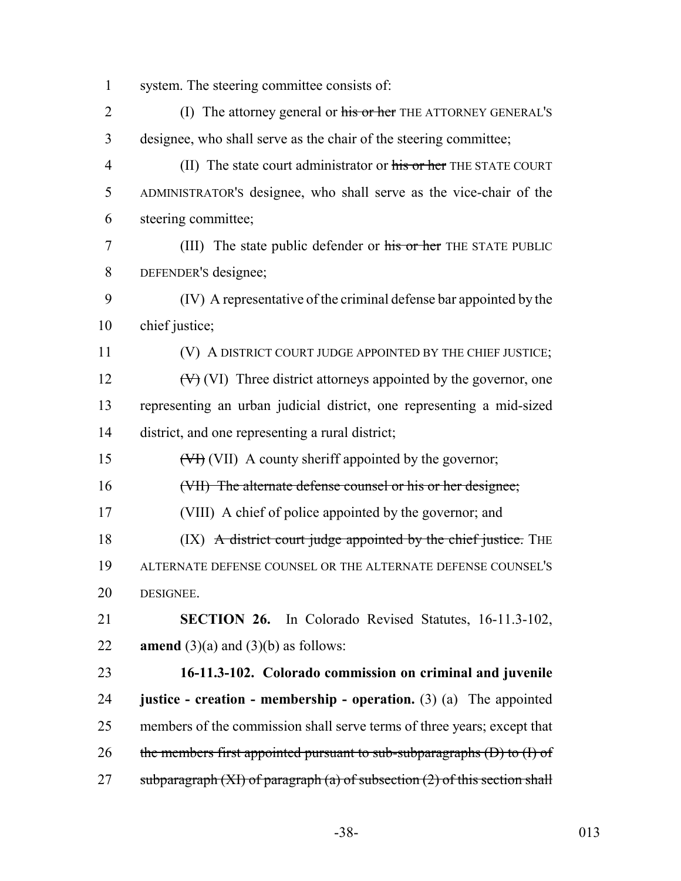system. The steering committee consists of:

(I) The attorney general or ~~his or her~~ THE ATTORNEY GENERAL'S designee, who shall serve as the chair of the steering committee;

(II) The state court administrator or ~~his or her~~ THE STATE COURT ADMINISTRATOR'S designee, who shall serve as the vice-chair of the steering committee;

(III) The state public defender or ~~his or her~~ THE STATE PUBLIC DEFENDER'S designee;

(IV) A representative of the criminal defense bar appointed by the chief justice;

(V) A DISTRICT COURT JUDGE APPOINTED BY THE CHIEF JUSTICE;

~~(V)~~ (VI) Three district attorneys appointed by the governor, one representing an urban judicial district, one representing a mid-sized district, and one representing a rural district;

~~(VI)~~ (VII) A county sheriff appointed by the governor;

~~(VII) The alternate defense counsel or his or her designee;~~

(VIII) A chief of police appointed by the governor; and

(IX) ~~A district court judge appointed by the chief justice.~~ THE ALTERNATE DEFENSE COUNSEL OR THE ALTERNATE DEFENSE COUNSEL'S DESIGNEE.

**SECTION 26.** In Colorado Revised Statutes, 16-11.3-102, **amend** (3)(a) and (3)(b) as follows:

**16-11.3-102. Colorado commission on criminal and juvenile justice - creation - membership - operation.** (3) (a) The appointed members of the commission shall serve terms of three years; except that ~~the members first appointed pursuant to sub-subparagraphs (D) to (I) of subparagraph (XI) of paragraph (a) of subsection (2) of this section shall~~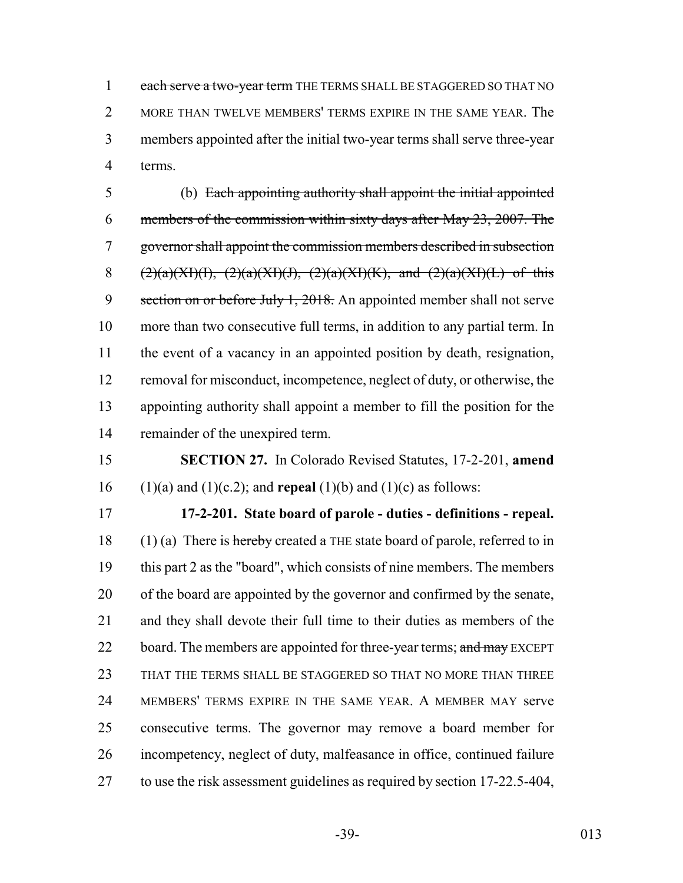~~each serve a two-year term~~ THE TERMS SHALL BE STAGGERED SO THAT NO MORE THAN TWELVE MEMBERS' TERMS EXPIRE IN THE SAME YEAR. The members appointed after the initial two-year terms shall serve three-year terms.

(b) ~~Each appointing authority shall appoint the initial appointed members of the commission within sixty days after May 23, 2007. The governor shall appoint the commission members described in subsection (2)(a)(XI)(I), (2)(a)(XI)(J), (2)(a)(XI)(K), and (2)(a)(XI)(L) of this section on or before July 1, 2018.~~ An appointed member shall not serve more than two consecutive full terms, in addition to any partial term. In the event of a vacancy in an appointed position by death, resignation, removal for misconduct, incompetence, neglect of duty, or otherwise, the appointing authority shall appoint a member to fill the position for the remainder of the unexpired term.

**SECTION 27.** In Colorado Revised Statutes, 17-2-201, **amend** (1)(a) and (1)(c.2); and **repeal** (1)(b) and (1)(c) as follows:

**17-2-201. State board of parole - duties - definitions - repeal.** (1) (a) There is ~~hereby~~ created ~~a~~ THE state board of parole, referred to in this part 2 as the "board", which consists of nine members. The members of the board are appointed by the governor and confirmed by the senate, and they shall devote their full time to their duties as members of the board. The members are appointed for three-year terms; ~~and may~~ EXCEPT THAT THE TERMS SHALL BE STAGGERED SO THAT NO MORE THAN THREE MEMBERS' TERMS EXPIRE IN THE SAME YEAR. A MEMBER MAY serve consecutive terms. The governor may remove a board member for incompetency, neglect of duty, malfeasance in office, continued failure to use the risk assessment guidelines as required by section 17-22.5-404,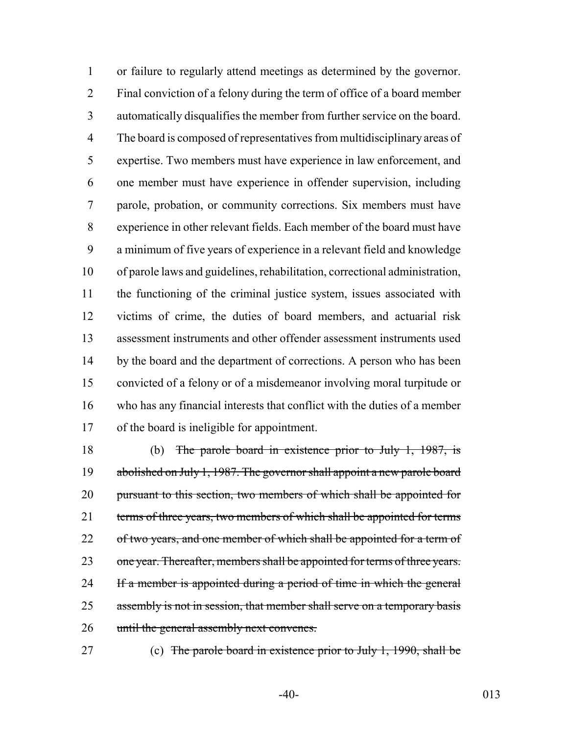or failure to regularly attend meetings as determined by the governor. Final conviction of a felony during the term of office of a board member automatically disqualifies the member from further service on the board. The board is composed of representatives from multidisciplinary areas of expertise. Two members must have experience in law enforcement, and one member must have experience in offender supervision, including parole, probation, or community corrections. Six members must have experience in other relevant fields. Each member of the board must have a minimum of five years of experience in a relevant field and knowledge of parole laws and guidelines, rehabilitation, correctional administration, the functioning of the criminal justice system, issues associated with victims of crime, the duties of board members, and actuarial risk assessment instruments and other offender assessment instruments used by the board and the department of corrections. A person who has been convicted of a felony or of a misdemeanor involving moral turpitude or who has any financial interests that conflict with the duties of a member of the board is ineligible for appointment.

(b) ~~The parole board in existence prior to July 1, 1987, is abolished on July 1, 1987. The governor shall appoint a new parole board pursuant to this section, two members of which shall be appointed for terms of three years, two members of which shall be appointed for terms of two years, and one member of which shall be appointed for a term of one year. Thereafter, members shall be appointed for terms of three years. If a member is appointed during a period of time in which the general assembly is not in session, that member shall serve on a temporary basis until the general assembly next convenes.~~

(c) ~~The parole board in existence prior to July 1, 1990, shall be~~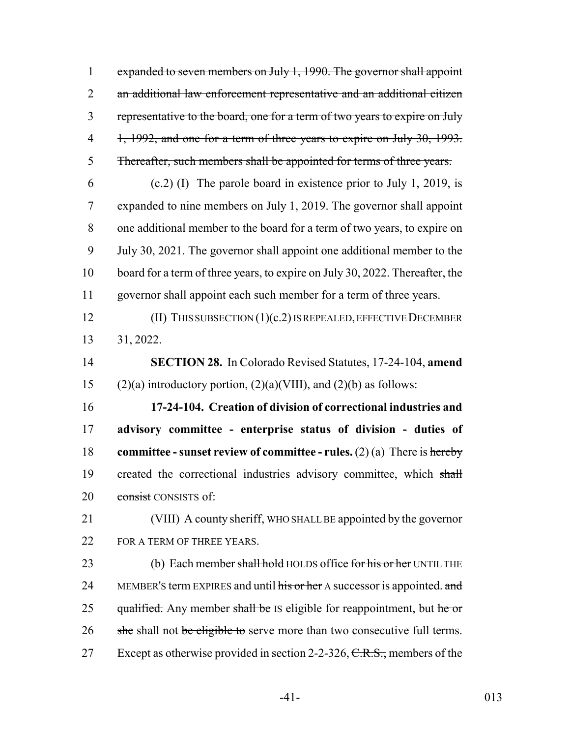~~expanded to seven members on July 1, 1990. The governor shall appoint an additional law enforcement representative and an additional citizen representative to the board, one for a term of two years to expire on July 1, 1992, and one for a term of three years to expire on July 30, 1993. Thereafter, such members shall be appointed for terms of three years.~~

(c.2) (I) The parole board in existence prior to July 1, 2019, is expanded to nine members on July 1, 2019. The governor shall appoint one additional member to the board for a term of two years, to expire on July 30, 2021. The governor shall appoint one additional member to the board for a term of three years, to expire on July 30, 2022. Thereafter, the governor shall appoint each such member for a term of three years.

(II) THIS SUBSECTION (1)(c.2) IS REPEALED, EFFECTIVE DECEMBER 31, 2022.

**SECTION 28.** In Colorado Revised Statutes, 17-24-104, **amend** (2)(a) introductory portion, (2)(a)(VIII), and (2)(b) as follows:

**17-24-104. Creation of division of correctional industries and advisory committee - enterprise status of division - duties of committee - sunset review of committee - rules.** (2) (a) There is ~~hereby~~ created the correctional industries advisory committee, which ~~shall consist~~ CONSISTS of:

(VIII) A county sheriff, WHO SHALL BE appointed by the governor FOR A TERM OF THREE YEARS.

(b) Each member ~~shall hold~~ HOLDS office ~~for his or her~~ UNTIL THE MEMBER'S term EXPIRES and until ~~his or her~~ A successor is appointed. ~~and qualified.~~ Any member ~~shall be~~ IS eligible for reappointment, but ~~he or she~~ shall not ~~be eligible to~~ serve more than two consecutive full terms. Except as otherwise provided in section 2-2-326, ~~C.R.S.,~~ members of the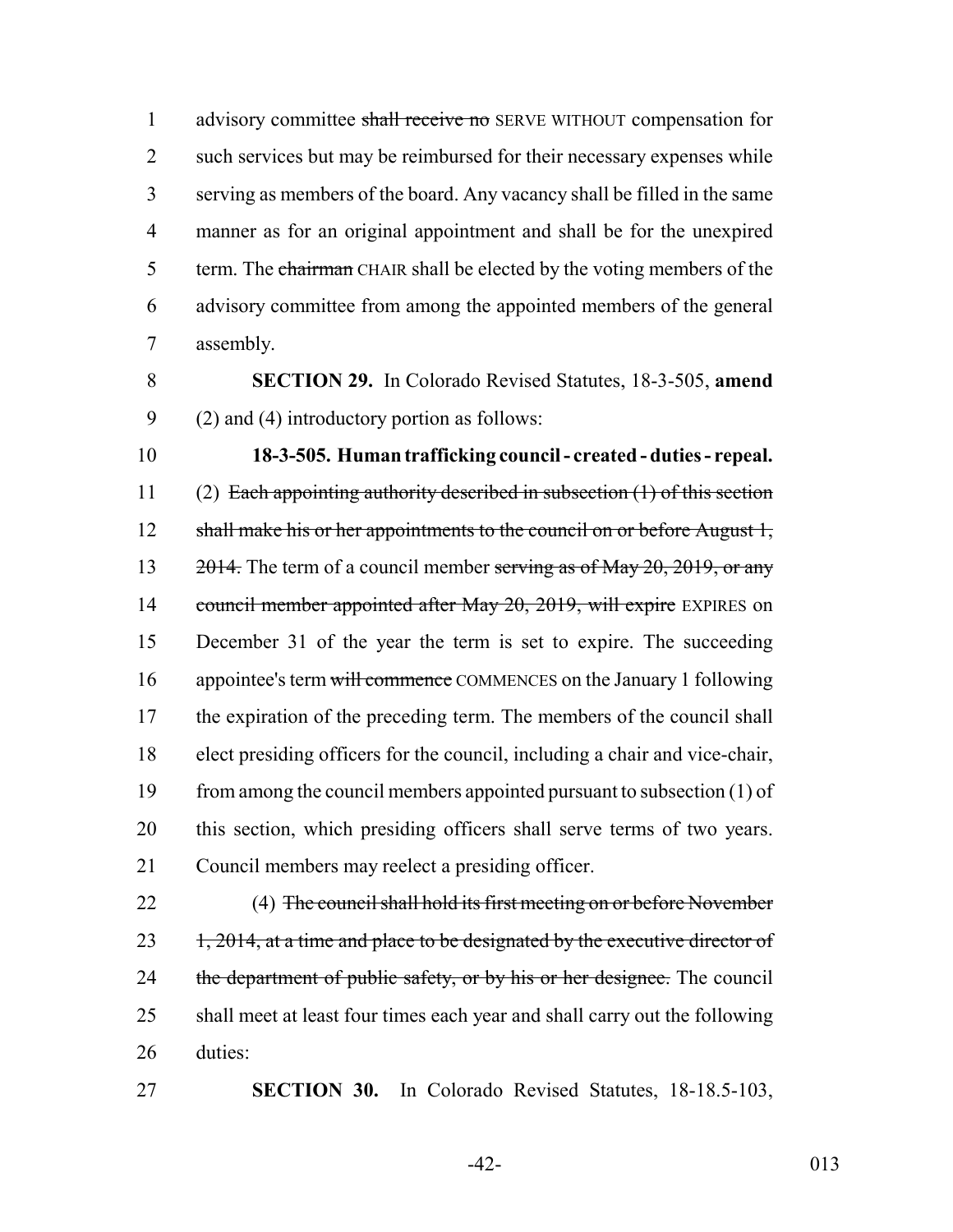advisory committee ~~shall receive no~~ SERVE WITHOUT compensation for such services but may be reimbursed for their necessary expenses while serving as members of the board. Any vacancy shall be filled in the same manner as for an original appointment and shall be for the unexpired term. The ~~chairman~~ CHAIR shall be elected by the voting members of the advisory committee from among the appointed members of the general assembly.

**SECTION 29.** In Colorado Revised Statutes, 18-3-505, **amend** (2) and (4) introductory portion as follows:

**18-3-505. Human trafficking council - created - duties - repeal.** (2) ~~Each appointing authority described in subsection (1) of this section shall make his or her appointments to the council on or before August 1, 2014.~~ The term of a council member ~~serving as of May 20, 2019, or any council member appointed after May 20, 2019, will expire~~ EXPIRES on December 31 of the year the term is set to expire. The succeeding appointee's term ~~will commence~~ COMMENCES on the January 1 following the expiration of the preceding term. The members of the council shall elect presiding officers for the council, including a chair and vice-chair, from among the council members appointed pursuant to subsection (1) of this section, which presiding officers shall serve terms of two years. Council members may reelect a presiding officer.

(4) ~~The council shall hold its first meeting on or before November 1, 2014, at a time and place to be designated by the executive director of the department of public safety, or by his or her designee.~~ The council shall meet at least four times each year and shall carry out the following duties:

**SECTION 30.** In Colorado Revised Statutes, 18-18.5-103,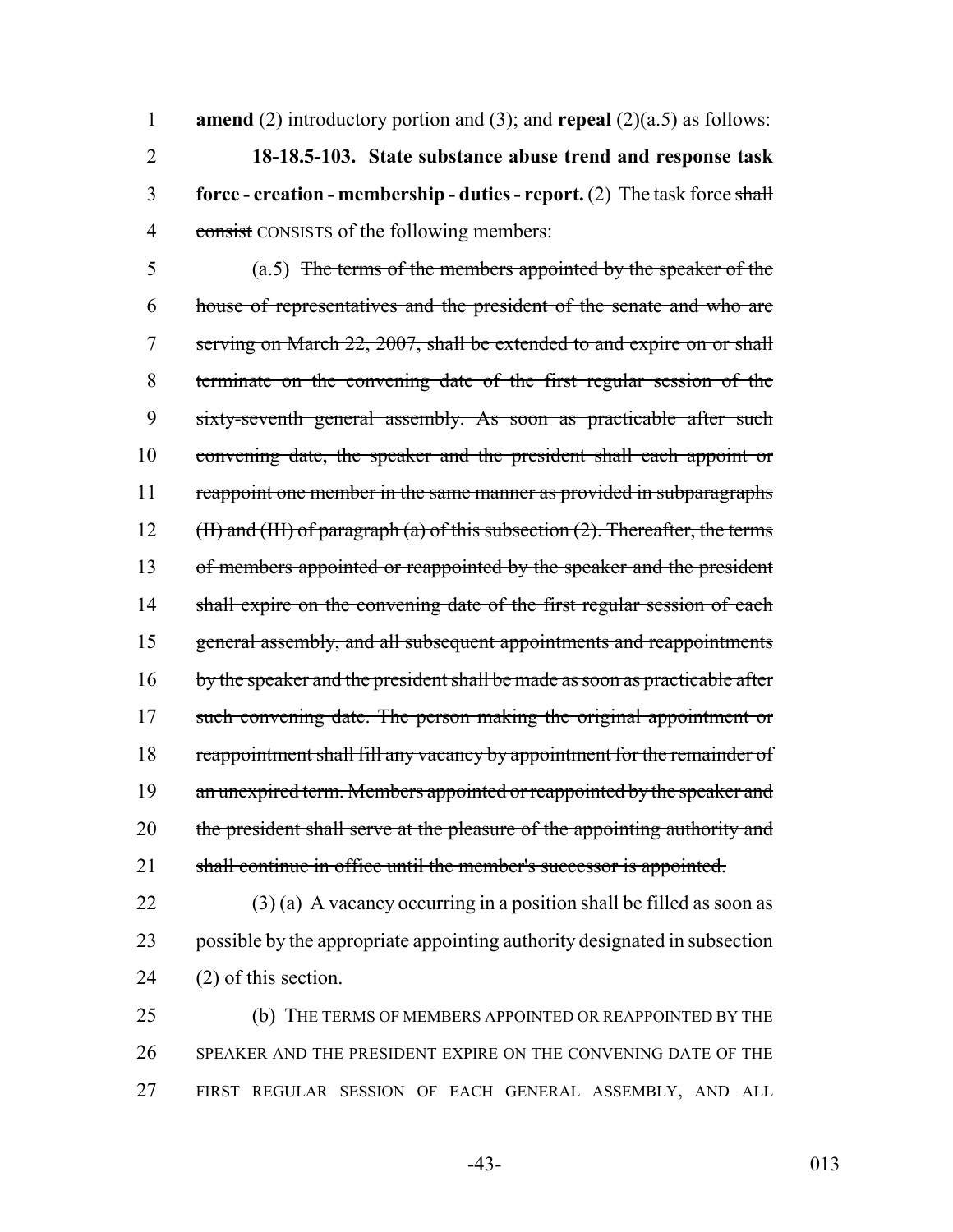**amend** (2) introductory portion and (3); and **repeal** (2)(a.5) as follows:

**18-18.5-103. State substance abuse trend and response task force - creation - membership - duties - report.** (2) The task force ~~shall consist~~ CONSISTS of the following members:

(a.5) ~~The terms of the members appointed by the speaker of the house of representatives and the president of the senate and who are serving on March 22, 2007, shall be extended to and expire on or shall terminate on the convening date of the first regular session of the sixty-seventh general assembly. As soon as practicable after such convening date, the speaker and the president shall each appoint or reappoint one member in the same manner as provided in subparagraphs (II) and (III) of paragraph (a) of this subsection (2). Thereafter, the terms of members appointed or reappointed by the speaker and the president shall expire on the convening date of the first regular session of each general assembly, and all subsequent appointments and reappointments by the speaker and the president shall be made as soon as practicable after such convening date. The person making the original appointment or reappointment shall fill any vacancy by appointment for the remainder of an unexpired term. Members appointed or reappointed by the speaker and the president shall serve at the pleasure of the appointing authority and shall continue in office until the member's successor is appointed.~~

(3) (a) A vacancy occurring in a position shall be filled as soon as possible by the appropriate appointing authority designated in subsection (2) of this section.

(b) THE TERMS OF MEMBERS APPOINTED OR REAPPOINTED BY THE SPEAKER AND THE PRESIDENT EXPIRE ON THE CONVENING DATE OF THE FIRST REGULAR SESSION OF EACH GENERAL ASSEMBLY, AND ALL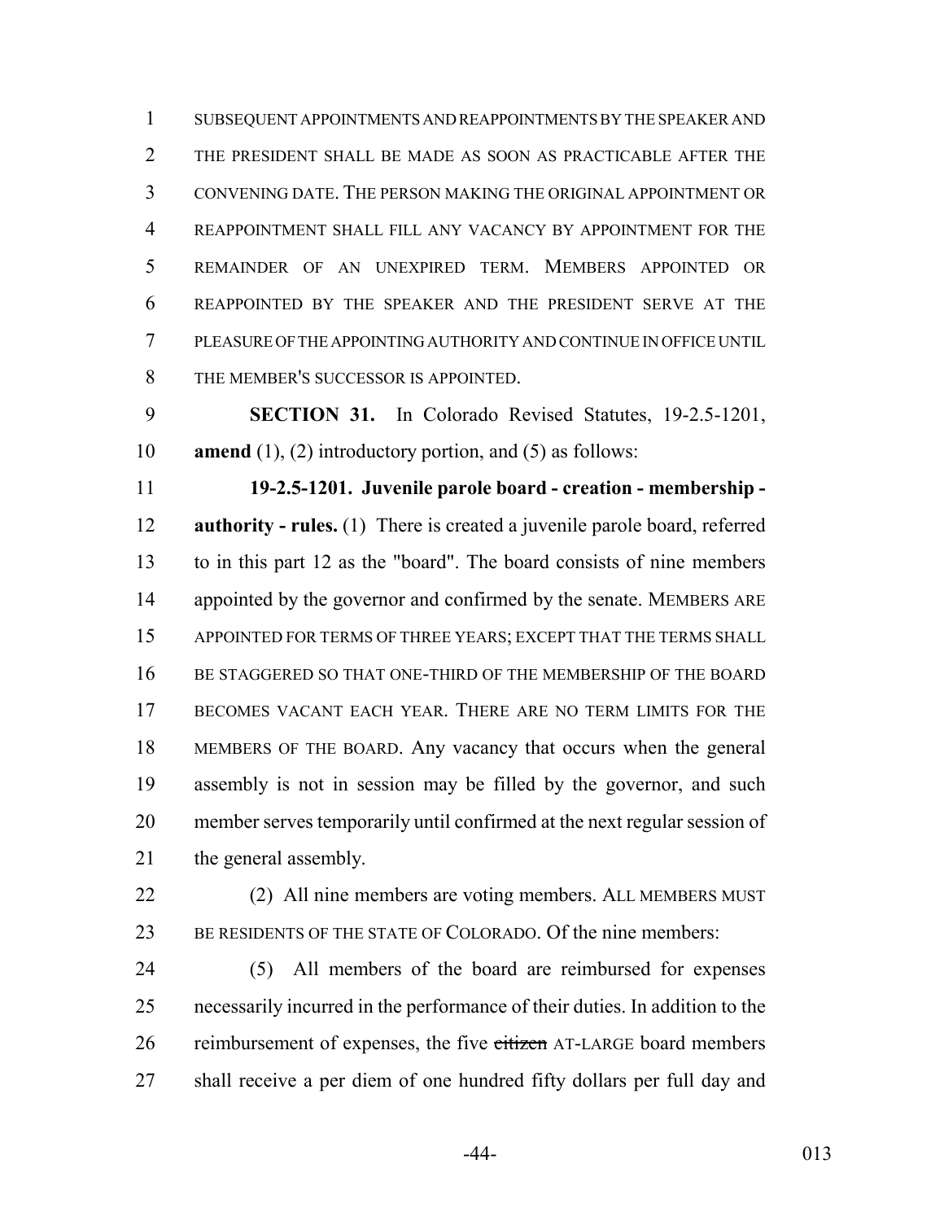SUBSEQUENT APPOINTMENTS AND REAPPOINTMENTS BY THE SPEAKER AND THE PRESIDENT SHALL BE MADE AS SOON AS PRACTICABLE AFTER THE CONVENING DATE. THE PERSON MAKING THE ORIGINAL APPOINTMENT OR REAPPOINTMENT SHALL FILL ANY VACANCY BY APPOINTMENT FOR THE REMAINDER OF AN UNEXPIRED TERM. MEMBERS APPOINTED OR REAPPOINTED BY THE SPEAKER AND THE PRESIDENT SERVE AT THE PLEASURE OF THE APPOINTING AUTHORITY AND CONTINUE IN OFFICE UNTIL THE MEMBER'S SUCCESSOR IS APPOINTED.

**SECTION 31.** In Colorado Revised Statutes, 19-2.5-1201, **amend** (1), (2) introductory portion, and (5) as follows:

**19-2.5-1201. Juvenile parole board - creation - membership - authority - rules.** (1) There is created a juvenile parole board, referred to in this part 12 as the "board". The board consists of nine members appointed by the governor and confirmed by the senate. MEMBERS ARE APPOINTED FOR TERMS OF THREE YEARS; EXCEPT THAT THE TERMS SHALL BE STAGGERED SO THAT ONE-THIRD OF THE MEMBERSHIP OF THE BOARD BECOMES VACANT EACH YEAR. THERE ARE NO TERM LIMITS FOR THE MEMBERS OF THE BOARD. Any vacancy that occurs when the general assembly is not in session may be filled by the governor, and such member serves temporarily until confirmed at the next regular session of the general assembly.

(2) All nine members are voting members. ALL MEMBERS MUST BE RESIDENTS OF THE STATE OF COLORADO. Of the nine members:

(5) All members of the board are reimbursed for expenses necessarily incurred in the performance of their duties. In addition to the reimbursement of expenses, the five ~~citizen~~ AT-LARGE board members shall receive a per diem of one hundred fifty dollars per full day and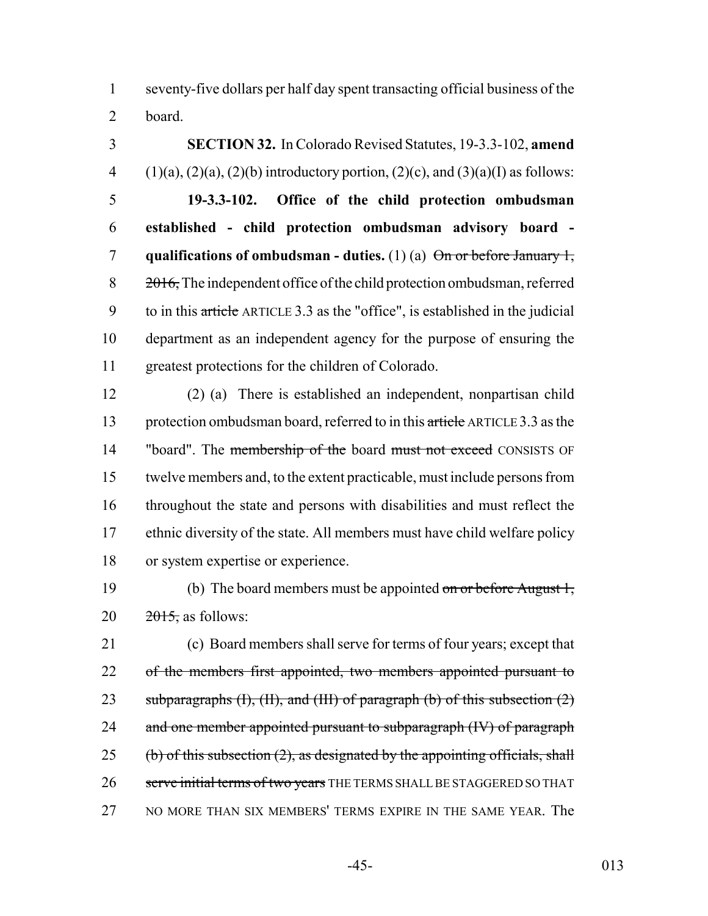seventy-five dollars per half day spent transacting official business of the board.

**SECTION 32.** In Colorado Revised Statutes, 19-3.3-102, **amend** (1)(a), (2)(a), (2)(b) introductory portion, (2)(c), and (3)(a)(I) as follows:

**19-3.3-102. Office of the child protection ombudsman established - child protection ombudsman advisory board - qualifications of ombudsman - duties.** (1) (a) ~~On or before January 1, 2016,~~ The independent office of the child protection ombudsman, referred to in this ~~article~~ ARTICLE 3.3 as the "office", is established in the judicial department as an independent agency for the purpose of ensuring the greatest protections for the children of Colorado.

(2) (a) There is established an independent, nonpartisan child protection ombudsman board, referred to in this ~~article~~ ARTICLE 3.3 as the "board". The ~~membership of the~~ board ~~must not exceed~~ CONSISTS OF twelve members and, to the extent practicable, must include persons from throughout the state and persons with disabilities and must reflect the ethnic diversity of the state. All members must have child welfare policy or system expertise or experience.

(b) The board members must be appointed ~~on or before August 1, 2015,~~ as follows:

(c) Board members shall serve for terms of four years; except that ~~of the members first appointed, two members appointed pursuant to subparagraphs (I), (II), and (III) of paragraph (b) of this subsection (2) and one member appointed pursuant to subparagraph (IV) of paragraph (b) of this subsection (2), as designated by the appointing officials, shall serve initial terms of two years~~ THE TERMS SHALL BE STAGGERED SO THAT NO MORE THAN SIX MEMBERS' TERMS EXPIRE IN THE SAME YEAR. The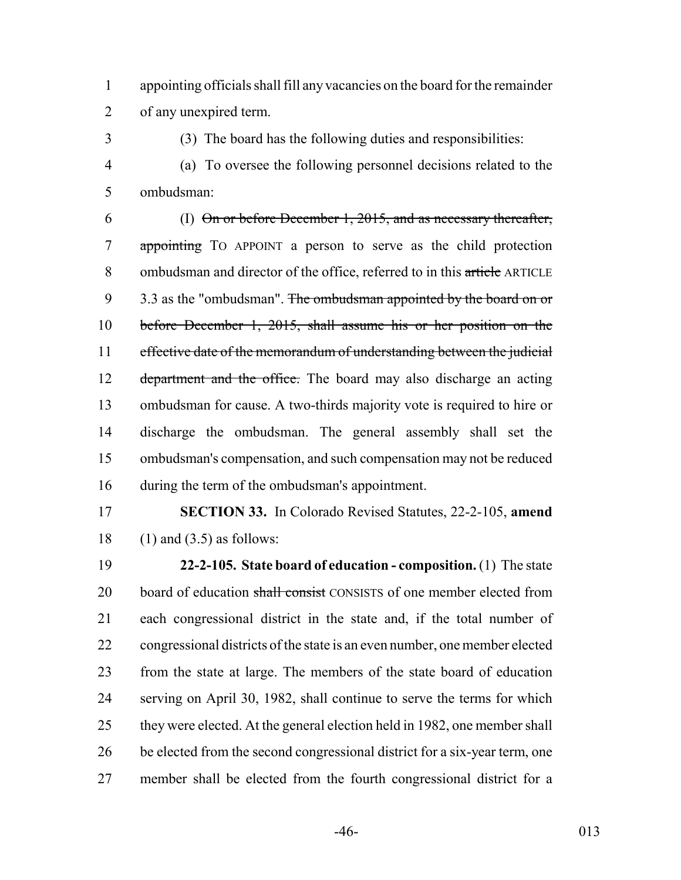appointing officials shall fill any vacancies on the board for the remainder of any unexpired term.

(3) The board has the following duties and responsibilities:

(a) To oversee the following personnel decisions related to the ombudsman:

(I) ~~On or before December 1, 2015, and as necessary thereafter, appointing~~ TO APPOINT a person to serve as the child protection ombudsman and director of the office, referred to in this ~~article~~ ARTICLE 3.3 as the "ombudsman". ~~The ombudsman appointed by the board on or before December 1, 2015, shall assume his or her position on the effective date of the memorandum of understanding between the judicial department and the office.~~ The board may also discharge an acting ombudsman for cause. A two-thirds majority vote is required to hire or discharge the ombudsman. The general assembly shall set the ombudsman's compensation, and such compensation may not be reduced during the term of the ombudsman's appointment.

**SECTION 33.** In Colorado Revised Statutes, 22-2-105, **amend** (1) and (3.5) as follows:

**22-2-105. State board of education - composition.** (1) The state board of education ~~shall consist~~ CONSISTS of one member elected from each congressional district in the state and, if the total number of congressional districts of the state is an even number, one member elected from the state at large. The members of the state board of education serving on April 30, 1982, shall continue to serve the terms for which they were elected. At the general election held in 1982, one member shall be elected from the second congressional district for a six-year term, one member shall be elected from the fourth congressional district for a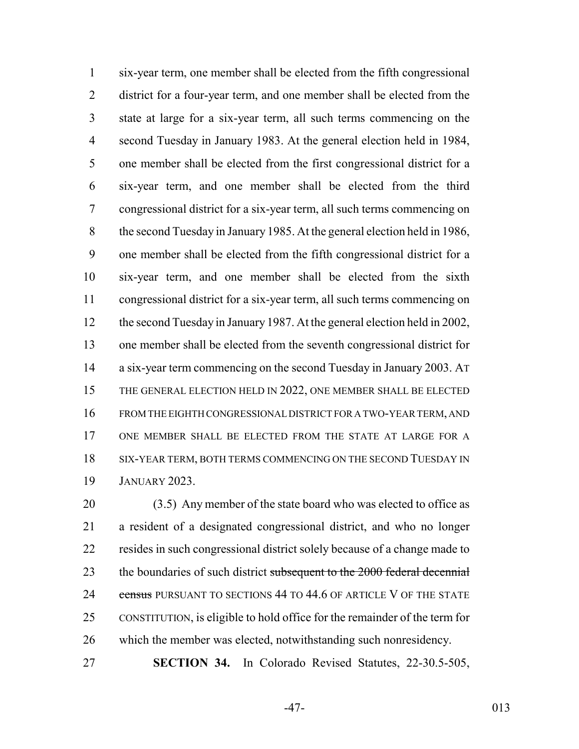six-year term, one member shall be elected from the fifth congressional district for a four-year term, and one member shall be elected from the state at large for a six-year term, all such terms commencing on the second Tuesday in January 1983. At the general election held in 1984, one member shall be elected from the first congressional district for a six-year term, and one member shall be elected from the third congressional district for a six-year term, all such terms commencing on the second Tuesday in January 1985. At the general election held in 1986, one member shall be elected from the fifth congressional district for a six-year term, and one member shall be elected from the sixth congressional district for a six-year term, all such terms commencing on the second Tuesday in January 1987. At the general election held in 2002, one member shall be elected from the seventh congressional district for a six-year term commencing on the second Tuesday in January 2003. AT THE GENERAL ELECTION HELD IN 2022, ONE MEMBER SHALL BE ELECTED FROM THE EIGHTH CONGRESSIONAL DISTRICT FOR A TWO-YEAR TERM, AND ONE MEMBER SHALL BE ELECTED FROM THE STATE AT LARGE FOR A SIX-YEAR TERM, BOTH TERMS COMMENCING ON THE SECOND TUESDAY IN JANUARY 2023.

(3.5) Any member of the state board who was elected to office as a resident of a designated congressional district, and who no longer resides in such congressional district solely because of a change made to the boundaries of such district ~~subsequent to the 2000 federal decennial census~~ PURSUANT TO SECTIONS 44 TO 44.6 OF ARTICLE V OF THE STATE CONSTITUTION, is eligible to hold office for the remainder of the term for which the member was elected, notwithstanding such nonresidency.

**SECTION 34.** In Colorado Revised Statutes, 22-30.5-505,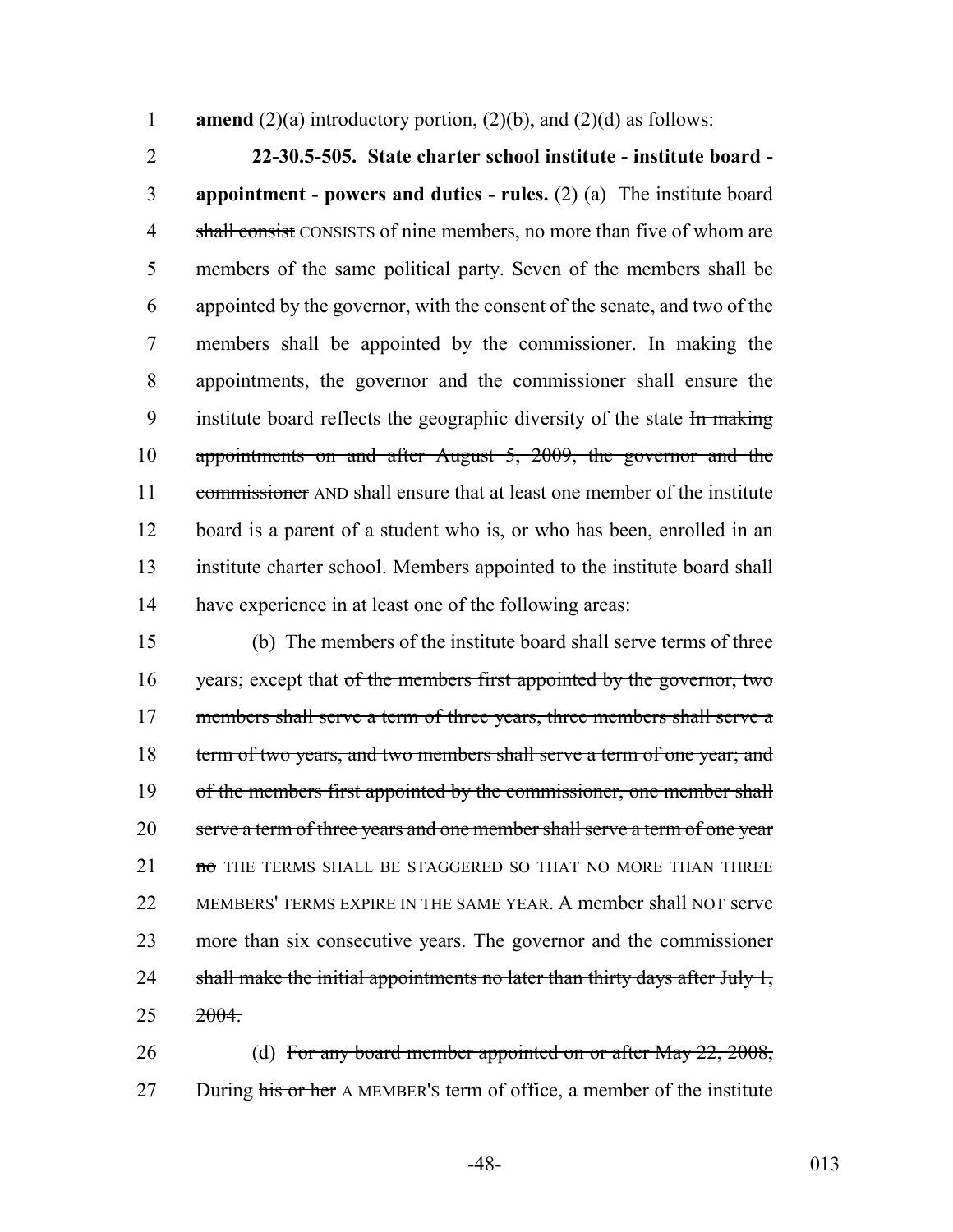**amend** (2)(a) introductory portion, (2)(b), and (2)(d) as follows:

**22-30.5-505. State charter school institute - institute board - appointment - powers and duties - rules.** (2) (a) The institute board ~~shall consist~~ CONSISTS of nine members, no more than five of whom are members of the same political party. Seven of the members shall be appointed by the governor, with the consent of the senate, and two of the members shall be appointed by the commissioner. In making the appointments, the governor and the commissioner shall ensure the institute board reflects the geographic diversity of the state ~~In making appointments on and after August 5, 2009, the governor and the commissioner~~ AND shall ensure that at least one member of the institute board is a parent of a student who is, or who has been, enrolled in an institute charter school. Members appointed to the institute board shall have experience in at least one of the following areas:

(b) The members of the institute board shall serve terms of three years; except that ~~of the members first appointed by the governor, two members shall serve a term of three years, three members shall serve a term of two years, and two members shall serve a term of one year; and of the members first appointed by the commissioner, one member shall serve a term of three years and one member shall serve a term of one year no~~ THE TERMS SHALL BE STAGGERED SO THAT NO MORE THAN THREE MEMBERS' TERMS EXPIRE IN THE SAME YEAR. A member shall NOT serve more than six consecutive years. ~~The governor and the commissioner shall make the initial appointments no later than thirty days after July 1, 2004.~~

(d) ~~For any board member appointed on or after May 22, 2008,~~ During ~~his or her~~ A MEMBER'S term of office, a member of the institute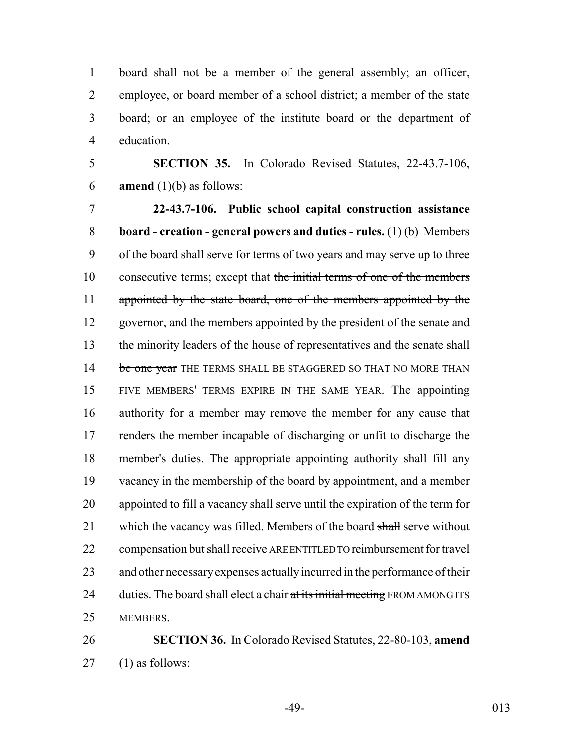board shall not be a member of the general assembly; an officer, employee, or board member of a school district; a member of the state board; or an employee of the institute board or the department of education.

**SECTION 35.** In Colorado Revised Statutes, 22-43.7-106, **amend** (1)(b) as follows:

**22-43.7-106. Public school capital construction assistance board - creation - general powers and duties - rules.** (1) (b) Members of the board shall serve for terms of two years and may serve up to three consecutive terms; except that ~~the initial terms of one of the members appointed by the state board, one of the members appointed by the governor, and the members appointed by the president of the senate and the minority leaders of the house of representatives and the senate shall be one year~~ THE TERMS SHALL BE STAGGERED SO THAT NO MORE THAN FIVE MEMBERS' TERMS EXPIRE IN THE SAME YEAR. The appointing authority for a member may remove the member for any cause that renders the member incapable of discharging or unfit to discharge the member's duties. The appropriate appointing authority shall fill any vacancy in the membership of the board by appointment, and a member appointed to fill a vacancy shall serve until the expiration of the term for which the vacancy was filled. Members of the board ~~shall~~ serve without compensation but ~~shall receive~~ ARE ENTITLED TO reimbursement for travel and other necessary expenses actually incurred in the performance of their duties. The board shall elect a chair ~~at its initial meeting~~ FROM AMONG ITS MEMBERS.

**SECTION 36.** In Colorado Revised Statutes, 22-80-103, **amend** (1) as follows: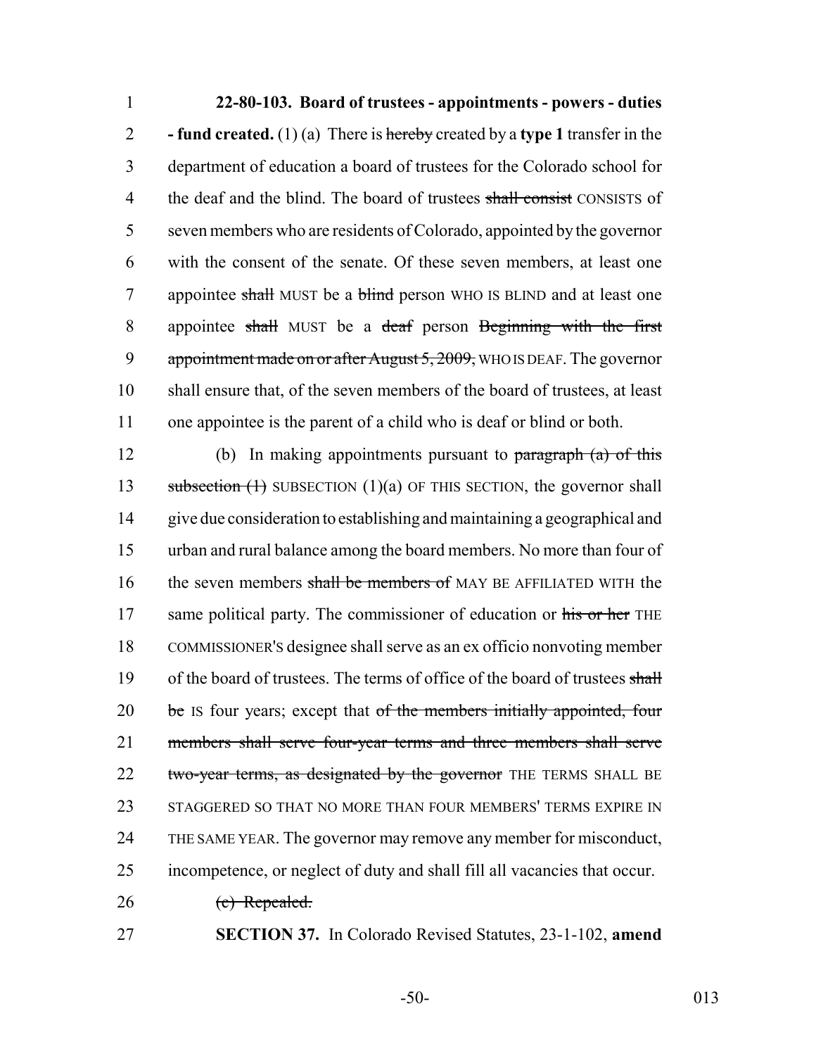**22-80-103. Board of trustees - appointments - powers - duties - fund created.** (1) (a) There is ~~hereby~~ created by a **type 1** transfer in the department of education a board of trustees for the Colorado school for the deaf and the blind. The board of trustees ~~shall consist~~ CONSISTS of seven members who are residents of Colorado, appointed by the governor with the consent of the senate. Of these seven members, at least one appointee ~~shall~~ MUST be a ~~blind~~ person WHO IS BLIND and at least one appointee ~~shall~~ MUST be a ~~deaf~~ person ~~Beginning with the first appointment made on or after August 5, 2009,~~ WHO IS DEAF. The governor shall ensure that, of the seven members of the board of trustees, at least one appointee is the parent of a child who is deaf or blind or both.

(b) In making appointments pursuant to ~~paragraph (a) of this subsection (1)~~ SUBSECTION (1)(a) OF THIS SECTION, the governor shall give due consideration to establishing and maintaining a geographical and urban and rural balance among the board members. No more than four of the seven members ~~shall be members of~~ MAY BE AFFILIATED WITH the same political party. The commissioner of education or ~~his or her~~ THE COMMISSIONER'S designee shall serve as an ex officio nonvoting member of the board of trustees. The terms of office of the board of trustees ~~shall be~~ IS four years; except that ~~of the members initially appointed, four members shall serve four-year terms and three members shall serve two-year terms, as designated by the governor~~ THE TERMS SHALL BE STAGGERED SO THAT NO MORE THAN FOUR MEMBERS' TERMS EXPIRE IN THE SAME YEAR. The governor may remove any member for misconduct, incompetence, or neglect of duty and shall fill all vacancies that occur.

~~(c) Repealed.~~

**SECTION 37.** In Colorado Revised Statutes, 23-1-102, **amend**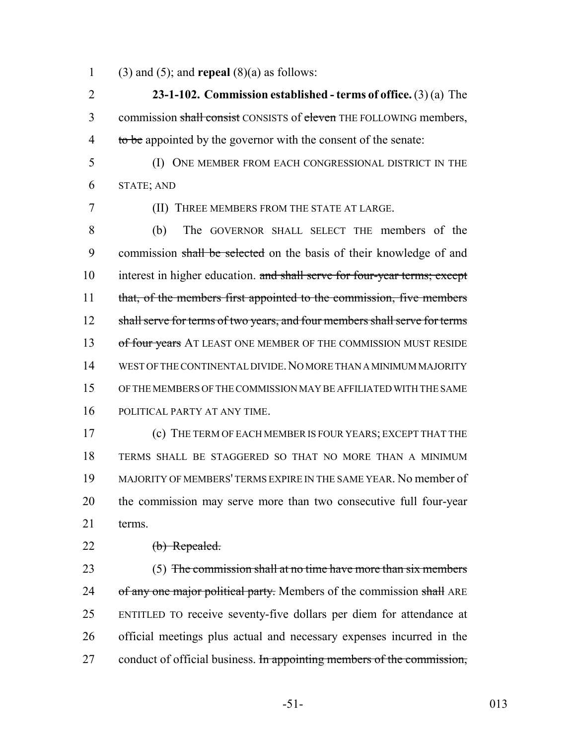(3) and (5); and **repeal** (8)(a) as follows:

**23-1-102. Commission established - terms of office.** (3) (a) The commission ~~shall consist~~ CONSISTS of ~~eleven~~ THE FOLLOWING members, ~~to be~~ appointed by the governor with the consent of the senate:

(I) ONE MEMBER FROM EACH CONGRESSIONAL DISTRICT IN THE STATE; AND

(II) THREE MEMBERS FROM THE STATE AT LARGE.

(b) The GOVERNOR SHALL SELECT THE members of the commission ~~shall be selected~~ on the basis of their knowledge of and interest in higher education. ~~and shall serve for four-year terms; except that, of the members first appointed to the commission, five members shall serve for terms of two years, and four members shall serve for terms of four years~~ AT LEAST ONE MEMBER OF THE COMMISSION MUST RESIDE WEST OF THE CONTINENTAL DIVIDE. NO MORE THAN A MINIMUM MAJORITY OF THE MEMBERS OF THE COMMISSION MAY BE AFFILIATED WITH THE SAME POLITICAL PARTY AT ANY TIME.

(c) THE TERM OF EACH MEMBER IS FOUR YEARS; EXCEPT THAT THE TERMS SHALL BE STAGGERED SO THAT NO MORE THAN A MINIMUM MAJORITY OF MEMBERS' TERMS EXPIRE IN THE SAME YEAR. No member of the commission may serve more than two consecutive full four-year terms.

~~(b) Repealed.~~

(5) ~~The commission shall at no time have more than six members of any one major political party.~~ Members of the commission ~~shall~~ ARE ENTITLED TO receive seventy-five dollars per diem for attendance at official meetings plus actual and necessary expenses incurred in the conduct of official business. ~~In appointing members of the commission,~~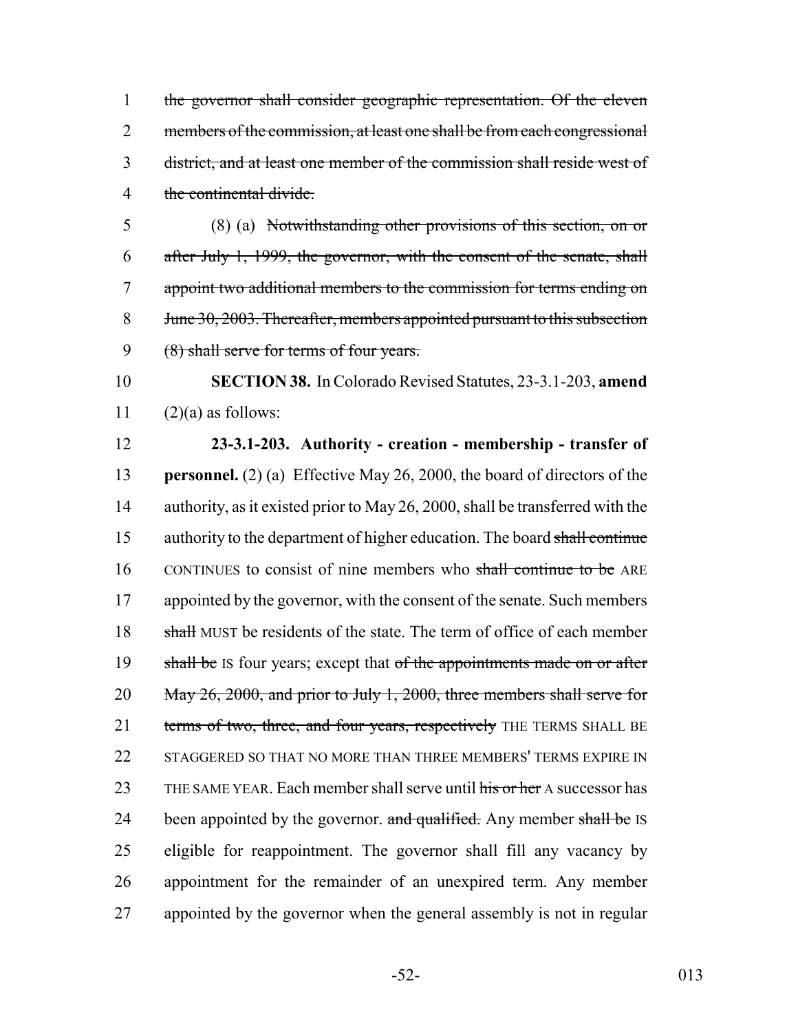1 the governor shall consider geographic representation. Of the eleven
2 members of the commission, at least one shall be from each congressional
3 district, and at least one member of the commission shall reside west of
4 the continental divide.

5 (8) (a) Notwithstanding other provisions of this section, on or
6 after July 1, 1999, the governor, with the consent of the senate, shall
7 appoint two additional members to the commission for terms ending on
8 June 30, 2003. Thereafter, members appointed pursuant to this subsection
9 (8) shall serve for terms of four years.

10 **SECTION 38.** In Colorado Revised Statutes, 23-3.1-203, **amend**
11 (2)(a) as follows:

12 **23-3.1-203. Authority - creation - membership - transfer of**
13 **personnel.** (2) (a) Effective May 26, 2000, the board of directors of the
14 authority, as it existed prior to May 26, 2000, shall be transferred with the
15 authority to the department of higher education. The board shall continue
16 CONTINUES to consist of nine members who shall continue to be ARE
17 appointed by the governor, with the consent of the senate. Such members
18 shall MUST be residents of the state. The term of office of each member
19 shall be IS four years; except that of the appointments made on or after
20 May 26, 2000, and prior to July 1, 2000, three members shall serve for
21 terms of two, three, and four years, respectively THE TERMS SHALL BE
22 STAGGERED SO THAT NO MORE THAN THREE MEMBERS' TERMS EXPIRE IN
23 THE SAME YEAR. Each member shall serve until his or her A successor has
24 been appointed by the governor. and qualified. Any member shall be IS
25 eligible for reappointment. The governor shall fill any vacancy by
26 appointment for the remainder of an unexpired term. Any member
27 appointed by the governor when the general assembly is not in regular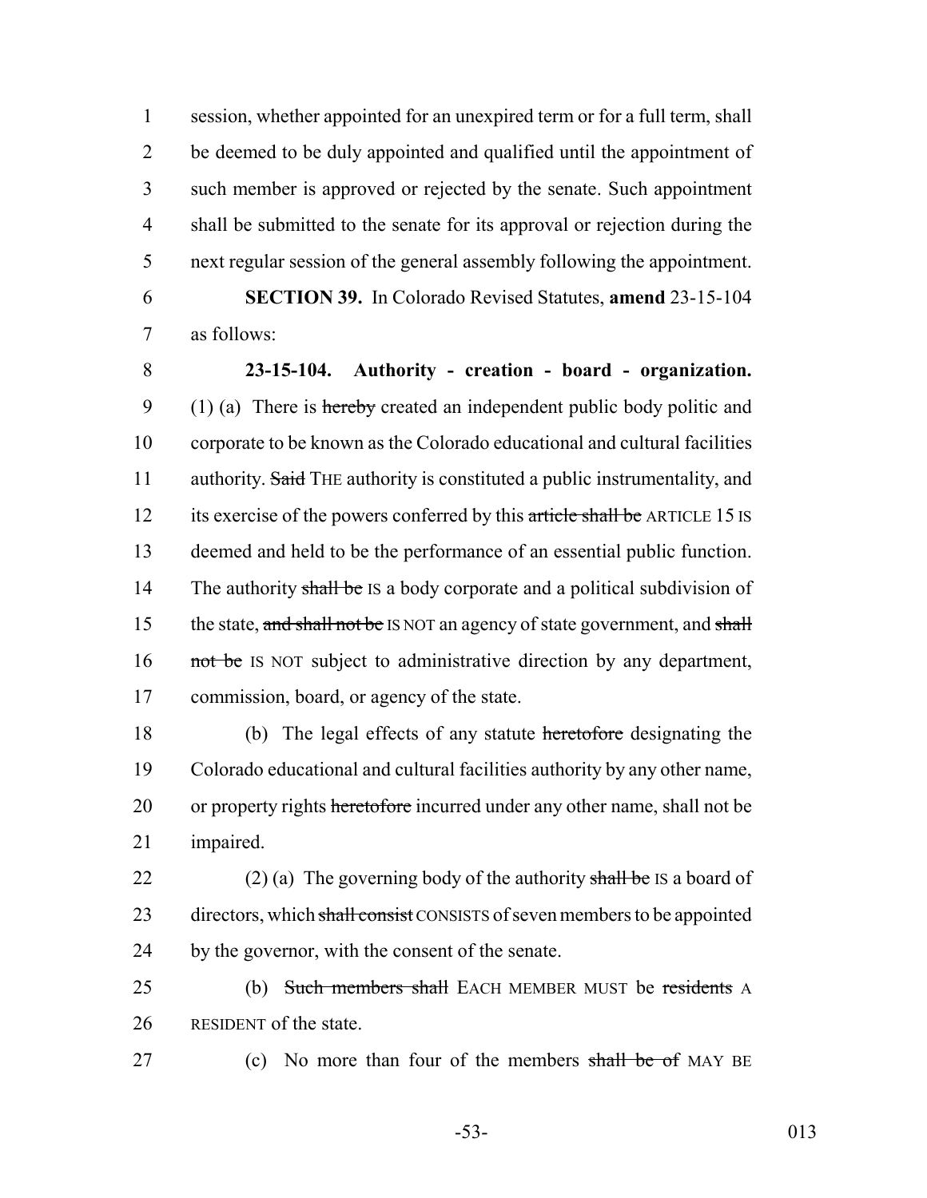session, whether appointed for an unexpired term or for a full term, shall be deemed to be duly appointed and qualified until the appointment of such member is approved or rejected by the senate. Such appointment shall be submitted to the senate for its approval or rejection during the next regular session of the general assembly following the appointment.

**SECTION 39.** In Colorado Revised Statutes, **amend** 23-15-104 as follows:

**23-15-104. Authority - creation - board - organization.** (1) (a) There is ~~hereby~~ created an independent public body politic and corporate to be known as the Colorado educational and cultural facilities authority. ~~Said~~ THE authority is constituted a public instrumentality, and its exercise of the powers conferred by this ~~article shall be~~ ARTICLE 15 IS deemed and held to be the performance of an essential public function. The authority ~~shall be~~ IS a body corporate and a political subdivision of the state, ~~and shall not be~~ IS NOT an agency of state government, and ~~shall not be~~ IS NOT subject to administrative direction by any department, commission, board, or agency of the state.

(b) The legal effects of any statute ~~heretofore~~ designating the Colorado educational and cultural facilities authority by any other name, or property rights ~~heretofore~~ incurred under any other name, shall not be impaired.

(2) (a) The governing body of the authority ~~shall be~~ IS a board of directors, which ~~shall consist~~ CONSISTS of seven members to be appointed by the governor, with the consent of the senate.

(b) ~~Such members shall~~ EACH MEMBER MUST be ~~residents~~ A RESIDENT of the state.

(c) No more than four of the members ~~shall be of~~ MAY BE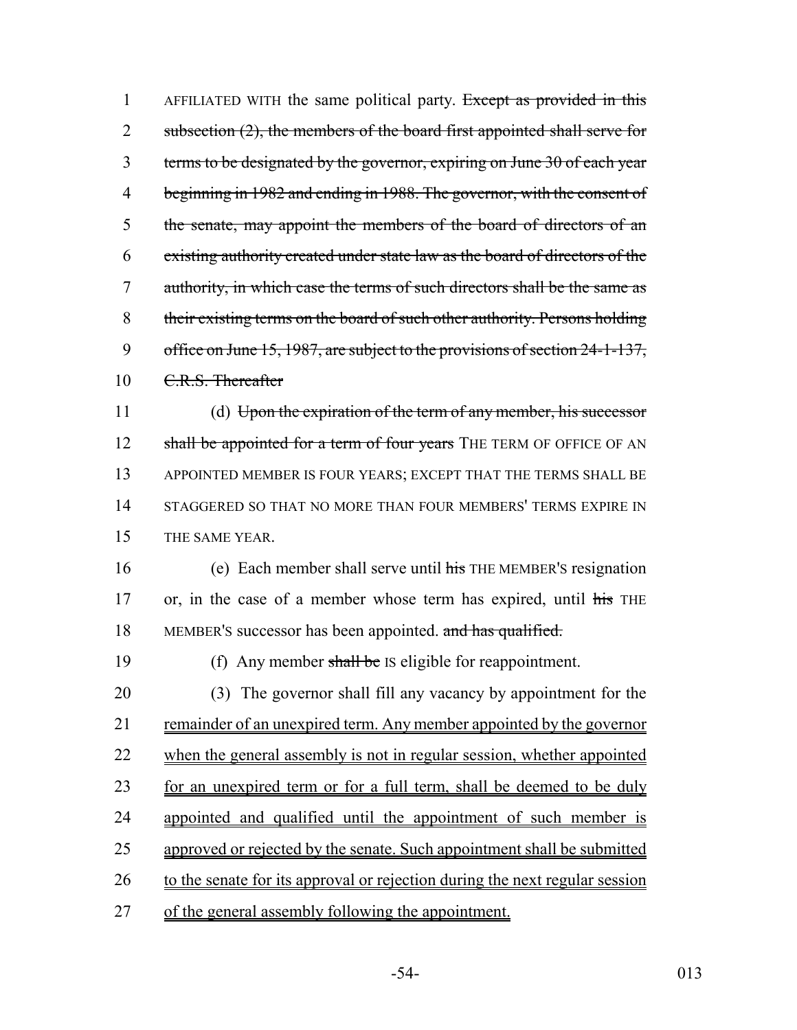AFFILIATED WITH the same political party. ~~Except as provided in this subsection (2), the members of the board first appointed shall serve for terms to be designated by the governor, expiring on June 30 of each year beginning in 1982 and ending in 1988. The governor, with the consent of the senate, may appoint the members of the board of directors of an existing authority created under state law as the board of directors of the authority, in which case the terms of such directors shall be the same as their existing terms on the board of such other authority. Persons holding office on June 15, 1987, are subject to the provisions of section 24-1-137, C.R.S. Thereafter~~

(d) ~~Upon the expiration of the term of any member, his successor shall be appointed for a term of four years~~ THE TERM OF OFFICE OF AN APPOINTED MEMBER IS FOUR YEARS; EXCEPT THAT THE TERMS SHALL BE STAGGERED SO THAT NO MORE THAN FOUR MEMBERS' TERMS EXPIRE IN THE SAME YEAR.

(e) Each member shall serve until ~~his~~ THE MEMBER'S resignation or, in the case of a member whose term has expired, until ~~his~~ THE MEMBER'S successor has been appointed. ~~and has qualified.~~

(f) Any member ~~shall be~~ IS eligible for reappointment.

(3) The governor shall fill any vacancy by appointment for the remainder of an unexpired term. Any member appointed by the governor when the general assembly is not in regular session, whether appointed for an unexpired term or for a full term, shall be deemed to be duly appointed and qualified until the appointment of such member is approved or rejected by the senate. Such appointment shall be submitted to the senate for its approval or rejection during the next regular session of the general assembly following the appointment.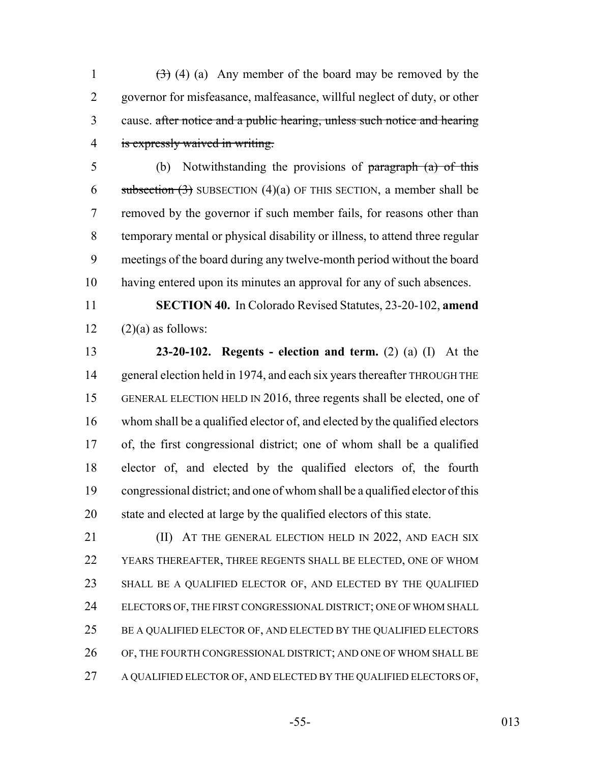~~(3)~~ (4) (a) Any member of the board may be removed by the governor for misfeasance, malfeasance, willful neglect of duty, or other cause. ~~after notice and a public hearing, unless such notice and hearing is expressly waived in writing.~~

(b) Notwithstanding the provisions of ~~paragraph (a) of this subsection (3)~~ SUBSECTION (4)(a) OF THIS SECTION, a member shall be removed by the governor if such member fails, for reasons other than temporary mental or physical disability or illness, to attend three regular meetings of the board during any twelve-month period without the board having entered upon its minutes an approval for any of such absences.

**SECTION 40.** In Colorado Revised Statutes, 23-20-102, **amend** (2)(a) as follows:

**23-20-102. Regents - election and term.** (2) (a) (I) At the general election held in 1974, and each six years thereafter THROUGH THE GENERAL ELECTION HELD IN 2016, three regents shall be elected, one of whom shall be a qualified elector of, and elected by the qualified electors of, the first congressional district; one of whom shall be a qualified elector of, and elected by the qualified electors of, the fourth congressional district; and one of whom shall be a qualified elector of this state and elected at large by the qualified electors of this state.

(II) AT THE GENERAL ELECTION HELD IN 2022, AND EACH SIX YEARS THEREAFTER, THREE REGENTS SHALL BE ELECTED, ONE OF WHOM SHALL BE A QUALIFIED ELECTOR OF, AND ELECTED BY THE QUALIFIED ELECTORS OF, THE FIRST CONGRESSIONAL DISTRICT; ONE OF WHOM SHALL BE A QUALIFIED ELECTOR OF, AND ELECTED BY THE QUALIFIED ELECTORS OF, THE FOURTH CONGRESSIONAL DISTRICT; AND ONE OF WHOM SHALL BE A QUALIFIED ELECTOR OF, AND ELECTED BY THE QUALIFIED ELECTORS OF,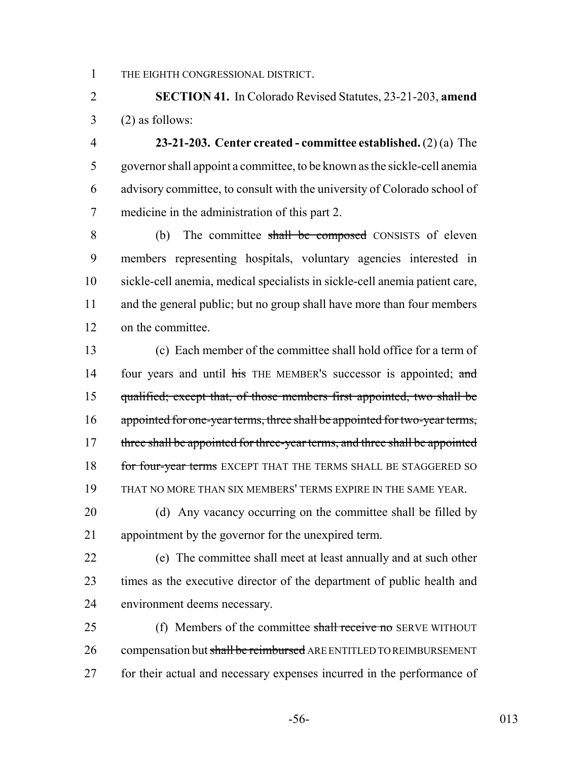THE EIGHTH CONGRESSIONAL DISTRICT.

**SECTION 41.** In Colorado Revised Statutes, 23-21-203, **amend** (2) as follows:

**23-21-203. Center created - committee established.** (2) (a) The governor shall appoint a committee, to be known as the sickle-cell anemia advisory committee, to consult with the university of Colorado school of medicine in the administration of this part 2.

(b) The committee ~~shall be composed~~ CONSISTS of eleven members representing hospitals, voluntary agencies interested in sickle-cell anemia, medical specialists in sickle-cell anemia patient care, and the general public; but no group shall have more than four members on the committee.

(c) Each member of the committee shall hold office for a term of four years and until ~~his~~ THE MEMBER'S successor is appointed; ~~and qualified; except that, of those members first appointed, two shall be appointed for one-year terms, three shall be appointed for two-year terms, three shall be appointed for three-year terms, and three shall be appointed for four-year terms~~ EXCEPT THAT THE TERMS SHALL BE STAGGERED SO THAT NO MORE THAN SIX MEMBERS' TERMS EXPIRE IN THE SAME YEAR.

(d) Any vacancy occurring on the committee shall be filled by appointment by the governor for the unexpired term.

(e) The committee shall meet at least annually and at such other times as the executive director of the department of public health and environment deems necessary.

(f) Members of the committee ~~shall receive no~~ SERVE WITHOUT compensation but ~~shall be reimbursed~~ ARE ENTITLED TO REIMBURSEMENT for their actual and necessary expenses incurred in the performance of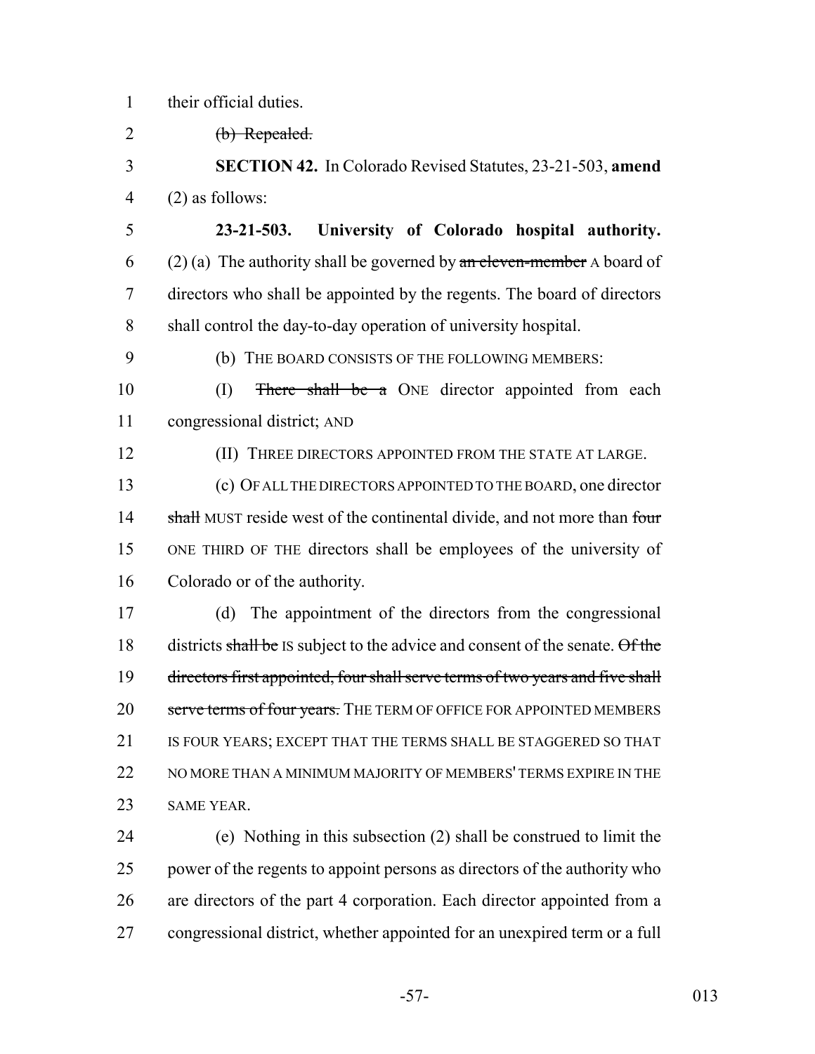their official duties.

~~(b) Repealed.~~

**SECTION 42.** In Colorado Revised Statutes, 23-21-503, **amend** (2) as follows:

**23-21-503. University of Colorado hospital authority.** (2) (a) The authority shall be governed by ~~an eleven-member~~ A board of directors who shall be appointed by the regents. The board of directors shall control the day-to-day operation of university hospital.

(b) THE BOARD CONSISTS OF THE FOLLOWING MEMBERS:

(I) ~~There shall be a~~ ONE director appointed from each congressional district; AND

(II) THREE DIRECTORS APPOINTED FROM THE STATE AT LARGE.

(c) OF ALL THE DIRECTORS APPOINTED TO THE BOARD, one director ~~shall~~ MUST reside west of the continental divide, and not more than ~~four~~ ONE THIRD OF THE directors shall be employees of the university of Colorado or of the authority.

(d) The appointment of the directors from the congressional districts ~~shall be~~ IS subject to the advice and consent of the senate. ~~Of the directors first appointed, four shall serve terms of two years and five shall serve terms of four years.~~ THE TERM OF OFFICE FOR APPOINTED MEMBERS IS FOUR YEARS; EXCEPT THAT THE TERMS SHALL BE STAGGERED SO THAT NO MORE THAN A MINIMUM MAJORITY OF MEMBERS' TERMS EXPIRE IN THE SAME YEAR.

(e) Nothing in this subsection (2) shall be construed to limit the power of the regents to appoint persons as directors of the authority who are directors of the part 4 corporation. Each director appointed from a congressional district, whether appointed for an unexpired term or a full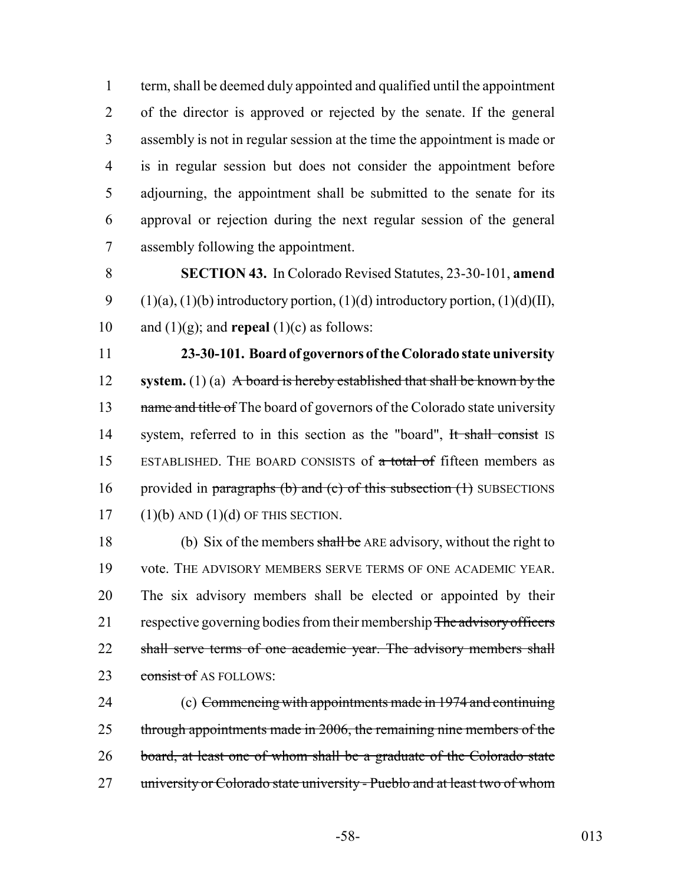term, shall be deemed duly appointed and qualified until the appointment of the director is approved or rejected by the senate. If the general assembly is not in regular session at the time the appointment is made or is in regular session but does not consider the appointment before adjourning, the appointment shall be submitted to the senate for its approval or rejection during the next regular session of the general assembly following the appointment.

**SECTION 43.** In Colorado Revised Statutes, 23-30-101, **amend** (1)(a), (1)(b) introductory portion, (1)(d) introductory portion, (1)(d)(II), and (1)(g); and **repeal** (1)(c) as follows:

**23-30-101. Board of governors of the Colorado state university system.** (1) (a) ~~A board is hereby established that shall be known by the name and title of~~ The board of governors of the Colorado state university system, referred to in this section as the "board", ~~It shall consist~~ IS ESTABLISHED. THE BOARD CONSISTS of ~~a total of~~ fifteen members as provided in ~~paragraphs (b) and (c) of this subsection (1)~~ SUBSECTIONS (1)(b) AND (1)(d) OF THIS SECTION.

(b) Six of the members ~~shall be~~ ARE advisory, without the right to vote. THE ADVISORY MEMBERS SERVE TERMS OF ONE ACADEMIC YEAR. The six advisory members shall be elected or appointed by their respective governing bodies from their membership ~~The advisory officers shall serve terms of one academic year. The advisory members shall consist of~~ AS FOLLOWS:

(c) ~~Commencing with appointments made in 1974 and continuing through appointments made in 2006, the remaining nine members of the board, at least one of whom shall be a graduate of the Colorado state university or Colorado state university - Pueblo and at least two of whom~~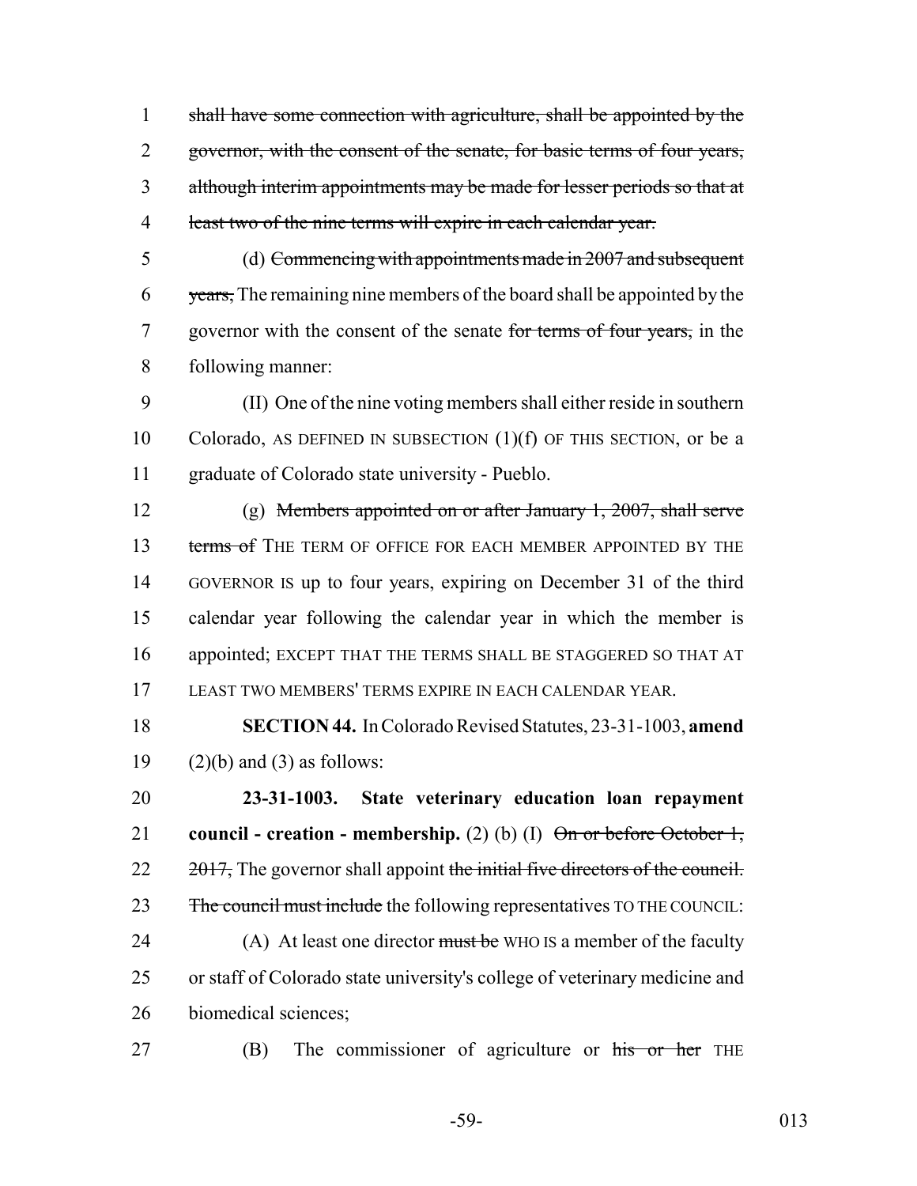shall have some connection with agriculture, shall be appointed by the governor, with the consent of the senate, for basic terms of four years, although interim appointments may be made for lesser periods so that at least two of the nine terms will expire in each calendar year.

(d) Commencing with appointments made in 2007 and subsequent years, The remaining nine members of the board shall be appointed by the governor with the consent of the senate for terms of four years, in the following manner:

(II) One of the nine voting members shall either reside in southern Colorado, AS DEFINED IN SUBSECTION (1)(f) OF THIS SECTION, or be a graduate of Colorado state university - Pueblo.

(g) Members appointed on or after January 1, 2007, shall serve terms of THE TERM OF OFFICE FOR EACH MEMBER APPOINTED BY THE GOVERNOR IS up to four years, expiring on December 31 of the third calendar year following the calendar year in which the member is appointed; EXCEPT THAT THE TERMS SHALL BE STAGGERED SO THAT AT LEAST TWO MEMBERS' TERMS EXPIRE IN EACH CALENDAR YEAR.

**SECTION 44.** In Colorado Revised Statutes, 23-31-1003, **amend** (2)(b) and (3) as follows:

**23-31-1003. State veterinary education loan repayment council - creation - membership.** (2) (b) (I) On or before October 1, 2017, The governor shall appoint the initial five directors of the council. The council must include the following representatives TO THE COUNCIL:

(A) At least one director must be WHO IS a member of the faculty or staff of Colorado state university's college of veterinary medicine and biomedical sciences;

(B) The commissioner of agriculture or his or her THE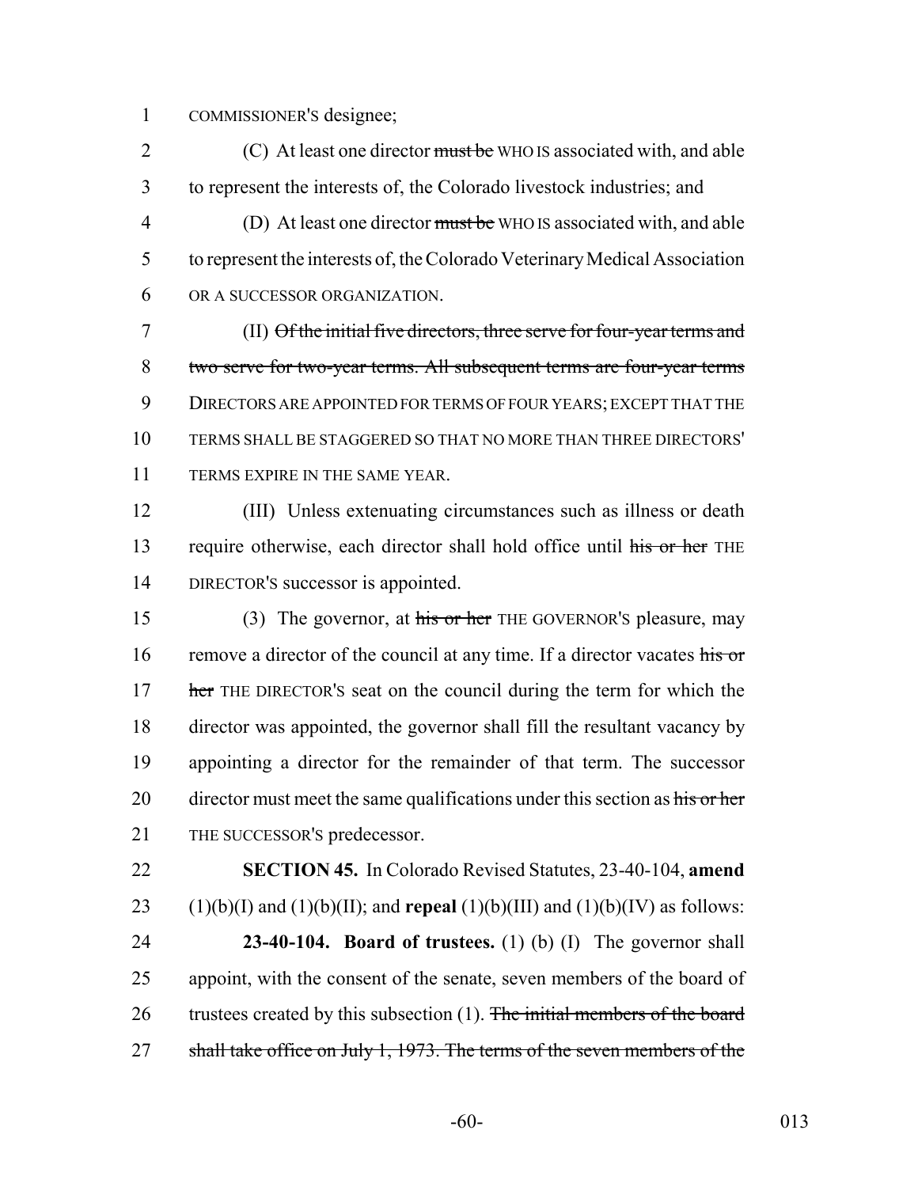COMMISSIONER'S designee;

(C) At least one director ~~must be~~ WHO IS associated with, and able to represent the interests of, the Colorado livestock industries; and

(D) At least one director ~~must be~~ WHO IS associated with, and able to represent the interests of, the Colorado Veterinary Medical Association OR A SUCCESSOR ORGANIZATION.

(II) ~~Of the initial five directors, three serve for four-year terms and two serve for two-year terms. All subsequent terms are four-year terms~~ DIRECTORS ARE APPOINTED FOR TERMS OF FOUR YEARS; EXCEPT THAT THE TERMS SHALL BE STAGGERED SO THAT NO MORE THAN THREE DIRECTORS' TERMS EXPIRE IN THE SAME YEAR.

(III) Unless extenuating circumstances such as illness or death require otherwise, each director shall hold office until ~~his or her~~ THE DIRECTOR'S successor is appointed.

(3) The governor, at ~~his or her~~ THE GOVERNOR'S pleasure, may remove a director of the council at any time. If a director vacates ~~his or her~~ THE DIRECTOR'S seat on the council during the term for which the director was appointed, the governor shall fill the resultant vacancy by appointing a director for the remainder of that term. The successor director must meet the same qualifications under this section as ~~his or her~~ THE SUCCESSOR'S predecessor.

**SECTION 45.** In Colorado Revised Statutes, 23-40-104, **amend** (1)(b)(I) and (1)(b)(II); and **repeal** (1)(b)(III) and (1)(b)(IV) as follows:

**23-40-104. Board of trustees.** (1) (b) (I) The governor shall appoint, with the consent of the senate, seven members of the board of trustees created by this subsection (1). ~~The initial members of the board shall take office on July 1, 1973. The terms of the seven members of the~~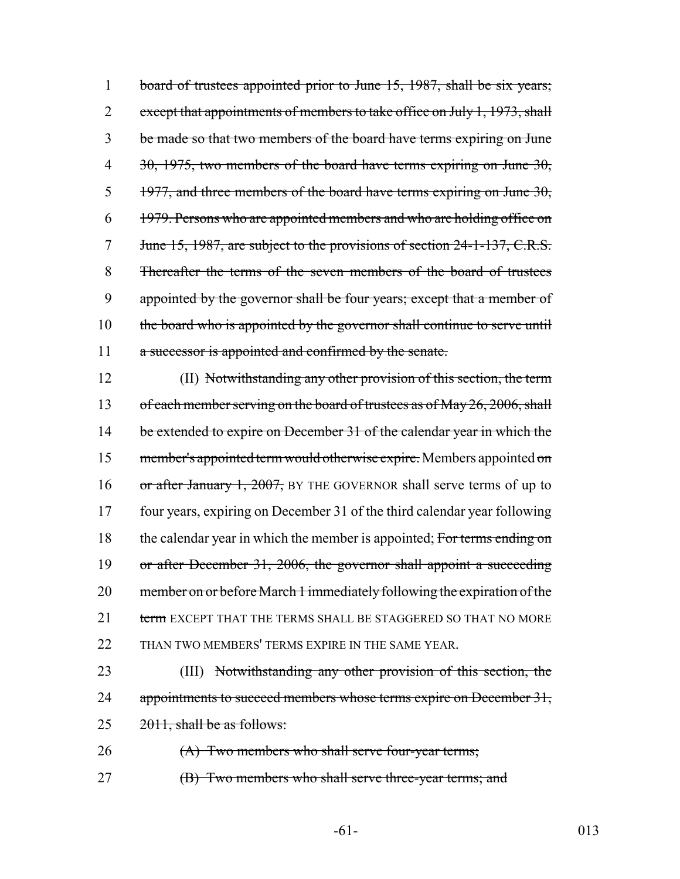1 board of trustees appointed prior to June 15, 1987, shall be six years; 2 except that appointments of members to take office on July 1, 1973, shall 3 be made so that two members of the board have terms expiring on June 4 30, 1975, two members of the board have terms expiring on June 30, 5 1977, and three members of the board have terms expiring on June 30, 6 1979. Persons who are appointed members and who are holding office on 7 June 15, 1987, are subject to the provisions of section 24-1-137, C.R.S. 8 Thereafter the terms of the seven members of the board of trustees 9 appointed by the governor shall be four years; except that a member of 10 the board who is appointed by the governor shall continue to serve until 11 a successor is appointed and confirmed by the senate.

12 (II) Notwithstanding any other provision of this section, the term 13 of each member serving on the board of trustees as of May 26, 2006, shall 14 be extended to expire on December 31 of the calendar year in which the 15 member's appointed term would otherwise expire. Members appointed on 16 or after January 1, 2007, BY THE GOVERNOR shall serve terms of up to 17 four years, expiring on December 31 of the third calendar year following 18 the calendar year in which the member is appointed; For terms ending on 19 or after December 31, 2006, the governor shall appoint a succeeding 20 member on or before March 1 immediately following the expiration of the 21 term EXCEPT THAT THE TERMS SHALL BE STAGGERED SO THAT NO MORE 22 THAN TWO MEMBERS' TERMS EXPIRE IN THE SAME YEAR.

23 (III) Notwithstanding any other provision of this section, the 24 appointments to succeed members whose terms expire on December 31, 25 2011, shall be as follows:

26 (A) Two members who shall serve four-year terms;

27 (B) Two members who shall serve three-year terms; and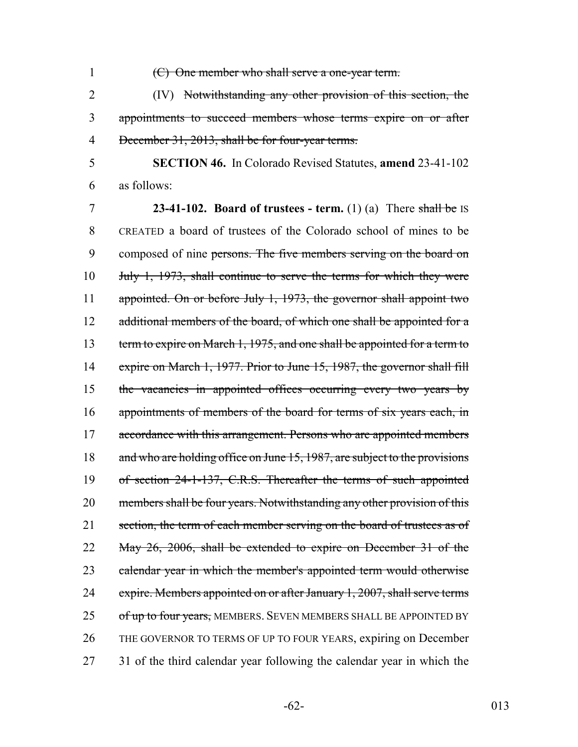1 ~~(C) One member who shall serve a one-year term.~~

2 (IV) ~~Notwithstanding any other provision of this section, the~~
3 ~~appointments to succeed members whose terms expire on or after~~
4 ~~December 31, 2013, shall be for four-year terms.~~

5 **SECTION 46.** In Colorado Revised Statutes, **amend** 23-41-102
6 as follows:

7 **23-41-102. Board of trustees - term.** (1) (a) There ~~shall be~~ IS
8 CREATED a board of trustees of the Colorado school of mines to be
9 composed of nine ~~persons. The five members serving on the board on~~
10 ~~July 1, 1973, shall continue to serve the terms for which they were~~
11 ~~appointed. On or before July 1, 1973, the governor shall appoint two~~
12 ~~additional members of the board, of which one shall be appointed for a~~
13 ~~term to expire on March 1, 1975, and one shall be appointed for a term to~~
14 ~~expire on March 1, 1977. Prior to June 15, 1987, the governor shall fill~~
15 ~~the vacancies in appointed offices occurring every two years by~~
16 ~~appointments of members of the board for terms of six years each, in~~
17 ~~accordance with this arrangement. Persons who are appointed members~~
18 ~~and who are holding office on June 15, 1987, are subject to the provisions~~
19 ~~of section 24-1-137, C.R.S. Thereafter the terms of such appointed~~
20 ~~members shall be four years. Notwithstanding any other provision of this~~
21 ~~section, the term of each member serving on the board of trustees as of~~
22 ~~May 26, 2006, shall be extended to expire on December 31 of the~~
23 ~~calendar year in which the member's appointed term would otherwise~~
24 ~~expire. Members appointed on or after January 1, 2007, shall serve terms~~
25 ~~of up to four years,~~ MEMBERS. SEVEN MEMBERS SHALL BE APPOINTED BY
26 THE GOVERNOR TO TERMS OF UP TO FOUR YEARS, expiring on December
27 31 of the third calendar year following the calendar year in which the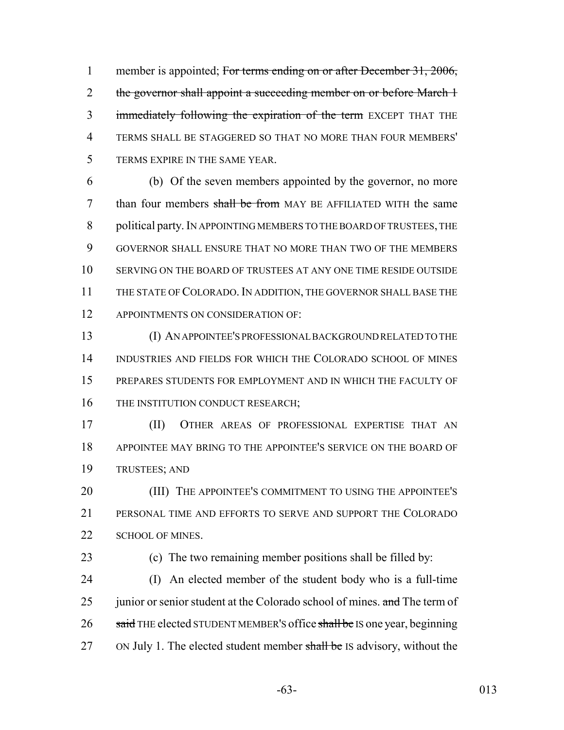member is appointed; ~~For terms ending on or after December 31, 2006, the governor shall appoint a succeeding member on or before March 1 immediately following the expiration of the term~~ EXCEPT THAT THE TERMS SHALL BE STAGGERED SO THAT NO MORE THAN FOUR MEMBERS' TERMS EXPIRE IN THE SAME YEAR.

(b) Of the seven members appointed by the governor, no more than four members ~~shall be from~~ MAY BE AFFILIATED WITH the same political party. IN APPOINTING MEMBERS TO THE BOARD OF TRUSTEES, THE GOVERNOR SHALL ENSURE THAT NO MORE THAN TWO OF THE MEMBERS SERVING ON THE BOARD OF TRUSTEES AT ANY ONE TIME RESIDE OUTSIDE THE STATE OF COLORADO. IN ADDITION, THE GOVERNOR SHALL BASE THE APPOINTMENTS ON CONSIDERATION OF:

(I) AN APPOINTEE'S PROFESSIONAL BACKGROUND RELATED TO THE INDUSTRIES AND FIELDS FOR WHICH THE COLORADO SCHOOL OF MINES PREPARES STUDENTS FOR EMPLOYMENT AND IN WHICH THE FACULTY OF THE INSTITUTION CONDUCT RESEARCH;

(II) OTHER AREAS OF PROFESSIONAL EXPERTISE THAT AN APPOINTEE MAY BRING TO THE APPOINTEE'S SERVICE ON THE BOARD OF TRUSTEES; AND

(III) THE APPOINTEE'S COMMITMENT TO USING THE APPOINTEE'S PERSONAL TIME AND EFFORTS TO SERVE AND SUPPORT THE COLORADO SCHOOL OF MINES.

(c) The two remaining member positions shall be filled by:

(I) An elected member of the student body who is a full-time junior or senior student at the Colorado school of mines. ~~and~~ The term of ~~said~~ THE elected STUDENT MEMBER'S office ~~shall be~~ IS one year, beginning ON July 1. The elected student member ~~shall be~~ IS advisory, without the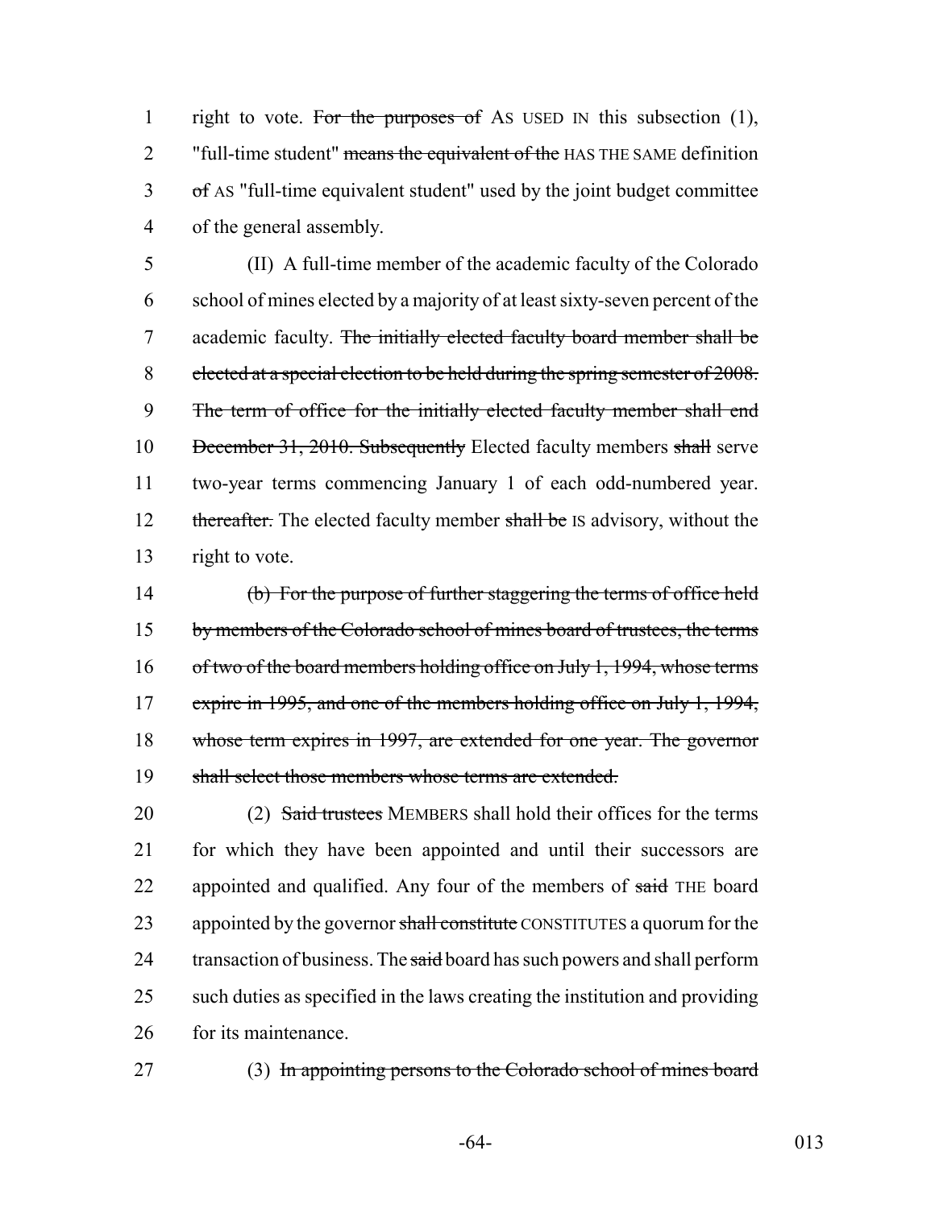right to vote. ~~For the purposes of~~ AS USED IN this subsection (1), "full-time student" ~~means the equivalent of the~~ HAS THE SAME definition ~~of~~ AS "full-time equivalent student" used by the joint budget committee of the general assembly.

(II) A full-time member of the academic faculty of the Colorado school of mines elected by a majority of at least sixty-seven percent of the academic faculty. ~~The initially elected faculty board member shall be elected at a special election to be held during the spring semester of 2008. The term of office for the initially elected faculty member shall end December 31, 2010. Subsequently~~ Elected faculty members ~~shall~~ serve two-year terms commencing January 1 of each odd-numbered year. ~~thereafter.~~ The elected faculty member ~~shall be~~ IS advisory, without the right to vote.

~~(b) For the purpose of further staggering the terms of office held by members of the Colorado school of mines board of trustees, the terms of two of the board members holding office on July 1, 1994, whose terms expire in 1995, and one of the members holding office on July 1, 1994, whose term expires in 1997, are extended for one year. The governor shall select those members whose terms are extended.~~

(2) ~~Said trustees~~ MEMBERS shall hold their offices for the terms for which they have been appointed and until their successors are appointed and qualified. Any four of the members of ~~said~~ THE board appointed by the governor ~~shall constitute~~ CONSTITUTES a quorum for the transaction of business. The ~~said~~ board has such powers and shall perform such duties as specified in the laws creating the institution and providing for its maintenance.

(3) ~~In appointing persons to the Colorado school of mines board~~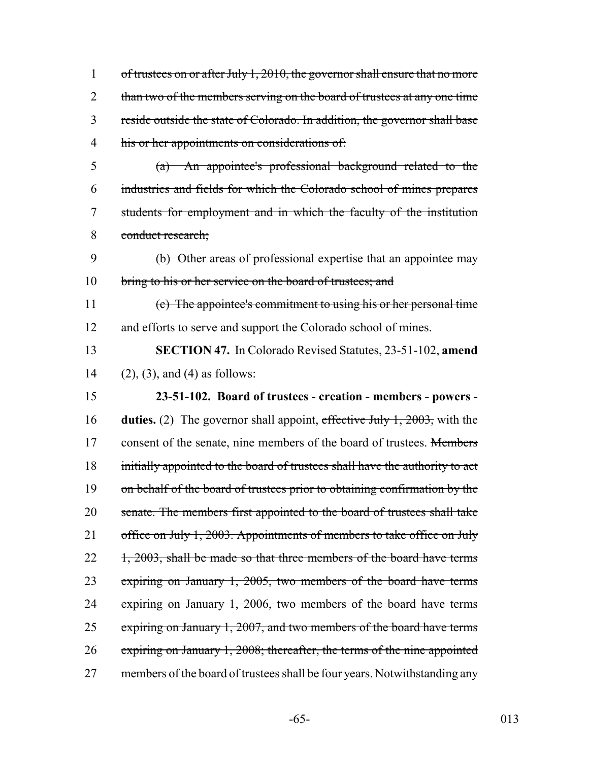~~of trustees on or after July 1, 2010, the governor shall ensure that no more than two of the members serving on the board of trustees at any one time reside outside the state of Colorado. In addition, the governor shall base his or her appointments on considerations of:~~

~~(a) An appointee's professional background related to the industries and fields for which the Colorado school of mines prepares students for employment and in which the faculty of the institution conduct research;~~

~~(b) Other areas of professional expertise that an appointee may bring to his or her service on the board of trustees; and~~

~~(c) The appointee's commitment to using his or her personal time and efforts to serve and support the Colorado school of mines.~~

**SECTION 47.** In Colorado Revised Statutes, 23-51-102, **amend** (2), (3), and (4) as follows:

**23-51-102. Board of trustees - creation - members - powers - duties.** (2) The governor shall appoint, ~~effective July 1, 2003,~~ with the consent of the senate, nine members of the board of trustees. ~~Members initially appointed to the board of trustees shall have the authority to act on behalf of the board of trustees prior to obtaining confirmation by the senate. The members first appointed to the board of trustees shall take office on July 1, 2003. Appointments of members to take office on July 1, 2003, shall be made so that three members of the board have terms expiring on January 1, 2005, two members of the board have terms expiring on January 1, 2006, two members of the board have terms expiring on January 1, 2007, and two members of the board have terms expiring on January 1, 2008; thereafter, the terms of the nine appointed members of the board of trustees shall be four years. Notwithstanding any~~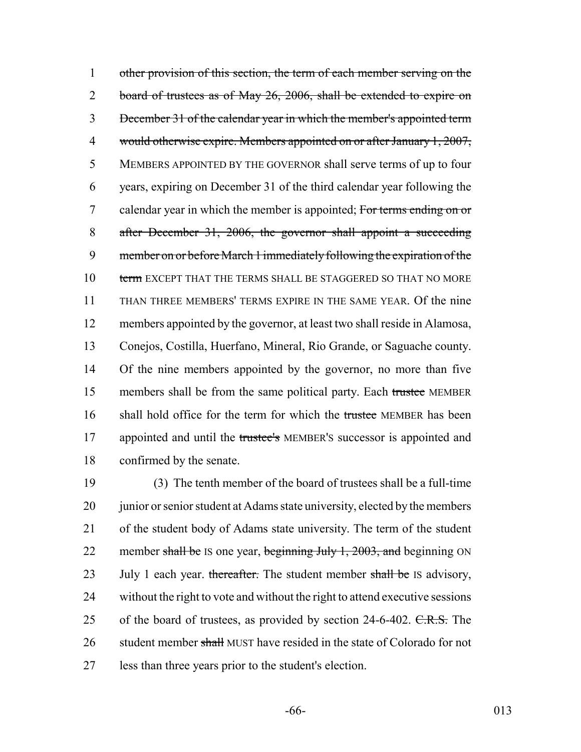~~other provision of this section, the term of each member serving on the board of trustees as of May 26, 2006, shall be extended to expire on December 31 of the calendar year in which the member's appointed term would otherwise expire. Members appointed on or after January 1, 2007,~~ MEMBERS APPOINTED BY THE GOVERNOR shall serve terms of up to four years, expiring on December 31 of the third calendar year following the calendar year in which the member is appointed; ~~For terms ending on or after December 31, 2006, the governor shall appoint a succeeding member on or before March 1 immediately following the expiration of the term~~ EXCEPT THAT THE TERMS SHALL BE STAGGERED SO THAT NO MORE THAN THREE MEMBERS' TERMS EXPIRE IN THE SAME YEAR. Of the nine members appointed by the governor, at least two shall reside in Alamosa, Conejos, Costilla, Huerfano, Mineral, Rio Grande, or Saguache county. Of the nine members appointed by the governor, no more than five members shall be from the same political party. Each ~~trustee~~ MEMBER shall hold office for the term for which the ~~trustee~~ MEMBER has been appointed and until the ~~trustee's~~ MEMBER'S successor is appointed and confirmed by the senate.

(3) The tenth member of the board of trustees shall be a full-time junior or senior student at Adams state university, elected by the members of the student body of Adams state university. The term of the student member ~~shall be~~ IS one year, ~~beginning July 1, 2003, and~~ beginning ON July 1 each year. ~~thereafter.~~ The student member ~~shall be~~ IS advisory, without the right to vote and without the right to attend executive sessions of the board of trustees, as provided by section 24-6-402. ~~C.R.S.~~ The student member ~~shall~~ MUST have resided in the state of Colorado for not less than three years prior to the student's election.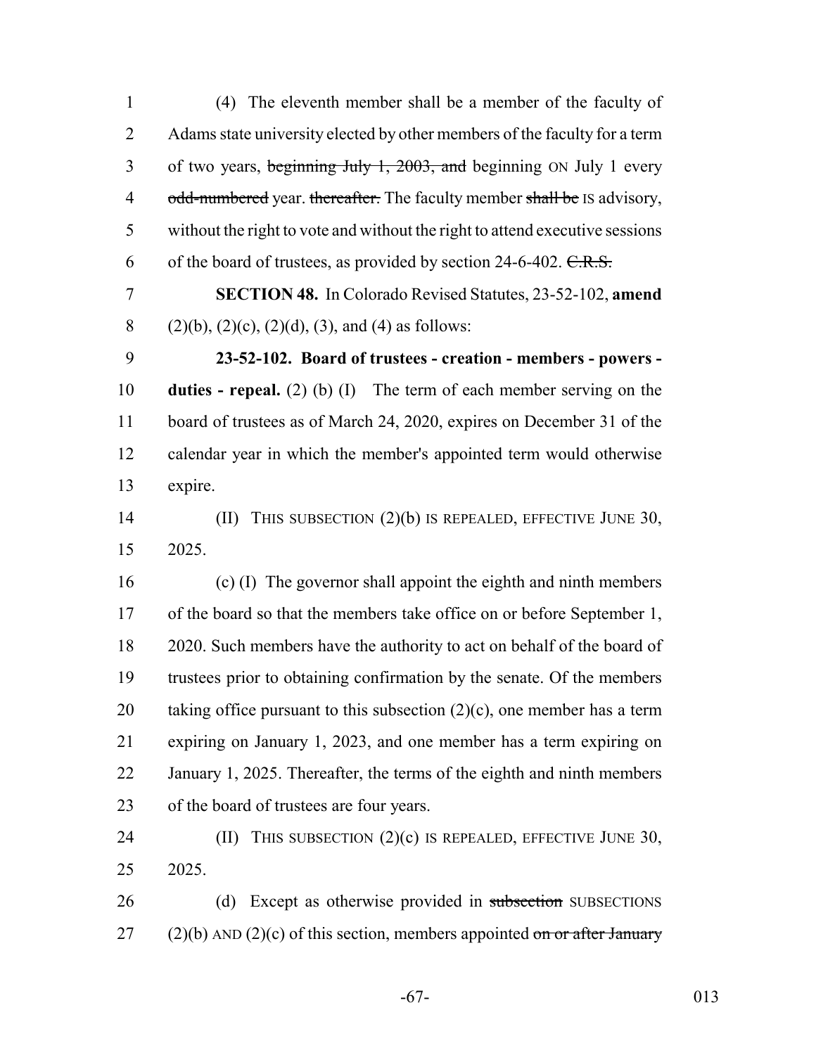(4) The eleventh member shall be a member of the faculty of Adams state university elected by other members of the faculty for a term of two years, ~~beginning July 1, 2003, and~~ beginning ON July 1 every ~~odd-numbered~~ year. ~~thereafter.~~ The faculty member ~~shall be~~ IS advisory, without the right to vote and without the right to attend executive sessions of the board of trustees, as provided by section 24-6-402. ~~C.R.S.~~

**SECTION 48.** In Colorado Revised Statutes, 23-52-102, **amend** (2)(b), (2)(c), (2)(d), (3), and (4) as follows:

**23-52-102. Board of trustees - creation - members - powers - duties - repeal.** (2) (b) (I) The term of each member serving on the board of trustees as of March 24, 2020, expires on December 31 of the calendar year in which the member's appointed term would otherwise expire.

(II) THIS SUBSECTION (2)(b) IS REPEALED, EFFECTIVE JUNE 30, 2025.

(c) (I) The governor shall appoint the eighth and ninth members of the board so that the members take office on or before September 1, 2020. Such members have the authority to act on behalf of the board of trustees prior to obtaining confirmation by the senate. Of the members taking office pursuant to this subsection (2)(c), one member has a term expiring on January 1, 2023, and one member has a term expiring on January 1, 2025. Thereafter, the terms of the eighth and ninth members of the board of trustees are four years.

(II) THIS SUBSECTION (2)(c) IS REPEALED, EFFECTIVE JUNE 30, 2025.

(d) Except as otherwise provided in ~~subsection~~ SUBSECTIONS (2)(b) AND (2)(c) of this section, members appointed ~~on or after January~~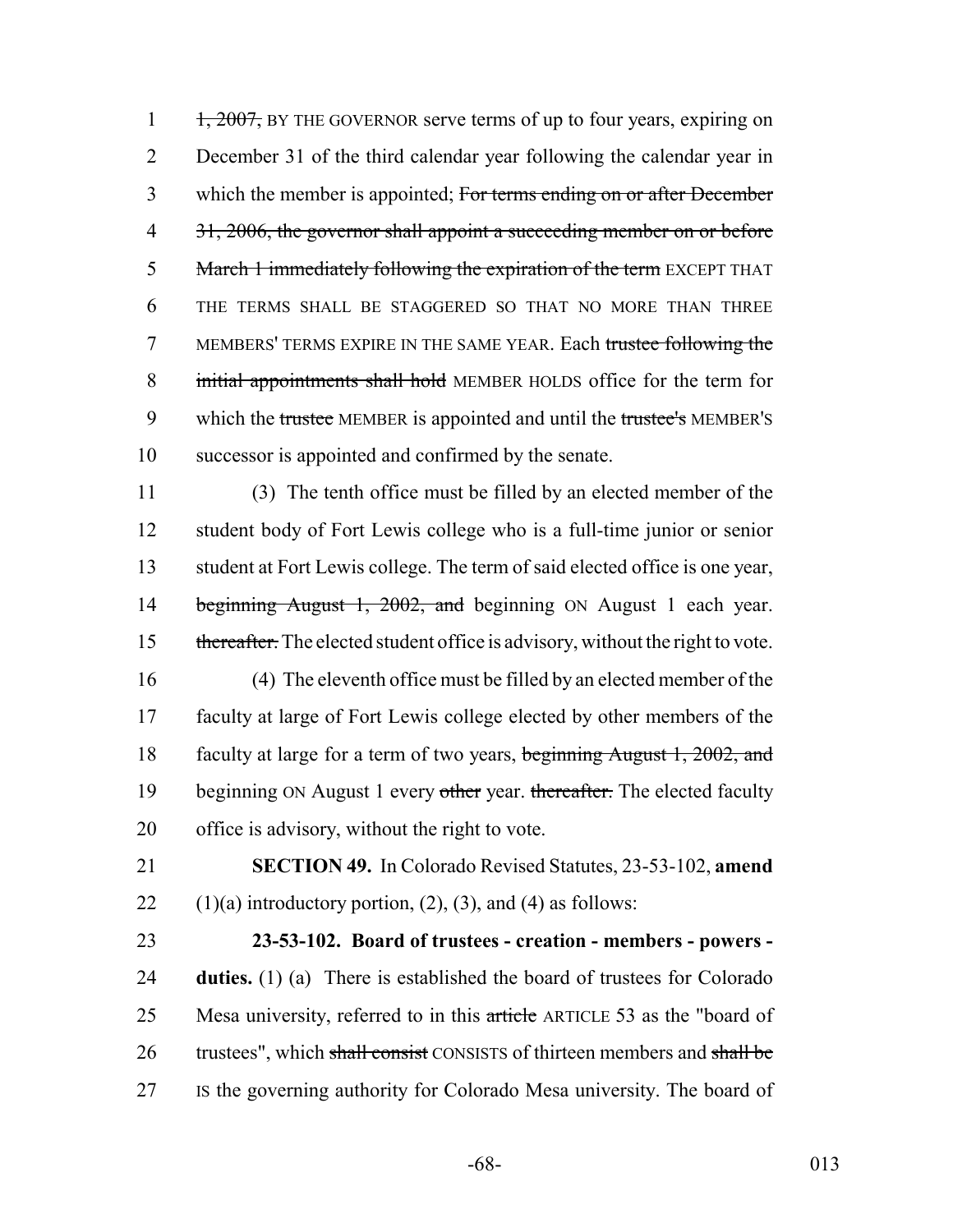1, 2007, BY THE GOVERNOR serve terms of up to four years, expiring on December 31 of the third calendar year following the calendar year in which the member is appointed; For terms ending on or after December 31, 2006, the governor shall appoint a succeeding member on or before March 1 immediately following the expiration of the term EXCEPT THAT THE TERMS SHALL BE STAGGERED SO THAT NO MORE THAN THREE MEMBERS' TERMS EXPIRE IN THE SAME YEAR. Each trustee following the initial appointments shall hold MEMBER HOLDS office for the term for which the trustee MEMBER is appointed and until the trustee's MEMBER'S successor is appointed and confirmed by the senate.

(3) The tenth office must be filled by an elected member of the student body of Fort Lewis college who is a full-time junior or senior student at Fort Lewis college. The term of said elected office is one year, beginning August 1, 2002, and beginning ON August 1 each year. thereafter. The elected student office is advisory, without the right to vote.

(4) The eleventh office must be filled by an elected member of the faculty at large of Fort Lewis college elected by other members of the faculty at large for a term of two years, beginning August 1, 2002, and beginning ON August 1 every other year. thereafter. The elected faculty office is advisory, without the right to vote.

**SECTION 49.** In Colorado Revised Statutes, 23-53-102, **amend** (1)(a) introductory portion, (2), (3), and (4) as follows:

**23-53-102. Board of trustees - creation - members - powers - duties.** (1) (a) There is established the board of trustees for Colorado Mesa university, referred to in this article ARTICLE 53 as the "board of trustees", which shall consist CONSISTS of thirteen members and shall be IS the governing authority for Colorado Mesa university. The board of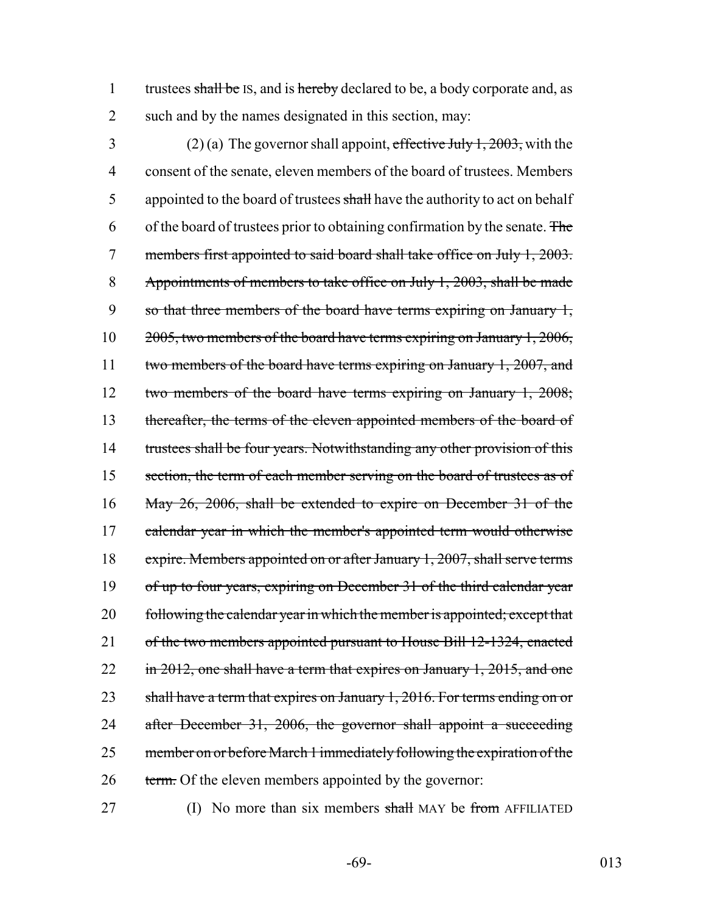1 trustees ~~shall be~~ IS, and is ~~hereby~~ declared to be, a body corporate and, as
2 such and by the names designated in this section, may:

3 (2) (a) The governor shall appoint, ~~effective July 1, 2003,~~ with the
4 consent of the senate, eleven members of the board of trustees. Members
5 appointed to the board of trustees ~~shall~~ have the authority to act on behalf
6 of the board of trustees prior to obtaining confirmation by the senate. ~~The~~
7 ~~members first appointed to said board shall take office on July 1, 2003.~~
8 ~~Appointments of members to take office on July 1, 2003, shall be made~~
9 ~~so that three members of the board have terms expiring on January 1,~~
10 ~~2005, two members of the board have terms expiring on January 1, 2006,~~
11 ~~two members of the board have terms expiring on January 1, 2007, and~~
12 ~~two members of the board have terms expiring on January 1, 2008;~~
13 ~~thereafter, the terms of the eleven appointed members of the board of~~
14 ~~trustees shall be four years. Notwithstanding any other provision of this~~
15 ~~section, the term of each member serving on the board of trustees as of~~
16 ~~May 26, 2006, shall be extended to expire on December 31 of the~~
17 ~~calendar year in which the member's appointed term would otherwise~~
18 ~~expire. Members appointed on or after January 1, 2007, shall serve terms~~
19 ~~of up to four years, expiring on December 31 of the third calendar year~~
20 ~~following the calendar year in which the member is appointed; except that~~
21 ~~of the two members appointed pursuant to House Bill 12-1324, enacted~~
22 ~~in 2012, one shall have a term that expires on January 1, 2015, and one~~
23 ~~shall have a term that expires on January 1, 2016. For terms ending on or~~
24 ~~after December 31, 2006, the governor shall appoint a succeeding~~
25 ~~member on or before March 1 immediately following the expiration of the~~
26 ~~term.~~ Of the eleven members appointed by the governor:

27 (I) No more than six members ~~shall~~ MAY be ~~from~~ AFFILIATED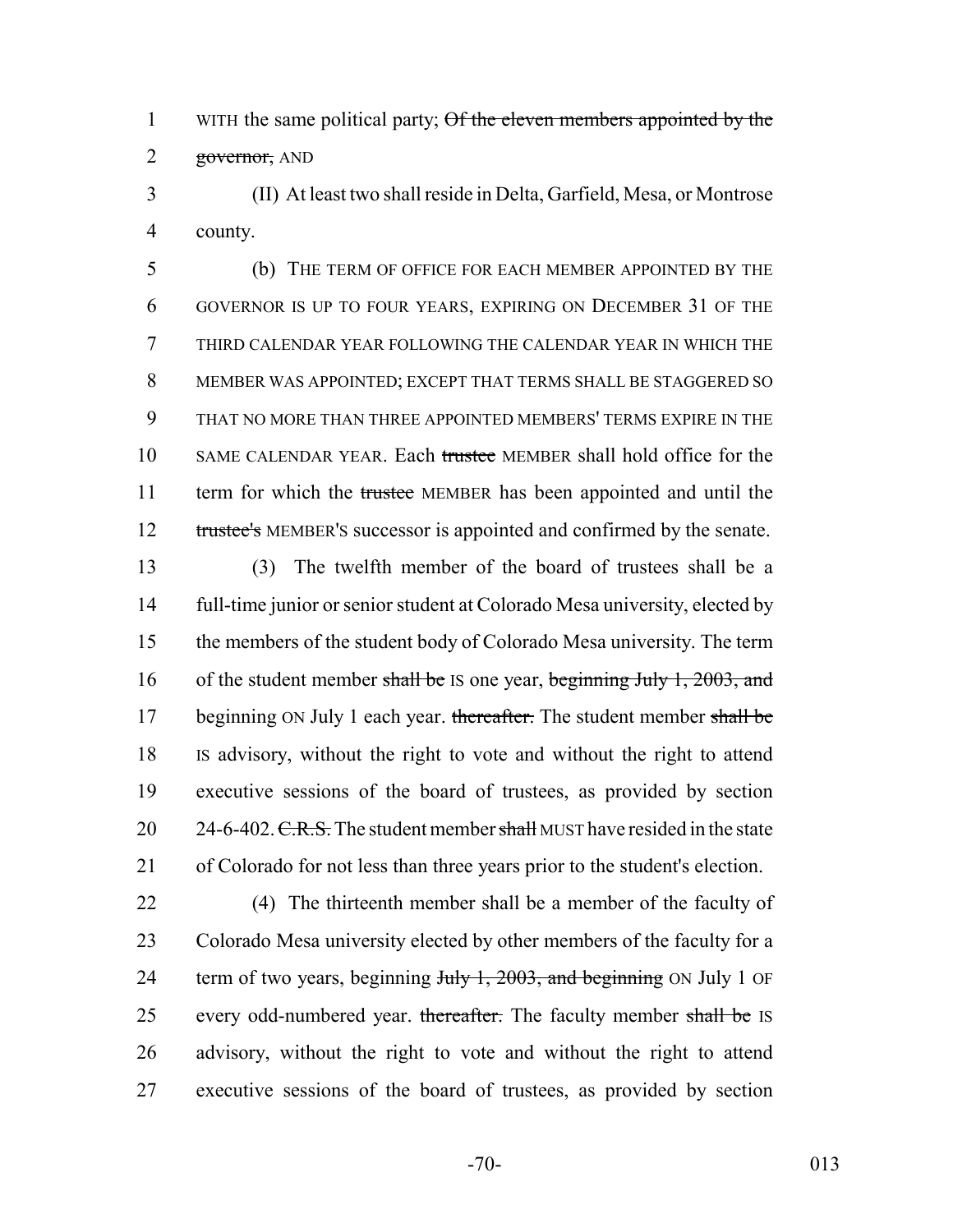WITH the same political party; ~~Of the eleven members appointed by the governor,~~ AND

(II) At least two shall reside in Delta, Garfield, Mesa, or Montrose county.

(b) THE TERM OF OFFICE FOR EACH MEMBER APPOINTED BY THE GOVERNOR IS UP TO FOUR YEARS, EXPIRING ON DECEMBER 31 OF THE THIRD CALENDAR YEAR FOLLOWING THE CALENDAR YEAR IN WHICH THE MEMBER WAS APPOINTED; EXCEPT THAT TERMS SHALL BE STAGGERED SO THAT NO MORE THAN THREE APPOINTED MEMBERS' TERMS EXPIRE IN THE SAME CALENDAR YEAR. Each ~~trustee~~ MEMBER shall hold office for the term for which the ~~trustee~~ MEMBER has been appointed and until the ~~trustee's~~ MEMBER'S successor is appointed and confirmed by the senate.

(3) The twelfth member of the board of trustees shall be a full-time junior or senior student at Colorado Mesa university, elected by the members of the student body of Colorado Mesa university. The term of the student member ~~shall be~~ IS one year, ~~beginning July 1, 2003, and~~ beginning ON July 1 each year. ~~thereafter.~~ The student member ~~shall be~~ IS advisory, without the right to vote and without the right to attend executive sessions of the board of trustees, as provided by section 24-6-402. ~~C.R.S.~~ The student member ~~shall~~ MUST have resided in the state of Colorado for not less than three years prior to the student's election.

(4) The thirteenth member shall be a member of the faculty of Colorado Mesa university elected by other members of the faculty for a term of two years, beginning ~~July 1, 2003, and beginning~~ ON July 1 OF every odd-numbered year. ~~thereafter.~~ The faculty member ~~shall be~~ IS advisory, without the right to vote and without the right to attend executive sessions of the board of trustees, as provided by section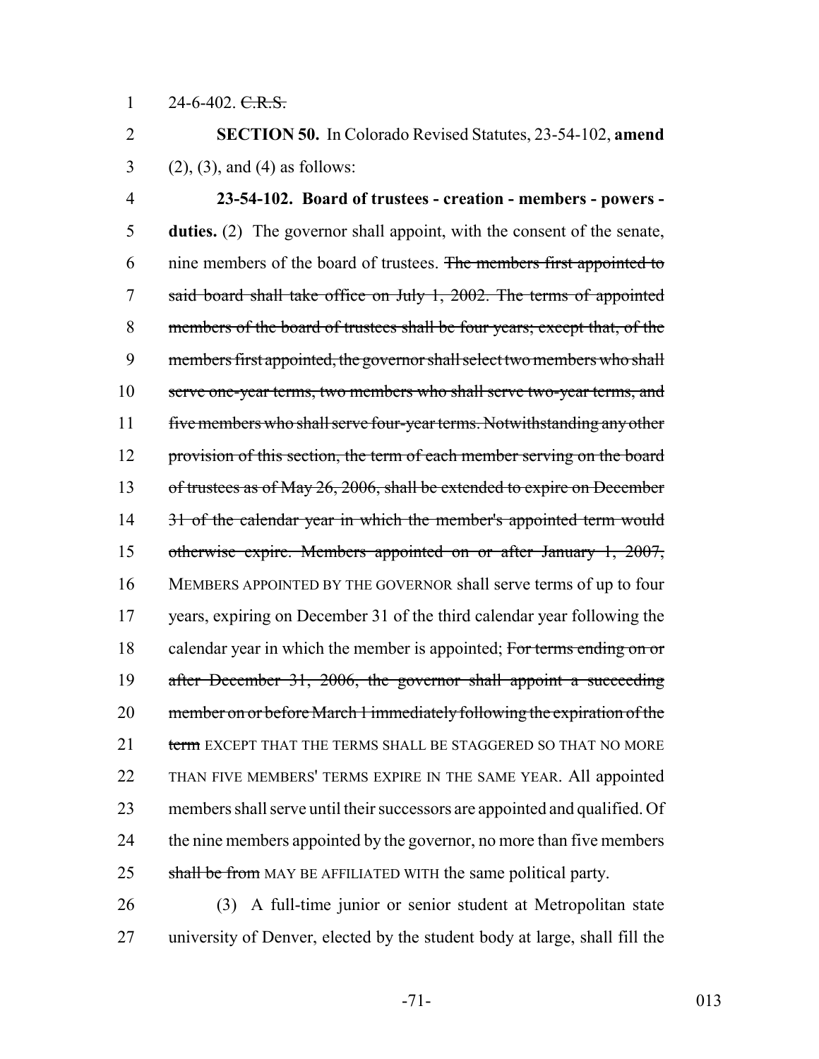24-6-402. ~~C.R.S.~~

**SECTION 50.** In Colorado Revised Statutes, 23-54-102, **amend** (2), (3), and (4) as follows:

**23-54-102. Board of trustees - creation - members - powers - duties.** (2) The governor shall appoint, with the consent of the senate, nine members of the board of trustees. ~~The members first appointed to said board shall take office on July 1, 2002. The terms of appointed members of the board of trustees shall be four years; except that, of the members first appointed, the governor shall select two members who shall serve one-year terms, two members who shall serve two-year terms, and five members who shall serve four-year terms. Notwithstanding any other provision of this section, the term of each member serving on the board of trustees as of May 26, 2006, shall be extended to expire on December 31 of the calendar year in which the member's appointed term would otherwise expire. Members appointed on or after January 1, 2007,~~ MEMBERS APPOINTED BY THE GOVERNOR shall serve terms of up to four years, expiring on December 31 of the third calendar year following the calendar year in which the member is appointed; ~~For terms ending on or after December 31, 2006, the governor shall appoint a succeeding member on or before March 1 immediately following the expiration of the term~~ EXCEPT THAT THE TERMS SHALL BE STAGGERED SO THAT NO MORE THAN FIVE MEMBERS' TERMS EXPIRE IN THE SAME YEAR. All appointed members shall serve until their successors are appointed and qualified. Of the nine members appointed by the governor, no more than five members ~~shall be from~~ MAY BE AFFILIATED WITH the same political party.

(3) A full-time junior or senior student at Metropolitan state university of Denver, elected by the student body at large, shall fill the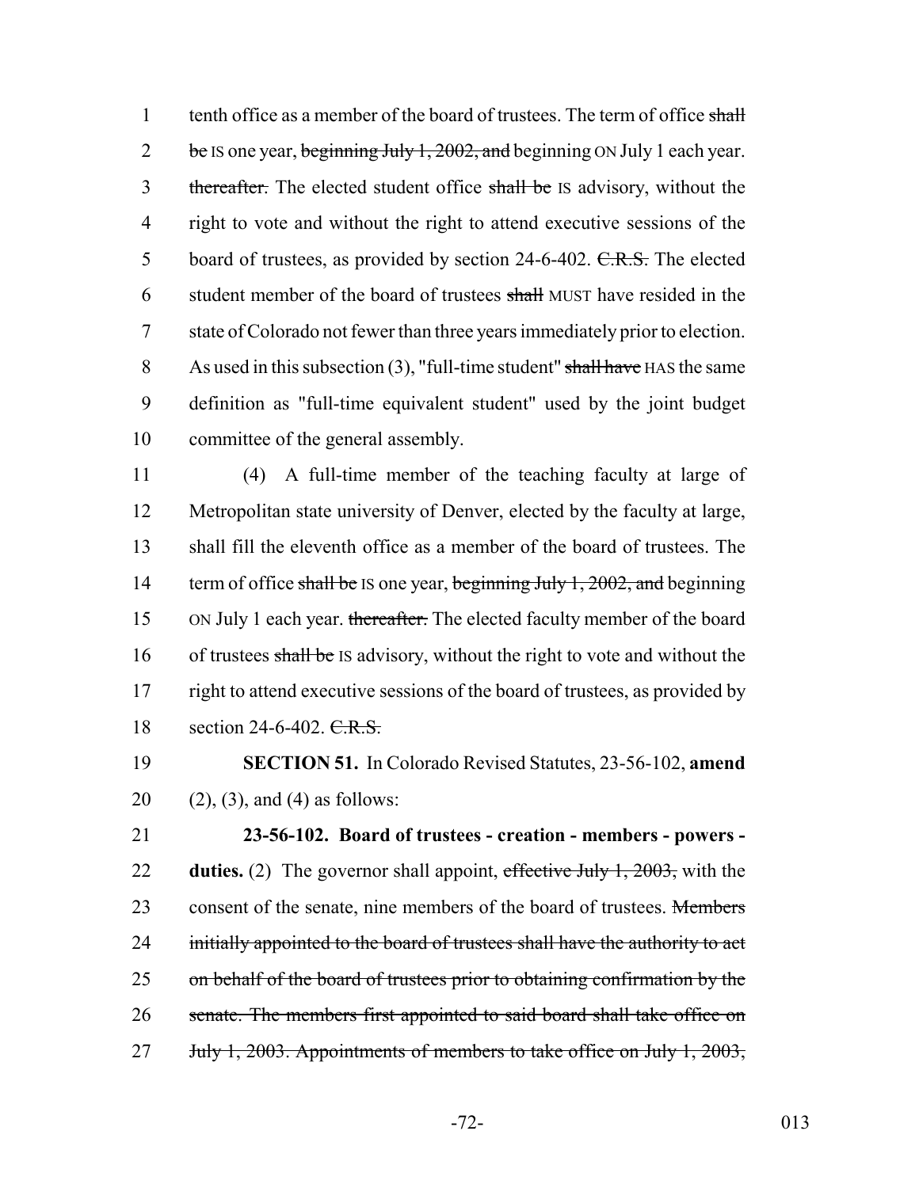tenth office as a member of the board of trustees. The term of office ~~shall be~~ IS one year, ~~beginning July 1, 2002, and~~ beginning ON July 1 each year. ~~thereafter.~~ The elected student office ~~shall be~~ IS advisory, without the right to vote and without the right to attend executive sessions of the board of trustees, as provided by section 24-6-402. ~~C.R.S.~~ The elected student member of the board of trustees ~~shall~~ MUST have resided in the state of Colorado not fewer than three years immediately prior to election. As used in this subsection (3), "full-time student" ~~shall have~~ HAS the same definition as "full-time equivalent student" used by the joint budget committee of the general assembly.

(4) A full-time member of the teaching faculty at large of Metropolitan state university of Denver, elected by the faculty at large, shall fill the eleventh office as a member of the board of trustees. The term of office ~~shall be~~ IS one year, ~~beginning July 1, 2002, and~~ beginning ON July 1 each year. ~~thereafter.~~ The elected faculty member of the board of trustees ~~shall be~~ IS advisory, without the right to vote and without the right to attend executive sessions of the board of trustees, as provided by section 24-6-402. ~~C.R.S.~~

**SECTION 51.** In Colorado Revised Statutes, 23-56-102, **amend** (2), (3), and (4) as follows:

**23-56-102. Board of trustees - creation - members - powers - duties.** (2) The governor shall appoint, ~~effective July 1, 2003,~~ with the consent of the senate, nine members of the board of trustees. ~~Members initially appointed to the board of trustees shall have the authority to act on behalf of the board of trustees prior to obtaining confirmation by the senate. The members first appointed to said board shall take office on July 1, 2003. Appointments of members to take office on July 1, 2003,~~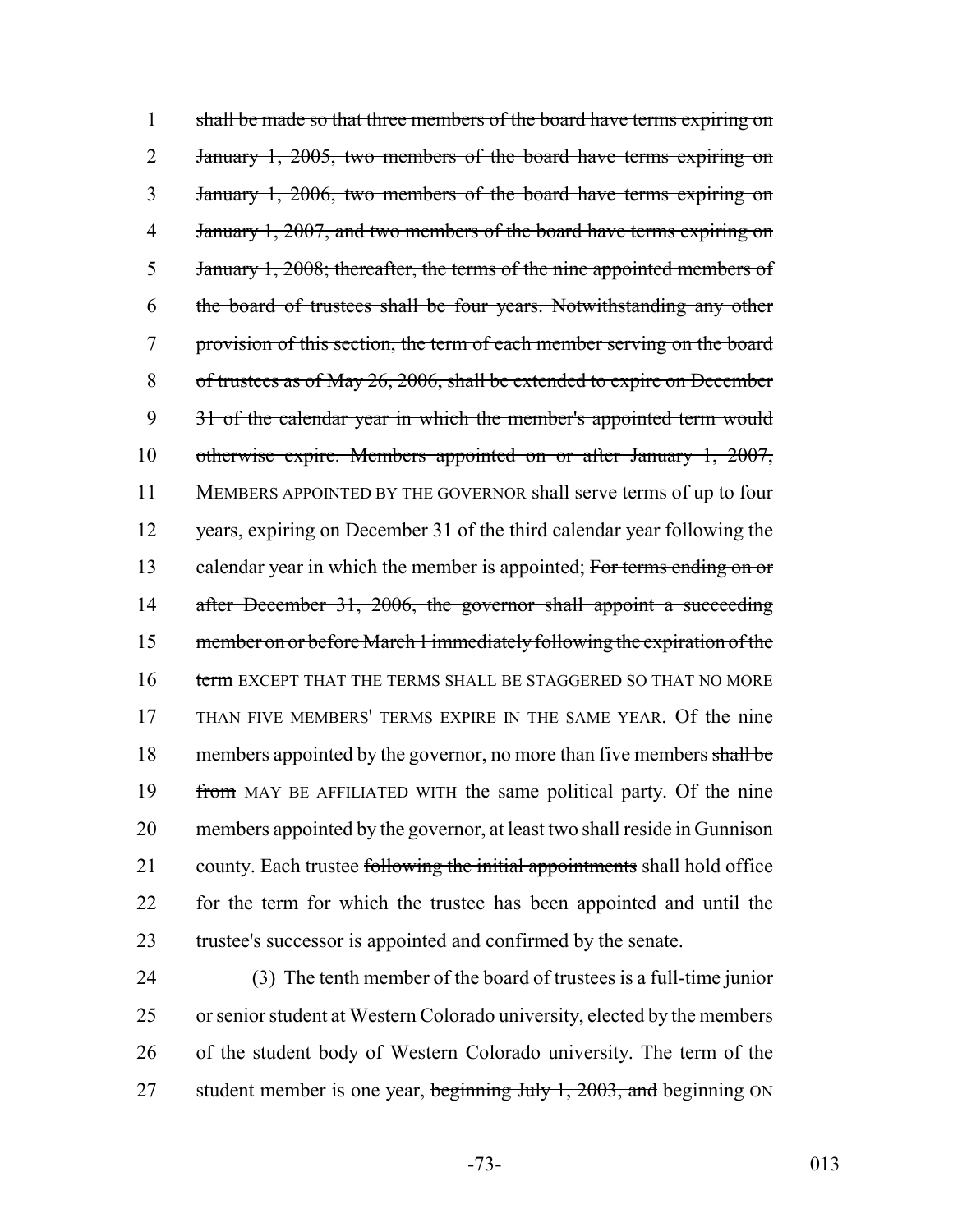shall be made so that three members of the board have terms expiring on January 1, 2005, two members of the board have terms expiring on January 1, 2006, two members of the board have terms expiring on January 1, 2007, and two members of the board have terms expiring on January 1, 2008; thereafter, the terms of the nine appointed members of the board of trustees shall be four years. Notwithstanding any other provision of this section, the term of each member serving on the board of trustees as of May 26, 2006, shall be extended to expire on December 31 of the calendar year in which the member's appointed term would otherwise expire. Members appointed on or after January 1, 2007, MEMBERS APPOINTED BY THE GOVERNOR shall serve terms of up to four years, expiring on December 31 of the third calendar year following the calendar year in which the member is appointed; For terms ending on or after December 31, 2006, the governor shall appoint a succeeding member on or before March 1 immediately following the expiration of the term EXCEPT THAT THE TERMS SHALL BE STAGGERED SO THAT NO MORE THAN FIVE MEMBERS' TERMS EXPIRE IN THE SAME YEAR. Of the nine members appointed by the governor, no more than five members shall be from MAY BE AFFILIATED WITH the same political party. Of the nine members appointed by the governor, at least two shall reside in Gunnison county. Each trustee following the initial appointments shall hold office for the term for which the trustee has been appointed and until the trustee's successor is appointed and confirmed by the senate.

(3) The tenth member of the board of trustees is a full-time junior or senior student at Western Colorado university, elected by the members of the student body of Western Colorado university. The term of the student member is one year, beginning July 1, 2003, and beginning ON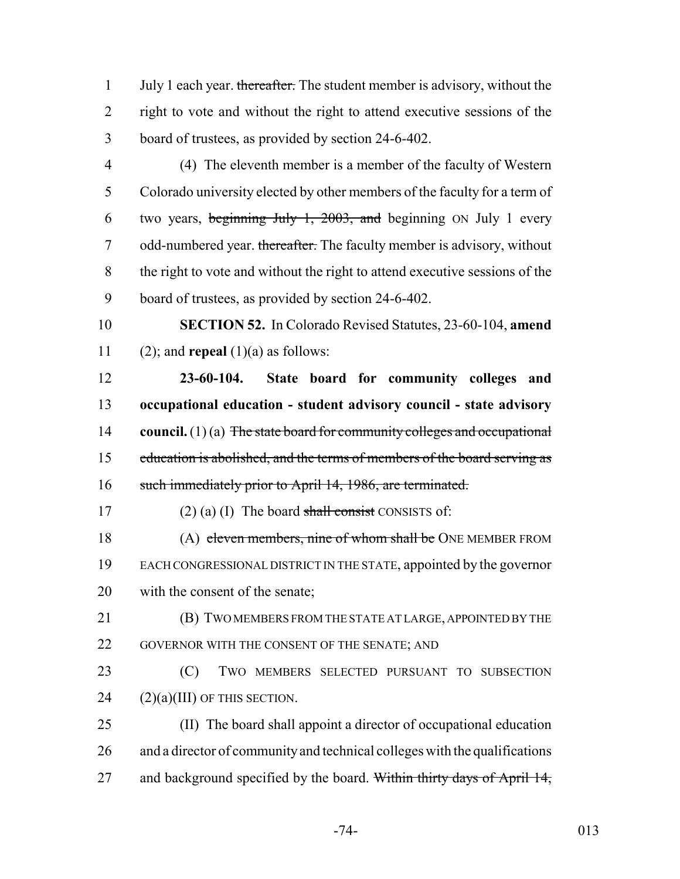July 1 each year. ~~thereafter.~~ The student member is advisory, without the right to vote and without the right to attend executive sessions of the board of trustees, as provided by section 24-6-402.

(4) The eleventh member is a member of the faculty of Western Colorado university elected by other members of the faculty for a term of two years, ~~beginning July 1, 2003, and~~ beginning ON July 1 every odd-numbered year. ~~thereafter.~~ The faculty member is advisory, without the right to vote and without the right to attend executive sessions of the board of trustees, as provided by section 24-6-402.

**SECTION 52.** In Colorado Revised Statutes, 23-60-104, **amend** (2); and **repeal** (1)(a) as follows:

**23-60-104. State board for community colleges and occupational education - student advisory council - state advisory council.** (1) (a) ~~The state board for community colleges and occupational education is abolished, and the terms of members of the board serving as such immediately prior to April 14, 1986, are terminated.~~

(2) (a) (I) The board ~~shall consist~~ CONSISTS of:

(A) ~~eleven members, nine of whom shall be~~ ONE MEMBER FROM EACH CONGRESSIONAL DISTRICT IN THE STATE, appointed by the governor with the consent of the senate;

(B) TWO MEMBERS FROM THE STATE AT LARGE, APPOINTED BY THE GOVERNOR WITH THE CONSENT OF THE SENATE; AND

(C) TWO MEMBERS SELECTED PURSUANT TO SUBSECTION (2)(a)(III) OF THIS SECTION.

(II) The board shall appoint a director of occupational education and a director of community and technical colleges with the qualifications and background specified by the board. ~~Within thirty days of April 14,~~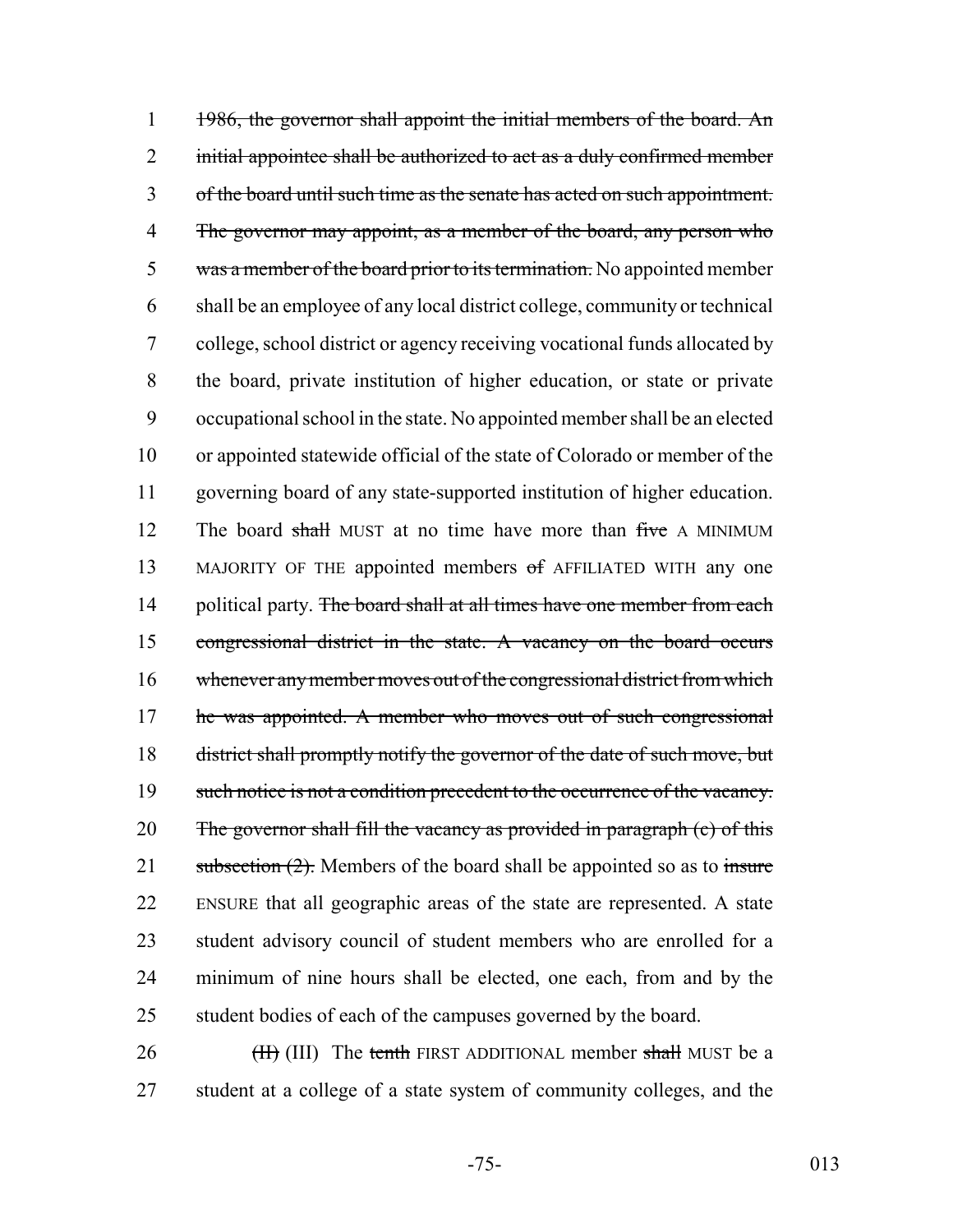~~1986, the governor shall appoint the initial members of the board. An initial appointee shall be authorized to act as a duly confirmed member of the board until such time as the senate has acted on such appointment. The governor may appoint, as a member of the board, any person who was a member of the board prior to its termination.~~ No appointed member shall be an employee of any local district college, community or technical college, school district or agency receiving vocational funds allocated by the board, private institution of higher education, or state or private occupational school in the state. No appointed member shall be an elected or appointed statewide official of the state of Colorado or member of the governing board of any state-supported institution of higher education. The board ~~shall~~ MUST at no time have more than ~~five~~ A MINIMUM MAJORITY OF THE appointed members ~~of~~ AFFILIATED WITH any one political party. ~~The board shall at all times have one member from each congressional district in the state. A vacancy on the board occurs whenever any member moves out of the congressional district from which he was appointed. A member who moves out of such congressional district shall promptly notify the governor of the date of such move, but such notice is not a condition precedent to the occurrence of the vacancy. The governor shall fill the vacancy as provided in paragraph (c) of this subsection (2).~~ Members of the board shall be appointed so as to ~~insure~~ ENSURE that all geographic areas of the state are represented. A state student advisory council of student members who are enrolled for a minimum of nine hours shall be elected, one each, from and by the student bodies of each of the campuses governed by the board.

~~(II)~~ (III) The ~~tenth~~ FIRST ADDITIONAL member ~~shall~~ MUST be a student at a college of a state system of community colleges, and the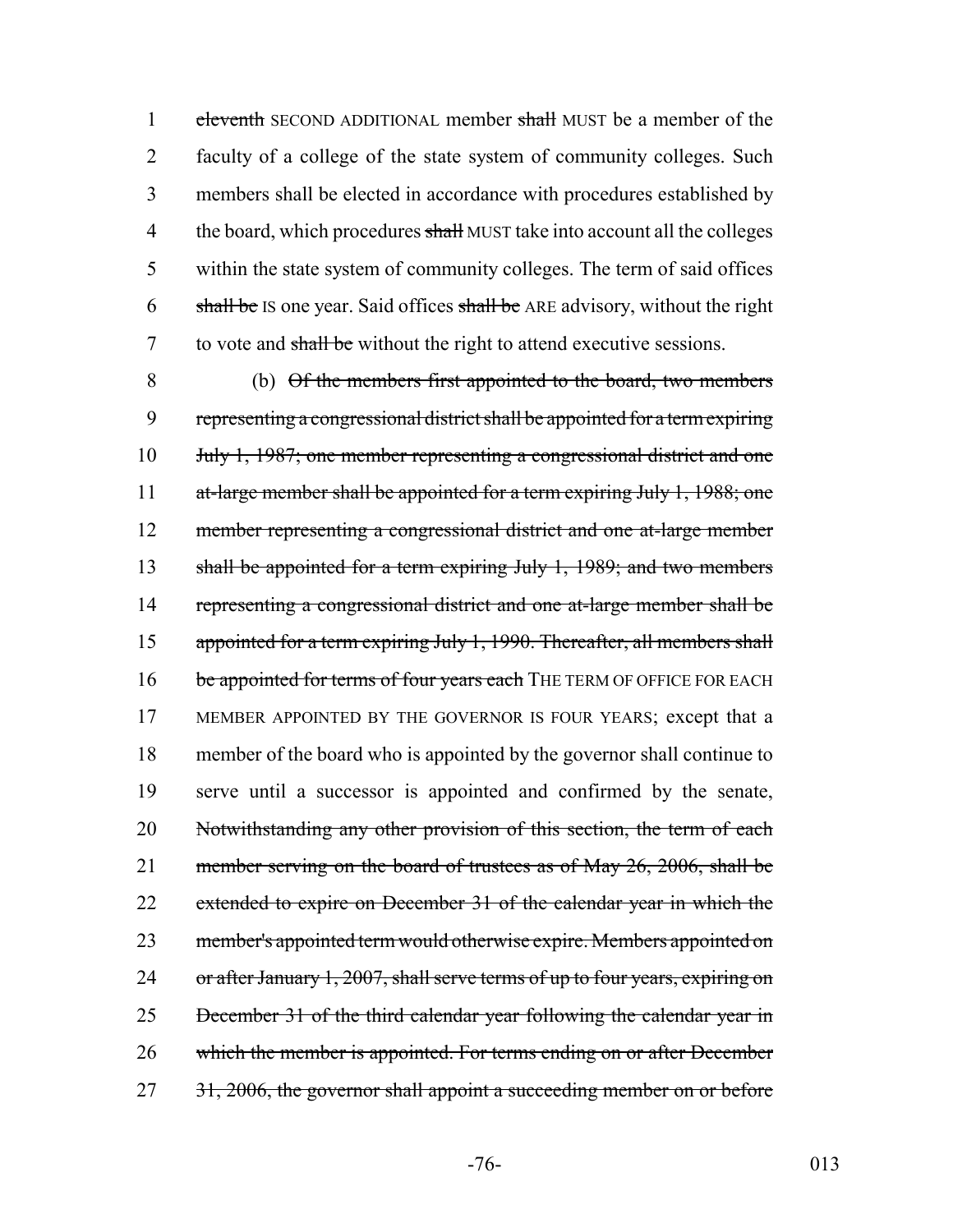1 ~~eleventh~~ SECOND ADDITIONAL member ~~shall~~ MUST be a member of the
2 faculty of a college of the state system of community colleges. Such
3 members shall be elected in accordance with procedures established by
4 the board, which procedures ~~shall~~ MUST take into account all the colleges
5 within the state system of community colleges. The term of said offices
6 ~~shall be~~ IS one year. Said offices ~~shall be~~ ARE advisory, without the right
7 to vote and ~~shall be~~ without the right to attend executive sessions.

8 (b) ~~Of the members first appointed to the board, two members~~
9 ~~representing a congressional district shall be appointed for a term expiring~~
10 ~~July 1, 1987; one member representing a congressional district and one~~
11 ~~at-large member shall be appointed for a term expiring July 1, 1988; one~~
12 ~~member representing a congressional district and one at-large member~~
13 ~~shall be appointed for a term expiring July 1, 1989; and two members~~
14 ~~representing a congressional district and one at-large member shall be~~
15 ~~appointed for a term expiring July 1, 1990. Thereafter, all members shall~~
16 ~~be appointed for terms of four years each~~ THE TERM OF OFFICE FOR EACH
17 MEMBER APPOINTED BY THE GOVERNOR IS FOUR YEARS; except that a
18 member of the board who is appointed by the governor shall continue to
19 serve until a successor is appointed and confirmed by the senate,
20 ~~Notwithstanding any other provision of this section, the term of each~~
21 ~~member serving on the board of trustees as of May 26, 2006, shall be~~
22 ~~extended to expire on December 31 of the calendar year in which the~~
23 ~~member's appointed term would otherwise expire. Members appointed on~~
24 ~~or after January 1, 2007, shall serve terms of up to four years, expiring on~~
25 ~~December 31 of the third calendar year following the calendar year in~~
26 ~~which the member is appointed. For terms ending on or after December~~
27 ~~31, 2006, the governor shall appoint a succeeding member on or before~~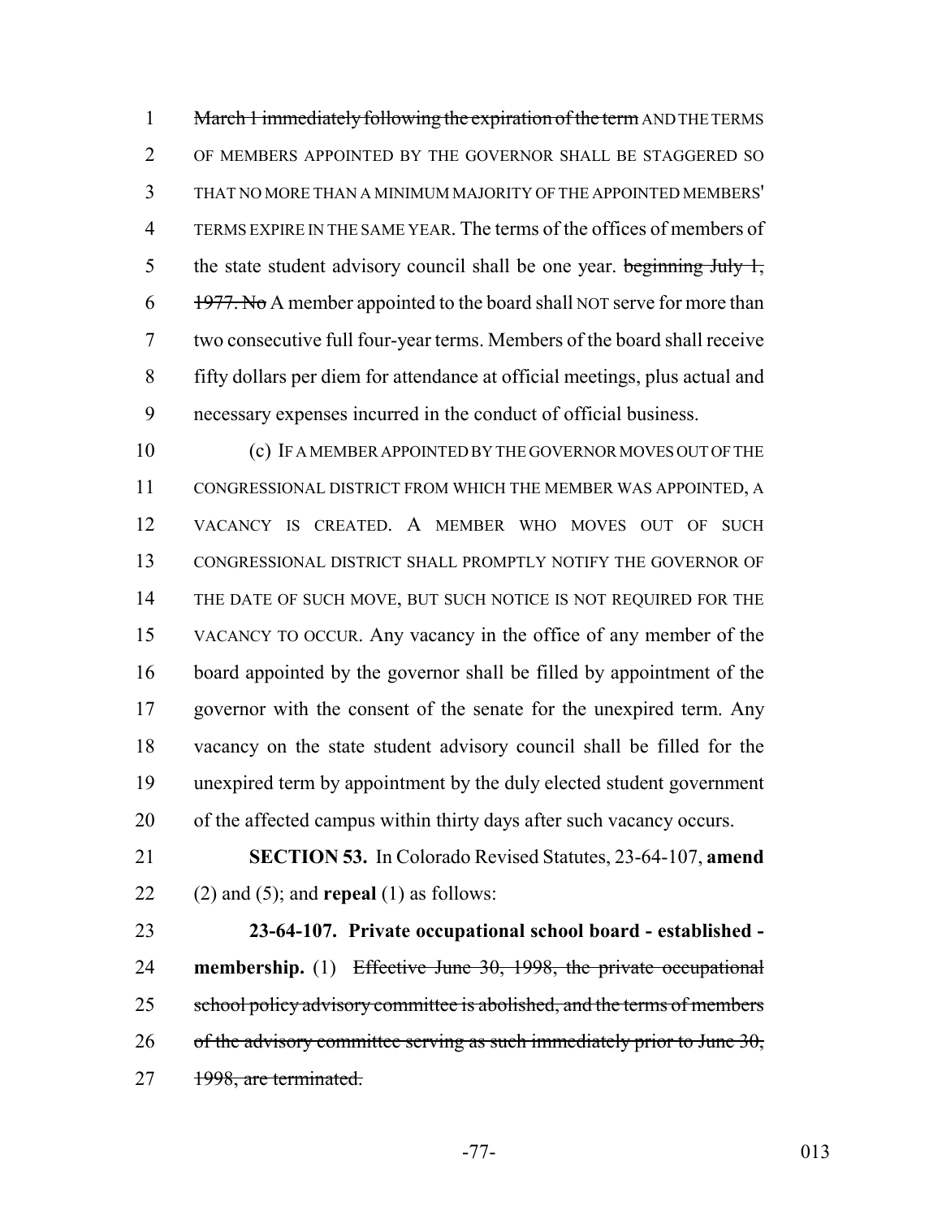~~March 1 immediately following the expiration of the term~~ AND THE TERMS OF MEMBERS APPOINTED BY THE GOVERNOR SHALL BE STAGGERED SO THAT NO MORE THAN A MINIMUM MAJORITY OF THE APPOINTED MEMBERS' TERMS EXPIRE IN THE SAME YEAR. The terms of the offices of members of the state student advisory council shall be one year. ~~beginning July 1, 1977. No~~ A member appointed to the board shall NOT serve for more than two consecutive full four-year terms. Members of the board shall receive fifty dollars per diem for attendance at official meetings, plus actual and necessary expenses incurred in the conduct of official business.

(c) IF A MEMBER APPOINTED BY THE GOVERNOR MOVES OUT OF THE CONGRESSIONAL DISTRICT FROM WHICH THE MEMBER WAS APPOINTED, A VACANCY IS CREATED. A MEMBER WHO MOVES OUT OF SUCH CONGRESSIONAL DISTRICT SHALL PROMPTLY NOTIFY THE GOVERNOR OF THE DATE OF SUCH MOVE, BUT SUCH NOTICE IS NOT REQUIRED FOR THE VACANCY TO OCCUR. Any vacancy in the office of any member of the board appointed by the governor shall be filled by appointment of the governor with the consent of the senate for the unexpired term. Any vacancy on the state student advisory council shall be filled for the unexpired term by appointment by the duly elected student government of the affected campus within thirty days after such vacancy occurs.

**SECTION 53.** In Colorado Revised Statutes, 23-64-107, **amend** (2) and (5); and **repeal** (1) as follows:

**23-64-107. Private occupational school board - established - membership.** (1) ~~Effective June 30, 1998, the private occupational school policy advisory committee is abolished, and the terms of members of the advisory committee serving as such immediately prior to June 30, 1998, are terminated.~~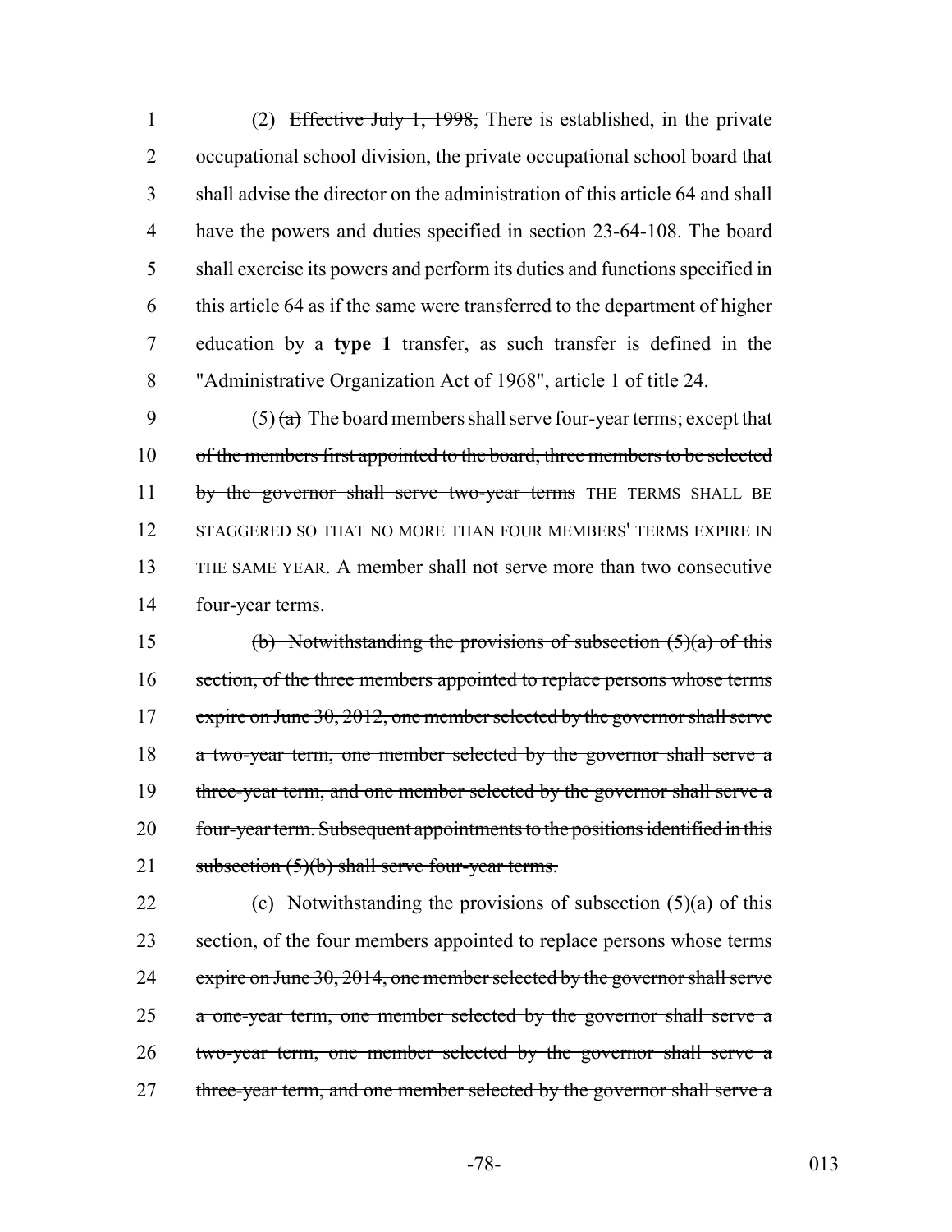(2) ~~Effective July 1, 1998,~~ There is established, in the private occupational school division, the private occupational school board that shall advise the director on the administration of this article 64 and shall have the powers and duties specified in section 23-64-108. The board shall exercise its powers and perform its duties and functions specified in this article 64 as if the same were transferred to the department of higher education by a **type 1** transfer, as such transfer is defined in the "Administrative Organization Act of 1968", article 1 of title 24.

(5) ~~(a)~~ The board members shall serve four-year terms; except that ~~of the members first appointed to the board, three members to be selected by the governor shall serve two-year terms~~ THE TERMS SHALL BE STAGGERED SO THAT NO MORE THAN FOUR MEMBERS' TERMS EXPIRE IN THE SAME YEAR. A member shall not serve more than two consecutive four-year terms.

~~(b) Notwithstanding the provisions of subsection (5)(a) of this section, of the three members appointed to replace persons whose terms expire on June 30, 2012, one member selected by the governor shall serve a two-year term, one member selected by the governor shall serve a three-year term, and one member selected by the governor shall serve a four-year term. Subsequent appointments to the positions identified in this subsection (5)(b) shall serve four-year terms.~~

~~(c) Notwithstanding the provisions of subsection (5)(a) of this section, of the four members appointed to replace persons whose terms expire on June 30, 2014, one member selected by the governor shall serve a one-year term, one member selected by the governor shall serve a two-year term, one member selected by the governor shall serve a three-year term, and one member selected by the governor shall serve a~~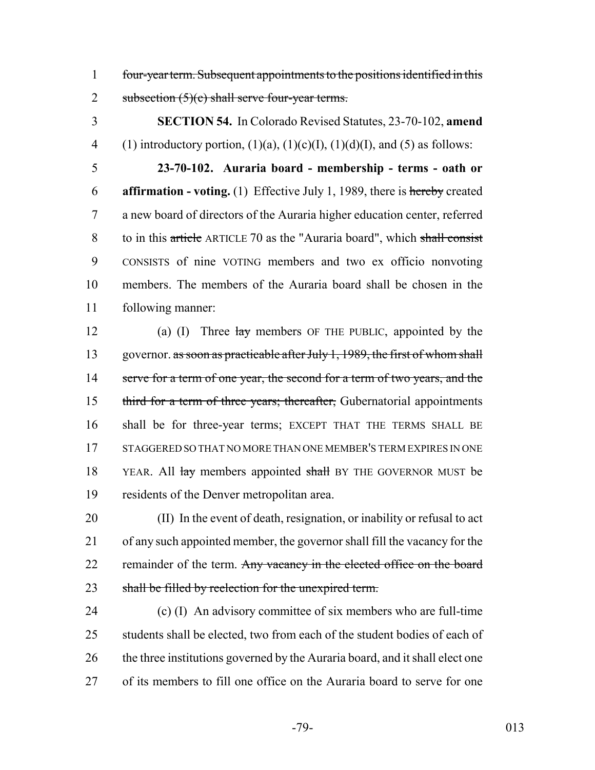four-year term. Subsequent appointments to the positions identified in this subsection (5)(c) shall serve four-year terms.

**SECTION 54.** In Colorado Revised Statutes, 23-70-102, **amend** (1) introductory portion, (1)(a), (1)(c)(I), (1)(d)(I), and (5) as follows:

**23-70-102. Auraria board - membership - terms - oath or affirmation - voting.** (1) Effective July 1, 1989, there is hereby created a new board of directors of the Auraria higher education center, referred to in this article ARTICLE 70 as the "Auraria board", which shall consist CONSISTS of nine VOTING members and two ex officio nonvoting members. The members of the Auraria board shall be chosen in the following manner:

(a) (I) Three lay members OF THE PUBLIC, appointed by the governor. as soon as practicable after July 1, 1989, the first of whom shall serve for a term of one year, the second for a term of two years, and the third for a term of three years; thereafter, Gubernatorial appointments shall be for three-year terms; EXCEPT THAT THE TERMS SHALL BE STAGGERED SO THAT NO MORE THAN ONE MEMBER'S TERM EXPIRES IN ONE YEAR. All lay members appointed shall BY THE GOVERNOR MUST be residents of the Denver metropolitan area.

(II) In the event of death, resignation, or inability or refusal to act of any such appointed member, the governor shall fill the vacancy for the remainder of the term. Any vacancy in the elected office on the board shall be filled by reelection for the unexpired term.

(c) (I) An advisory committee of six members who are full-time students shall be elected, two from each of the student bodies of each of the three institutions governed by the Auraria board, and it shall elect one of its members to fill one office on the Auraria board to serve for one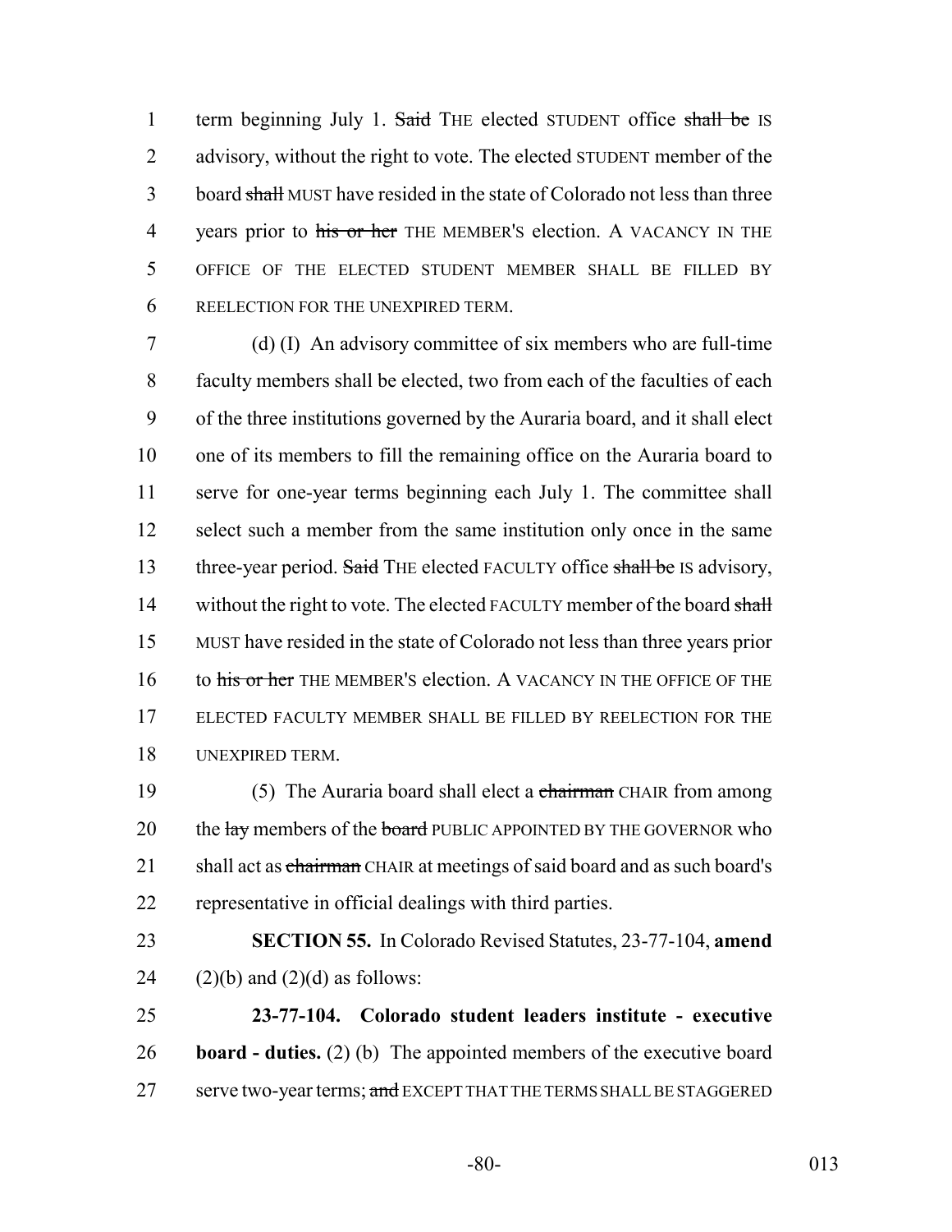term beginning July 1. ~~Said~~ THE elected STUDENT office ~~shall be~~ IS advisory, without the right to vote. The elected STUDENT member of the board ~~shall~~ MUST have resided in the state of Colorado not less than three years prior to ~~his or her~~ THE MEMBER'S election. A VACANCY IN THE OFFICE OF THE ELECTED STUDENT MEMBER SHALL BE FILLED BY REELECTION FOR THE UNEXPIRED TERM.

(d) (I) An advisory committee of six members who are full-time faculty members shall be elected, two from each of the faculties of each of the three institutions governed by the Auraria board, and it shall elect one of its members to fill the remaining office on the Auraria board to serve for one-year terms beginning each July 1. The committee shall select such a member from the same institution only once in the same three-year period. ~~Said~~ THE elected FACULTY office ~~shall be~~ IS advisory, without the right to vote. The elected FACULTY member of the board ~~shall~~ MUST have resided in the state of Colorado not less than three years prior to ~~his or her~~ THE MEMBER'S election. A VACANCY IN THE OFFICE OF THE ELECTED FACULTY MEMBER SHALL BE FILLED BY REELECTION FOR THE UNEXPIRED TERM.

(5) The Auraria board shall elect a ~~chairman~~ CHAIR from among the ~~lay~~ members of the ~~board~~ PUBLIC APPOINTED BY THE GOVERNOR who shall act as ~~chairman~~ CHAIR at meetings of said board and as such board's representative in official dealings with third parties.

**SECTION 55.** In Colorado Revised Statutes, 23-77-104, **amend** (2)(b) and (2)(d) as follows:

**23-77-104. Colorado student leaders institute - executive board - duties.** (2) (b) The appointed members of the executive board serve two-year terms; ~~and~~ EXCEPT THAT THE TERMS SHALL BE STAGGERED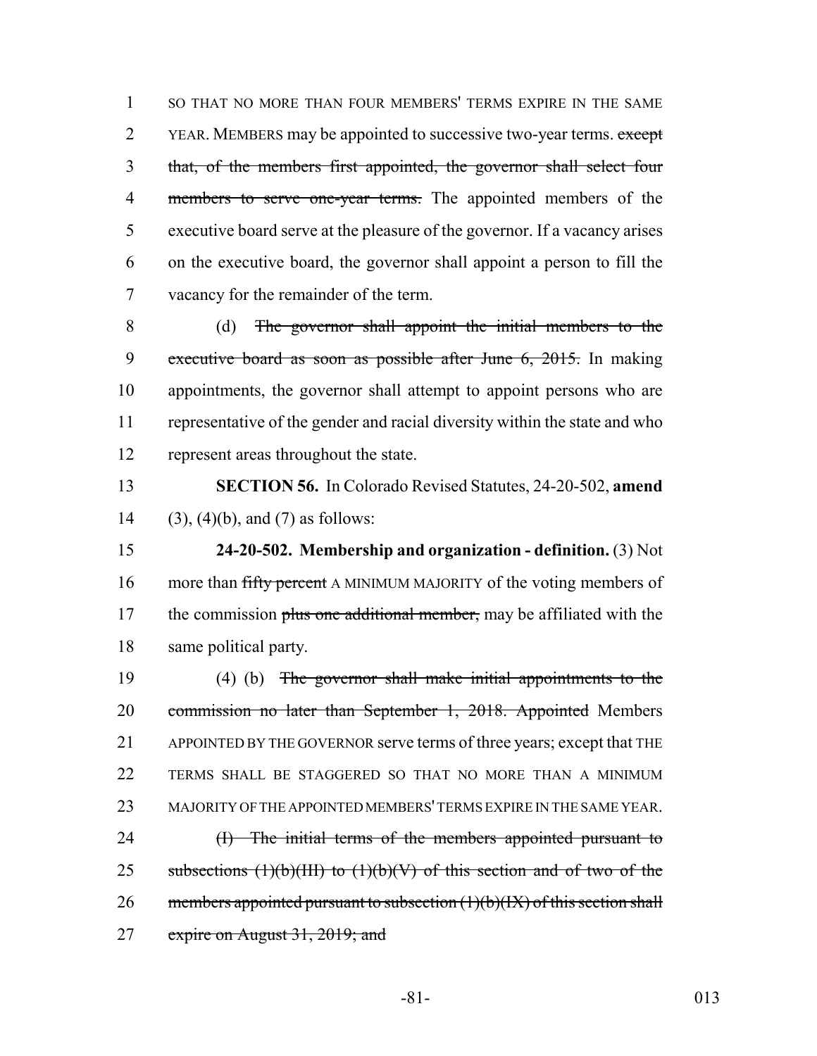SO THAT NO MORE THAN FOUR MEMBERS' TERMS EXPIRE IN THE SAME YEAR. MEMBERS may be appointed to successive two-year terms. ~~except that, of the members first appointed, the governor shall select four members to serve one-year terms.~~ The appointed members of the executive board serve at the pleasure of the governor. If a vacancy arises on the executive board, the governor shall appoint a person to fill the vacancy for the remainder of the term.

(d) ~~The governor shall appoint the initial members to the executive board as soon as possible after June 6, 2015.~~ In making appointments, the governor shall attempt to appoint persons who are representative of the gender and racial diversity within the state and who represent areas throughout the state.

**SECTION 56.** In Colorado Revised Statutes, 24-20-502, **amend** (3), (4)(b), and (7) as follows:

**24-20-502. Membership and organization - definition.** (3) Not more than ~~fifty percent~~ A MINIMUM MAJORITY of the voting members of the commission ~~plus one additional member,~~ may be affiliated with the same political party.

(4) (b) ~~The governor shall make initial appointments to the commission no later than September 1, 2018. Appointed~~ Members APPOINTED BY THE GOVERNOR serve terms of three years; except that THE TERMS SHALL BE STAGGERED SO THAT NO MORE THAN A MINIMUM MAJORITY OF THE APPOINTED MEMBERS' TERMS EXPIRE IN THE SAME YEAR.

~~(I) The initial terms of the members appointed pursuant to subsections (1)(b)(III) to (1)(b)(V) of this section and of two of the members appointed pursuant to subsection (1)(b)(IX) of this section shall expire on August 31, 2019; and~~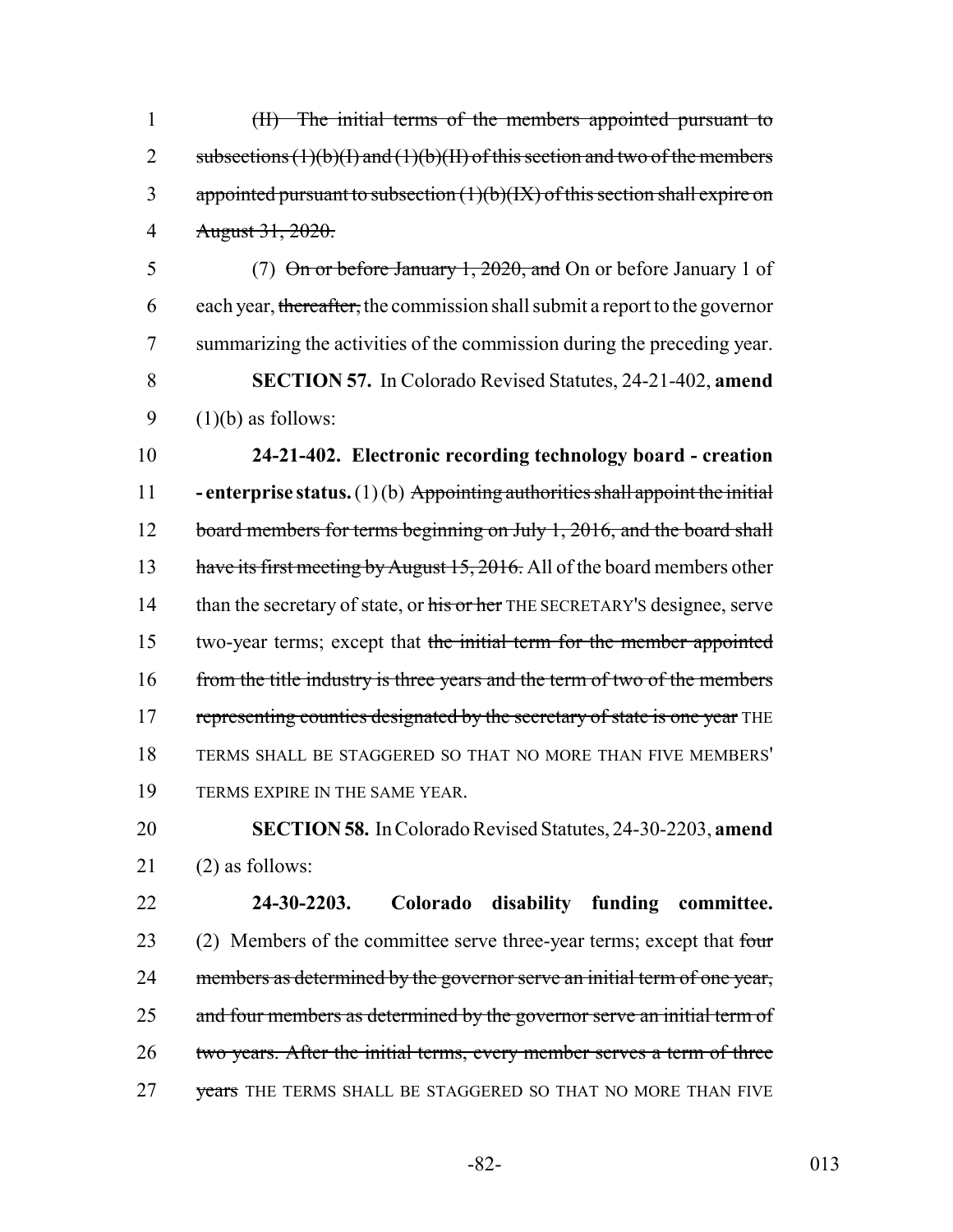(II) The initial terms of the members appointed pursuant to subsections (1)(b)(I) and (1)(b)(II) of this section and two of the members appointed pursuant to subsection (1)(b)(IX) of this section shall expire on August 31, 2020.

(7) On or before January 1, 2020, and On or before January 1 of each year, thereafter, the commission shall submit a report to the governor summarizing the activities of the commission during the preceding year.

**SECTION 57.** In Colorado Revised Statutes, 24-21-402, **amend** (1)(b) as follows:

**24-21-402. Electronic recording technology board - creation - enterprise status.** (1) (b) Appointing authorities shall appoint the initial board members for terms beginning on July 1, 2016, and the board shall have its first meeting by August 15, 2016. All of the board members other than the secretary of state, or his or her THE SECRETARY'S designee, serve two-year terms; except that the initial term for the member appointed from the title industry is three years and the term of two of the members representing counties designated by the secretary of state is one year THE TERMS SHALL BE STAGGERED SO THAT NO MORE THAN FIVE MEMBERS' TERMS EXPIRE IN THE SAME YEAR.

**SECTION 58.** In Colorado Revised Statutes, 24-30-2203, **amend** (2) as follows:

**24-30-2203. Colorado disability funding committee.** (2) Members of the committee serve three-year terms; except that four members as determined by the governor serve an initial term of one year, and four members as determined by the governor serve an initial term of two years. After the initial terms, every member serves a term of three years THE TERMS SHALL BE STAGGERED SO THAT NO MORE THAN FIVE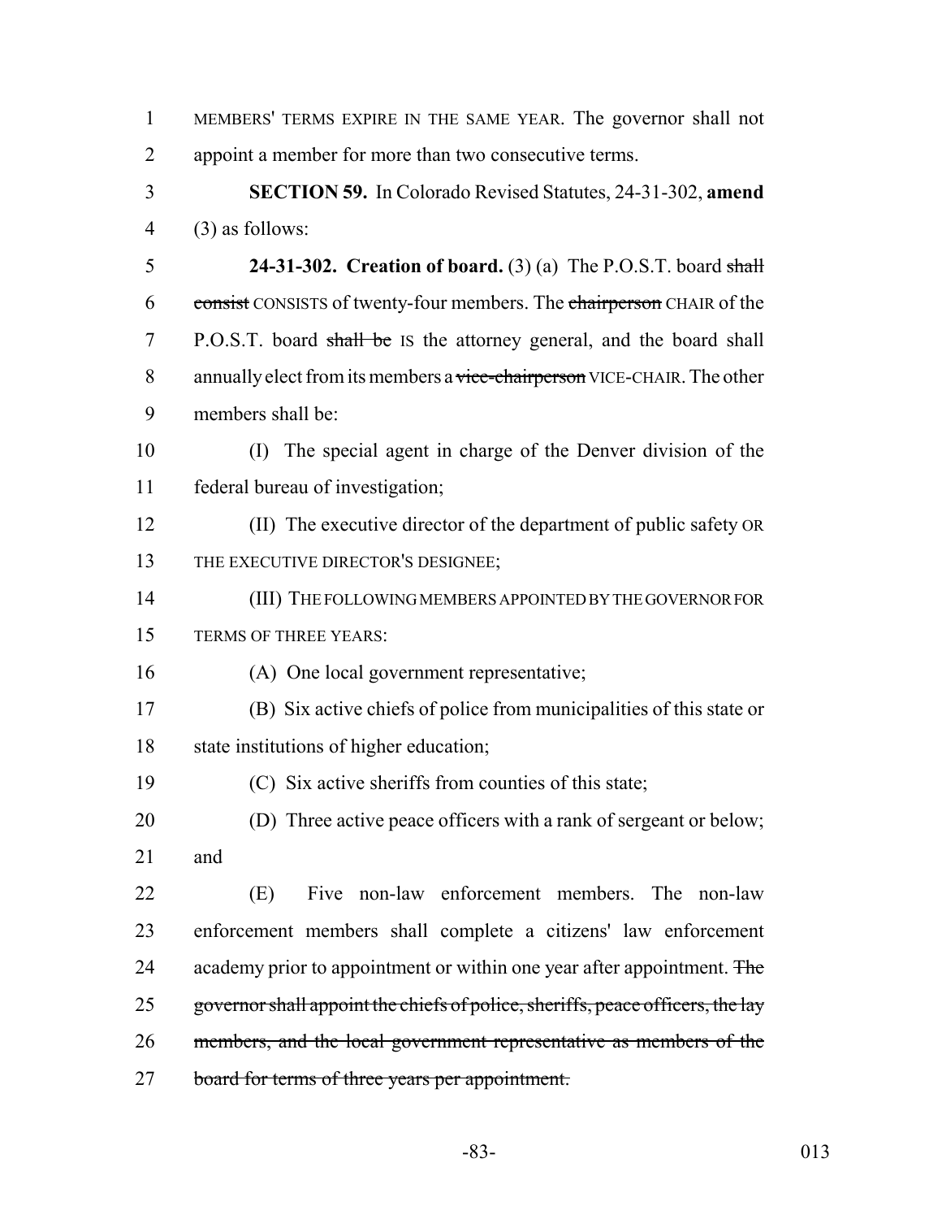MEMBERS' TERMS EXPIRE IN THE SAME YEAR. The governor shall not appoint a member for more than two consecutive terms.

**SECTION 59.** In Colorado Revised Statutes, 24-31-302, **amend** (3) as follows:

**24-31-302. Creation of board.** (3) (a) The P.O.S.T. board ~~shall consist~~ CONSISTS of twenty-four members. The ~~chairperson~~ CHAIR of the P.O.S.T. board ~~shall be~~ IS the attorney general, and the board shall annually elect from its members a ~~vice-chairperson~~ VICE-CHAIR. The other members shall be:

(I) The special agent in charge of the Denver division of the federal bureau of investigation;

(II) The executive director of the department of public safety OR THE EXECUTIVE DIRECTOR'S DESIGNEE;

(III) THE FOLLOWING MEMBERS APPOINTED BY THE GOVERNOR FOR TERMS OF THREE YEARS:

(A) One local government representative;

(B) Six active chiefs of police from municipalities of this state or state institutions of higher education;

(C) Six active sheriffs from counties of this state;

(D) Three active peace officers with a rank of sergeant or below; and

(E) Five non-law enforcement members. The non-law enforcement members shall complete a citizens' law enforcement academy prior to appointment or within one year after appointment. ~~The governor shall appoint the chiefs of police, sheriffs, peace officers, the lay members, and the local government representative as members of the board for terms of three years per appointment.~~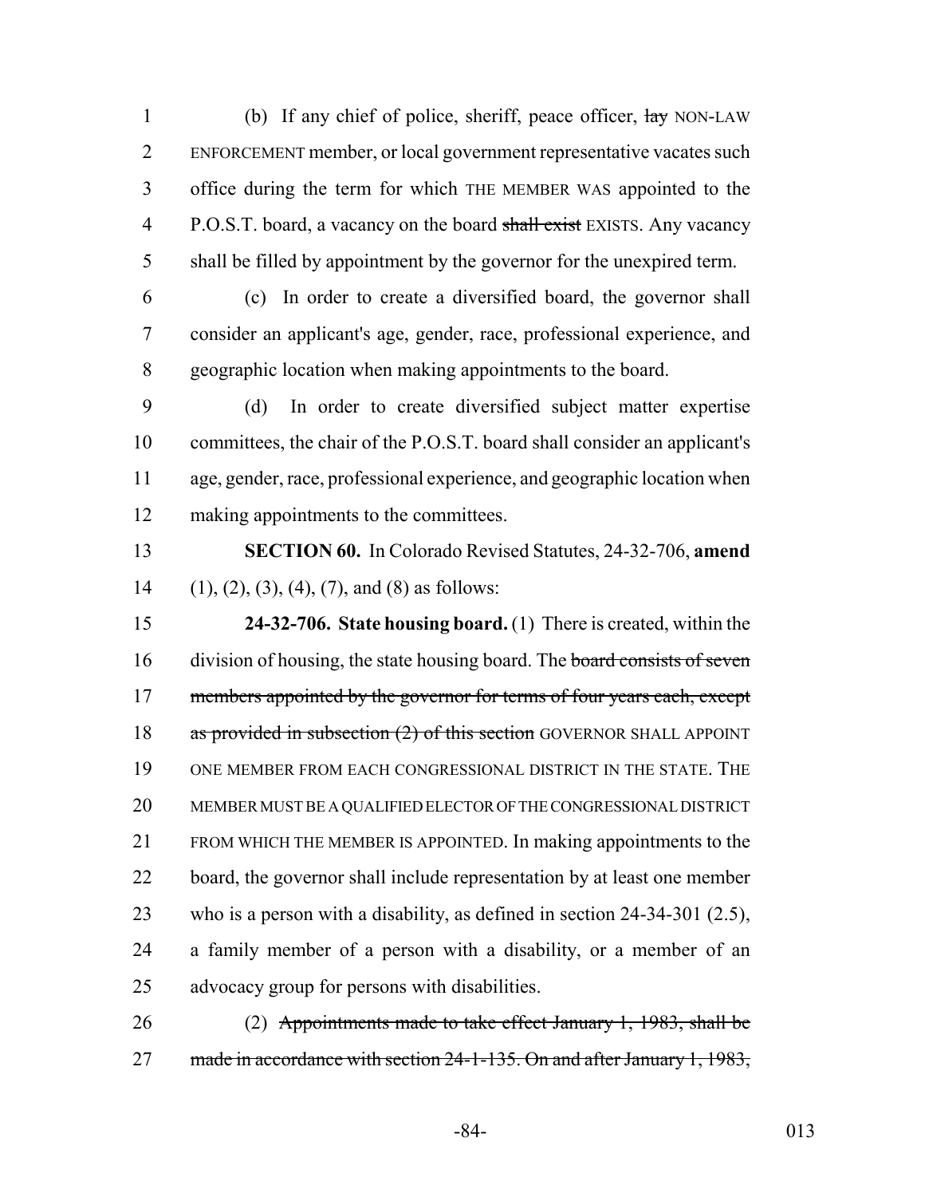(b) If any chief of police, sheriff, peace officer, ~~lay~~ NON-LAW ENFORCEMENT member, or local government representative vacates such office during the term for which THE MEMBER WAS appointed to the P.O.S.T. board, a vacancy on the board ~~shall exist~~ EXISTS. Any vacancy shall be filled by appointment by the governor for the unexpired term.

(c) In order to create a diversified board, the governor shall consider an applicant's age, gender, race, professional experience, and geographic location when making appointments to the board.

(d) In order to create diversified subject matter expertise committees, the chair of the P.O.S.T. board shall consider an applicant's age, gender, race, professional experience, and geographic location when making appointments to the committees.

**SECTION 60.** In Colorado Revised Statutes, 24-32-706, **amend** (1), (2), (3), (4), (7), and (8) as follows:

**24-32-706. State housing board.** (1) There is created, within the division of housing, the state housing board. The ~~board consists of seven members appointed by the governor for terms of four years each, except as provided in subsection (2) of this section~~ GOVERNOR SHALL APPOINT ONE MEMBER FROM EACH CONGRESSIONAL DISTRICT IN THE STATE. THE MEMBER MUST BE A QUALIFIED ELECTOR OF THE CONGRESSIONAL DISTRICT FROM WHICH THE MEMBER IS APPOINTED. In making appointments to the board, the governor shall include representation by at least one member who is a person with a disability, as defined in section 24-34-301 (2.5), a family member of a person with a disability, or a member of an advocacy group for persons with disabilities.

(2) ~~Appointments made to take effect January 1, 1983, shall be made in accordance with section 24-1-135. On and after January 1, 1983,~~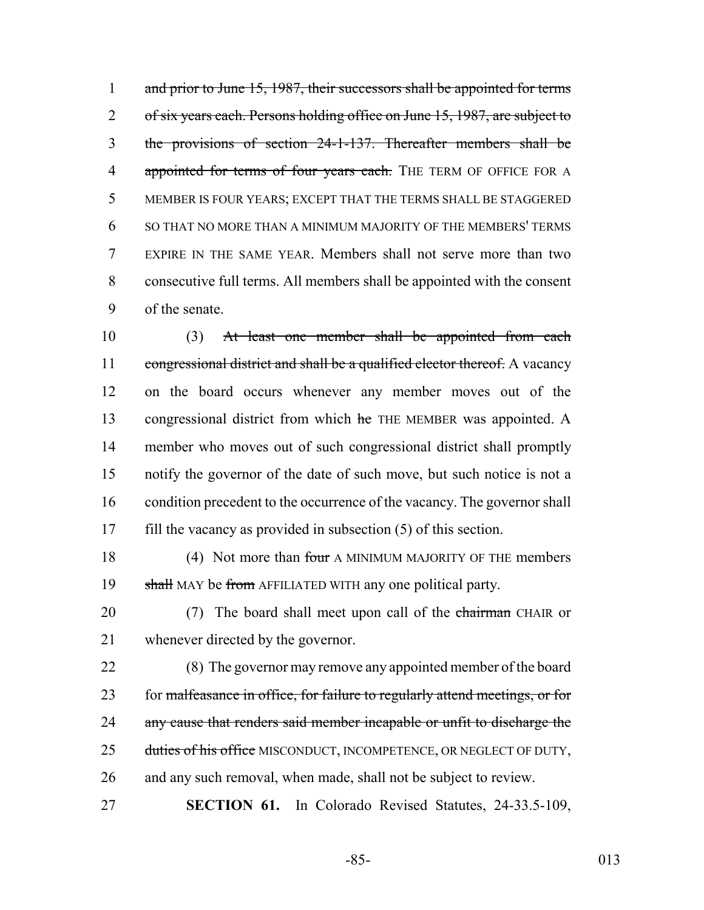~~and prior to June 15, 1987, their successors shall be appointed for terms of six years each. Persons holding office on June 15, 1987, are subject to the provisions of section 24-1-137. Thereafter members shall be appointed for terms of four years each.~~ THE TERM OF OFFICE FOR A MEMBER IS FOUR YEARS; EXCEPT THAT THE TERMS SHALL BE STAGGERED SO THAT NO MORE THAN A MINIMUM MAJORITY OF THE MEMBERS' TERMS EXPIRE IN THE SAME YEAR. Members shall not serve more than two consecutive full terms. All members shall be appointed with the consent of the senate.

(3) ~~At least one member shall be appointed from each congressional district and shall be a qualified elector thereof.~~ A vacancy on the board occurs whenever any member moves out of the congressional district from which ~~he~~ THE MEMBER was appointed. A member who moves out of such congressional district shall promptly notify the governor of the date of such move, but such notice is not a condition precedent to the occurrence of the vacancy. The governor shall fill the vacancy as provided in subsection (5) of this section.

(4) Not more than ~~four~~ A MINIMUM MAJORITY OF THE members ~~shall~~ MAY be ~~from~~ AFFILIATED WITH any one political party.

(7) The board shall meet upon call of the ~~chairman~~ CHAIR or whenever directed by the governor.

(8) The governor may remove any appointed member of the board for ~~malfeasance in office, for failure to regularly attend meetings, or for any cause that renders said member incapable or unfit to discharge the duties of his office~~ MISCONDUCT, INCOMPETENCE, OR NEGLECT OF DUTY, and any such removal, when made, shall not be subject to review.

**SECTION 61.** In Colorado Revised Statutes, 24-33.5-109,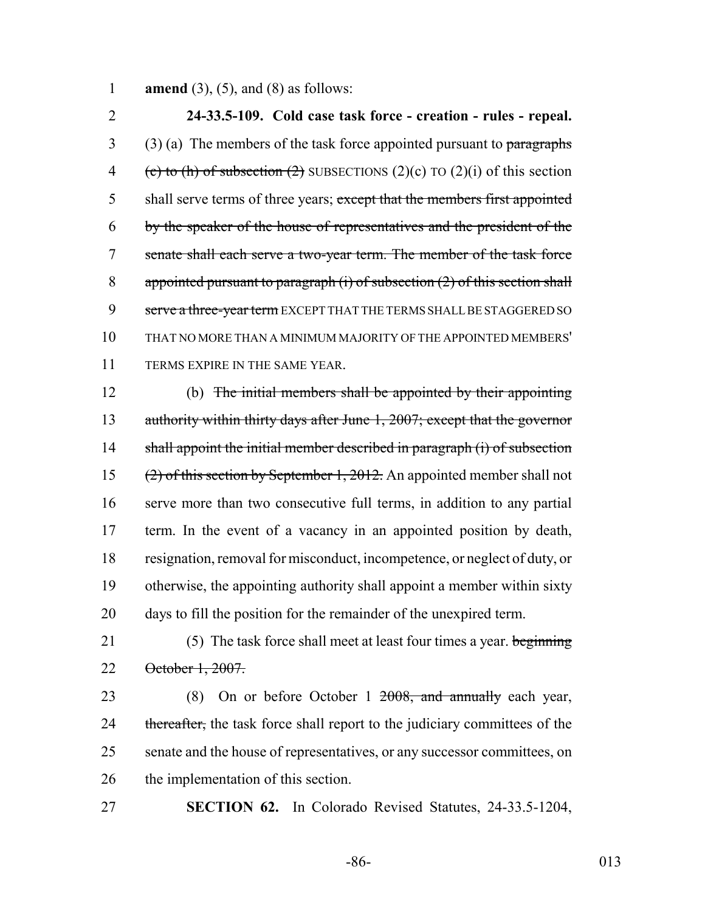**amend** (3), (5), and (8) as follows:

**24-33.5-109. Cold case task force - creation - rules - repeal.** (3) (a) The members of the task force appointed pursuant to ~~paragraphs (c) to (h) of subsection (2)~~ SUBSECTIONS (2)(c) TO (2)(i) of this section shall serve terms of three years; ~~except that the members first appointed by the speaker of the house of representatives and the president of the senate shall each serve a two-year term. The member of the task force appointed pursuant to paragraph (i) of subsection (2) of this section shall serve a three-year term~~ EXCEPT THAT THE TERMS SHALL BE STAGGERED SO THAT NO MORE THAN A MINIMUM MAJORITY OF THE APPOINTED MEMBERS' TERMS EXPIRE IN THE SAME YEAR.

(b) ~~The initial members shall be appointed by their appointing authority within thirty days after June 1, 2007; except that the governor shall appoint the initial member described in paragraph (i) of subsection (2) of this section by September 1, 2012.~~ An appointed member shall not serve more than two consecutive full terms, in addition to any partial term. In the event of a vacancy in an appointed position by death, resignation, removal for misconduct, incompetence, or neglect of duty, or otherwise, the appointing authority shall appoint a member within sixty days to fill the position for the remainder of the unexpired term.

(5) The task force shall meet at least four times a year. ~~beginning October 1, 2007.~~

(8) On or before October 1 ~~2008, and annually~~ each year, ~~thereafter,~~ the task force shall report to the judiciary committees of the senate and the house of representatives, or any successor committees, on the implementation of this section.

**SECTION 62.** In Colorado Revised Statutes, 24-33.5-1204,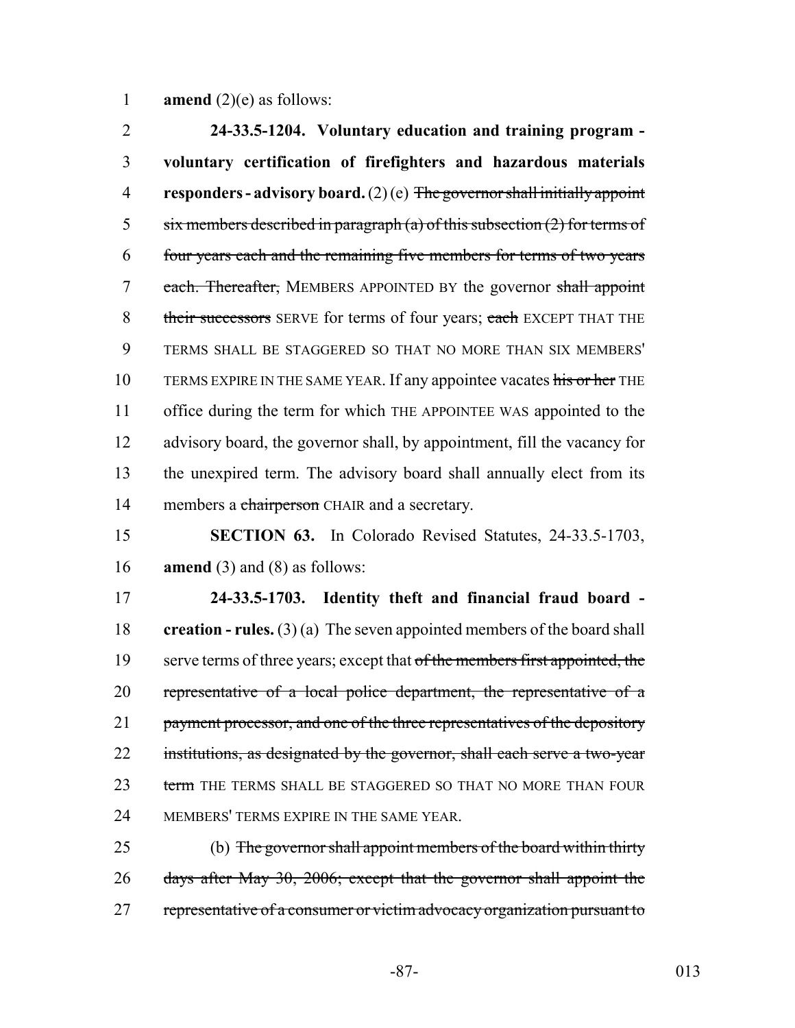**amend** (2)(e) as follows:

**24-33.5-1204. Voluntary education and training program - voluntary certification of firefighters and hazardous materials responders - advisory board.** (2) (e) ~~The governor shall initially appoint six members described in paragraph (a) of this subsection (2) for terms of four years each and the remaining five members for terms of two years each. Thereafter,~~ MEMBERS APPOINTED BY the governor ~~shall appoint their successors~~ SERVE for terms of four years; ~~each~~ EXCEPT THAT THE TERMS SHALL BE STAGGERED SO THAT NO MORE THAN SIX MEMBERS' TERMS EXPIRE IN THE SAME YEAR. If any appointee vacates ~~his or her~~ THE office during the term for which THE APPOINTEE WAS appointed to the advisory board, the governor shall, by appointment, fill the vacancy for the unexpired term. The advisory board shall annually elect from its members a ~~chairperson~~ CHAIR and a secretary.

**SECTION 63.** In Colorado Revised Statutes, 24-33.5-1703, **amend** (3) and (8) as follows:

**24-33.5-1703. Identity theft and financial fraud board - creation - rules.** (3) (a) The seven appointed members of the board shall serve terms of three years; except that ~~of the members first appointed, the representative of a local police department, the representative of a payment processor, and one of the three representatives of the depository institutions, as designated by the governor, shall each serve a two-year term~~ THE TERMS SHALL BE STAGGERED SO THAT NO MORE THAN FOUR MEMBERS' TERMS EXPIRE IN THE SAME YEAR.

(b) ~~The governor shall appoint members of the board within thirty days after May 30, 2006; except that the governor shall appoint the representative of a consumer or victim advocacy organization pursuant to~~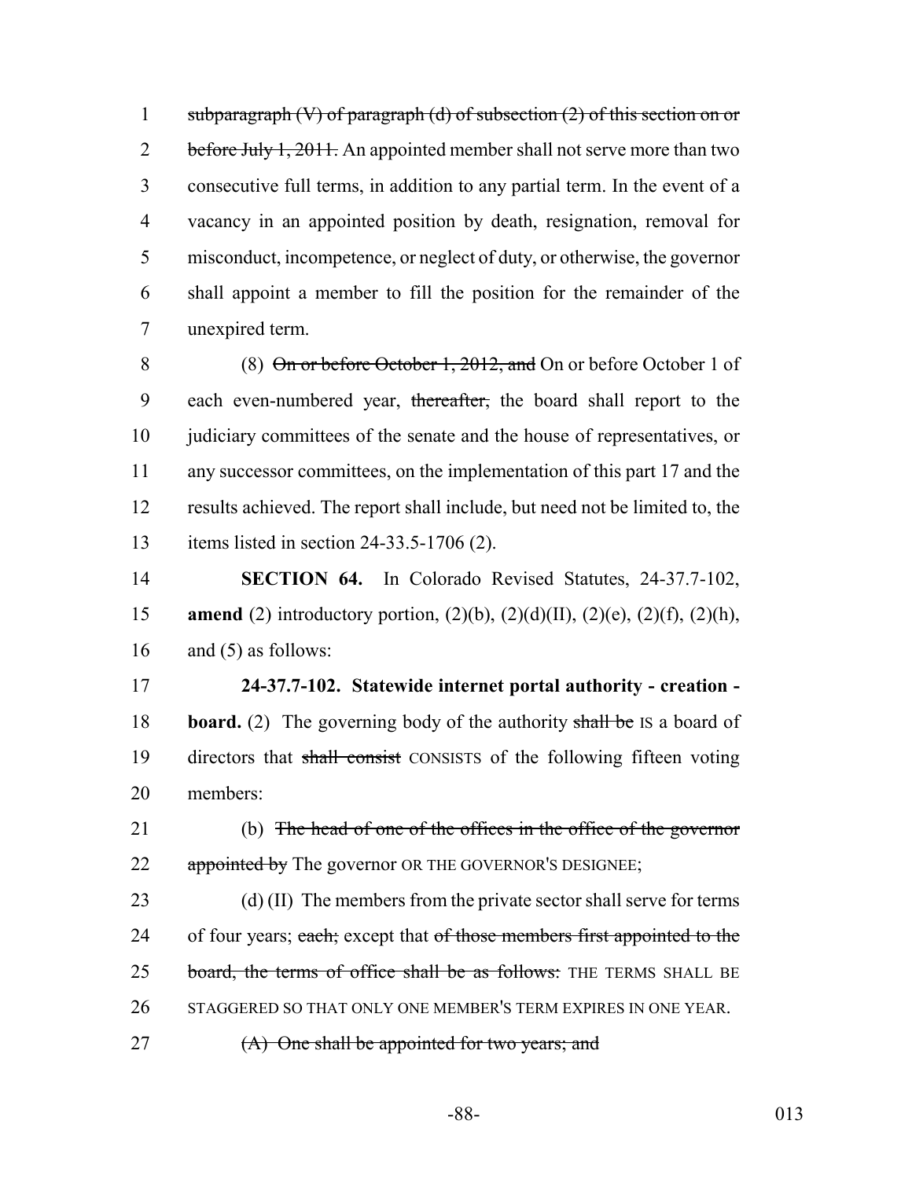subparagraph (V) of paragraph (d) of subsection (2) of this section on or before July 1, 2011. An appointed member shall not serve more than two consecutive full terms, in addition to any partial term. In the event of a vacancy in an appointed position by death, resignation, removal for misconduct, incompetence, or neglect of duty, or otherwise, the governor shall appoint a member to fill the position for the remainder of the unexpired term.

(8) On or before October 1, 2012, and On or before October 1 of each even-numbered year, thereafter, the board shall report to the judiciary committees of the senate and the house of representatives, or any successor committees, on the implementation of this part 17 and the results achieved. The report shall include, but need not be limited to, the items listed in section 24-33.5-1706 (2).

**SECTION 64.** In Colorado Revised Statutes, 24-37.7-102, **amend** (2) introductory portion, (2)(b), (2)(d)(II), (2)(e), (2)(f), (2)(h), and (5) as follows:

**24-37.7-102. Statewide internet portal authority - creation - board.** (2) The governing body of the authority shall be IS a board of directors that shall consist CONSISTS of the following fifteen voting members:

(b) The head of one of the offices in the office of the governor appointed by The governor OR THE GOVERNOR'S DESIGNEE;

(d) (II) The members from the private sector shall serve for terms of four years; each; except that of those members first appointed to the board, the terms of office shall be as follows: THE TERMS SHALL BE STAGGERED SO THAT ONLY ONE MEMBER'S TERM EXPIRES IN ONE YEAR.

(A) One shall be appointed for two years; and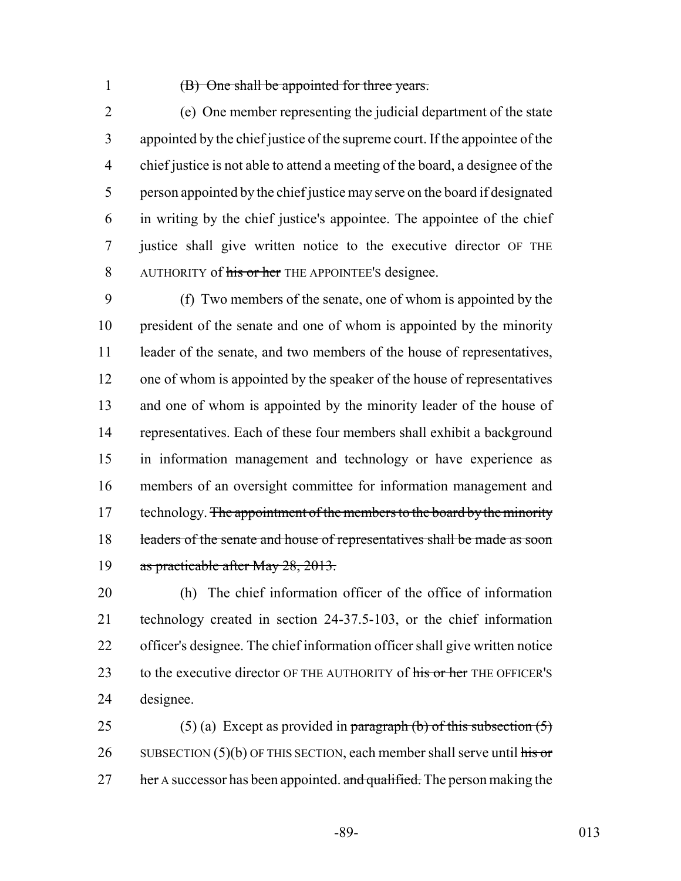~~(B) One shall be appointed for three years.~~

(e) One member representing the judicial department of the state appointed by the chief justice of the supreme court. If the appointee of the chief justice is not able to attend a meeting of the board, a designee of the person appointed by the chief justice may serve on the board if designated in writing by the chief justice's appointee. The appointee of the chief justice shall give written notice to the executive director OF THE AUTHORITY of ~~his or her~~ THE APPOINTEE'S designee.

(f) Two members of the senate, one of whom is appointed by the president of the senate and one of whom is appointed by the minority leader of the senate, and two members of the house of representatives, one of whom is appointed by the speaker of the house of representatives and one of whom is appointed by the minority leader of the house of representatives. Each of these four members shall exhibit a background in information management and technology or have experience as members of an oversight committee for information management and technology. ~~The appointment of the members to the board by the minority leaders of the senate and house of representatives shall be made as soon as practicable after May 28, 2013.~~

(h) The chief information officer of the office of information technology created in section 24-37.5-103, or the chief information officer's designee. The chief information officer shall give written notice to the executive director OF THE AUTHORITY of ~~his or her~~ THE OFFICER'S designee.

(5) (a) Except as provided in ~~paragraph (b) of this subsection (5)~~ SUBSECTION (5)(b) OF THIS SECTION, each member shall serve until ~~his or her~~ A successor has been appointed. ~~and qualified.~~ The person making the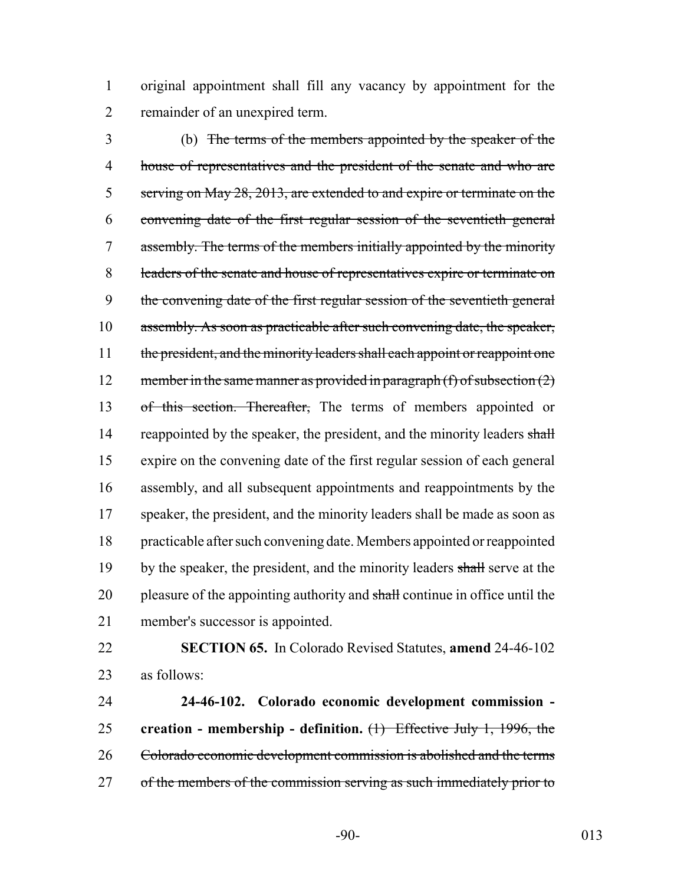original appointment shall fill any vacancy by appointment for the remainder of an unexpired term.

(b) ~~The terms of the members appointed by the speaker of the house of representatives and the president of the senate and who are serving on May 28, 2013, are extended to and expire or terminate on the convening date of the first regular session of the seventieth general assembly. The terms of the members initially appointed by the minority leaders of the senate and house of representatives expire or terminate on the convening date of the first regular session of the seventieth general assembly. As soon as practicable after such convening date, the speaker, the president, and the minority leaders shall each appoint or reappoint one member in the same manner as provided in paragraph (f) of subsection (2) of this section. Thereafter,~~ The terms of members appointed or reappointed by the speaker, the president, and the minority leaders ~~shall~~ expire on the convening date of the first regular session of each general assembly, and all subsequent appointments and reappointments by the speaker, the president, and the minority leaders shall be made as soon as practicable after such convening date. Members appointed or reappointed by the speaker, the president, and the minority leaders ~~shall~~ serve at the pleasure of the appointing authority and ~~shall~~ continue in office until the member's successor is appointed.

**SECTION 65.** In Colorado Revised Statutes, **amend** 24-46-102 as follows:

**24-46-102. Colorado economic development commission - creation - membership - definition.** ~~(1) Effective July 1, 1996, the Colorado economic development commission is abolished and the terms of the members of the commission serving as such immediately prior to~~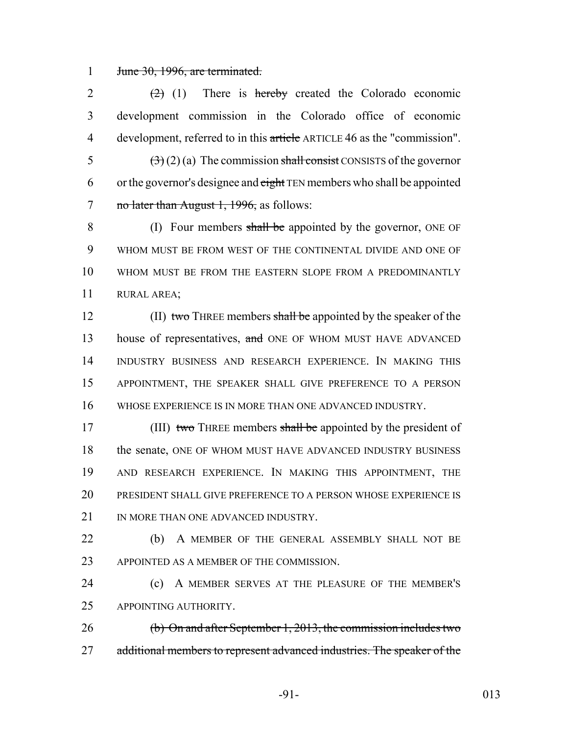~~June 30, 1996, are terminated.~~

~~(2)~~ (1) There is ~~hereby~~ created the Colorado economic development commission in the Colorado office of economic development, referred to in this ~~article~~ ARTICLE 46 as the "commission".

~~(3)~~ (2) (a) The commission ~~shall consist~~ CONSISTS of the governor or the governor's designee and ~~eight~~ TEN members who shall be appointed ~~no later than August 1, 1996,~~ as follows:

(I) Four members ~~shall be~~ appointed by the governor, ONE OF WHOM MUST BE FROM WEST OF THE CONTINENTAL DIVIDE AND ONE OF WHOM MUST BE FROM THE EASTERN SLOPE FROM A PREDOMINANTLY RURAL AREA;

(II) ~~two~~ THREE members ~~shall be~~ appointed by the speaker of the house of representatives, ~~and~~ ONE OF WHOM MUST HAVE ADVANCED INDUSTRY BUSINESS AND RESEARCH EXPERIENCE. IN MAKING THIS APPOINTMENT, THE SPEAKER SHALL GIVE PREFERENCE TO A PERSON WHOSE EXPERIENCE IS IN MORE THAN ONE ADVANCED INDUSTRY.

(III) ~~two~~ THREE members ~~shall be~~ appointed by the president of the senate, ONE OF WHOM MUST HAVE ADVANCED INDUSTRY BUSINESS AND RESEARCH EXPERIENCE. IN MAKING THIS APPOINTMENT, THE PRESIDENT SHALL GIVE PREFERENCE TO A PERSON WHOSE EXPERIENCE IS IN MORE THAN ONE ADVANCED INDUSTRY.

(b) A MEMBER OF THE GENERAL ASSEMBLY SHALL NOT BE APPOINTED AS A MEMBER OF THE COMMISSION.

(c) A MEMBER SERVES AT THE PLEASURE OF THE MEMBER'S APPOINTING AUTHORITY.

~~(b) On and after September 1, 2013, the commission includes two additional members to represent advanced industries. The speaker of the~~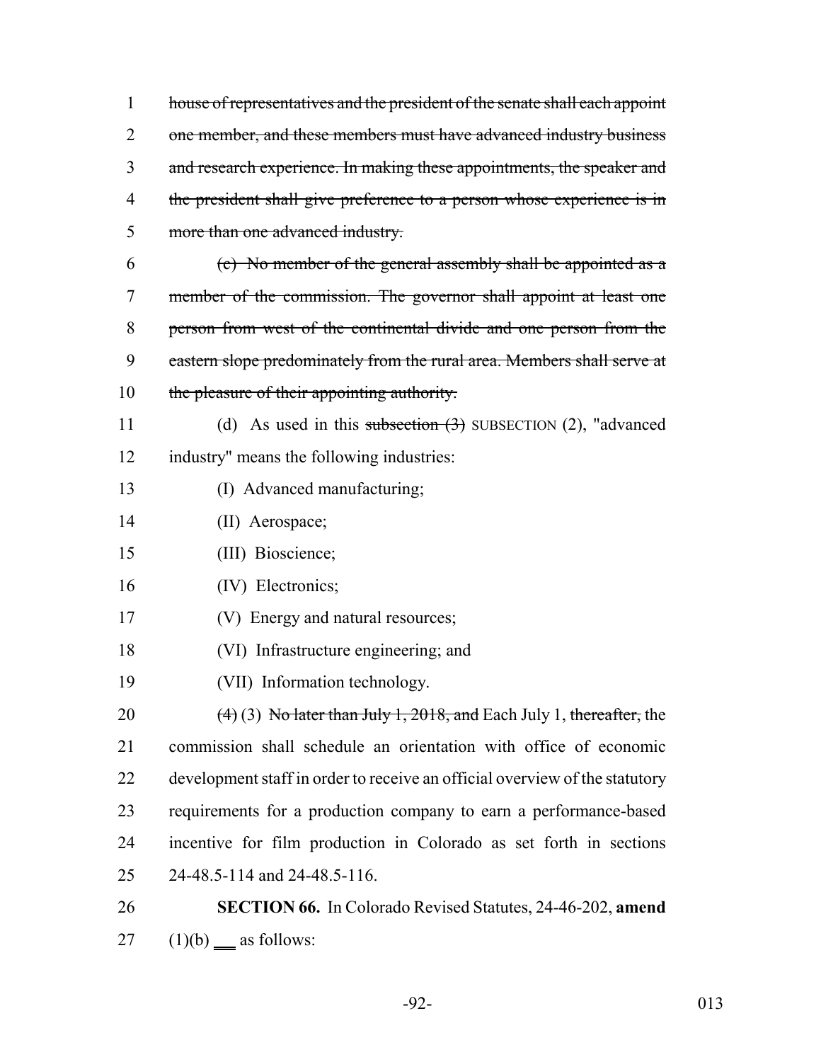~~house of representatives and the president of the senate shall each appoint one member, and these members must have advanced industry business and research experience. In making these appointments, the speaker and the president shall give preference to a person whose experience is in more than one advanced industry.~~

~~(c) No member of the general assembly shall be appointed as a member of the commission. The governor shall appoint at least one person from west of the continental divide and one person from the eastern slope predominately from the rural area. Members shall serve at the pleasure of their appointing authority.~~

(d) As used in this ~~subsection (3)~~ SUBSECTION (2), "advanced industry" means the following industries:

(I) Advanced manufacturing;

(II) Aerospace;

(III) Bioscience;

(IV) Electronics;

(V) Energy and natural resources;

(VI) Infrastructure engineering; and

(VII) Information technology.

~~(4)~~ (3) ~~No later than July 1, 2018, and~~ Each July 1, ~~thereafter,~~ the commission shall schedule an orientation with office of economic development staff in order to receive an official overview of the statutory requirements for a production company to earn a performance-based incentive for film production in Colorado as set forth in sections 24-48.5-114 and 24-48.5-116.

**SECTION 66.** In Colorado Revised Statutes, 24-46-202, **amend** (1)(b) ___ as follows: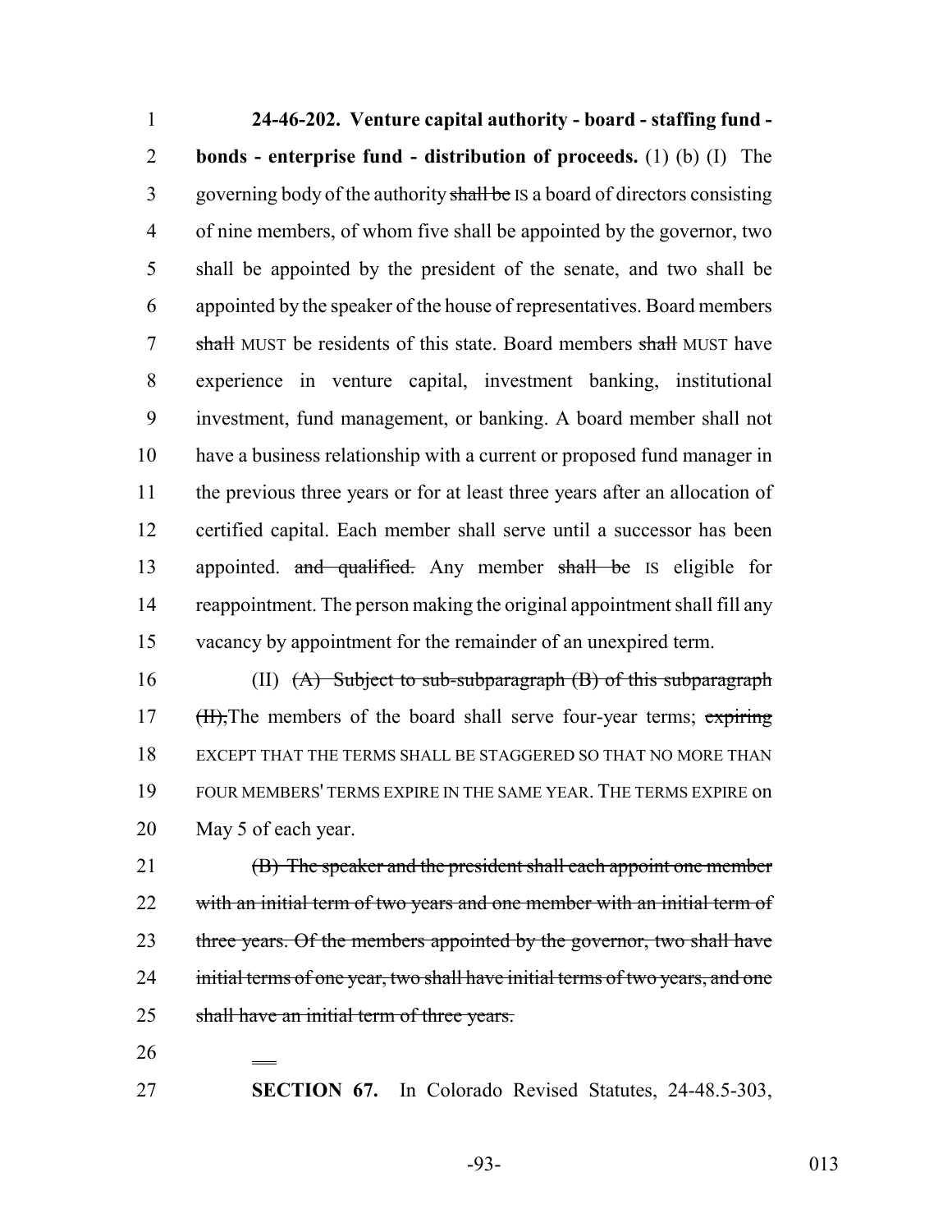**24-46-202. Venture capital authority - board - staffing fund - bonds - enterprise fund - distribution of proceeds.** (1) (b) (I) The governing body of the authority ~~shall be~~ IS a board of directors consisting of nine members, of whom five shall be appointed by the governor, two shall be appointed by the president of the senate, and two shall be appointed by the speaker of the house of representatives. Board members ~~shall~~ MUST be residents of this state. Board members ~~shall~~ MUST have experience in venture capital, investment banking, institutional investment, fund management, or banking. A board member shall not have a business relationship with a current or proposed fund manager in the previous three years or for at least three years after an allocation of certified capital. Each member shall serve until a successor has been appointed. ~~and qualified.~~ Any member ~~shall be~~ IS eligible for reappointment. The person making the original appointment shall fill any vacancy by appointment for the remainder of an unexpired term.

(II) ~~(A) Subject to sub-subparagraph (B) of this subparagraph (II),~~ The members of the board shall serve four-year terms; ~~expiring~~ EXCEPT THAT THE TERMS SHALL BE STAGGERED SO THAT NO MORE THAN FOUR MEMBERS' TERMS EXPIRE IN THE SAME YEAR. THE TERMS EXPIRE on May 5 of each year.

~~(B) The speaker and the president shall each appoint one member with an initial term of two years and one member with an initial term of three years. Of the members appointed by the governor, two shall have initial terms of one year, two shall have initial terms of two years, and one shall have an initial term of three years.~~

**SECTION 67.** In Colorado Revised Statutes, 24-48.5-303,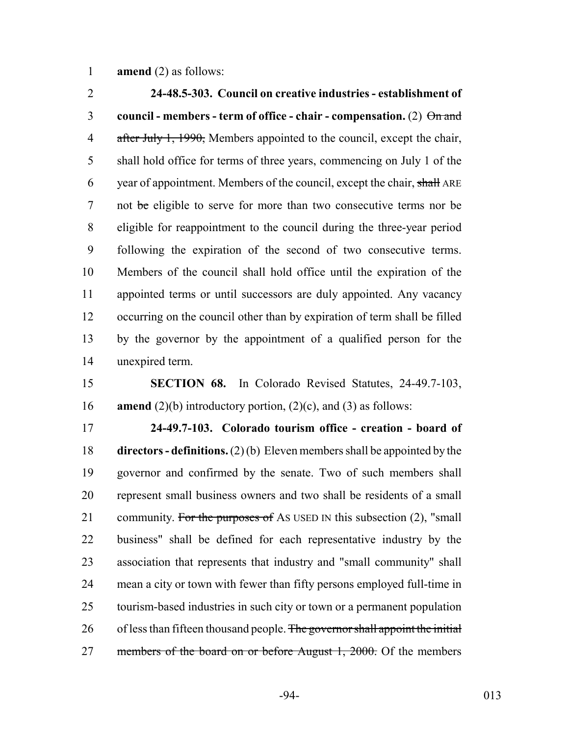**amend** (2) as follows:

**24-48.5-303. Council on creative industries - establishment of council - members - term of office - chair - compensation.** (2) ~~On and after July 1, 1990,~~ Members appointed to the council, except the chair, shall hold office for terms of three years, commencing on July 1 of the year of appointment. Members of the council, except the chair, ~~shall~~ ARE not ~~be~~ eligible to serve for more than two consecutive terms nor be eligible for reappointment to the council during the three-year period following the expiration of the second of two consecutive terms. Members of the council shall hold office until the expiration of the appointed terms or until successors are duly appointed. Any vacancy occurring on the council other than by expiration of term shall be filled by the governor by the appointment of a qualified person for the unexpired term.

**SECTION 68.** In Colorado Revised Statutes, 24-49.7-103, **amend** (2)(b) introductory portion, (2)(c), and (3) as follows:

**24-49.7-103. Colorado tourism office - creation - board of directors - definitions.** (2) (b) Eleven members shall be appointed by the governor and confirmed by the senate. Two of such members shall represent small business owners and two shall be residents of a small community. ~~For the purposes of~~ AS USED IN this subsection (2), "small business" shall be defined for each representative industry by the association that represents that industry and "small community" shall mean a city or town with fewer than fifty persons employed full-time in tourism-based industries in such city or town or a permanent population of less than fifteen thousand people. ~~The governor shall appoint the initial members of the board on or before August 1, 2000.~~ Of the members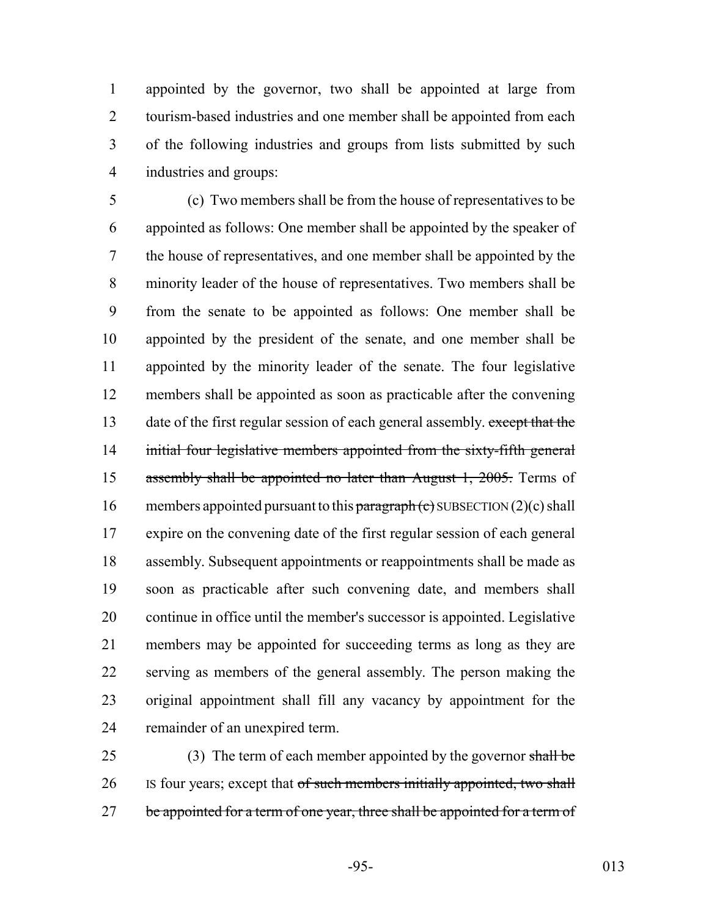appointed by the governor, two shall be appointed at large from tourism-based industries and one member shall be appointed from each of the following industries and groups from lists submitted by such industries and groups:

(c) Two members shall be from the house of representatives to be appointed as follows: One member shall be appointed by the speaker of the house of representatives, and one member shall be appointed by the minority leader of the house of representatives. Two members shall be from the senate to be appointed as follows: One member shall be appointed by the president of the senate, and one member shall be appointed by the minority leader of the senate. The four legislative members shall be appointed as soon as practicable after the convening date of the first regular session of each general assembly. ~~except that the initial four legislative members appointed from the sixty-fifth general assembly shall be appointed no later than August 1, 2005.~~ Terms of members appointed pursuant to this ~~paragraph (c)~~ SUBSECTION (2)(c) shall expire on the convening date of the first regular session of each general assembly. Subsequent appointments or reappointments shall be made as soon as practicable after such convening date, and members shall continue in office until the member's successor is appointed. Legislative members may be appointed for succeeding terms as long as they are serving as members of the general assembly. The person making the original appointment shall fill any vacancy by appointment for the remainder of an unexpired term.

(3) The term of each member appointed by the governor ~~shall be~~ IS four years; except that ~~of such members initially appointed, two shall be appointed for a term of one year, three shall be appointed for a term of~~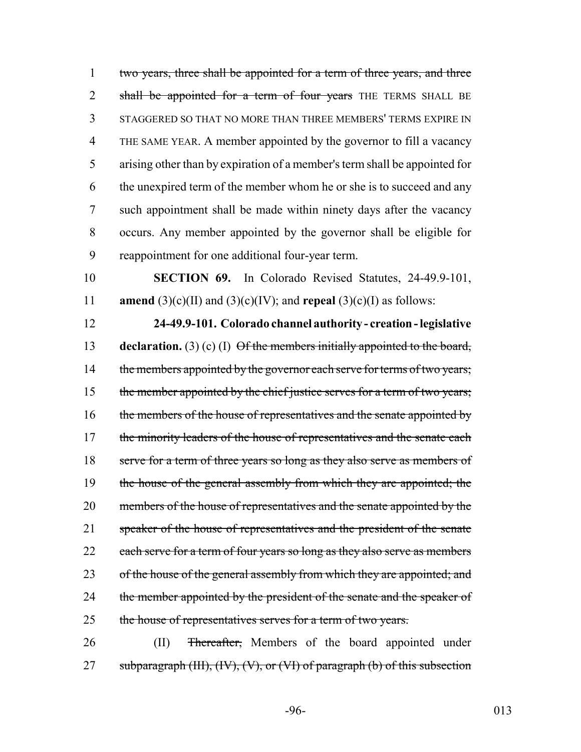two years, three shall be appointed for a term of three years, and three shall be appointed for a term of four years THE TERMS SHALL BE STAGGERED SO THAT NO MORE THAN THREE MEMBERS' TERMS EXPIRE IN THE SAME YEAR. A member appointed by the governor to fill a vacancy arising other than by expiration of a member's term shall be appointed for the unexpired term of the member whom he or she is to succeed and any such appointment shall be made within ninety days after the vacancy occurs. Any member appointed by the governor shall be eligible for reappointment for one additional four-year term.

**SECTION 69.** In Colorado Revised Statutes, 24-49.9-101, **amend** (3)(c)(II) and (3)(c)(IV); and **repeal** (3)(c)(I) as follows:

**24-49.9-101. Colorado channel authority - creation - legislative declaration.** (3) (c) (I) Of the members initially appointed to the board, the members appointed by the governor each serve for terms of two years; the member appointed by the chief justice serves for a term of two years; the members of the house of representatives and the senate appointed by the minority leaders of the house of representatives and the senate each serve for a term of three years so long as they also serve as members of the house of the general assembly from which they are appointed; the members of the house of representatives and the senate appointed by the speaker of the house of representatives and the president of the senate each serve for a term of four years so long as they also serve as members of the house of the general assembly from which they are appointed; and the member appointed by the president of the senate and the speaker of the house of representatives serves for a term of two years.

(II) Thereafter, Members of the board appointed under subparagraph (III), (IV), (V), or (VI) of paragraph (b) of this subsection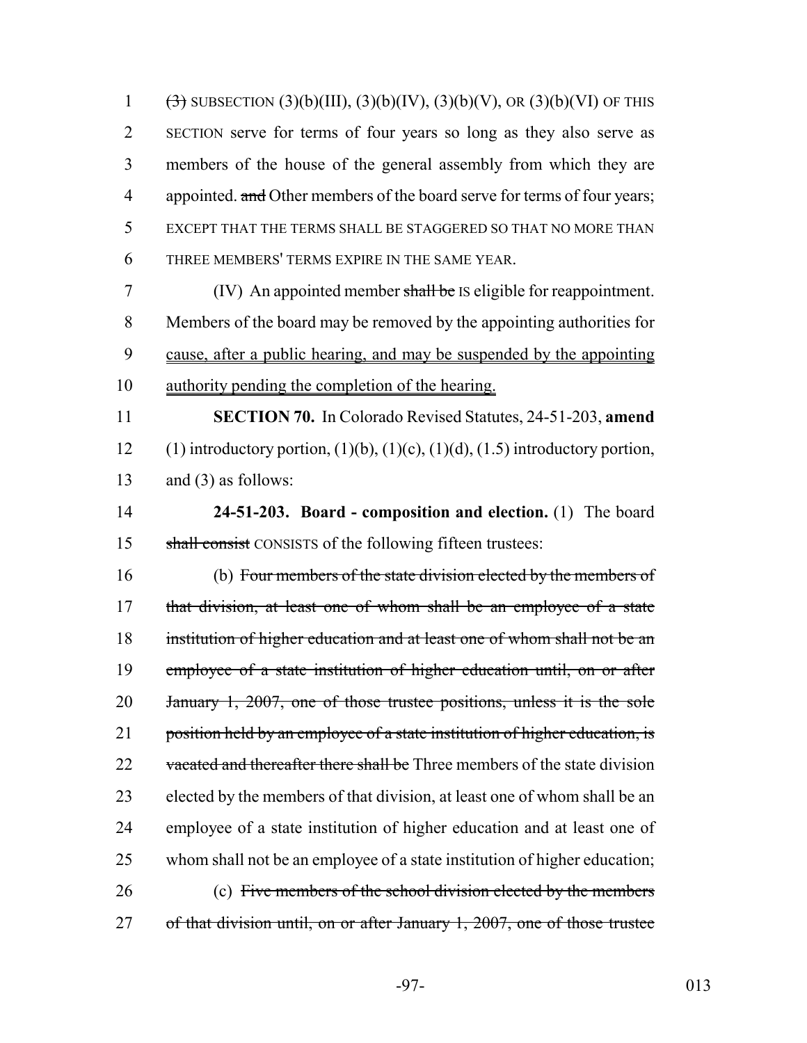~~(3)~~ SUBSECTION (3)(b)(III), (3)(b)(IV), (3)(b)(V), OR (3)(b)(VI) OF THIS SECTION serve for terms of four years so long as they also serve as members of the house of the general assembly from which they are appointed. ~~and~~ Other members of the board serve for terms of four years; EXCEPT THAT THE TERMS SHALL BE STAGGERED SO THAT NO MORE THAN THREE MEMBERS' TERMS EXPIRE IN THE SAME YEAR.

(IV) An appointed member ~~shall be~~ IS eligible for reappointment. Members of the board may be removed by the appointing authorities for <u>cause, after a public hearing, and may be suspended by the appointing authority pending the completion of the hearing.</u>

**SECTION 70.** In Colorado Revised Statutes, 24-51-203, **amend** (1) introductory portion, (1)(b), (1)(c), (1)(d), (1.5) introductory portion, and (3) as follows:

**24-51-203. Board - composition and election.** (1) The board ~~shall consist~~ CONSISTS of the following fifteen trustees:

(b) ~~Four members of the state division elected by the members of that division, at least one of whom shall be an employee of a state institution of higher education and at least one of whom shall not be an employee of a state institution of higher education until, on or after January 1, 2007, one of those trustee positions, unless it is the sole position held by an employee of a state institution of higher education, is vacated and thereafter there shall be~~ Three members of the state division elected by the members of that division, at least one of whom shall be an employee of a state institution of higher education and at least one of whom shall not be an employee of a state institution of higher education;

(c) ~~Five members of the school division elected by the members of that division until, on or after January 1, 2007, one of those trustee~~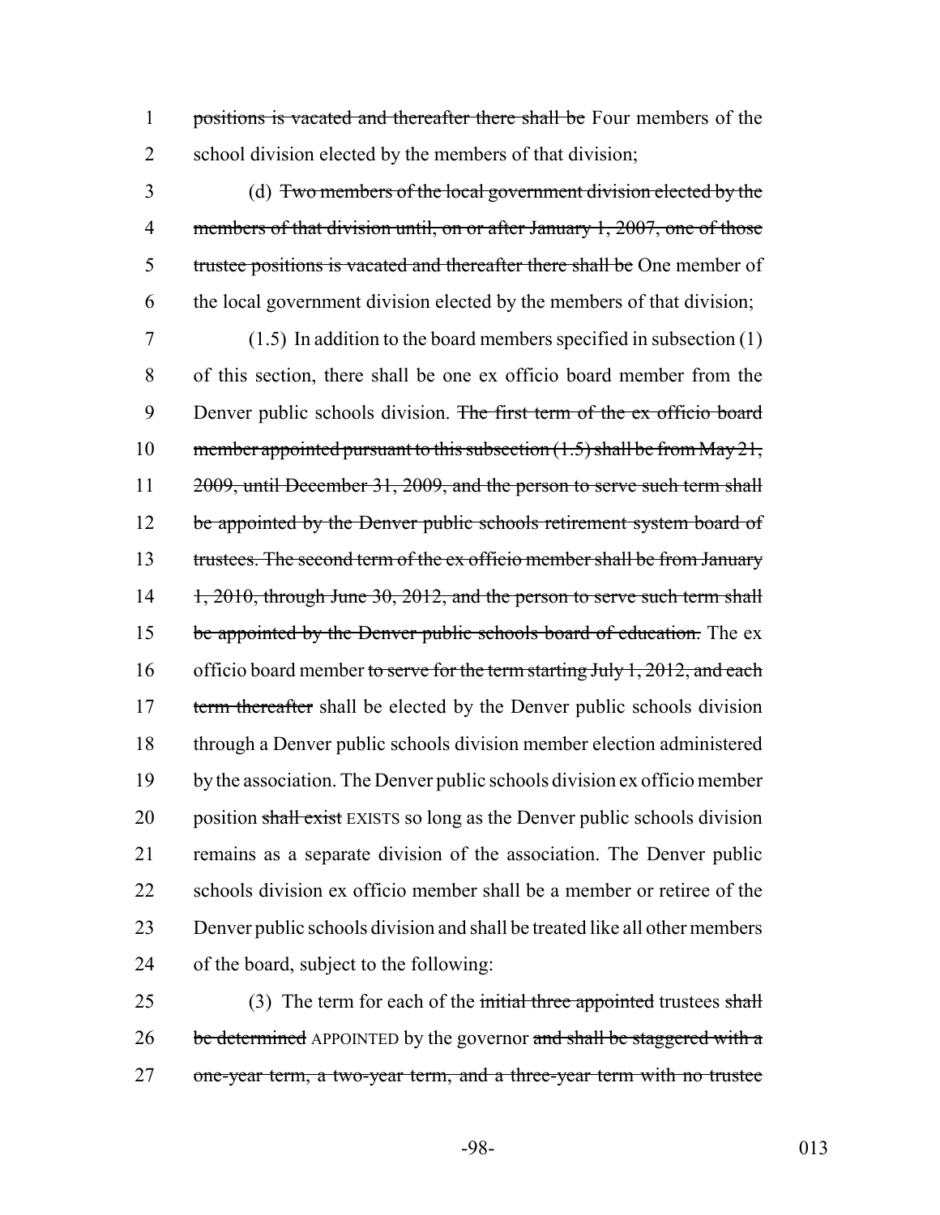~~positions is vacated and thereafter there shall be~~ Four members of the school division elected by the members of that division;

(d) ~~Two members of the local government division elected by the members of that division until, on or after January 1, 2007, one of those trustee positions is vacated and thereafter there shall be~~ One member of the local government division elected by the members of that division;

(1.5) In addition to the board members specified in subsection (1) of this section, there shall be one ex officio board member from the Denver public schools division. ~~The first term of the ex officio board member appointed pursuant to this subsection (1.5) shall be from May 21, 2009, until December 31, 2009, and the person to serve such term shall be appointed by the Denver public schools retirement system board of trustees. The second term of the ex officio member shall be from January 1, 2010, through June 30, 2012, and the person to serve such term shall be appointed by the Denver public schools board of education.~~ The ex officio board member ~~to serve for the term starting July 1, 2012, and each term thereafter~~ shall be elected by the Denver public schools division through a Denver public schools division member election administered by the association. The Denver public schools division ex officio member position ~~shall exist~~ EXISTS so long as the Denver public schools division remains as a separate division of the association. The Denver public schools division ex officio member shall be a member or retiree of the Denver public schools division and shall be treated like all other members of the board, subject to the following:

(3) The term for each of the ~~initial three appointed~~ trustees ~~shall be determined~~ APPOINTED by the governor ~~and shall be staggered with a one-year term, a two-year term, and a three-year term with no trustee~~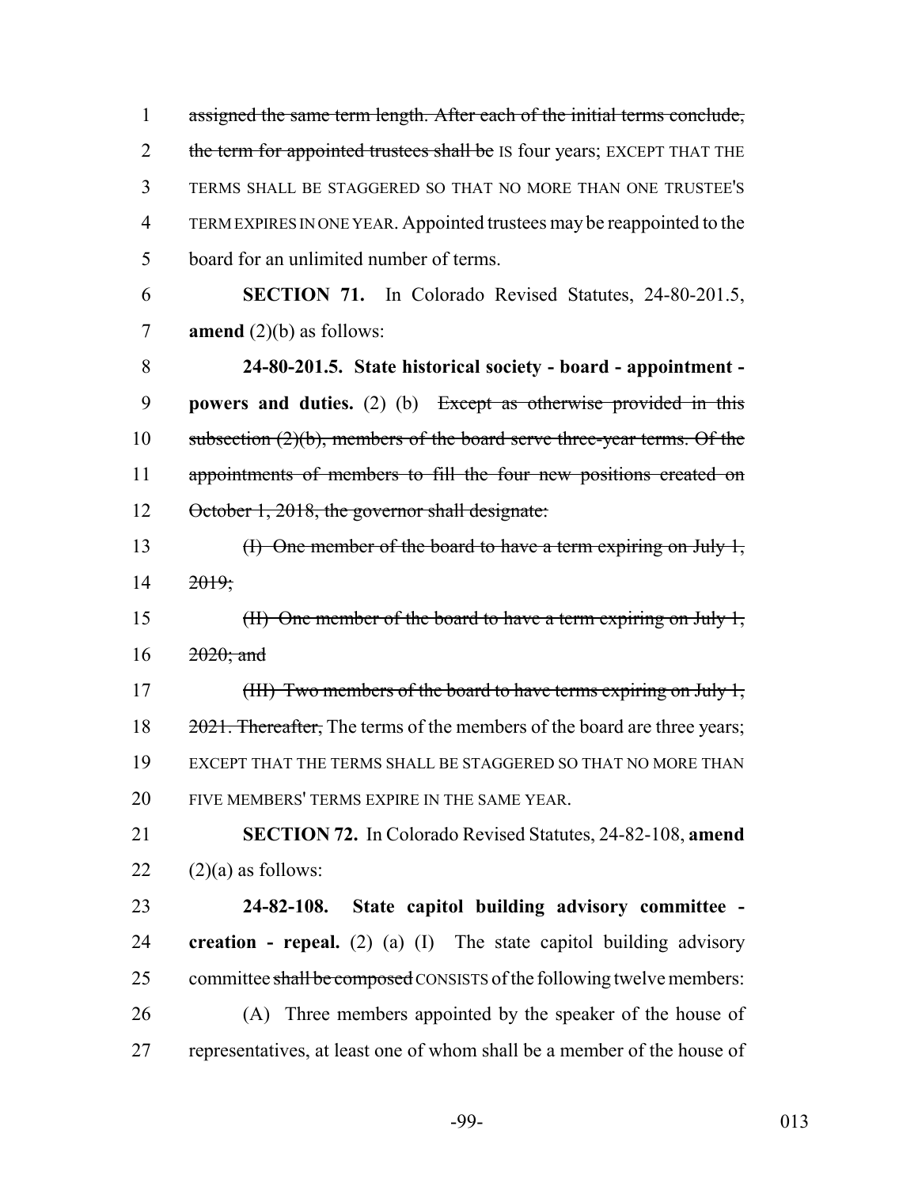~~assigned the same term length. After each of the initial terms conclude, the term for appointed trustees shall be~~ IS four years; EXCEPT THAT THE TERMS SHALL BE STAGGERED SO THAT NO MORE THAN ONE TRUSTEE'S TERM EXPIRES IN ONE YEAR. Appointed trustees may be reappointed to the board for an unlimited number of terms.

**SECTION 71.** In Colorado Revised Statutes, 24-80-201.5, **amend** (2)(b) as follows:

**24-80-201.5. State historical society - board - appointment - powers and duties.** (2) (b) ~~Except as otherwise provided in this subsection (2)(b), members of the board serve three-year terms. Of the appointments of members to fill the four new positions created on October 1, 2018, the governor shall designate:~~

~~(I) One member of the board to have a term expiring on July 1, 2019;~~

~~(II) One member of the board to have a term expiring on July 1, 2020; and~~

~~(III) Two members of the board to have terms expiring on July 1, 2021. Thereafter,~~ The terms of the members of the board are three years; EXCEPT THAT THE TERMS SHALL BE STAGGERED SO THAT NO MORE THAN FIVE MEMBERS' TERMS EXPIRE IN THE SAME YEAR.

**SECTION 72.** In Colorado Revised Statutes, 24-82-108, **amend** (2)(a) as follows:

**24-82-108. State capitol building advisory committee - creation - repeal.** (2) (a) (I) The state capitol building advisory committee ~~shall be composed~~ CONSISTS of the following twelve members:

(A) Three members appointed by the speaker of the house of representatives, at least one of whom shall be a member of the house of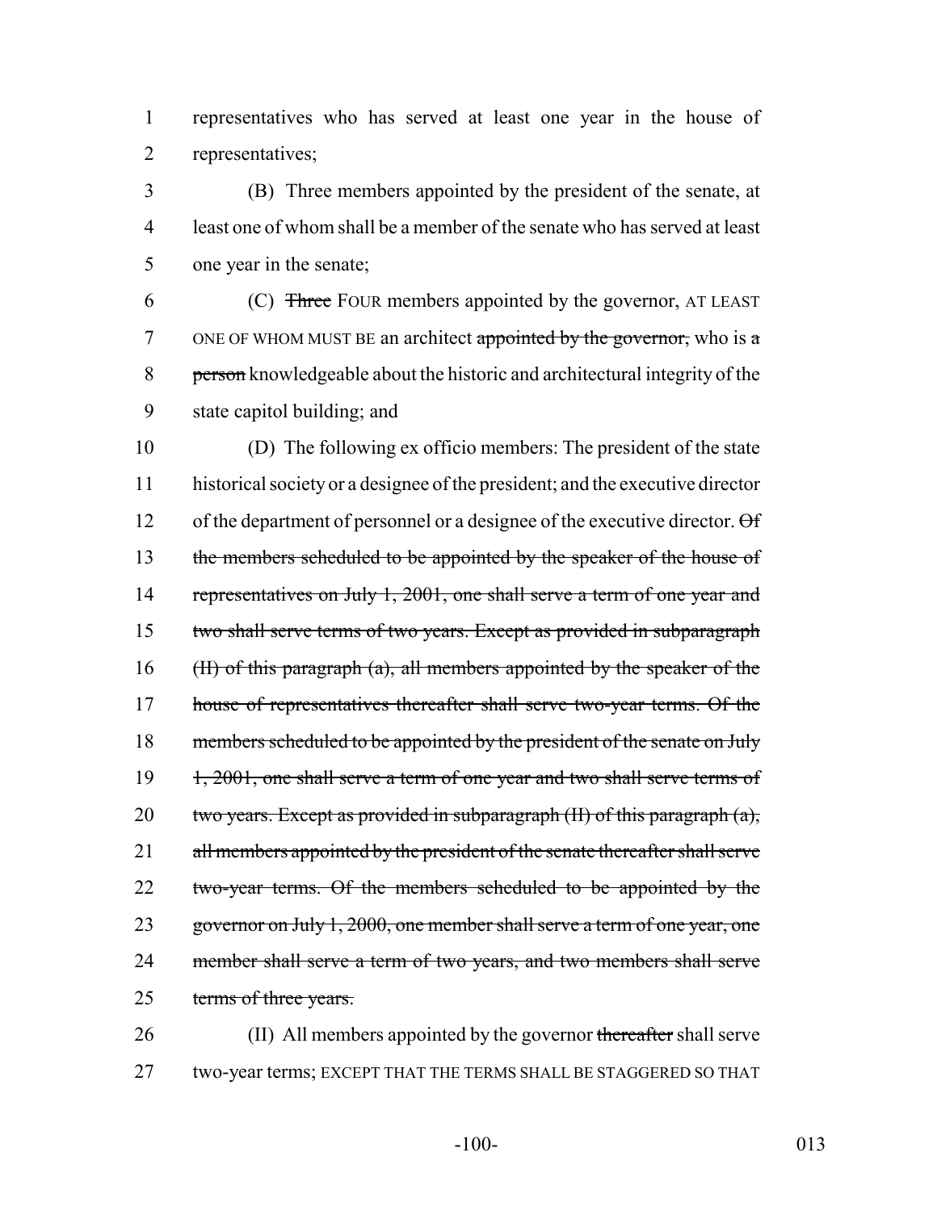representatives who has served at least one year in the house of representatives;

(B) Three members appointed by the president of the senate, at least one of whom shall be a member of the senate who has served at least one year in the senate;

(C) ~~Three~~ FOUR members appointed by the governor, AT LEAST ONE OF WHOM MUST BE an architect ~~appointed by the governor,~~ who is ~~a person~~ knowledgeable about the historic and architectural integrity of the state capitol building; and

(D) The following ex officio members: The president of the state historical society or a designee of the president; and the executive director of the department of personnel or a designee of the executive director. ~~Of the members scheduled to be appointed by the speaker of the house of representatives on July 1, 2001, one shall serve a term of one year and two shall serve terms of two years. Except as provided in subparagraph (II) of this paragraph (a), all members appointed by the speaker of the house of representatives thereafter shall serve two-year terms. Of the members scheduled to be appointed by the president of the senate on July 1, 2001, one shall serve a term of one year and two shall serve terms of two years. Except as provided in subparagraph (II) of this paragraph (a), all members appointed by the president of the senate thereafter shall serve two-year terms. Of the members scheduled to be appointed by the governor on July 1, 2000, one member shall serve a term of one year, one member shall serve a term of two years, and two members shall serve terms of three years.~~

(II) All members appointed by the governor ~~thereafter~~ shall serve two-year terms; EXCEPT THAT THE TERMS SHALL BE STAGGERED SO THAT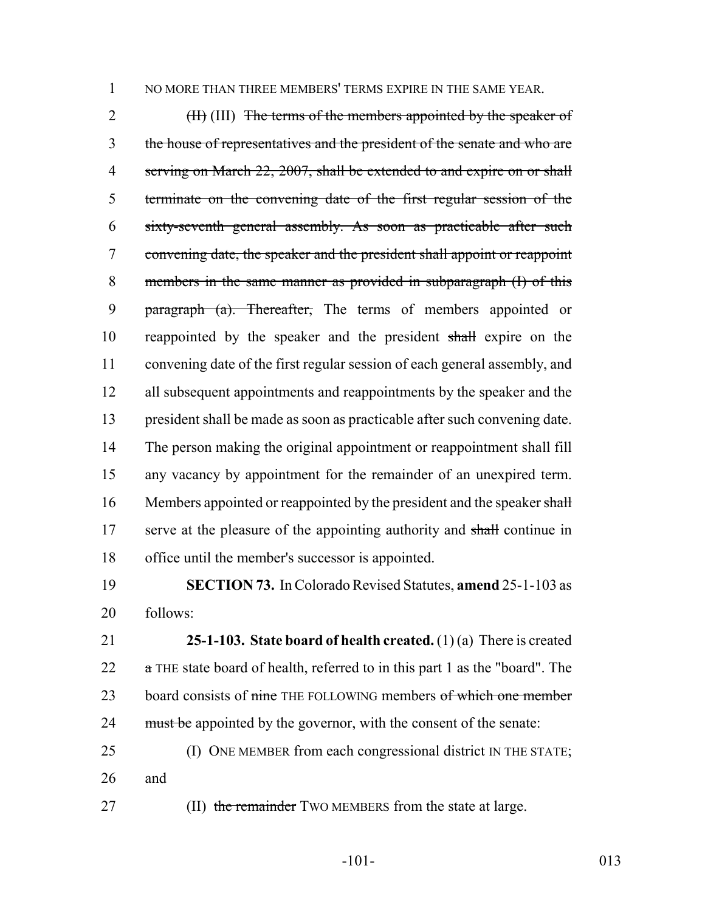NO MORE THAN THREE MEMBERS' TERMS EXPIRE IN THE SAME YEAR.

~~(II)~~ (III) ~~The terms of the members appointed by the speaker of the house of representatives and the president of the senate and who are serving on March 22, 2007, shall be extended to and expire on or shall terminate on the convening date of the first regular session of the sixty-seventh general assembly. As soon as practicable after such convening date, the speaker and the president shall appoint or reappoint members in the same manner as provided in subparagraph (I) of this paragraph (a). Thereafter,~~ The terms of members appointed or reappointed by the speaker and the president ~~shall~~ expire on the convening date of the first regular session of each general assembly, and all subsequent appointments and reappointments by the speaker and the president shall be made as soon as practicable after such convening date. The person making the original appointment or reappointment shall fill any vacancy by appointment for the remainder of an unexpired term. Members appointed or reappointed by the president and the speaker ~~shall~~ serve at the pleasure of the appointing authority and ~~shall~~ continue in office until the member's successor is appointed.

**SECTION 73.** In Colorado Revised Statutes, **amend** 25-1-103 as follows:

**25-1-103. State board of health created.** (1) (a) There is created ~~a~~ THE state board of health, referred to in this part 1 as the "board". The board consists of ~~nine~~ THE FOLLOWING members ~~of which one member must be~~ appointed by the governor, with the consent of the senate:

(I) ONE MEMBER from each congressional district IN THE STATE; and

(II) ~~the remainder~~ TWO MEMBERS from the state at large.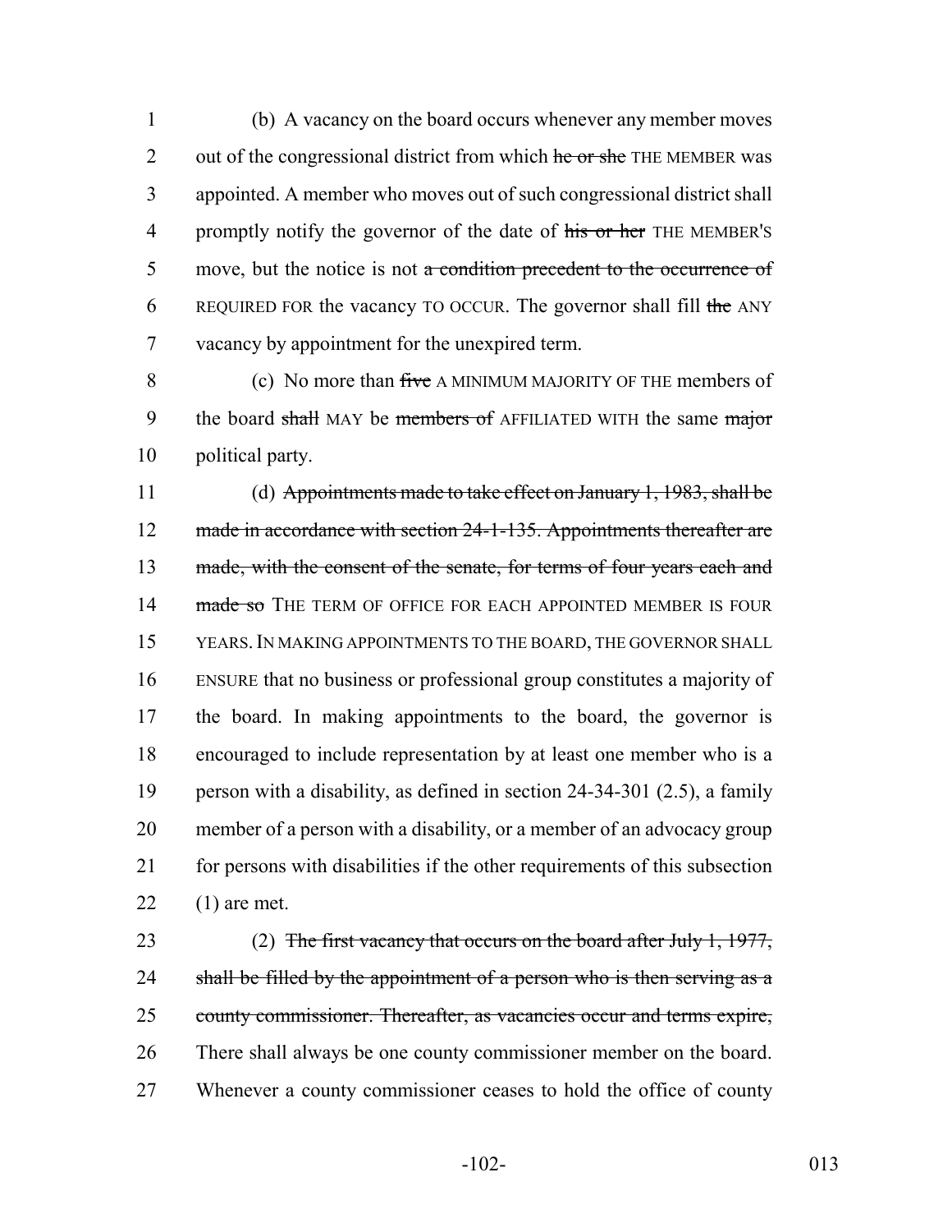(b) A vacancy on the board occurs whenever any member moves out of the congressional district from which ~~he or she~~ THE MEMBER was appointed. A member who moves out of such congressional district shall promptly notify the governor of the date of ~~his or her~~ THE MEMBER'S move, but the notice is not ~~a condition precedent to the occurrence of~~ REQUIRED FOR the vacancy TO OCCUR. The governor shall fill ~~the~~ ANY vacancy by appointment for the unexpired term.

(c) No more than ~~five~~ A MINIMUM MAJORITY OF THE members of the board ~~shall~~ MAY be ~~members of~~ AFFILIATED WITH the same ~~major~~ political party.

(d) ~~Appointments made to take effect on January 1, 1983, shall be made in accordance with section 24-1-135. Appointments thereafter are made, with the consent of the senate, for terms of four years each and made so~~ THE TERM OF OFFICE FOR EACH APPOINTED MEMBER IS FOUR YEARS. IN MAKING APPOINTMENTS TO THE BOARD, THE GOVERNOR SHALL ENSURE that no business or professional group constitutes a majority of the board. In making appointments to the board, the governor is encouraged to include representation by at least one member who is a person with a disability, as defined in section 24-34-301 (2.5), a family member of a person with a disability, or a member of an advocacy group for persons with disabilities if the other requirements of this subsection (1) are met.

(2) ~~The first vacancy that occurs on the board after July 1, 1977, shall be filled by the appointment of a person who is then serving as a county commissioner. Thereafter, as vacancies occur and terms expire,~~ There shall always be one county commissioner member on the board. Whenever a county commissioner ceases to hold the office of county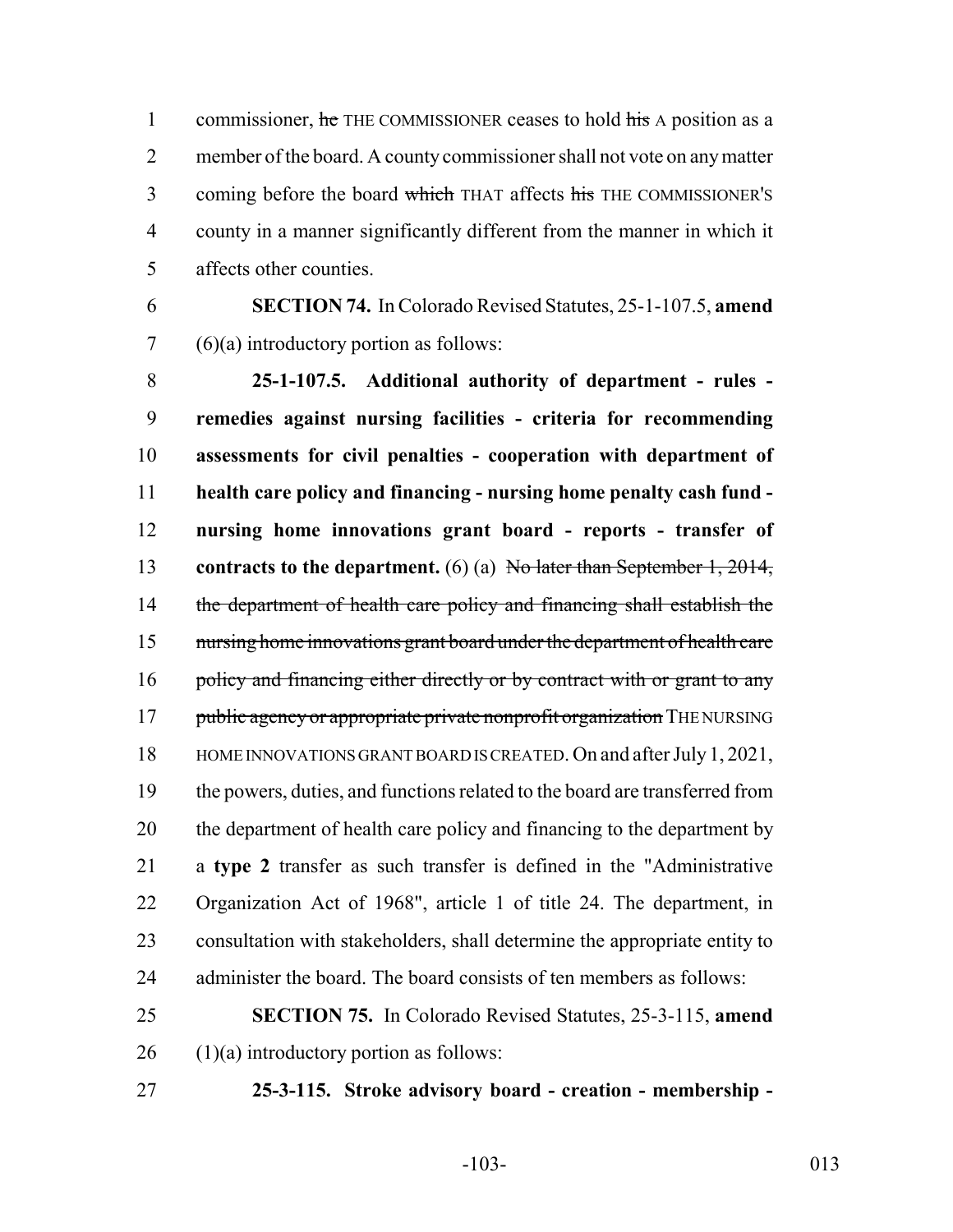commissioner, ~~he~~ THE COMMISSIONER ceases to hold ~~his~~ A position as a member of the board. A county commissioner shall not vote on any matter coming before the board ~~which~~ THAT affects ~~his~~ THE COMMISSIONER'S county in a manner significantly different from the manner in which it affects other counties.

**SECTION 74.** In Colorado Revised Statutes, 25-1-107.5, **amend** (6)(a) introductory portion as follows:

**25-1-107.5. Additional authority of department - rules - remedies against nursing facilities - criteria for recommending assessments for civil penalties - cooperation with department of health care policy and financing - nursing home penalty cash fund - nursing home innovations grant board - reports - transfer of contracts to the department.** (6) (a) ~~No later than September 1, 2014, the department of health care policy and financing shall establish the nursing home innovations grant board under the department of health care policy and financing either directly or by contract with or grant to any public agency or appropriate private nonprofit organization~~ THE NURSING HOME INNOVATIONS GRANT BOARD IS CREATED. On and after July 1, 2021, the powers, duties, and functions related to the board are transferred from the department of health care policy and financing to the department by a **type 2** transfer as such transfer is defined in the "Administrative Organization Act of 1968", article 1 of title 24. The department, in consultation with stakeholders, shall determine the appropriate entity to administer the board. The board consists of ten members as follows:

**SECTION 75.** In Colorado Revised Statutes, 25-3-115, **amend** (1)(a) introductory portion as follows:

**25-3-115. Stroke advisory board - creation - membership -**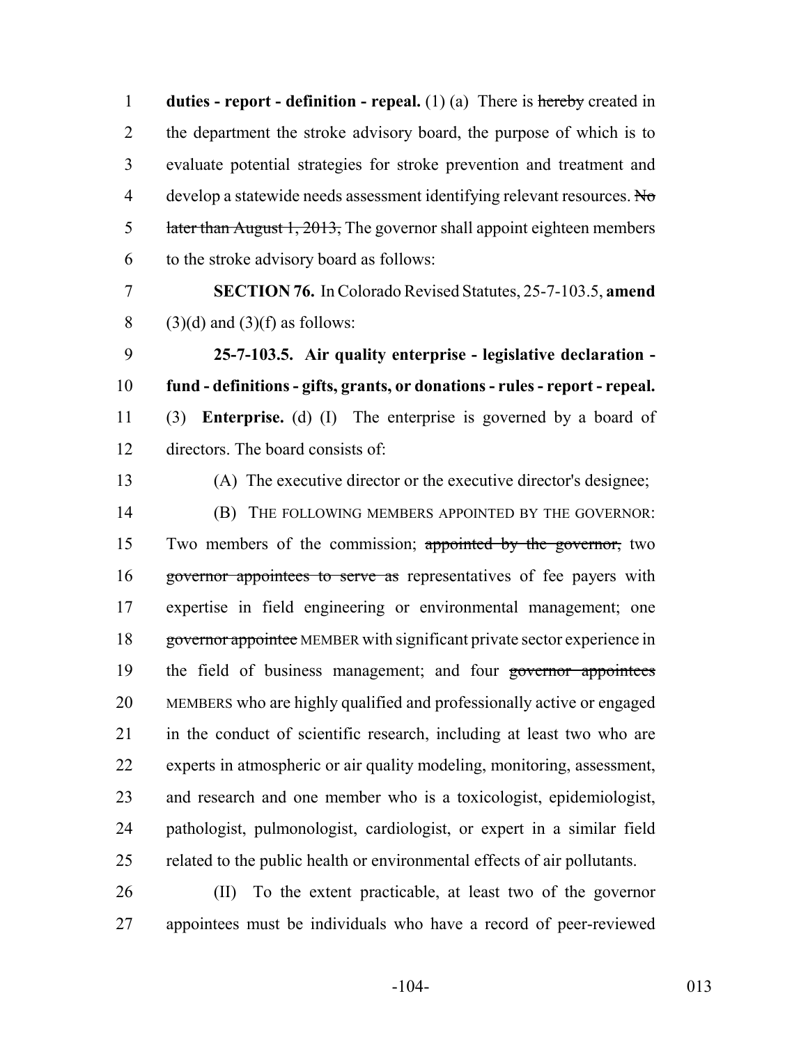**duties - report - definition - repeal.** (1) (a) There is ~~hereby~~ created in the department the stroke advisory board, the purpose of which is to evaluate potential strategies for stroke prevention and treatment and develop a statewide needs assessment identifying relevant resources. ~~No later than August 1, 2013,~~ The governor shall appoint eighteen members to the stroke advisory board as follows:

**SECTION 76.** In Colorado Revised Statutes, 25-7-103.5, **amend** (3)(d) and (3)(f) as follows:

**25-7-103.5. Air quality enterprise - legislative declaration - fund - definitions - gifts, grants, or donations - rules - report - repeal.** (3) **Enterprise.** (d) (I) The enterprise is governed by a board of directors. The board consists of:

(A) The executive director or the executive director's designee;

(B) THE FOLLOWING MEMBERS APPOINTED BY THE GOVERNOR: Two members of the commission; ~~appointed by the governor,~~ two ~~governor appointees to serve as~~ representatives of fee payers with expertise in field engineering or environmental management; one ~~governor appointee~~ MEMBER with significant private sector experience in the field of business management; and four ~~governor appointees~~ MEMBERS who are highly qualified and professionally active or engaged in the conduct of scientific research, including at least two who are experts in atmospheric or air quality modeling, monitoring, assessment, and research and one member who is a toxicologist, epidemiologist, pathologist, pulmonologist, cardiologist, or expert in a similar field related to the public health or environmental effects of air pollutants.

(II) To the extent practicable, at least two of the governor appointees must be individuals who have a record of peer-reviewed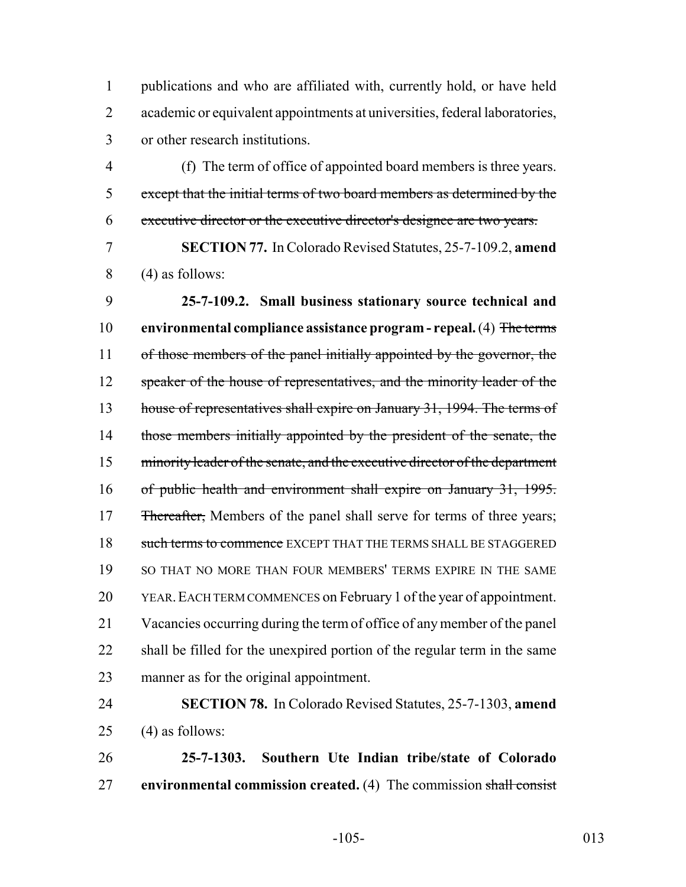publications and who are affiliated with, currently hold, or have held academic or equivalent appointments at universities, federal laboratories, or other research institutions.

(f) The term of office of appointed board members is three years. ~~except that the initial terms of two board members as determined by the executive director or the executive director's designee are two years.~~

**SECTION 77.** In Colorado Revised Statutes, 25-7-109.2, **amend** (4) as follows:

**25-7-109.2. Small business stationary source technical and environmental compliance assistance program - repeal.** (4) ~~The terms of those members of the panel initially appointed by the governor, the speaker of the house of representatives, and the minority leader of the house of representatives shall expire on January 31, 1994. The terms of those members initially appointed by the president of the senate, the minority leader of the senate, and the executive director of the department of public health and environment shall expire on January 31, 1995. Thereafter,~~ Members of the panel shall serve for terms of three years; ~~such terms to commence~~ EXCEPT THAT THE TERMS SHALL BE STAGGERED SO THAT NO MORE THAN FOUR MEMBERS' TERMS EXPIRE IN THE SAME YEAR. EACH TERM COMMENCES on February 1 of the year of appointment. Vacancies occurring during the term of office of any member of the panel shall be filled for the unexpired portion of the regular term in the same manner as for the original appointment.

**SECTION 78.** In Colorado Revised Statutes, 25-7-1303, **amend** (4) as follows:

**25-7-1303. Southern Ute Indian tribe/state of Colorado environmental commission created.** (4) The commission ~~shall consist~~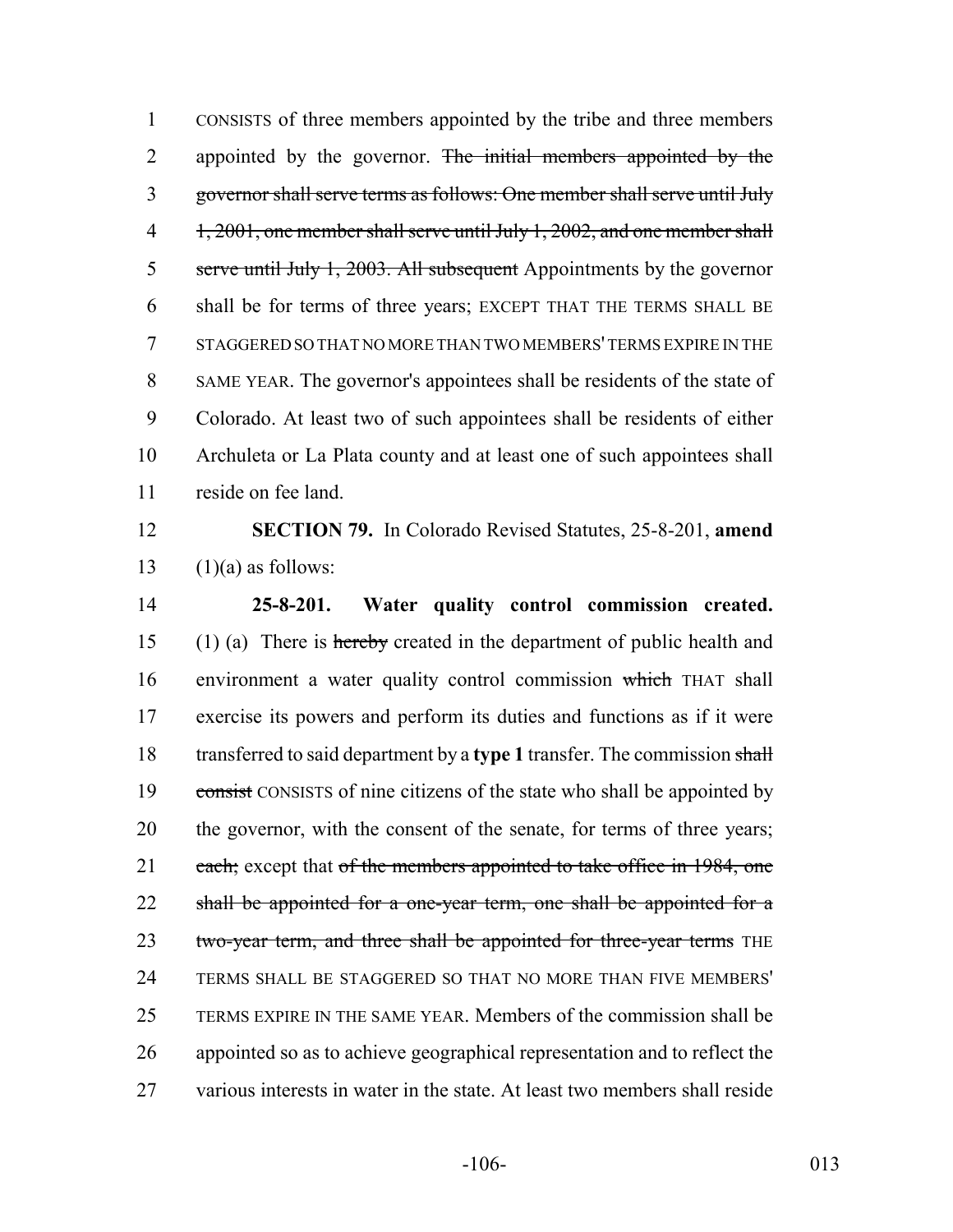CONSISTS of three members appointed by the tribe and three members appointed by the governor. ~~The initial members appointed by the governor shall serve terms as follows: One member shall serve until July 1, 2001, one member shall serve until July 1, 2002, and one member shall serve until July 1, 2003. All subsequent~~ Appointments by the governor shall be for terms of three years; EXCEPT THAT THE TERMS SHALL BE STAGGERED SO THAT NO MORE THAN TWO MEMBERS' TERMS EXPIRE IN THE SAME YEAR. The governor's appointees shall be residents of the state of Colorado. At least two of such appointees shall be residents of either Archuleta or La Plata county and at least one of such appointees shall reside on fee land.

**SECTION 79.** In Colorado Revised Statutes, 25-8-201, **amend** (1)(a) as follows:

**25-8-201. Water quality control commission created.** (1) (a) There is ~~hereby~~ created in the department of public health and environment a water quality control commission ~~which~~ THAT shall exercise its powers and perform its duties and functions as if it were transferred to said department by a **type 1** transfer. The commission ~~shall consist~~ CONSISTS of nine citizens of the state who shall be appointed by the governor, with the consent of the senate, for terms of three years; ~~each;~~ except that ~~of the members appointed to take office in 1984, one shall be appointed for a one-year term, one shall be appointed for a two-year term, and three shall be appointed for three-year terms~~ THE TERMS SHALL BE STAGGERED SO THAT NO MORE THAN FIVE MEMBERS' TERMS EXPIRE IN THE SAME YEAR. Members of the commission shall be appointed so as to achieve geographical representation and to reflect the various interests in water in the state. At least two members shall reside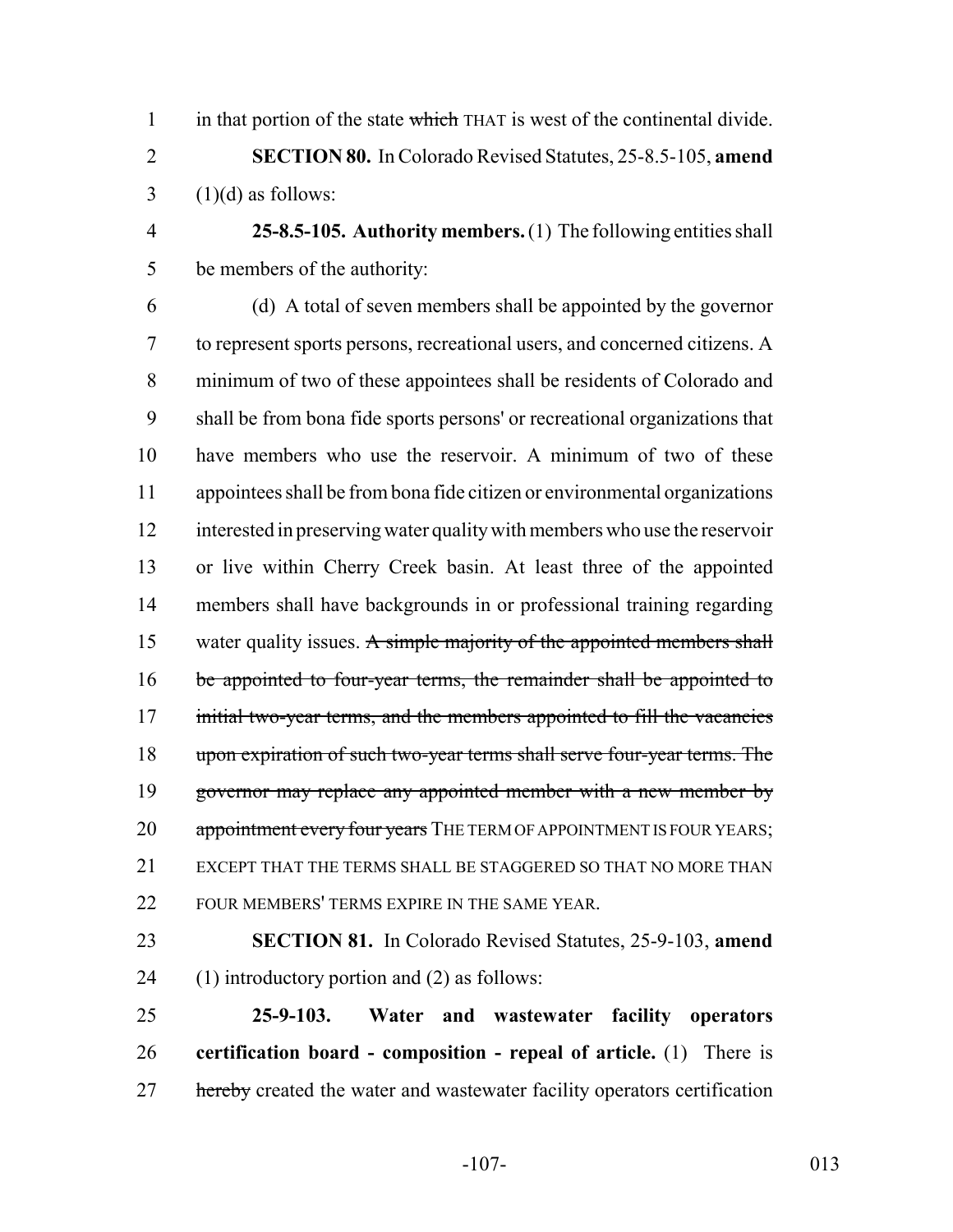in that portion of the state ~~which~~ THAT is west of the continental divide.

**SECTION 80.** In Colorado Revised Statutes, 25-8.5-105, **amend** (1)(d) as follows:

**25-8.5-105. Authority members.** (1) The following entities shall be members of the authority:

(d) A total of seven members shall be appointed by the governor to represent sports persons, recreational users, and concerned citizens. A minimum of two of these appointees shall be residents of Colorado and shall be from bona fide sports persons' or recreational organizations that have members who use the reservoir. A minimum of two of these appointees shall be from bona fide citizen or environmental organizations interested in preserving water quality with members who use the reservoir or live within Cherry Creek basin. At least three of the appointed members shall have backgrounds in or professional training regarding water quality issues. ~~A simple majority of the appointed members shall be appointed to four-year terms, the remainder shall be appointed to initial two-year terms, and the members appointed to fill the vacancies upon expiration of such two-year terms shall serve four-year terms. The governor may replace any appointed member with a new member by appointment every four years~~ THE TERM OF APPOINTMENT IS FOUR YEARS; EXCEPT THAT THE TERMS SHALL BE STAGGERED SO THAT NO MORE THAN FOUR MEMBERS' TERMS EXPIRE IN THE SAME YEAR.

**SECTION 81.** In Colorado Revised Statutes, 25-9-103, **amend** (1) introductory portion and (2) as follows:

**25-9-103. Water and wastewater facility operators certification board - composition - repeal of article.** (1) There is ~~hereby~~ created the water and wastewater facility operators certification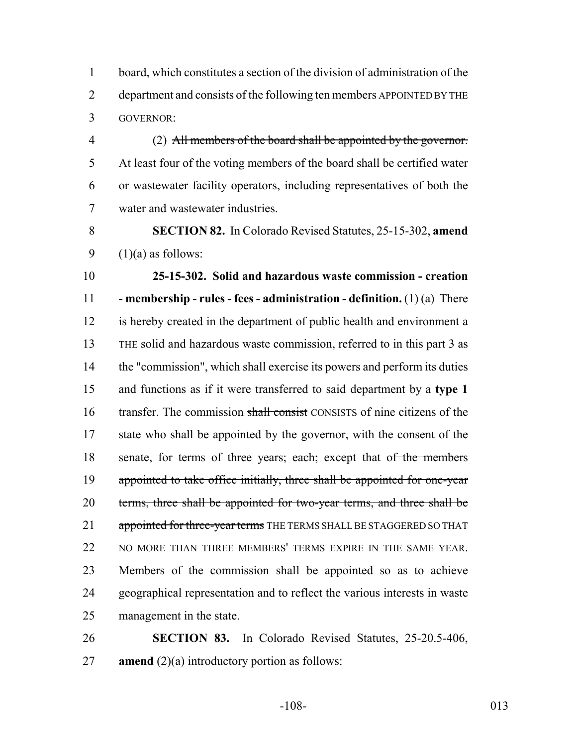board, which constitutes a section of the division of administration of the department and consists of the following ten members APPOINTED BY THE GOVERNOR:

(2) ~~All members of the board shall be appointed by the governor.~~ At least four of the voting members of the board shall be certified water or wastewater facility operators, including representatives of both the water and wastewater industries.

**SECTION 82.** In Colorado Revised Statutes, 25-15-302, **amend** (1)(a) as follows:

**25-15-302. Solid and hazardous waste commission - creation - membership - rules - fees - administration - definition.** (1) (a) There is ~~hereby~~ created in the department of public health and environment ~~a~~ THE solid and hazardous waste commission, referred to in this part 3 as the "commission", which shall exercise its powers and perform its duties and functions as if it were transferred to said department by a **type 1** transfer. The commission ~~shall consist~~ CONSISTS of nine citizens of the state who shall be appointed by the governor, with the consent of the senate, for terms of three years; ~~each;~~ except that ~~of the members appointed to take office initially, three shall be appointed for one-year terms, three shall be appointed for two-year terms, and three shall be appointed for three-year terms~~ THE TERMS SHALL BE STAGGERED SO THAT NO MORE THAN THREE MEMBERS' TERMS EXPIRE IN THE SAME YEAR. Members of the commission shall be appointed so as to achieve geographical representation and to reflect the various interests in waste management in the state.

**SECTION 83.** In Colorado Revised Statutes, 25-20.5-406, **amend** (2)(a) introductory portion as follows: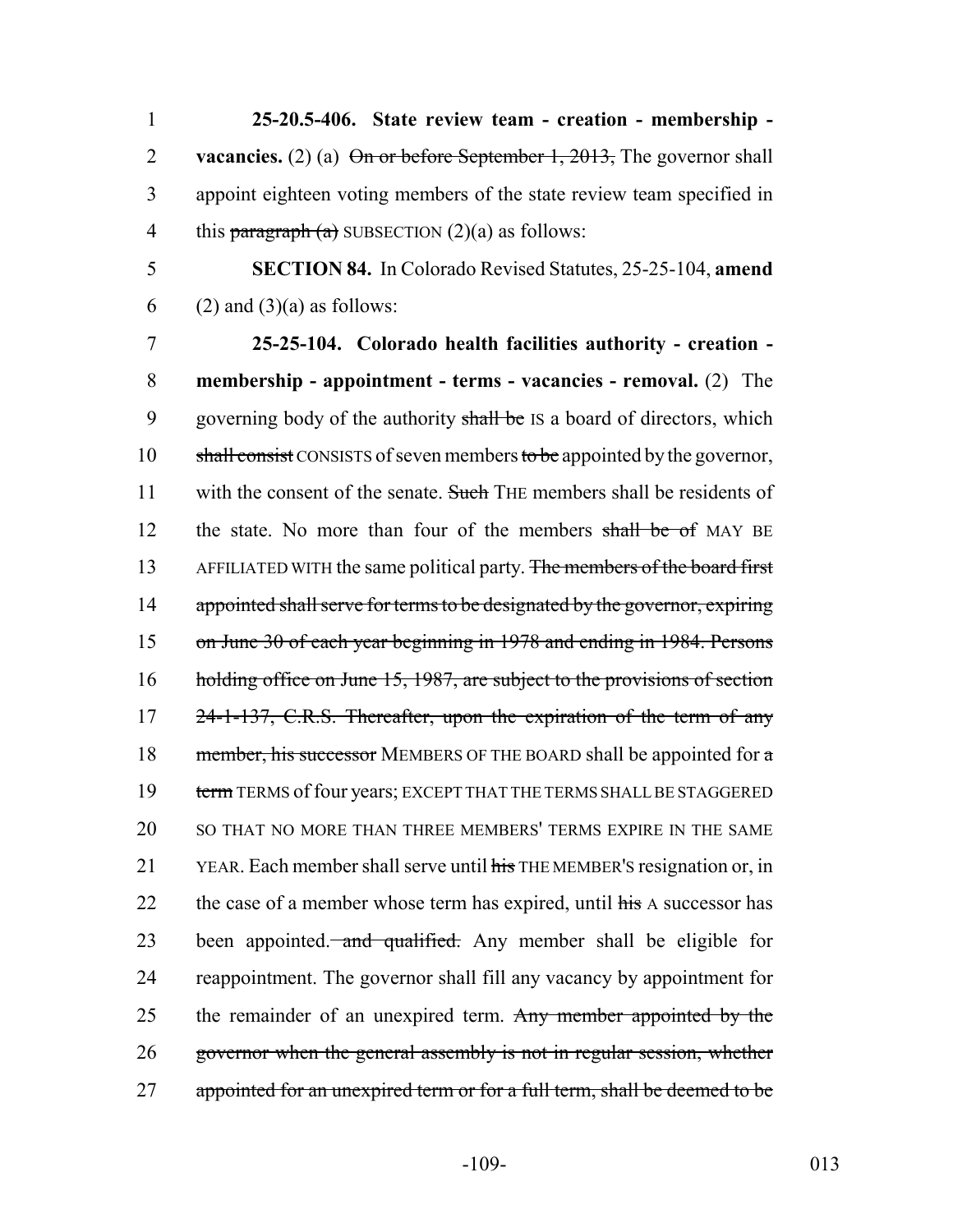**25-20.5-406. State review team - creation - membership - vacancies.** (2) (a) ~~On or before September 1, 2013,~~ The governor shall appoint eighteen voting members of the state review team specified in this ~~paragraph (a)~~ SUBSECTION (2)(a) as follows:

**SECTION 84.** In Colorado Revised Statutes, 25-25-104, **amend** (2) and (3)(a) as follows:

**25-25-104. Colorado health facilities authority - creation - membership - appointment - terms - vacancies - removal.** (2) The governing body of the authority ~~shall be~~ IS a board of directors, which ~~shall consist~~ CONSISTS of seven members ~~to be~~ appointed by the governor, with the consent of the senate. ~~Such~~ THE members shall be residents of the state. No more than four of the members ~~shall be of~~ MAY BE AFFILIATED WITH the same political party. ~~The members of the board first appointed shall serve for terms to be designated by the governor, expiring on June 30 of each year beginning in 1978 and ending in 1984. Persons holding office on June 15, 1987, are subject to the provisions of section 24-1-137, C.R.S. Thereafter, upon the expiration of the term of any member, his successor~~ MEMBERS OF THE BOARD shall be appointed for ~~a term~~ TERMS of four years; EXCEPT THAT THE TERMS SHALL BE STAGGERED SO THAT NO MORE THAN THREE MEMBERS' TERMS EXPIRE IN THE SAME YEAR. Each member shall serve until ~~his~~ THE MEMBER'S resignation or, in the case of a member whose term has expired, until ~~his~~ A successor has been appointed. ~~and qualified.~~ Any member shall be eligible for reappointment. The governor shall fill any vacancy by appointment for the remainder of an unexpired term. ~~Any member appointed by the governor when the general assembly is not in regular session, whether appointed for an unexpired term or for a full term, shall be deemed to be~~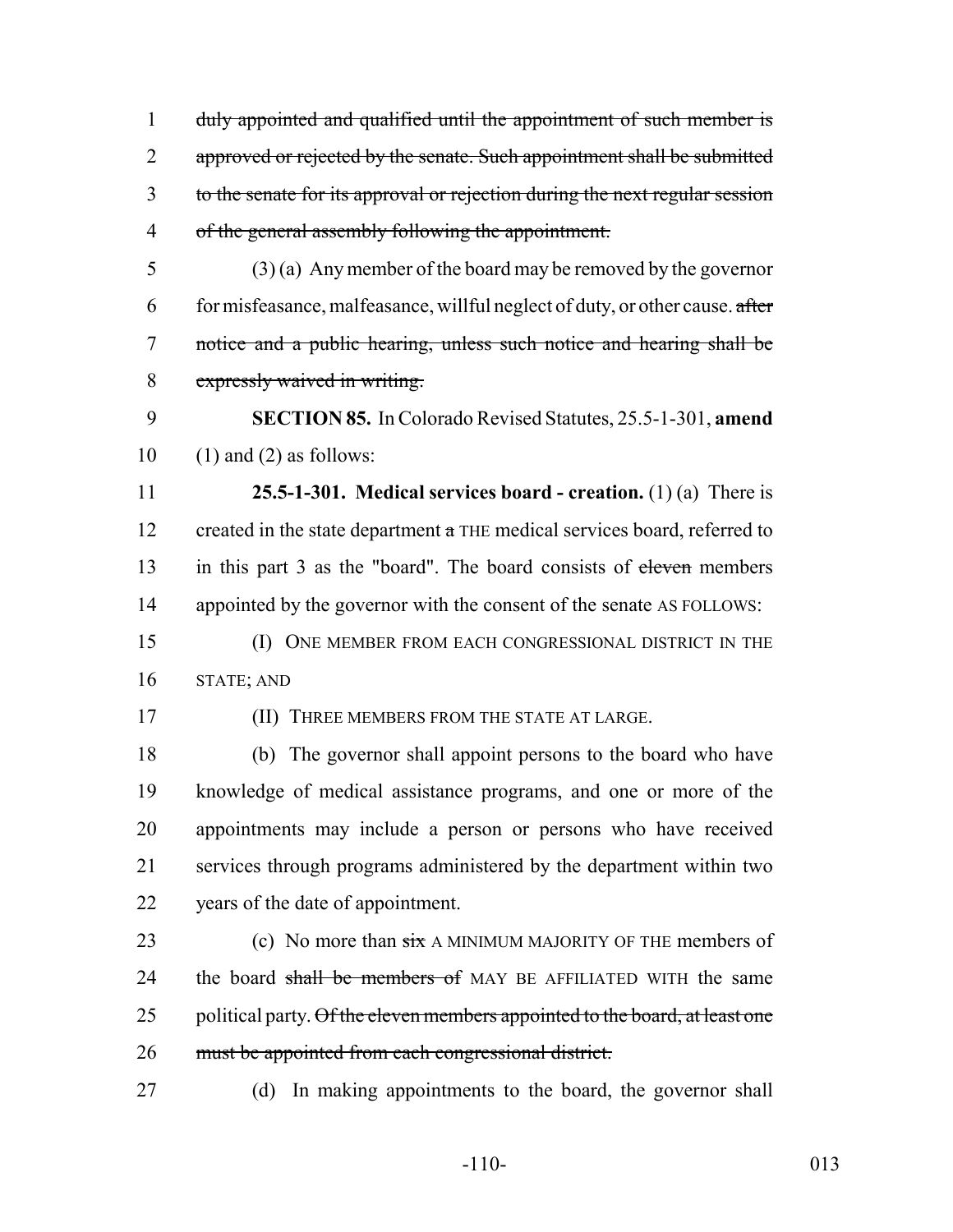duly appointed and qualified until the appointment of such member is approved or rejected by the senate. Such appointment shall be submitted to the senate for its approval or rejection during the next regular session of the general assembly following the appointment.

(3) (a) Any member of the board may be removed by the governor for misfeasance, malfeasance, willful neglect of duty, or other cause. after notice and a public hearing, unless such notice and hearing shall be expressly waived in writing.

**SECTION 85.** In Colorado Revised Statutes, 25.5-1-301, **amend** (1) and (2) as follows:

**25.5-1-301. Medical services board - creation.** (1) (a) There is created in the state department a THE medical services board, referred to in this part 3 as the "board". The board consists of eleven members appointed by the governor with the consent of the senate AS FOLLOWS:

(I) ONE MEMBER FROM EACH CONGRESSIONAL DISTRICT IN THE STATE; AND

(II) THREE MEMBERS FROM THE STATE AT LARGE.

(b) The governor shall appoint persons to the board who have knowledge of medical assistance programs, and one or more of the appointments may include a person or persons who have received services through programs administered by the department within two years of the date of appointment.

(c) No more than six A MINIMUM MAJORITY OF THE members of the board shall be members of MAY BE AFFILIATED WITH the same political party. Of the eleven members appointed to the board, at least one must be appointed from each congressional district.

(d) In making appointments to the board, the governor shall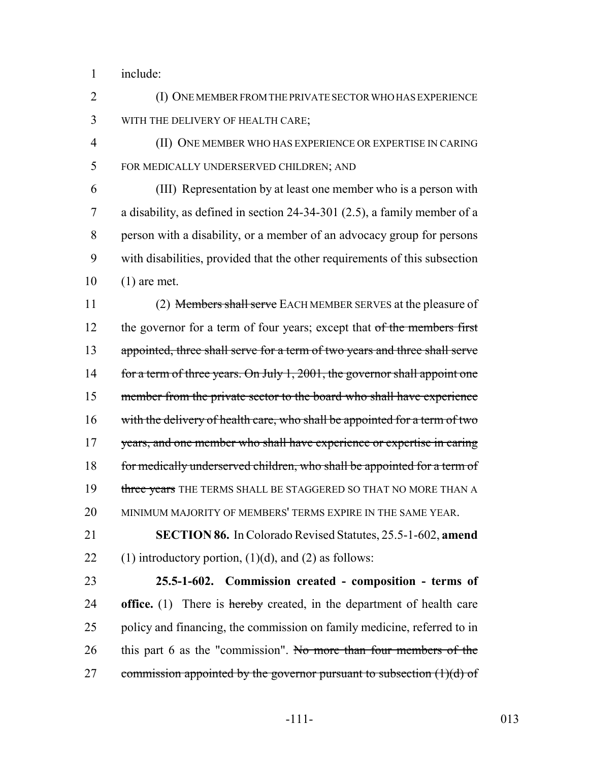include:

(I) ONE MEMBER FROM THE PRIVATE SECTOR WHO HAS EXPERIENCE WITH THE DELIVERY OF HEALTH CARE;

(II) ONE MEMBER WHO HAS EXPERIENCE OR EXPERTISE IN CARING FOR MEDICALLY UNDERSERVED CHILDREN; AND

(III) Representation by at least one member who is a person with a disability, as defined in section 24-34-301 (2.5), a family member of a person with a disability, or a member of an advocacy group for persons with disabilities, provided that the other requirements of this subsection (1) are met.

(2) ~~Members shall serve~~ EACH MEMBER SERVES at the pleasure of the governor for a term of four years; except that ~~of the members first appointed, three shall serve for a term of two years and three shall serve for a term of three years. On July 1, 2001, the governor shall appoint one member from the private sector to the board who shall have experience with the delivery of health care, who shall be appointed for a term of two years, and one member who shall have experience or expertise in caring for medically underserved children, who shall be appointed for a term of three years~~ THE TERMS SHALL BE STAGGERED SO THAT NO MORE THAN A MINIMUM MAJORITY OF MEMBERS' TERMS EXPIRE IN THE SAME YEAR.

**SECTION 86.** In Colorado Revised Statutes, 25.5-1-602, **amend** (1) introductory portion, (1)(d), and (2) as follows:

**25.5-1-602. Commission created - composition - terms of office.** (1) There is ~~hereby~~ created, in the department of health care policy and financing, the commission on family medicine, referred to in this part 6 as the "commission". ~~No more than four members of the commission appointed by the governor pursuant to subsection (1)(d) of~~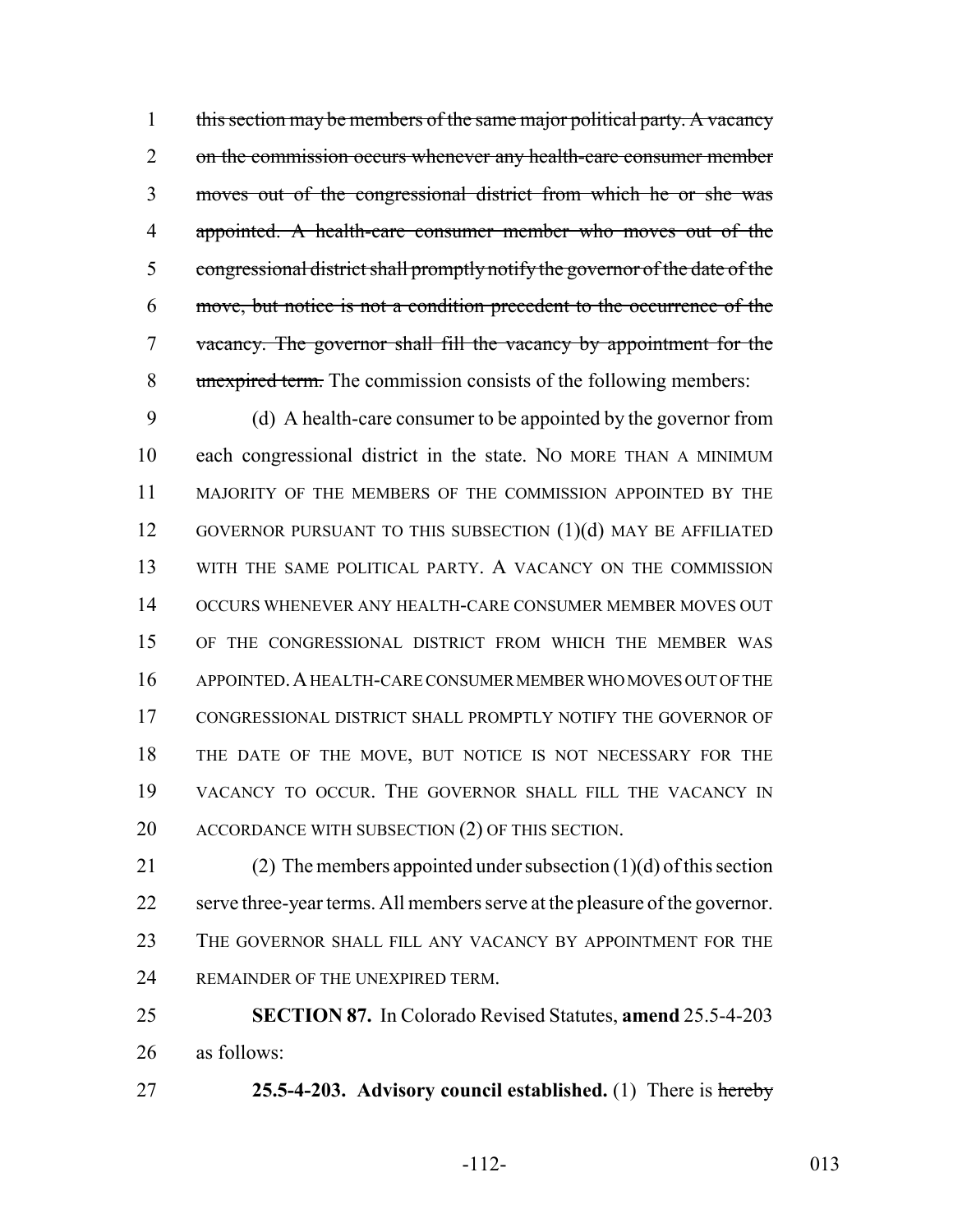~~this section may be members of the same major political party. A vacancy on the commission occurs whenever any health-care consumer member moves out of the congressional district from which he or she was appointed. A health-care consumer member who moves out of the congressional district shall promptly notify the governor of the date of the move, but notice is not a condition precedent to the occurrence of the vacancy. The governor shall fill the vacancy by appointment for the unexpired term.~~ The commission consists of the following members:

(d) A health-care consumer to be appointed by the governor from each congressional district in the state. NO MORE THAN A MINIMUM MAJORITY OF THE MEMBERS OF THE COMMISSION APPOINTED BY THE GOVERNOR PURSUANT TO THIS SUBSECTION (1)(d) MAY BE AFFILIATED WITH THE SAME POLITICAL PARTY. A VACANCY ON THE COMMISSION OCCURS WHENEVER ANY HEALTH-CARE CONSUMER MEMBER MOVES OUT OF THE CONGRESSIONAL DISTRICT FROM WHICH THE MEMBER WAS APPOINTED. A HEALTH-CARE CONSUMER MEMBER WHO MOVES OUT OF THE CONGRESSIONAL DISTRICT SHALL PROMPTLY NOTIFY THE GOVERNOR OF THE DATE OF THE MOVE, BUT NOTICE IS NOT NECESSARY FOR THE VACANCY TO OCCUR. THE GOVERNOR SHALL FILL THE VACANCY IN ACCORDANCE WITH SUBSECTION (2) OF THIS SECTION.

(2) The members appointed under subsection (1)(d) of this section serve three-year terms. All members serve at the pleasure of the governor. THE GOVERNOR SHALL FILL ANY VACANCY BY APPOINTMENT FOR THE REMAINDER OF THE UNEXPIRED TERM.

**SECTION 87.** In Colorado Revised Statutes, **amend** 25.5-4-203 as follows:

**25.5-4-203. Advisory council established.** (1) There is ~~hereby~~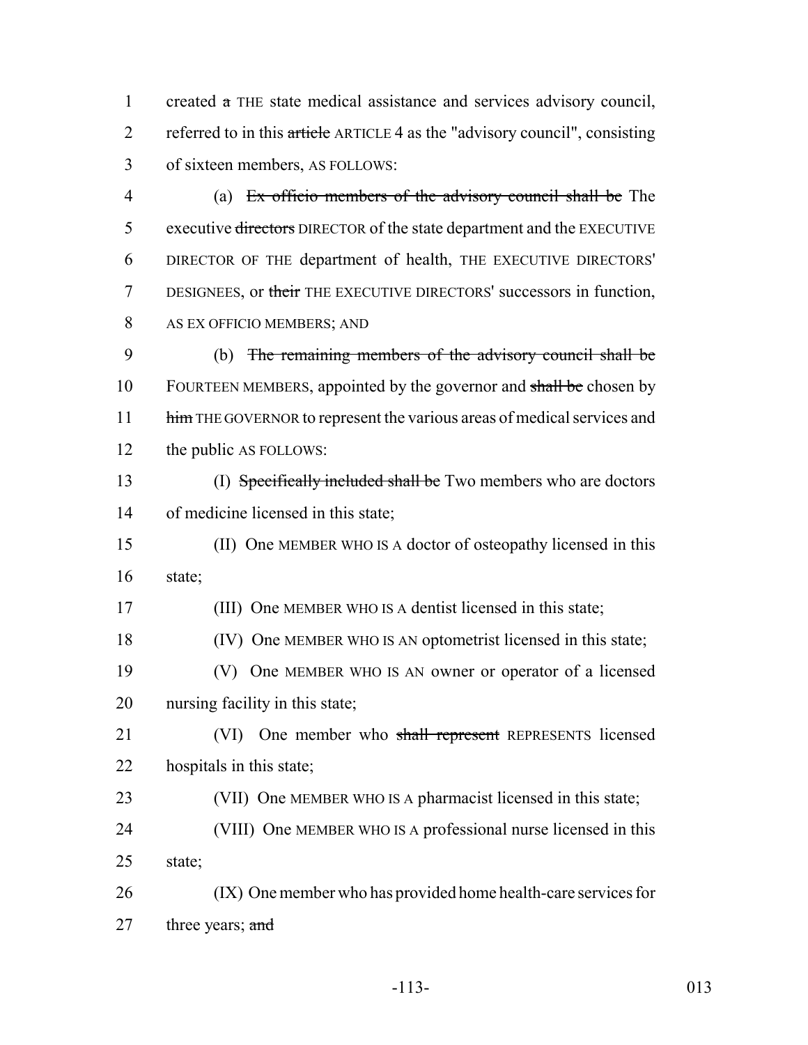created ~~a~~ THE state medical assistance and services advisory council, referred to in this ~~article~~ ARTICLE 4 as the "advisory council", consisting of sixteen members, AS FOLLOWS:

(a) ~~Ex officio members of the advisory council shall be~~ The executive ~~directors~~ DIRECTOR of the state department and the EXECUTIVE DIRECTOR OF THE department of health, THE EXECUTIVE DIRECTORS' DESIGNEES, or ~~their~~ THE EXECUTIVE DIRECTORS' successors in function, AS EX OFFICIO MEMBERS; AND

(b) ~~The remaining members of the advisory council shall be~~ FOURTEEN MEMBERS, appointed by the governor and ~~shall be~~ chosen by ~~him~~ THE GOVERNOR to represent the various areas of medical services and the public AS FOLLOWS:

(I) ~~Specifically included shall be~~ Two members who are doctors of medicine licensed in this state;

(II) One MEMBER WHO IS A doctor of osteopathy licensed in this state;

(III) One MEMBER WHO IS A dentist licensed in this state;

(IV) One MEMBER WHO IS AN optometrist licensed in this state;

(V) One MEMBER WHO IS AN owner or operator of a licensed nursing facility in this state;

(VI) One member who ~~shall represent~~ REPRESENTS licensed hospitals in this state;

(VII) One MEMBER WHO IS A pharmacist licensed in this state;

(VIII) One MEMBER WHO IS A professional nurse licensed in this state;

(IX) One member who has provided home health-care services for three years; ~~and~~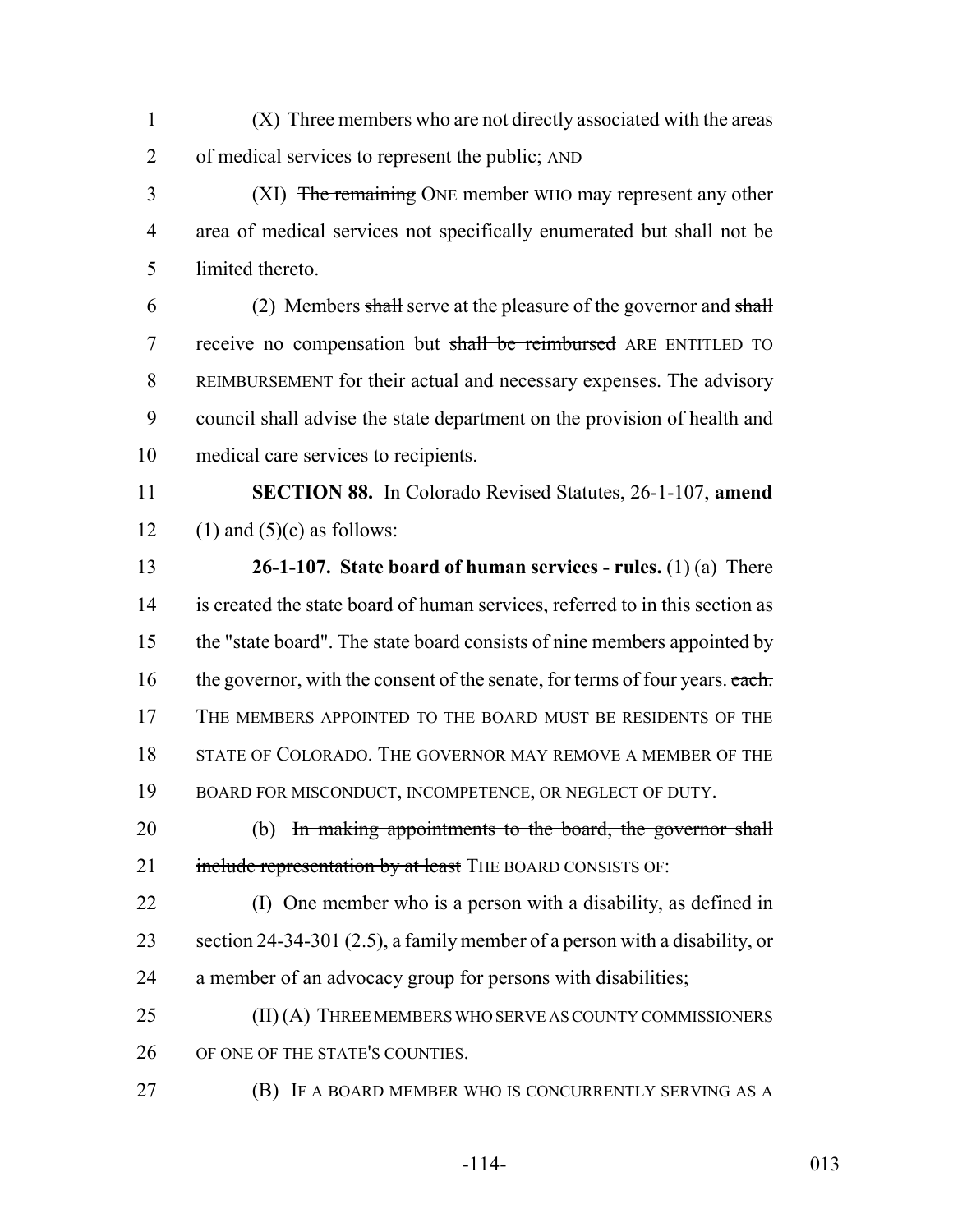(X) Three members who are not directly associated with the areas of medical services to represent the public; AND

(XI) ~~The remaining~~ ONE member WHO may represent any other area of medical services not specifically enumerated but shall not be limited thereto.

(2) Members ~~shall~~ serve at the pleasure of the governor and ~~shall~~ receive no compensation but ~~shall be reimbursed~~ ARE ENTITLED TO REIMBURSEMENT for their actual and necessary expenses. The advisory council shall advise the state department on the provision of health and medical care services to recipients.

**SECTION 88.** In Colorado Revised Statutes, 26-1-107, **amend** (1) and (5)(c) as follows:

**26-1-107. State board of human services - rules.** (1) (a) There is created the state board of human services, referred to in this section as the "state board". The state board consists of nine members appointed by the governor, with the consent of the senate, for terms of four years. ~~each.~~ THE MEMBERS APPOINTED TO THE BOARD MUST BE RESIDENTS OF THE STATE OF COLORADO. THE GOVERNOR MAY REMOVE A MEMBER OF THE BOARD FOR MISCONDUCT, INCOMPETENCE, OR NEGLECT OF DUTY.

(b) ~~In making appointments to the board, the governor shall include representation by at least~~ THE BOARD CONSISTS OF:

(I) One member who is a person with a disability, as defined in section 24-34-301 (2.5), a family member of a person with a disability, or a member of an advocacy group for persons with disabilities;

(II) (A) THREE MEMBERS WHO SERVE AS COUNTY COMMISSIONERS OF ONE OF THE STATE'S COUNTIES.

(B) IF A BOARD MEMBER WHO IS CONCURRENTLY SERVING AS A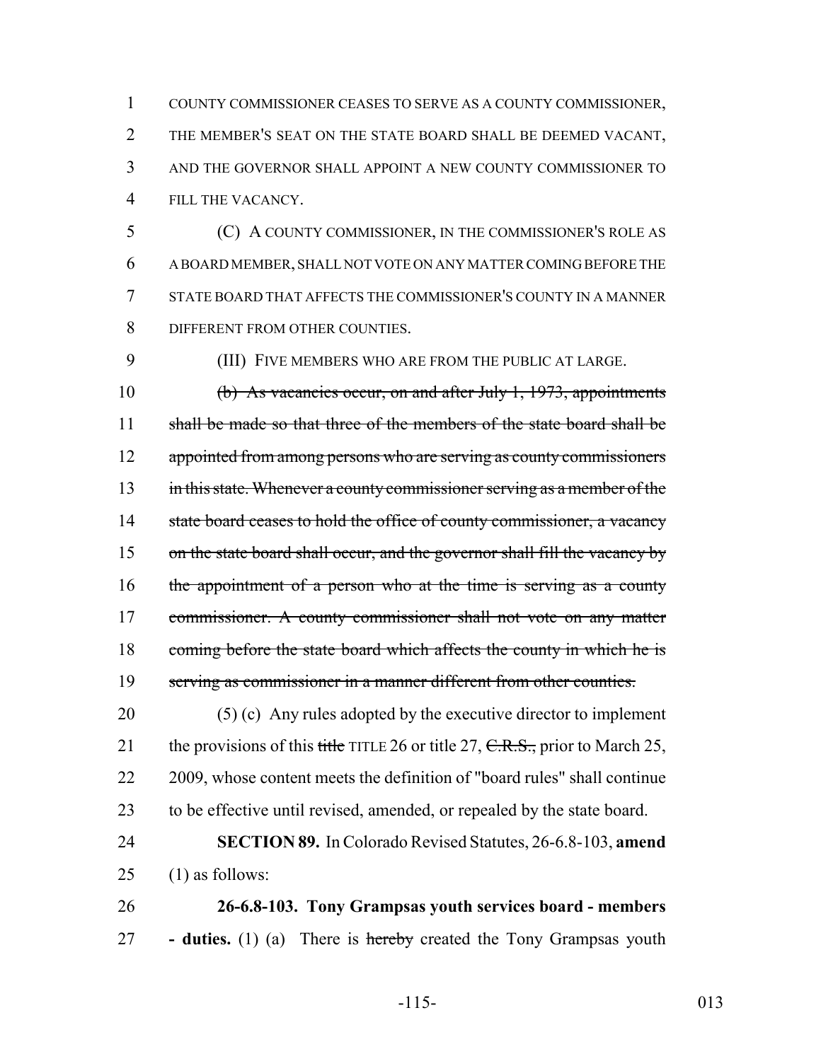COUNTY COMMISSIONER CEASES TO SERVE AS A COUNTY COMMISSIONER, THE MEMBER'S SEAT ON THE STATE BOARD SHALL BE DEEMED VACANT, AND THE GOVERNOR SHALL APPOINT A NEW COUNTY COMMISSIONER TO FILL THE VACANCY.

(C) A COUNTY COMMISSIONER, IN THE COMMISSIONER'S ROLE AS A BOARD MEMBER, SHALL NOT VOTE ON ANY MATTER COMING BEFORE THE STATE BOARD THAT AFFECTS THE COMMISSIONER'S COUNTY IN A MANNER DIFFERENT FROM OTHER COUNTIES.

(III) FIVE MEMBERS WHO ARE FROM THE PUBLIC AT LARGE.

~~(b) As vacancies occur, on and after July 1, 1973, appointments shall be made so that three of the members of the state board shall be appointed from among persons who are serving as county commissioners in this state. Whenever a county commissioner serving as a member of the state board ceases to hold the office of county commissioner, a vacancy on the state board shall occur, and the governor shall fill the vacancy by the appointment of a person who at the time is serving as a county commissioner. A county commissioner shall not vote on any matter coming before the state board which affects the county in which he is serving as commissioner in a manner different from other counties.~~

(5) (c) Any rules adopted by the executive director to implement the provisions of this ~~title~~ TITLE 26 or title 27, ~~C.R.S.,~~ prior to March 25, 2009, whose content meets the definition of "board rules" shall continue to be effective until revised, amended, or repealed by the state board.

**SECTION 89.** In Colorado Revised Statutes, 26-6.8-103, **amend** (1) as follows:

**26-6.8-103. Tony Grampsas youth services board - members - duties.** (1) (a) There is ~~hereby~~ created the Tony Grampsas youth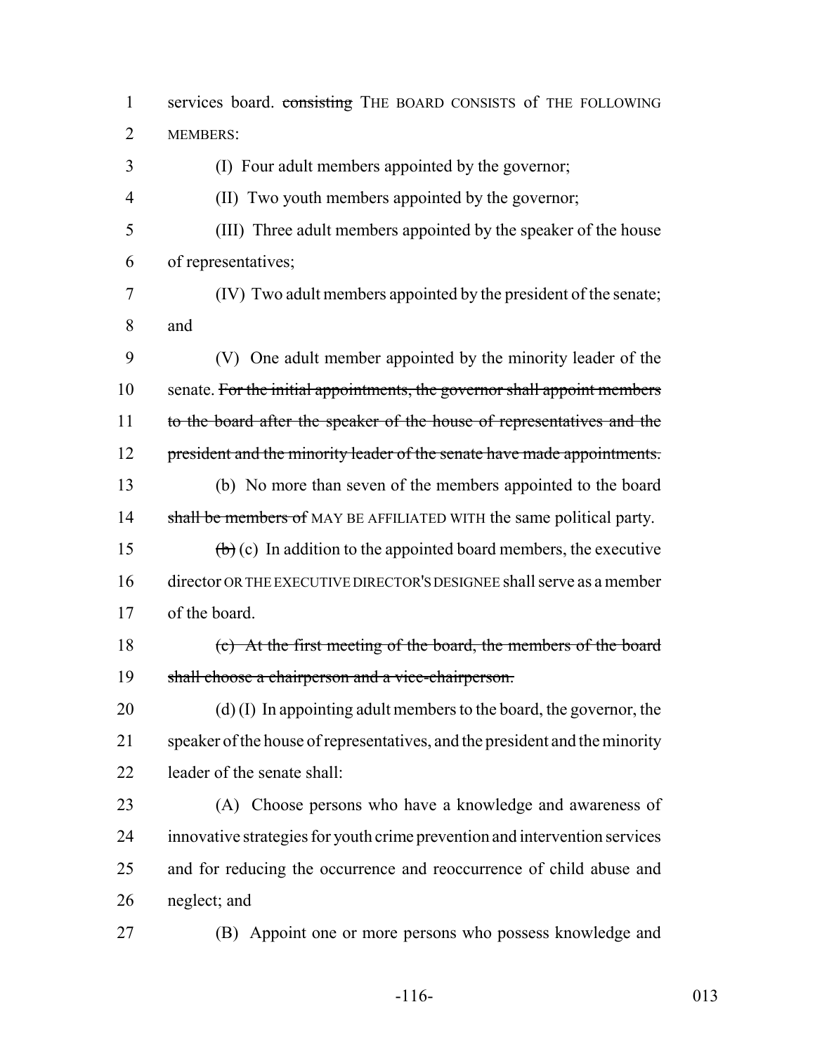services board. ~~consisting~~ THE BOARD CONSISTS of THE FOLLOWING MEMBERS:

(I) Four adult members appointed by the governor;

(II) Two youth members appointed by the governor;

(III) Three adult members appointed by the speaker of the house of representatives;

(IV) Two adult members appointed by the president of the senate; and

(V) One adult member appointed by the minority leader of the senate. ~~For the initial appointments, the governor shall appoint members to the board after the speaker of the house of representatives and the president and the minority leader of the senate have made appointments.~~

(b) No more than seven of the members appointed to the board ~~shall be members of~~ MAY BE AFFILIATED WITH the same political party.

~~(b)~~ (c) In addition to the appointed board members, the executive director OR THE EXECUTIVE DIRECTOR'S DESIGNEE shall serve as a member of the board.

~~(c) At the first meeting of the board, the members of the board shall choose a chairperson and a vice-chairperson.~~

(d) (I) In appointing adult members to the board, the governor, the speaker of the house of representatives, and the president and the minority leader of the senate shall:

(A) Choose persons who have a knowledge and awareness of innovative strategies for youth crime prevention and intervention services and for reducing the occurrence and reoccurrence of child abuse and neglect; and

(B) Appoint one or more persons who possess knowledge and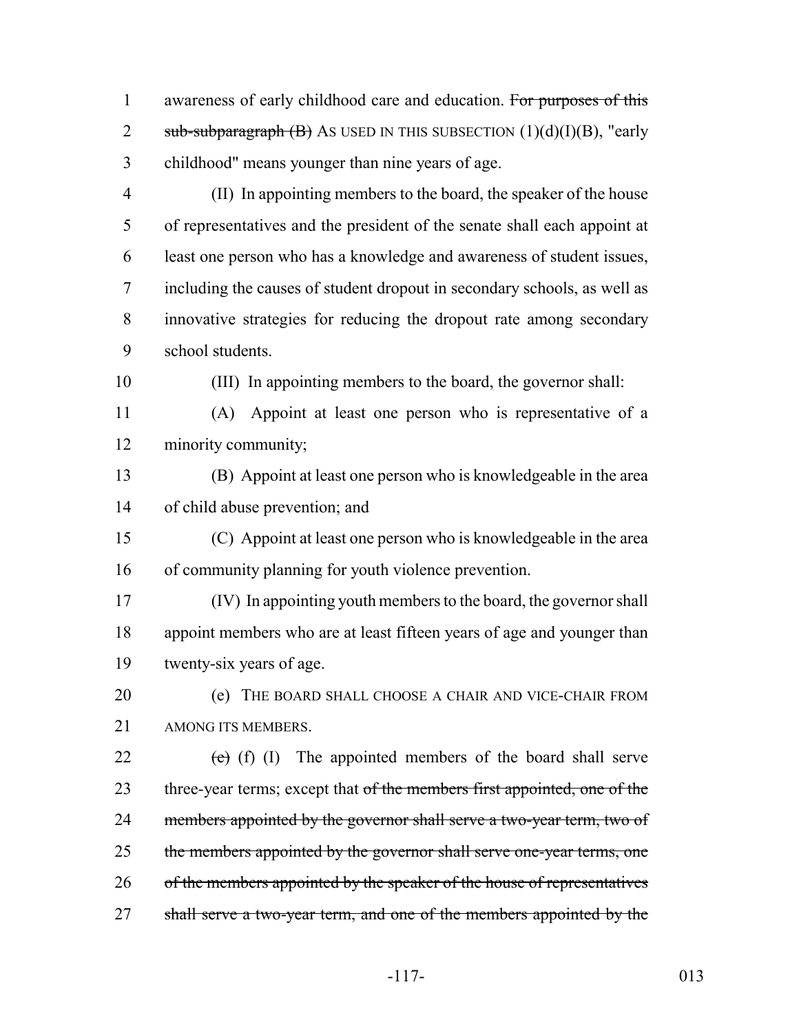awareness of early childhood care and education. ~~For purposes of this sub-subparagraph (B)~~ AS USED IN THIS SUBSECTION (1)(d)(I)(B), "early childhood" means younger than nine years of age.

(II) In appointing members to the board, the speaker of the house of representatives and the president of the senate shall each appoint at least one person who has a knowledge and awareness of student issues, including the causes of student dropout in secondary schools, as well as innovative strategies for reducing the dropout rate among secondary school students.

(III) In appointing members to the board, the governor shall:

(A) Appoint at least one person who is representative of a minority community;

(B) Appoint at least one person who is knowledgeable in the area of child abuse prevention; and

(C) Appoint at least one person who is knowledgeable in the area of community planning for youth violence prevention.

(IV) In appointing youth members to the board, the governor shall appoint members who are at least fifteen years of age and younger than twenty-six years of age.

(e) THE BOARD SHALL CHOOSE A CHAIR AND VICE-CHAIR FROM AMONG ITS MEMBERS.

~~(e)~~ (f) (I) The appointed members of the board shall serve three-year terms; except that ~~of the members first appointed, one of the members appointed by the governor shall serve a two-year term, two of the members appointed by the governor shall serve one-year terms, one of the members appointed by the speaker of the house of representatives shall serve a two-year term, and one of the members appointed by the~~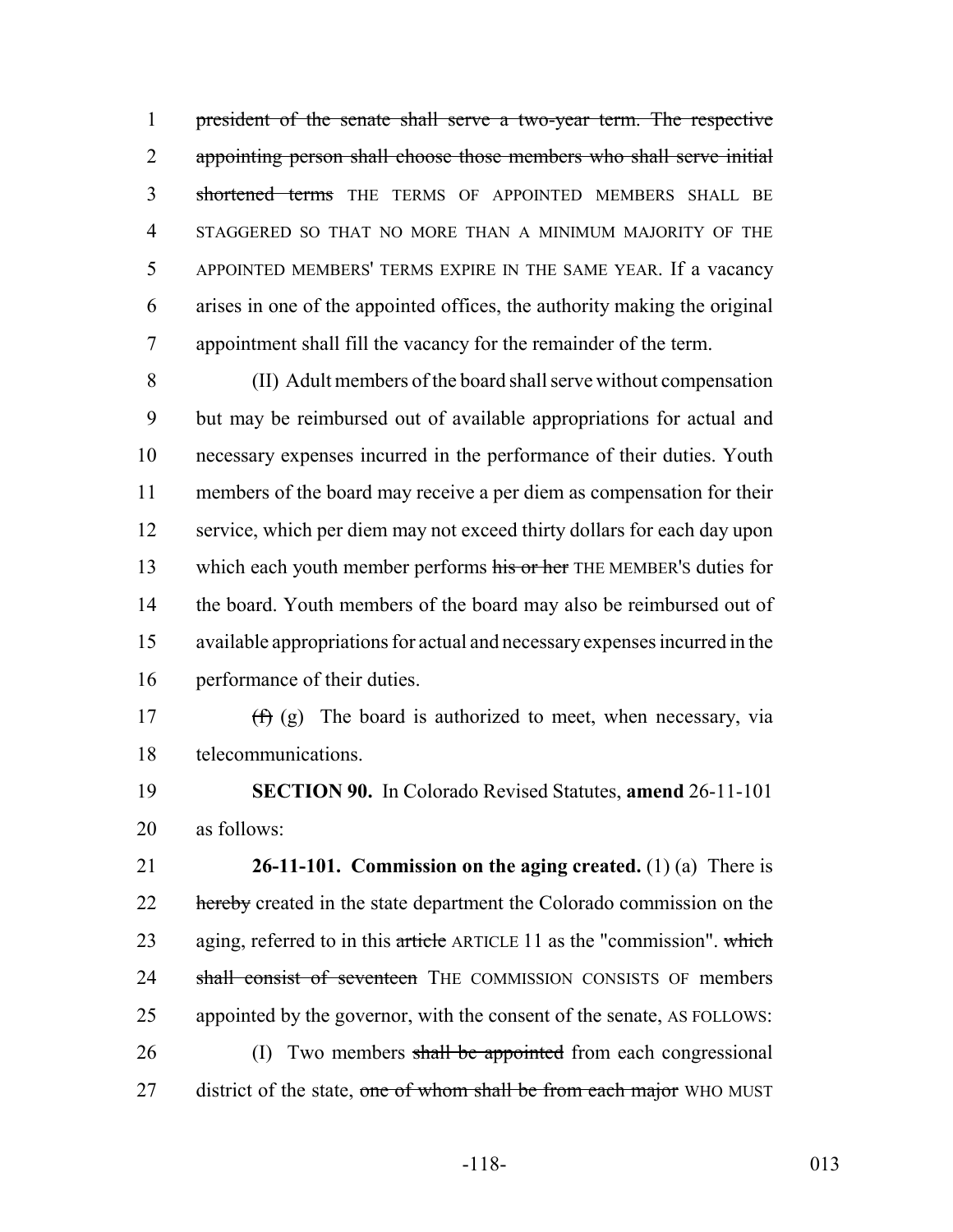president of the senate shall serve a two-year term. The respective appointing person shall choose those members who shall serve initial shortened terms THE TERMS OF APPOINTED MEMBERS SHALL BE STAGGERED SO THAT NO MORE THAN A MINIMUM MAJORITY OF THE APPOINTED MEMBERS' TERMS EXPIRE IN THE SAME YEAR. If a vacancy arises in one of the appointed offices, the authority making the original appointment shall fill the vacancy for the remainder of the term.

(II) Adult members of the board shall serve without compensation but may be reimbursed out of available appropriations for actual and necessary expenses incurred in the performance of their duties. Youth members of the board may receive a per diem as compensation for their service, which per diem may not exceed thirty dollars for each day upon which each youth member performs his or her THE MEMBER'S duties for the board. Youth members of the board may also be reimbursed out of available appropriations for actual and necessary expenses incurred in the performance of their duties.

(f) (g) The board is authorized to meet, when necessary, via telecommunications.

**SECTION 90.** In Colorado Revised Statutes, **amend** 26-11-101 as follows:

**26-11-101. Commission on the aging created.** (1) (a) There is hereby created in the state department the Colorado commission on the aging, referred to in this article ARTICLE 11 as the "commission". which shall consist of seventeen THE COMMISSION CONSISTS OF members appointed by the governor, with the consent of the senate, AS FOLLOWS:

(I) Two members shall be appointed from each congressional district of the state, one of whom shall be from each major WHO MUST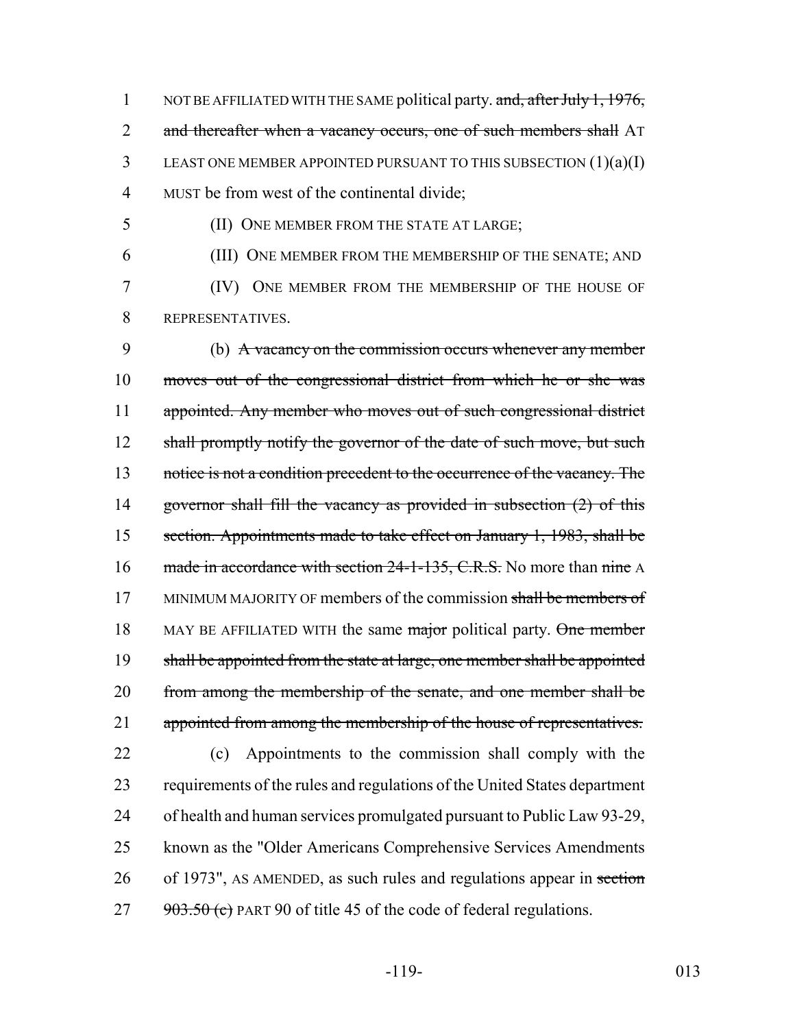NOT BE AFFILIATED WITH THE SAME political party. ~~and, after July 1, 1976, and thereafter when a vacancy occurs, one of such members shall~~ AT LEAST ONE MEMBER APPOINTED PURSUANT TO THIS SUBSECTION (1)(a)(I) MUST be from west of the continental divide;

(II) ONE MEMBER FROM THE STATE AT LARGE;

(III) ONE MEMBER FROM THE MEMBERSHIP OF THE SENATE; AND

(IV) ONE MEMBER FROM THE MEMBERSHIP OF THE HOUSE OF REPRESENTATIVES.

(b) ~~A vacancy on the commission occurs whenever any member moves out of the congressional district from which he or she was appointed. Any member who moves out of such congressional district shall promptly notify the governor of the date of such move, but such notice is not a condition precedent to the occurrence of the vacancy. The governor shall fill the vacancy as provided in subsection (2) of this section. Appointments made to take effect on January 1, 1983, shall be made in accordance with section 24-1-135, C.R.S.~~ No more than ~~nine~~ A MINIMUM MAJORITY OF members of the commission ~~shall be members of~~ MAY BE AFFILIATED WITH the same ~~major~~ political party. ~~One member shall be appointed from the state at large, one member shall be appointed from among the membership of the senate, and one member shall be appointed from among the membership of the house of representatives.~~

(c) Appointments to the commission shall comply with the requirements of the rules and regulations of the United States department of health and human services promulgated pursuant to Public Law 93-29, known as the "Older Americans Comprehensive Services Amendments of 1973", AS AMENDED, as such rules and regulations appear in ~~section 903.50 (c)~~ PART 90 of title 45 of the code of federal regulations.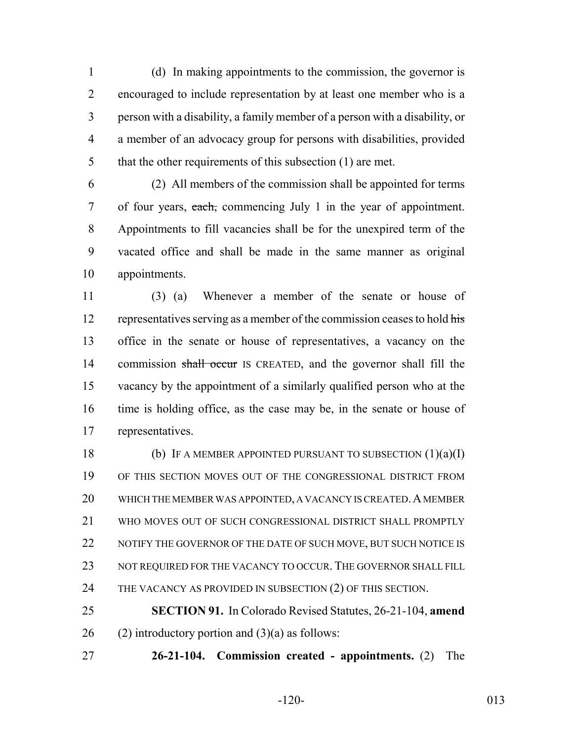(d) In making appointments to the commission, the governor is encouraged to include representation by at least one member who is a person with a disability, a family member of a person with a disability, or a member of an advocacy group for persons with disabilities, provided that the other requirements of this subsection (1) are met.

(2) All members of the commission shall be appointed for terms of four years, ~~each,~~ commencing July 1 in the year of appointment. Appointments to fill vacancies shall be for the unexpired term of the vacated office and shall be made in the same manner as original appointments.

(3) (a) Whenever a member of the senate or house of representatives serving as a member of the commission ceases to hold ~~his~~ office in the senate or house of representatives, a vacancy on the commission ~~shall occur~~ IS CREATED, and the governor shall fill the vacancy by the appointment of a similarly qualified person who at the time is holding office, as the case may be, in the senate or house of representatives.

(b) IF A MEMBER APPOINTED PURSUANT TO SUBSECTION (1)(a)(I) OF THIS SECTION MOVES OUT OF THE CONGRESSIONAL DISTRICT FROM WHICH THE MEMBER WAS APPOINTED, A VACANCY IS CREATED. A MEMBER WHO MOVES OUT OF SUCH CONGRESSIONAL DISTRICT SHALL PROMPTLY NOTIFY THE GOVERNOR OF THE DATE OF SUCH MOVE, BUT SUCH NOTICE IS NOT REQUIRED FOR THE VACANCY TO OCCUR. THE GOVERNOR SHALL FILL THE VACANCY AS PROVIDED IN SUBSECTION (2) OF THIS SECTION.

**SECTION 91.** In Colorado Revised Statutes, 26-21-104, **amend** (2) introductory portion and (3)(a) as follows:

**26-21-104. Commission created - appointments.** (2) The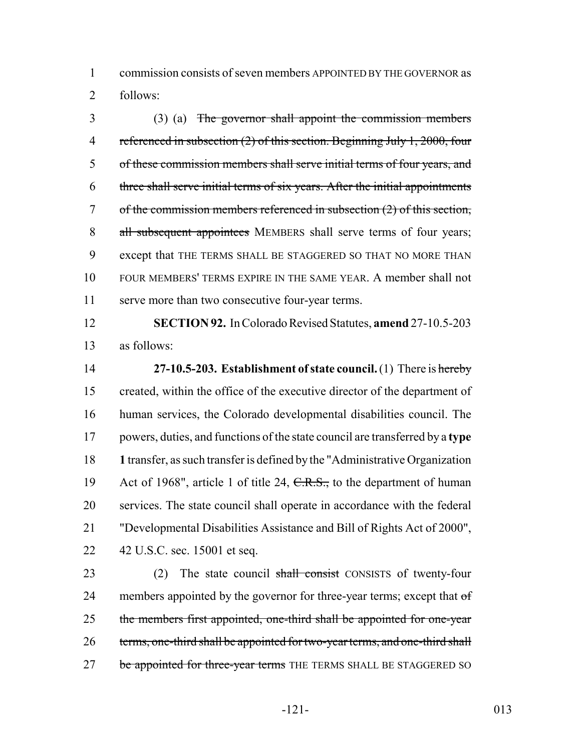commission consists of seven members APPOINTED BY THE GOVERNOR as follows:

(3) (a) ~~The governor shall appoint the commission members referenced in subsection (2) of this section. Beginning July 1, 2000, four of these commission members shall serve initial terms of four years, and three shall serve initial terms of six years. After the initial appointments of the commission members referenced in subsection (2) of this section, all subsequent appointees~~ MEMBERS shall serve terms of four years; except that THE TERMS SHALL BE STAGGERED SO THAT NO MORE THAN FOUR MEMBERS' TERMS EXPIRE IN THE SAME YEAR. A member shall not serve more than two consecutive four-year terms.

**SECTION 92.** In Colorado Revised Statutes, **amend** 27-10.5-203 as follows:

**27-10.5-203. Establishment of state council.** (1) There is ~~hereby~~ created, within the office of the executive director of the department of human services, the Colorado developmental disabilities council. The powers, duties, and functions of the state council are transferred by a **type 1** transfer, as such transfer is defined by the "Administrative Organization Act of 1968", article 1 of title 24, ~~C.R.S.,~~ to the department of human services. The state council shall operate in accordance with the federal "Developmental Disabilities Assistance and Bill of Rights Act of 2000", 42 U.S.C. sec. 15001 et seq.

(2) The state council ~~shall consist~~ CONSISTS of twenty-four members appointed by the governor for three-year terms; except that ~~of the members first appointed, one-third shall be appointed for one-year terms, one-third shall be appointed for two-year terms, and one-third shall be appointed for three-year terms~~ THE TERMS SHALL BE STAGGERED SO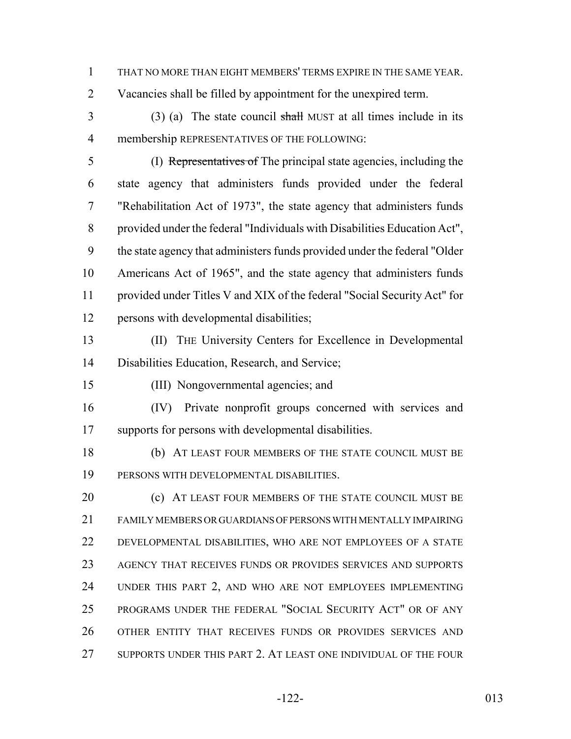THAT NO MORE THAN EIGHT MEMBERS' TERMS EXPIRE IN THE SAME YEAR. Vacancies shall be filled by appointment for the unexpired term.

(3) (a) The state council ~~shall~~ MUST at all times include in its membership REPRESENTATIVES OF THE FOLLOWING:

(I) ~~Representatives of~~ The principal state agencies, including the state agency that administers funds provided under the federal "Rehabilitation Act of 1973", the state agency that administers funds provided under the federal "Individuals with Disabilities Education Act", the state agency that administers funds provided under the federal "Older Americans Act of 1965", and the state agency that administers funds provided under Titles V and XIX of the federal "Social Security Act" for persons with developmental disabilities;

(II) THE University Centers for Excellence in Developmental Disabilities Education, Research, and Service;

(III) Nongovernmental agencies; and

(IV) Private nonprofit groups concerned with services and supports for persons with developmental disabilities.

(b) AT LEAST FOUR MEMBERS OF THE STATE COUNCIL MUST BE PERSONS WITH DEVELOPMENTAL DISABILITIES.

(c) AT LEAST FOUR MEMBERS OF THE STATE COUNCIL MUST BE FAMILY MEMBERS OR GUARDIANS OF PERSONS WITH MENTALLY IMPAIRING DEVELOPMENTAL DISABILITIES, WHO ARE NOT EMPLOYEES OF A STATE AGENCY THAT RECEIVES FUNDS OR PROVIDES SERVICES AND SUPPORTS UNDER THIS PART 2, AND WHO ARE NOT EMPLOYEES IMPLEMENTING PROGRAMS UNDER THE FEDERAL "SOCIAL SECURITY ACT" OR OF ANY OTHER ENTITY THAT RECEIVES FUNDS OR PROVIDES SERVICES AND SUPPORTS UNDER THIS PART 2. AT LEAST ONE INDIVIDUAL OF THE FOUR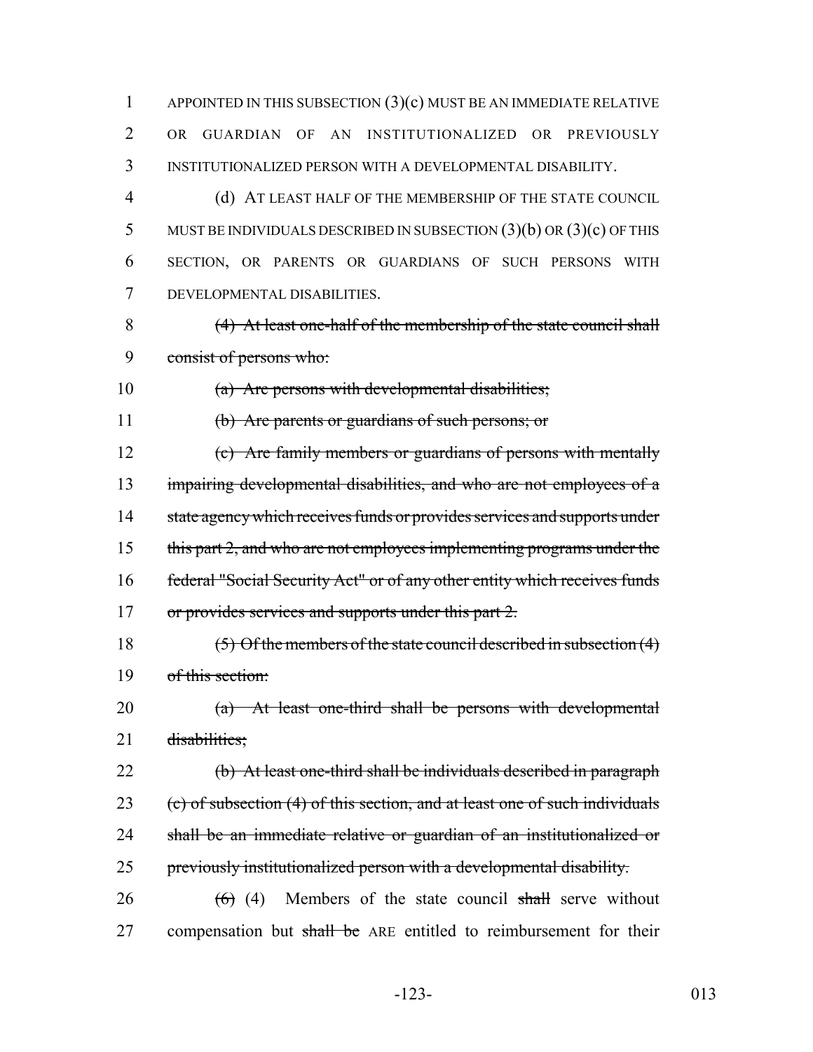APPOINTED IN THIS SUBSECTION (3)(c) MUST BE AN IMMEDIATE RELATIVE OR GUARDIAN OF AN INSTITUTIONALIZED OR PREVIOUSLY INSTITUTIONALIZED PERSON WITH A DEVELOPMENTAL DISABILITY.

(d) AT LEAST HALF OF THE MEMBERSHIP OF THE STATE COUNCIL MUST BE INDIVIDUALS DESCRIBED IN SUBSECTION (3)(b) OR (3)(c) OF THIS SECTION, OR PARENTS OR GUARDIANS OF SUCH PERSONS WITH DEVELOPMENTAL DISABILITIES.

~~(4) At least one-half of the membership of the state council shall consist of persons who:~~

~~(a) Are persons with developmental disabilities;~~

~~(b) Are parents or guardians of such persons; or~~

~~(c) Are family members or guardians of persons with mentally impairing developmental disabilities, and who are not employees of a state agency which receives funds or provides services and supports under this part 2, and who are not employees implementing programs under the federal "Social Security Act" or of any other entity which receives funds or provides services and supports under this part 2.~~

~~(5) Of the members of the state council described in subsection (4) of this section:~~

~~(a) At least one-third shall be persons with developmental disabilities;~~

~~(b) At least one-third shall be individuals described in paragraph (c) of subsection (4) of this section, and at least one of such individuals shall be an immediate relative or guardian of an institutionalized or previously institutionalized person with a developmental disability.~~

~~(6)~~ (4) Members of the state council ~~shall~~ serve without compensation but ~~shall be~~ ARE entitled to reimbursement for their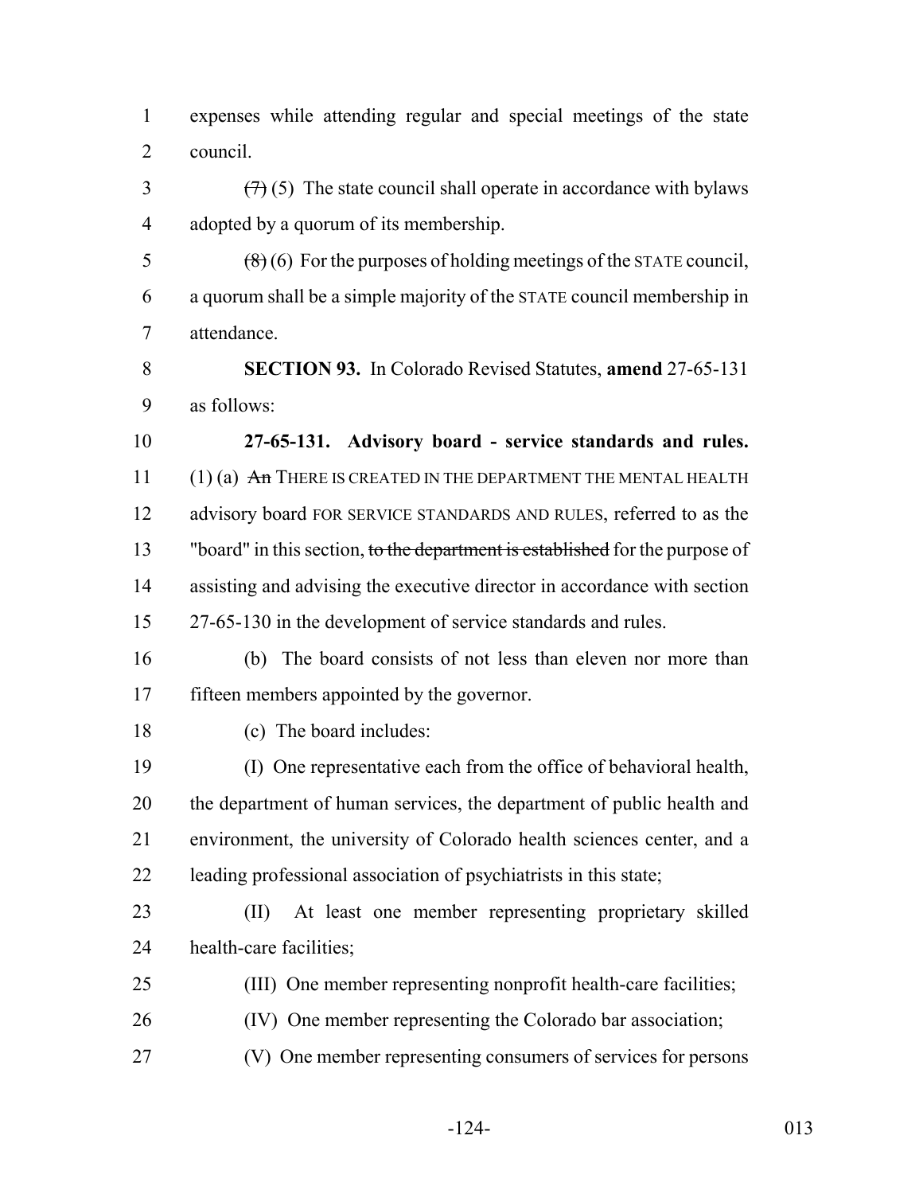expenses while attending regular and special meetings of the state council.

~~(7)~~ (5) The state council shall operate in accordance with bylaws adopted by a quorum of its membership.

~~(8)~~ (6) For the purposes of holding meetings of the STATE council, a quorum shall be a simple majority of the STATE council membership in attendance.

**SECTION 93.** In Colorado Revised Statutes, **amend** 27-65-131 as follows:

**27-65-131. Advisory board - service standards and rules.** (1) (a) ~~An~~ THERE IS CREATED IN THE DEPARTMENT THE MENTAL HEALTH advisory board FOR SERVICE STANDARDS AND RULES, referred to as the "board" in this section, ~~to the department is established~~ for the purpose of assisting and advising the executive director in accordance with section 27-65-130 in the development of service standards and rules.

(b) The board consists of not less than eleven nor more than fifteen members appointed by the governor.

(c) The board includes:

(I) One representative each from the office of behavioral health, the department of human services, the department of public health and environment, the university of Colorado health sciences center, and a leading professional association of psychiatrists in this state;

(II) At least one member representing proprietary skilled health-care facilities;

(III) One member representing nonprofit health-care facilities;

(IV) One member representing the Colorado bar association;

(V) One member representing consumers of services for persons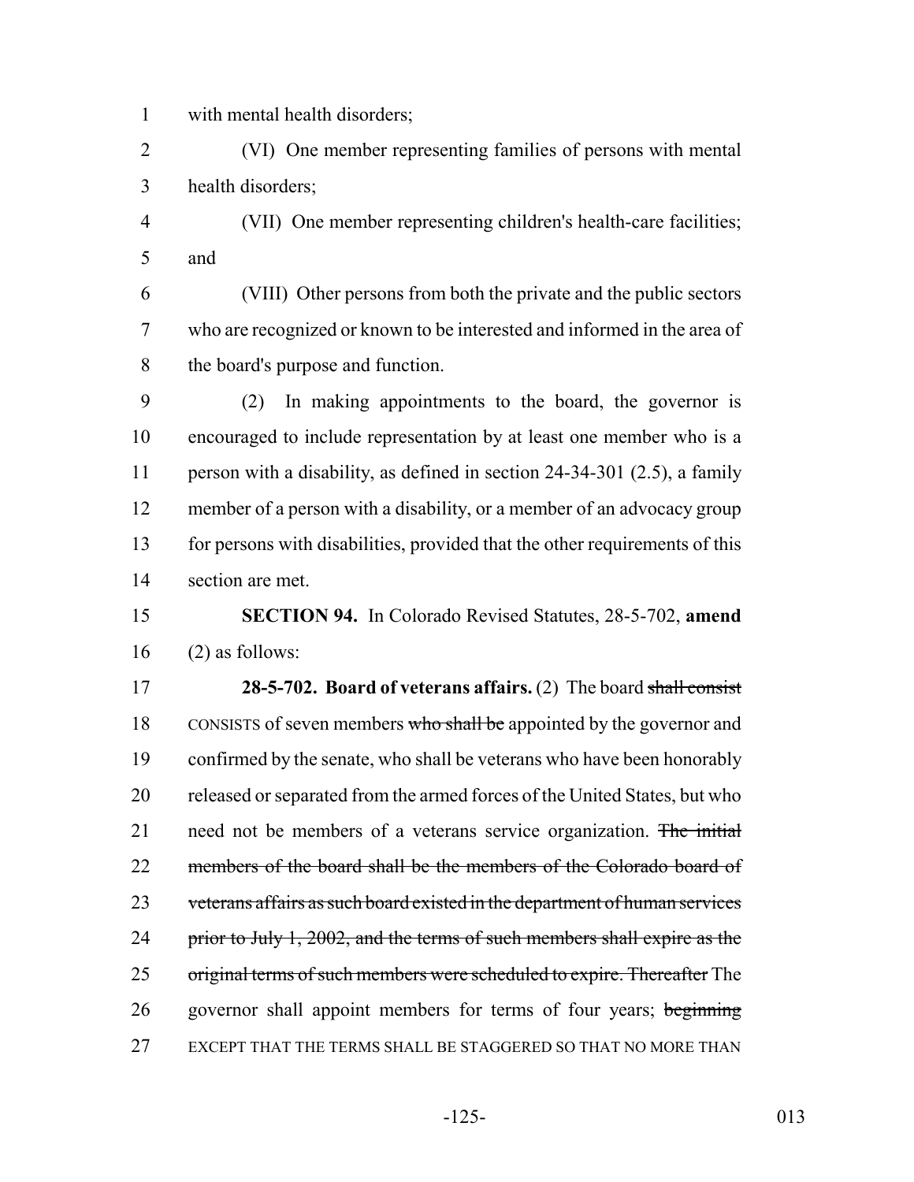with mental health disorders;

(VI) One member representing families of persons with mental health disorders;

(VII) One member representing children's health-care facilities; and

(VIII) Other persons from both the private and the public sectors who are recognized or known to be interested and informed in the area of the board's purpose and function.

(2) In making appointments to the board, the governor is encouraged to include representation by at least one member who is a person with a disability, as defined in section 24-34-301 (2.5), a family member of a person with a disability, or a member of an advocacy group for persons with disabilities, provided that the other requirements of this section are met.

**SECTION 94.** In Colorado Revised Statutes, 28-5-702, **amend** (2) as follows:

**28-5-702. Board of veterans affairs.** (2) The board ~~shall consist~~ CONSISTS of seven members ~~who shall be~~ appointed by the governor and confirmed by the senate, who shall be veterans who have been honorably released or separated from the armed forces of the United States, but who need not be members of a veterans service organization. ~~The initial members of the board shall be the members of the Colorado board of veterans affairs as such board existed in the department of human services prior to July 1, 2002, and the terms of such members shall expire as the original terms of such members were scheduled to expire. Thereafter~~ The governor shall appoint members for terms of four years; ~~beginning~~ EXCEPT THAT THE TERMS SHALL BE STAGGERED SO THAT NO MORE THAN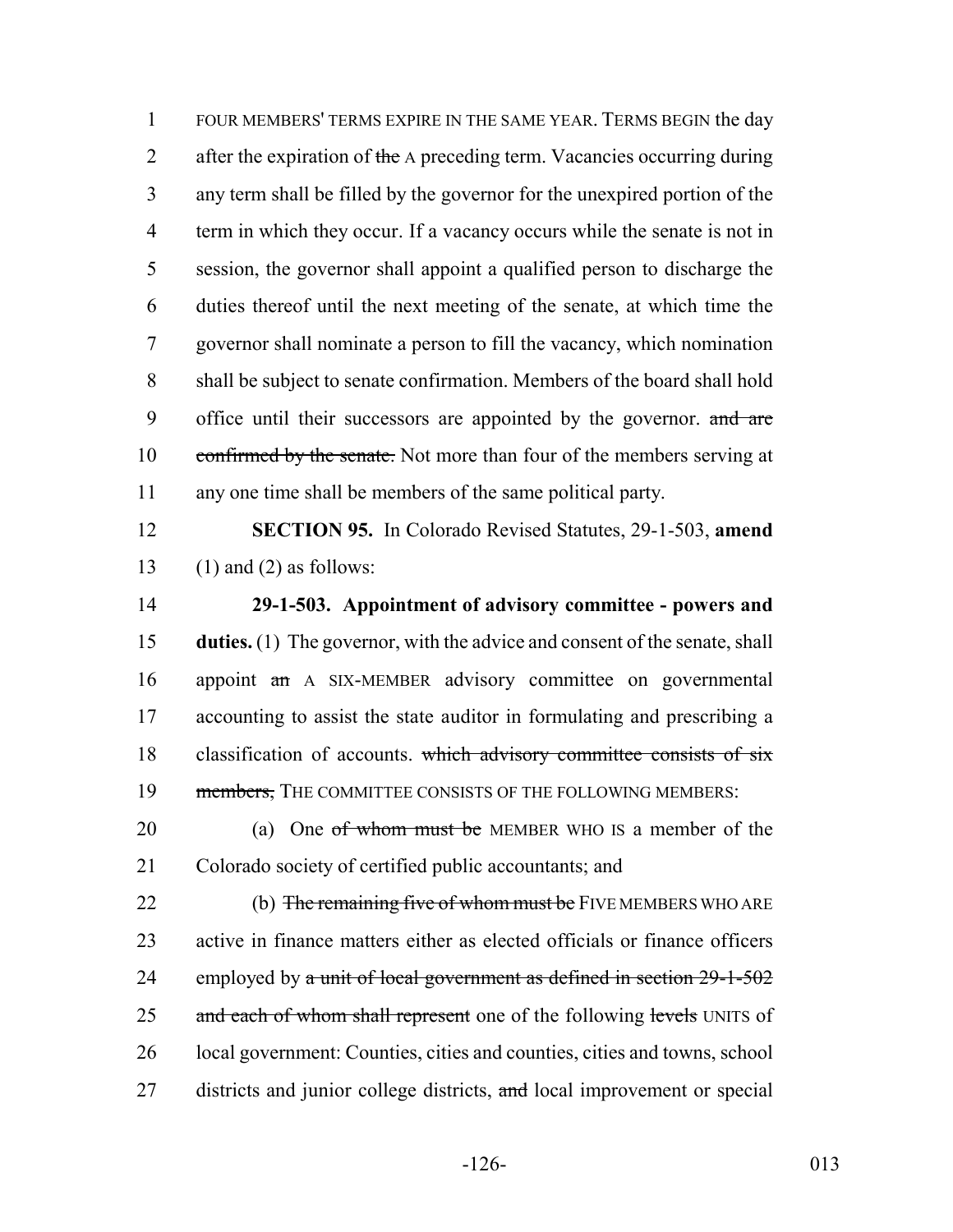FOUR MEMBERS' TERMS EXPIRE IN THE SAME YEAR. TERMS BEGIN the day after the expiration of ~~the~~ A preceding term. Vacancies occurring during any term shall be filled by the governor for the unexpired portion of the term in which they occur. If a vacancy occurs while the senate is not in session, the governor shall appoint a qualified person to discharge the duties thereof until the next meeting of the senate, at which time the governor shall nominate a person to fill the vacancy, which nomination shall be subject to senate confirmation. Members of the board shall hold office until their successors are appointed by the governor. ~~and are confirmed by the senate.~~ Not more than four of the members serving at any one time shall be members of the same political party.

**SECTION 95.** In Colorado Revised Statutes, 29-1-503, **amend** (1) and (2) as follows:

**29-1-503. Appointment of advisory committee - powers and duties.** (1) The governor, with the advice and consent of the senate, shall appoint ~~an~~ A SIX-MEMBER advisory committee on governmental accounting to assist the state auditor in formulating and prescribing a classification of accounts. ~~which advisory committee consists of six members,~~ THE COMMITTEE CONSISTS OF THE FOLLOWING MEMBERS:

(a) One ~~of whom must be~~ MEMBER WHO IS a member of the Colorado society of certified public accountants; and

(b) ~~The remaining five of whom must be~~ FIVE MEMBERS WHO ARE active in finance matters either as elected officials or finance officers employed by ~~a unit of local government as defined in section 29-1-502 and each of whom shall represent~~ one of the following ~~levels~~ UNITS of local government: Counties, cities and counties, cities and towns, school districts and junior college districts, ~~and~~ local improvement or special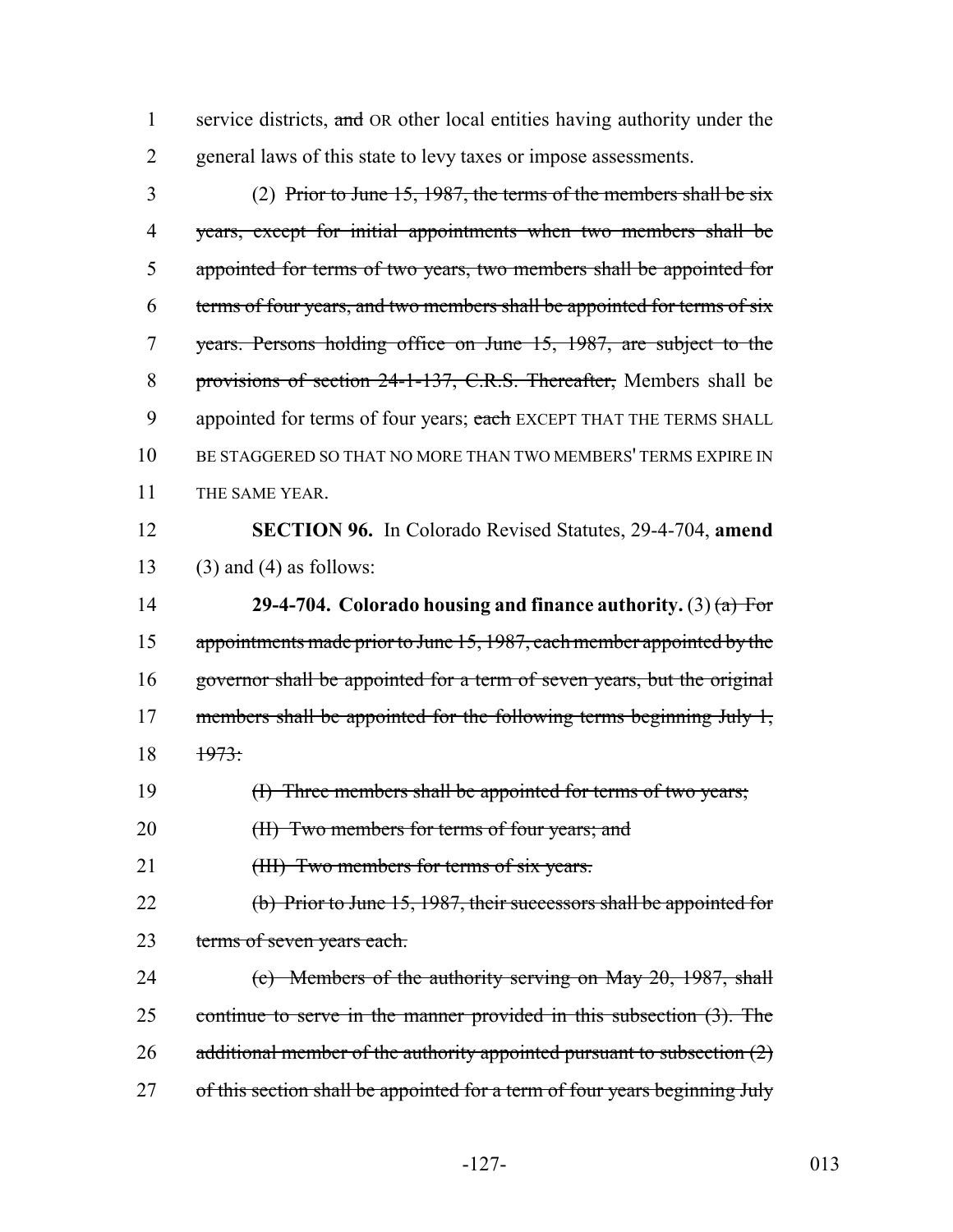service districts, ~~and~~ OR other local entities having authority under the general laws of this state to levy taxes or impose assessments.

(2) ~~Prior to June 15, 1987, the terms of the members shall be six years, except for initial appointments when two members shall be appointed for terms of two years, two members shall be appointed for terms of four years, and two members shall be appointed for terms of six years. Persons holding office on June 15, 1987, are subject to the provisions of section 24-1-137, C.R.S. Thereafter,~~ Members shall be appointed for terms of four years; ~~each~~ EXCEPT THAT THE TERMS SHALL BE STAGGERED SO THAT NO MORE THAN TWO MEMBERS' TERMS EXPIRE IN THE SAME YEAR.

**SECTION 96.** In Colorado Revised Statutes, 29-4-704, **amend** (3) and (4) as follows:

**29-4-704. Colorado housing and finance authority.** (3) ~~(a) For appointments made prior to June 15, 1987, each member appointed by the governor shall be appointed for a term of seven years, but the original members shall be appointed for the following terms beginning July 1, 1973:~~

~~(I) Three members shall be appointed for terms of two years;~~

~~(II) Two members for terms of four years; and~~

~~(III) Two members for terms of six years.~~

~~(b) Prior to June 15, 1987, their successors shall be appointed for terms of seven years each.~~

~~(c) Members of the authority serving on May 20, 1987, shall continue to serve in the manner provided in this subsection (3). The additional member of the authority appointed pursuant to subsection (2) of this section shall be appointed for a term of four years beginning July~~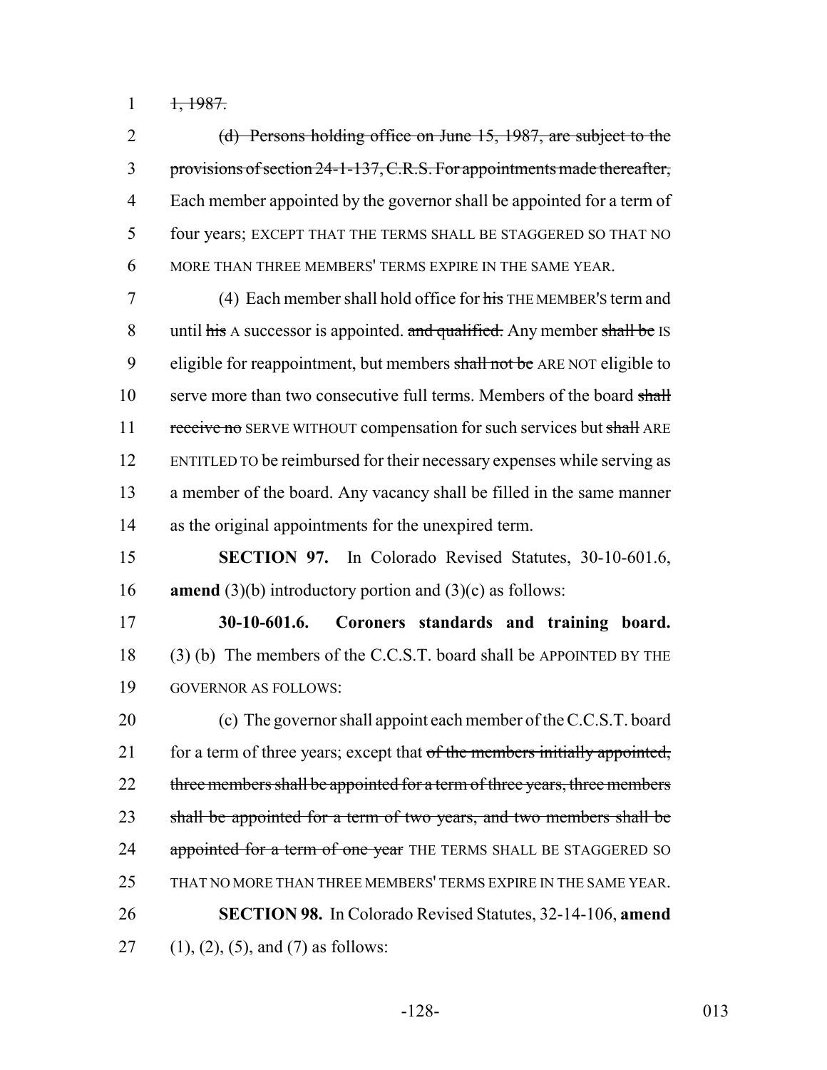1, 1987.

(d) Persons holding office on June 15, 1987, are subject to the provisions of section 24-1-137, C.R.S. For appointments made thereafter, Each member appointed by the governor shall be appointed for a term of four years; EXCEPT THAT THE TERMS SHALL BE STAGGERED SO THAT NO MORE THAN THREE MEMBERS' TERMS EXPIRE IN THE SAME YEAR.

(4) Each member shall hold office for his THE MEMBER'S term and until his A successor is appointed. and qualified. Any member shall be IS eligible for reappointment, but members shall not be ARE NOT eligible to serve more than two consecutive full terms. Members of the board shall receive no SERVE WITHOUT compensation for such services but shall ARE ENTITLED TO be reimbursed for their necessary expenses while serving as a member of the board. Any vacancy shall be filled in the same manner as the original appointments for the unexpired term.

**SECTION 97.** In Colorado Revised Statutes, 30-10-601.6, **amend** (3)(b) introductory portion and (3)(c) as follows:

**30-10-601.6. Coroners standards and training board.** (3) (b) The members of the C.C.S.T. board shall be APPOINTED BY THE GOVERNOR AS FOLLOWS:

(c) The governor shall appoint each member of the C.C.S.T. board for a term of three years; except that of the members initially appointed, three members shall be appointed for a term of three years, three members shall be appointed for a term of two years, and two members shall be appointed for a term of one year THE TERMS SHALL BE STAGGERED SO THAT NO MORE THAN THREE MEMBERS' TERMS EXPIRE IN THE SAME YEAR.

**SECTION 98.** In Colorado Revised Statutes, 32-14-106, **amend** (1), (2), (5), and (7) as follows: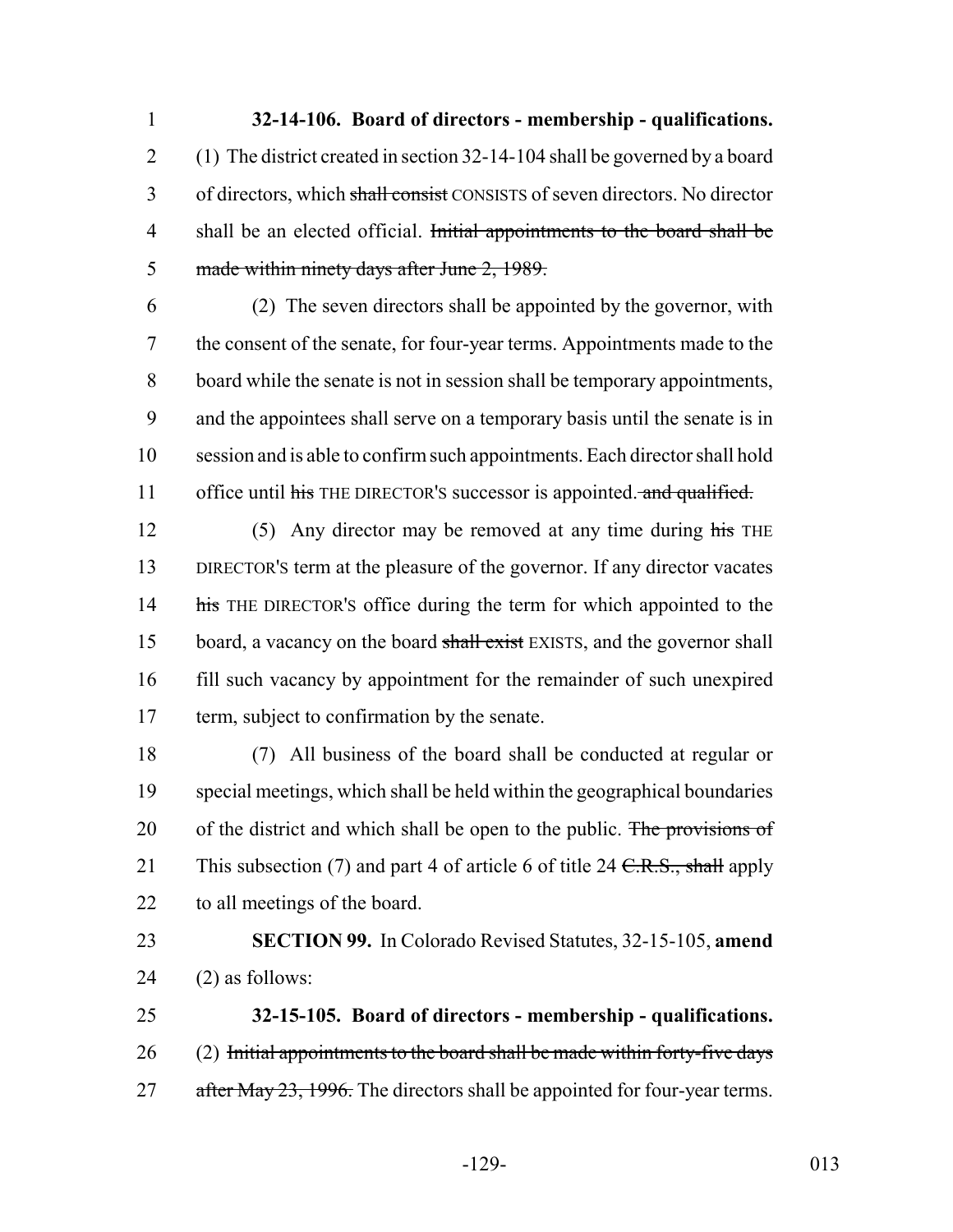**32-14-106. Board of directors - membership - qualifications.** (1) The district created in section 32-14-104 shall be governed by a board of directors, which ~~shall consist~~ CONSISTS of seven directors. No director shall be an elected official. ~~Initial appointments to the board shall be made within ninety days after June 2, 1989.~~

(2) The seven directors shall be appointed by the governor, with the consent of the senate, for four-year terms. Appointments made to the board while the senate is not in session shall be temporary appointments, and the appointees shall serve on a temporary basis until the senate is in session and is able to confirm such appointments. Each director shall hold office until ~~his~~ THE DIRECTOR'S successor is appointed. ~~and qualified.~~

(5) Any director may be removed at any time during ~~his~~ THE DIRECTOR'S term at the pleasure of the governor. If any director vacates ~~his~~ THE DIRECTOR'S office during the term for which appointed to the board, a vacancy on the board ~~shall exist~~ EXISTS, and the governor shall fill such vacancy by appointment for the remainder of such unexpired term, subject to confirmation by the senate.

(7) All business of the board shall be conducted at regular or special meetings, which shall be held within the geographical boundaries of the district and which shall be open to the public. ~~The provisions of~~ This subsection (7) and part 4 of article 6 of title 24 ~~C.R.S., shall~~ apply to all meetings of the board.

**SECTION 99.** In Colorado Revised Statutes, 32-15-105, **amend** (2) as follows:

**32-15-105. Board of directors - membership - qualifications.** (2) ~~Initial appointments to the board shall be made within forty-five days after May 23, 1996.~~ The directors shall be appointed for four-year terms.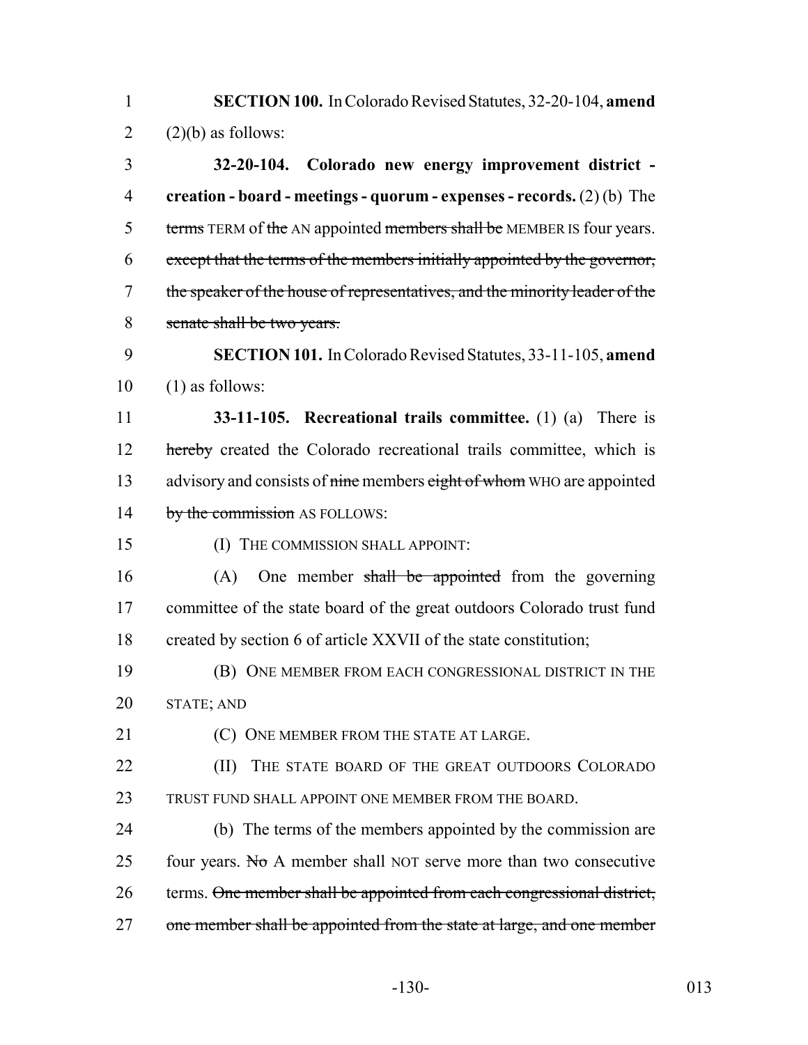**SECTION 100.** In Colorado Revised Statutes, 32-20-104, **amend** (2)(b) as follows:

**32-20-104. Colorado new energy improvement district - creation - board - meetings - quorum - expenses - records.** (2) (b) The ~~terms~~ TERM of ~~the~~ AN appointed ~~members shall be~~ MEMBER IS four years. ~~except that the terms of the members initially appointed by the governor, the speaker of the house of representatives, and the minority leader of the senate shall be two years.~~

**SECTION 101.** In Colorado Revised Statutes, 33-11-105, **amend** (1) as follows:

**33-11-105. Recreational trails committee.** (1) (a) There is ~~hereby~~ created the Colorado recreational trails committee, which is advisory and consists of ~~nine~~ members ~~eight of whom~~ WHO are appointed ~~by the commission~~ AS FOLLOWS:

(I) THE COMMISSION SHALL APPOINT:

(A) One member ~~shall be appointed~~ from the governing committee of the state board of the great outdoors Colorado trust fund created by section 6 of article XXVII of the state constitution;

(B) ONE MEMBER FROM EACH CONGRESSIONAL DISTRICT IN THE STATE; AND

(C) ONE MEMBER FROM THE STATE AT LARGE.

(II) THE STATE BOARD OF THE GREAT OUTDOORS COLORADO TRUST FUND SHALL APPOINT ONE MEMBER FROM THE BOARD.

(b) The terms of the members appointed by the commission are four years. ~~No~~ A member shall NOT serve more than two consecutive terms. ~~One member shall be appointed from each congressional district, one member shall be appointed from the state at large, and one member~~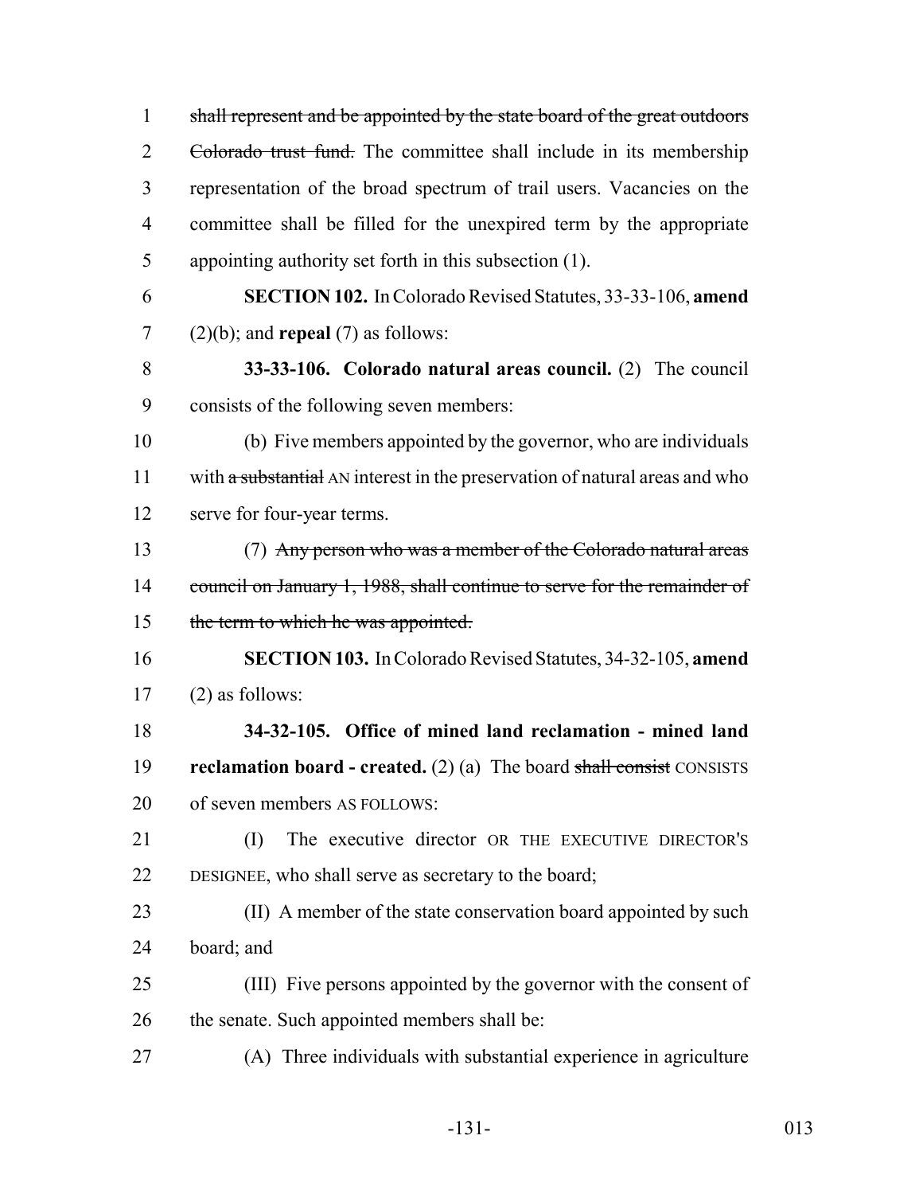~~shall represent and be appointed by the state board of the great outdoors Colorado trust fund.~~ The committee shall include in its membership representation of the broad spectrum of trail users. Vacancies on the committee shall be filled for the unexpired term by the appropriate appointing authority set forth in this subsection (1).

**SECTION 102.** In Colorado Revised Statutes, 33-33-106, **amend** (2)(b); and **repeal** (7) as follows:

**33-33-106. Colorado natural areas council.** (2) The council consists of the following seven members:

(b) Five members appointed by the governor, who are individuals with ~~a substantial~~ AN interest in the preservation of natural areas and who serve for four-year terms.

(7) ~~Any person who was a member of the Colorado natural areas council on January 1, 1988, shall continue to serve for the remainder of the term to which he was appointed.~~

**SECTION 103.** In Colorado Revised Statutes, 34-32-105, **amend** (2) as follows:

**34-32-105. Office of mined land reclamation - mined land reclamation board - created.** (2) (a) The board ~~shall consist~~ CONSISTS of seven members AS FOLLOWS:

(I) The executive director OR THE EXECUTIVE DIRECTOR'S DESIGNEE, who shall serve as secretary to the board;

(II) A member of the state conservation board appointed by such board; and

(III) Five persons appointed by the governor with the consent of the senate. Such appointed members shall be:

(A) Three individuals with substantial experience in agriculture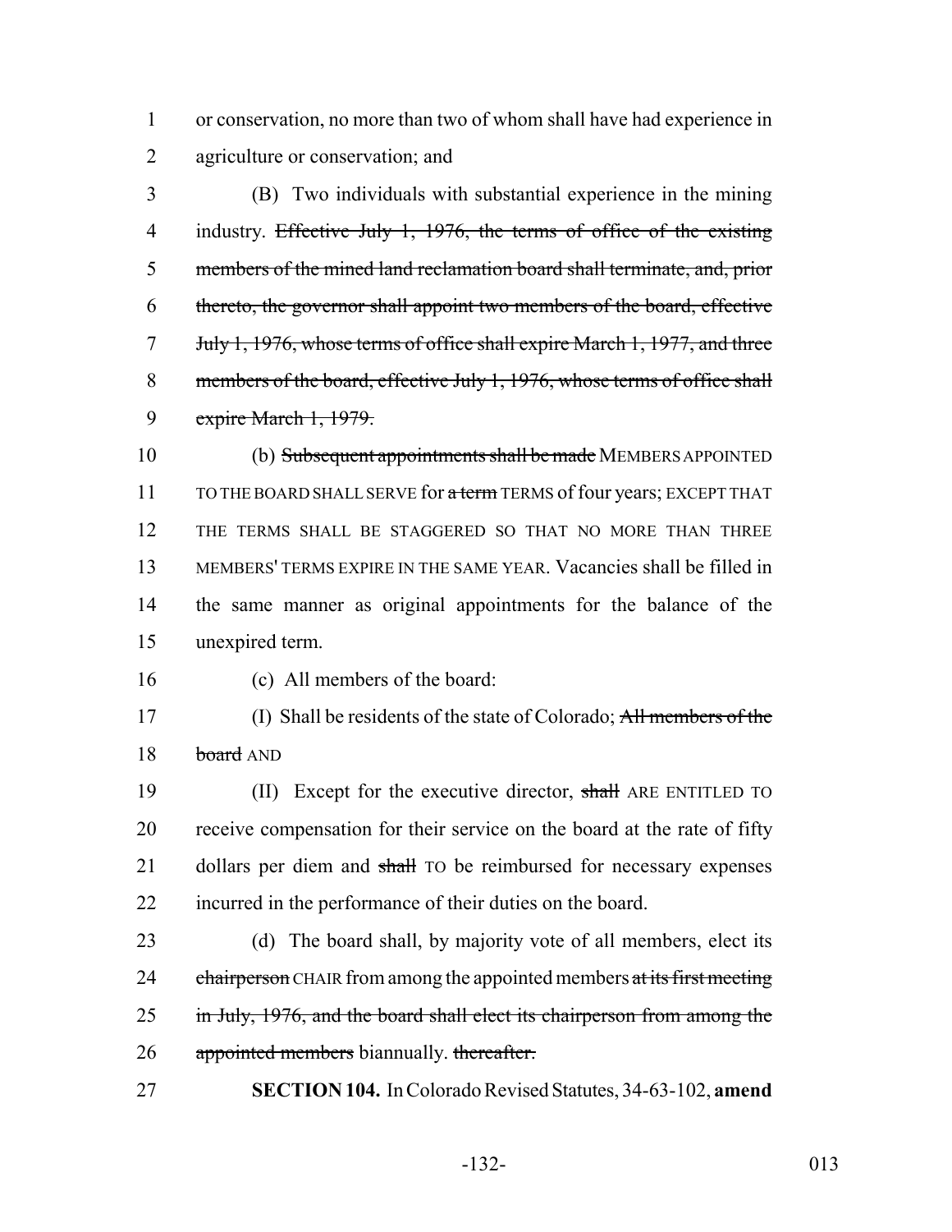or conservation, no more than two of whom shall have had experience in agriculture or conservation; and

(B) Two individuals with substantial experience in the mining industry. ~~Effective July 1, 1976, the terms of office of the existing members of the mined land reclamation board shall terminate, and, prior thereto, the governor shall appoint two members of the board, effective July 1, 1976, whose terms of office shall expire March 1, 1977, and three members of the board, effective July 1, 1976, whose terms of office shall expire March 1, 1979.~~

(b) ~~Subsequent appointments shall be made~~ MEMBERS APPOINTED TO THE BOARD SHALL SERVE for ~~a term~~ TERMS of four years; EXCEPT THAT THE TERMS SHALL BE STAGGERED SO THAT NO MORE THAN THREE MEMBERS' TERMS EXPIRE IN THE SAME YEAR. Vacancies shall be filled in the same manner as original appointments for the balance of the unexpired term.

(c) All members of the board:

(I) Shall be residents of the state of Colorado; ~~All members of the board~~ AND

(II) Except for the executive director, ~~shall~~ ARE ENTITLED TO receive compensation for their service on the board at the rate of fifty dollars per diem and ~~shall~~ TO be reimbursed for necessary expenses incurred in the performance of their duties on the board.

(d) The board shall, by majority vote of all members, elect its ~~chairperson~~ CHAIR from among the appointed members ~~at its first meeting in July, 1976, and the board shall elect its chairperson from among the appointed members~~ biannually. ~~thereafter.~~

**SECTION 104.** In Colorado Revised Statutes, 34-63-102, **amend**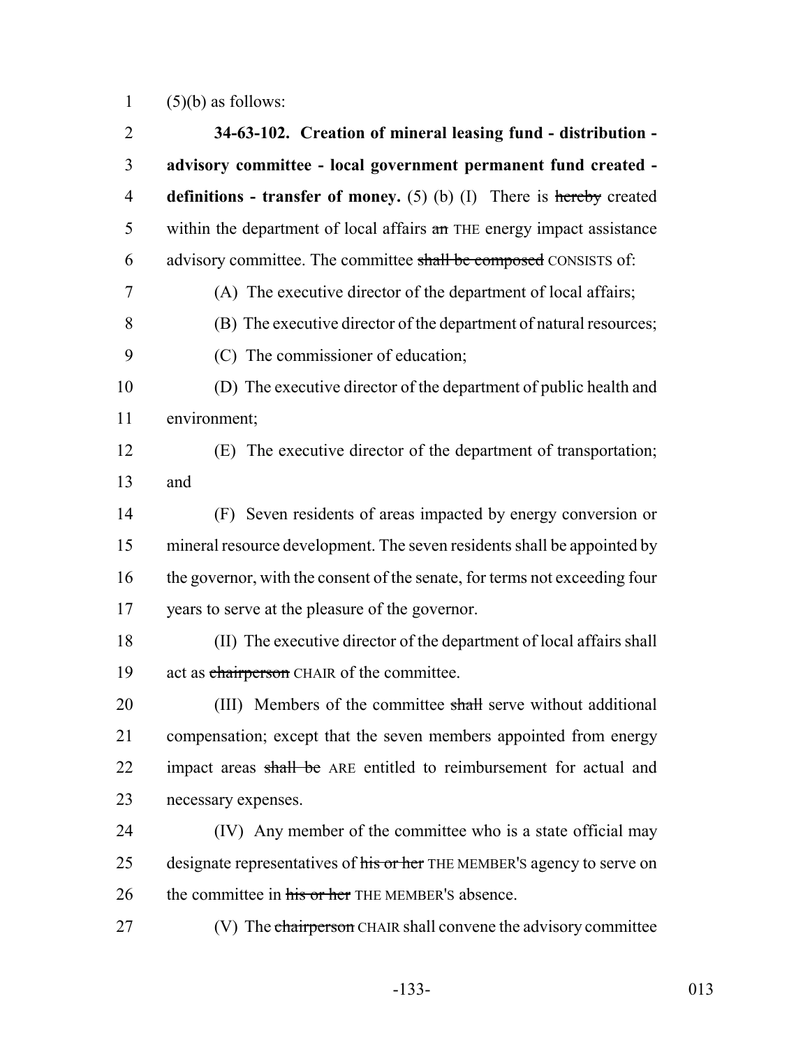(5)(b) as follows:

**34-63-102. Creation of mineral leasing fund - distribution - advisory committee - local government permanent fund created - definitions - transfer of money.** (5) (b) (I) There is ~~hereby~~ created within the department of local affairs ~~an~~ THE energy impact assistance advisory committee. The committee ~~shall be composed~~ CONSISTS of:

(A) The executive director of the department of local affairs;

(B) The executive director of the department of natural resources;

(C) The commissioner of education;

(D) The executive director of the department of public health and environment;

(E) The executive director of the department of transportation; and

(F) Seven residents of areas impacted by energy conversion or mineral resource development. The seven residents shall be appointed by the governor, with the consent of the senate, for terms not exceeding four years to serve at the pleasure of the governor.

(II) The executive director of the department of local affairs shall act as ~~chairperson~~ CHAIR of the committee.

(III) Members of the committee ~~shall~~ serve without additional compensation; except that the seven members appointed from energy impact areas ~~shall be~~ ARE entitled to reimbursement for actual and necessary expenses.

(IV) Any member of the committee who is a state official may designate representatives of ~~his or her~~ THE MEMBER'S agency to serve on the committee in ~~his or her~~ THE MEMBER'S absence.

(V) The ~~chairperson~~ CHAIR shall convene the advisory committee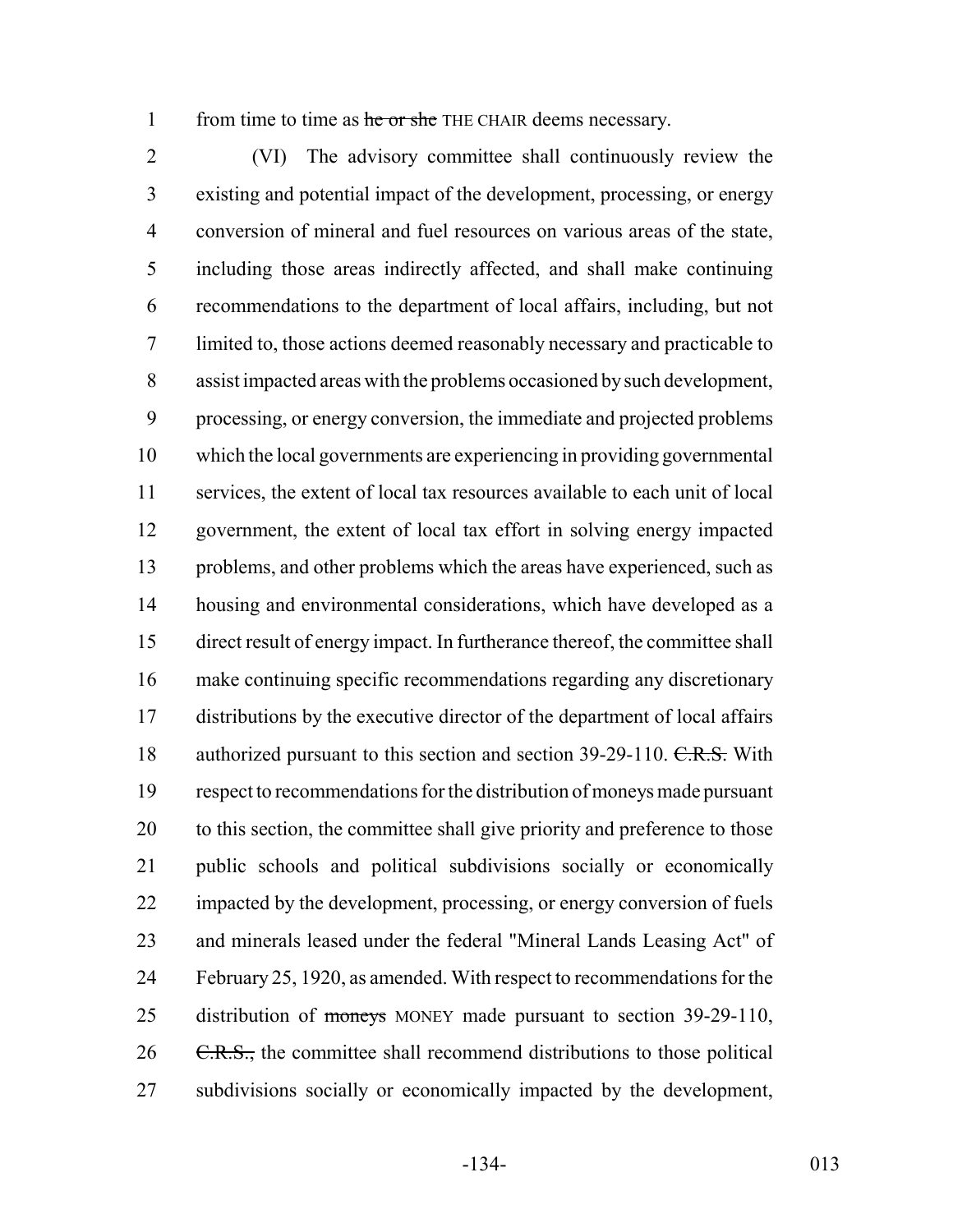from time to time as ~~he or she~~ THE CHAIR deems necessary.

(VI) The advisory committee shall continuously review the existing and potential impact of the development, processing, or energy conversion of mineral and fuel resources on various areas of the state, including those areas indirectly affected, and shall make continuing recommendations to the department of local affairs, including, but not limited to, those actions deemed reasonably necessary and practicable to assist impacted areas with the problems occasioned by such development, processing, or energy conversion, the immediate and projected problems which the local governments are experiencing in providing governmental services, the extent of local tax resources available to each unit of local government, the extent of local tax effort in solving energy impacted problems, and other problems which the areas have experienced, such as housing and environmental considerations, which have developed as a direct result of energy impact. In furtherance thereof, the committee shall make continuing specific recommendations regarding any discretionary distributions by the executive director of the department of local affairs authorized pursuant to this section and section 39-29-110. ~~C.R.S.~~ With respect to recommendations for the distribution of moneys made pursuant to this section, the committee shall give priority and preference to those public schools and political subdivisions socially or economically impacted by the development, processing, or energy conversion of fuels and minerals leased under the federal "Mineral Lands Leasing Act" of February 25, 1920, as amended. With respect to recommendations for the distribution of ~~moneys~~ MONEY made pursuant to section 39-29-110, ~~C.R.S.,~~ the committee shall recommend distributions to those political subdivisions socially or economically impacted by the development,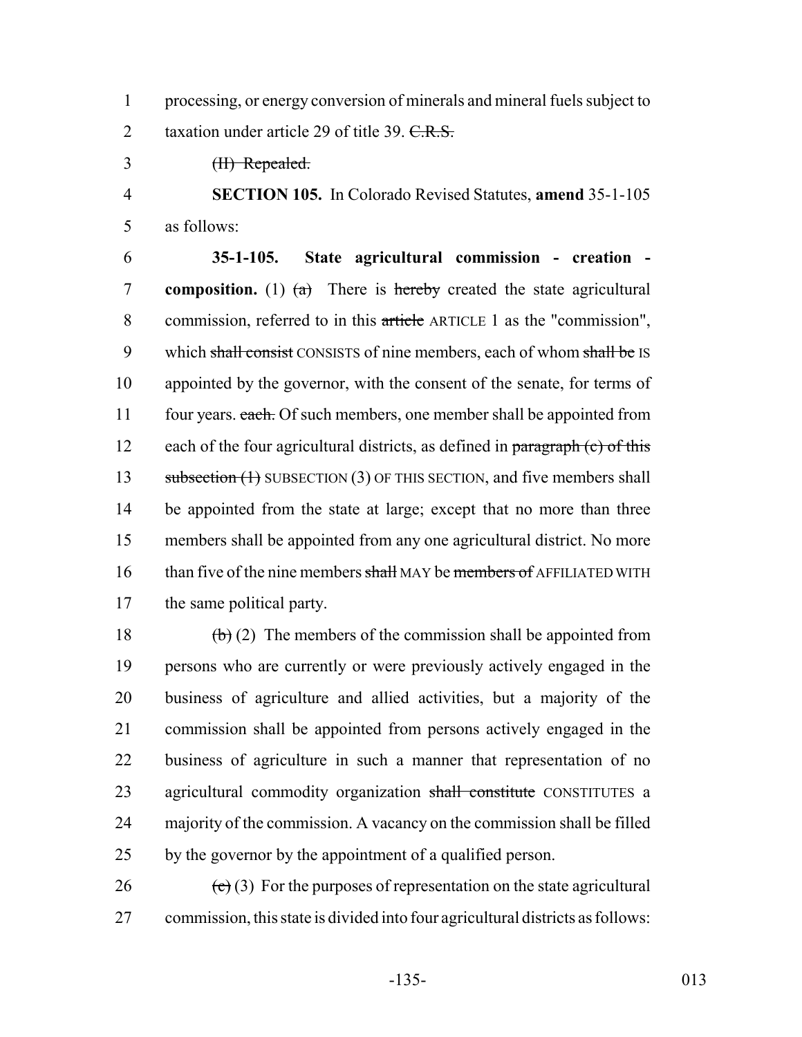processing, or energy conversion of minerals and mineral fuels subject to taxation under article 29 of title 39. ~~C.R.S.~~

~~(II) Repealed.~~

**SECTION 105.** In Colorado Revised Statutes, **amend** 35-1-105 as follows:

**35-1-105. State agricultural commission - creation - composition.** (1) ~~(a)~~ There is ~~hereby~~ created the state agricultural commission, referred to in this ~~article~~ ARTICLE 1 as the "commission", which ~~shall consist~~ CONSISTS of nine members, each of whom ~~shall be~~ IS appointed by the governor, with the consent of the senate, for terms of four years. ~~each.~~ Of such members, one member shall be appointed from each of the four agricultural districts, as defined in ~~paragraph (c) of this subsection (1)~~ SUBSECTION (3) OF THIS SECTION, and five members shall be appointed from the state at large; except that no more than three members shall be appointed from any one agricultural district. No more than five of the nine members ~~shall~~ MAY be ~~members of~~ AFFILIATED WITH the same political party.

~~(b)~~ (2) The members of the commission shall be appointed from persons who are currently or were previously actively engaged in the business of agriculture and allied activities, but a majority of the commission shall be appointed from persons actively engaged in the business of agriculture in such a manner that representation of no agricultural commodity organization ~~shall constitute~~ CONSTITUTES a majority of the commission. A vacancy on the commission shall be filled by the governor by the appointment of a qualified person.

~~(c)~~ (3) For the purposes of representation on the state agricultural commission, this state is divided into four agricultural districts as follows: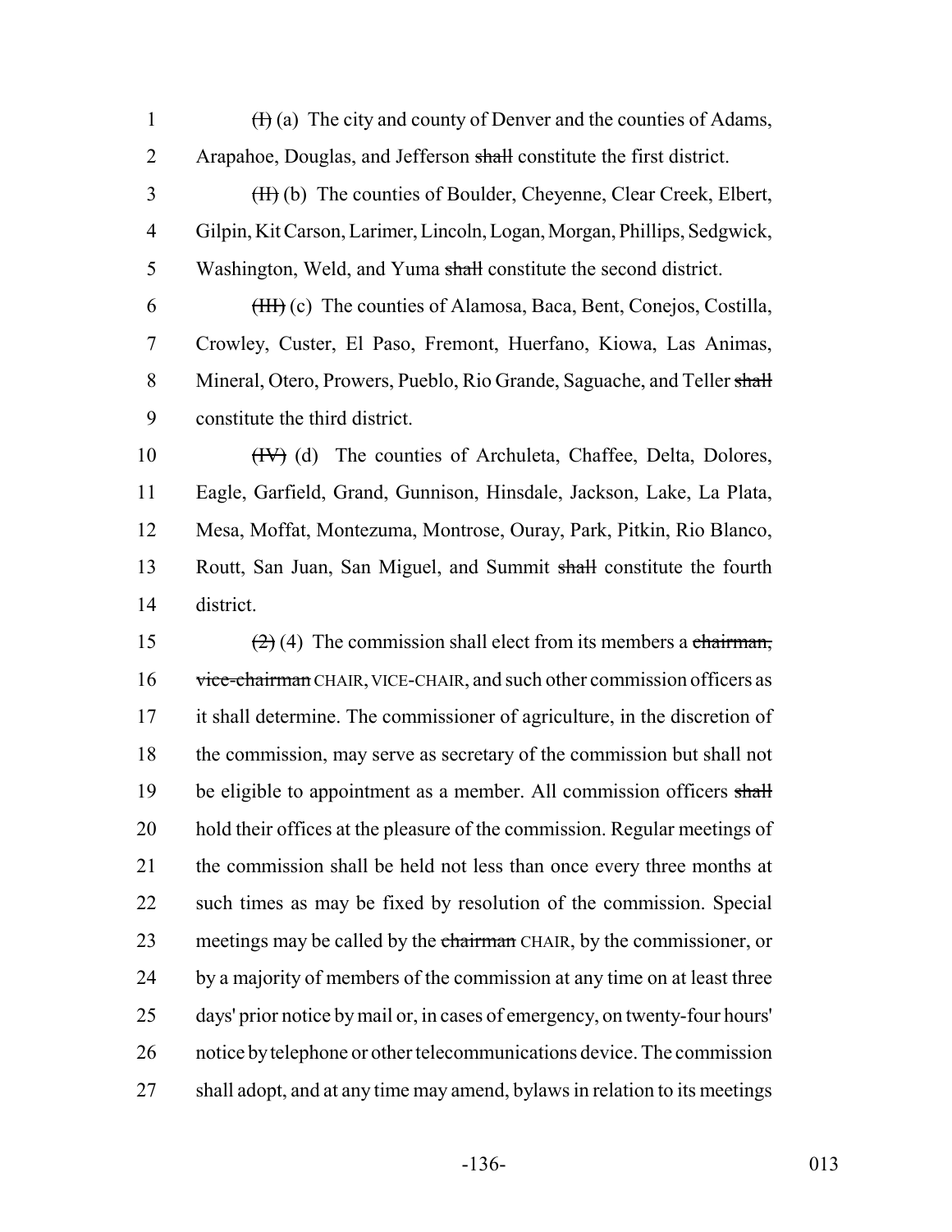~~(I)~~ (a) The city and county of Denver and the counties of Adams, Arapahoe, Douglas, and Jefferson ~~shall~~ constitute the first district.

~~(II)~~ (b) The counties of Boulder, Cheyenne, Clear Creek, Elbert, Gilpin, Kit Carson, Larimer, Lincoln, Logan, Morgan, Phillips, Sedgwick, Washington, Weld, and Yuma ~~shall~~ constitute the second district.

~~(III)~~ (c) The counties of Alamosa, Baca, Bent, Conejos, Costilla, Crowley, Custer, El Paso, Fremont, Huerfano, Kiowa, Las Animas, Mineral, Otero, Prowers, Pueblo, Rio Grande, Saguache, and Teller ~~shall~~ constitute the third district.

~~(IV)~~ (d) The counties of Archuleta, Chaffee, Delta, Dolores, Eagle, Garfield, Grand, Gunnison, Hinsdale, Jackson, Lake, La Plata, Mesa, Moffat, Montezuma, Montrose, Ouray, Park, Pitkin, Rio Blanco, Routt, San Juan, San Miguel, and Summit ~~shall~~ constitute the fourth district.

~~(2)~~ (4) The commission shall elect from its members a ~~chairman, vice-chairman~~ CHAIR, VICE-CHAIR, and such other commission officers as it shall determine. The commissioner of agriculture, in the discretion of the commission, may serve as secretary of the commission but shall not be eligible to appointment as a member. All commission officers ~~shall~~ hold their offices at the pleasure of the commission. Regular meetings of the commission shall be held not less than once every three months at such times as may be fixed by resolution of the commission. Special meetings may be called by the ~~chairman~~ CHAIR, by the commissioner, or by a majority of members of the commission at any time on at least three days' prior notice by mail or, in cases of emergency, on twenty-four hours' notice by telephone or other telecommunications device. The commission shall adopt, and at any time may amend, bylaws in relation to its meetings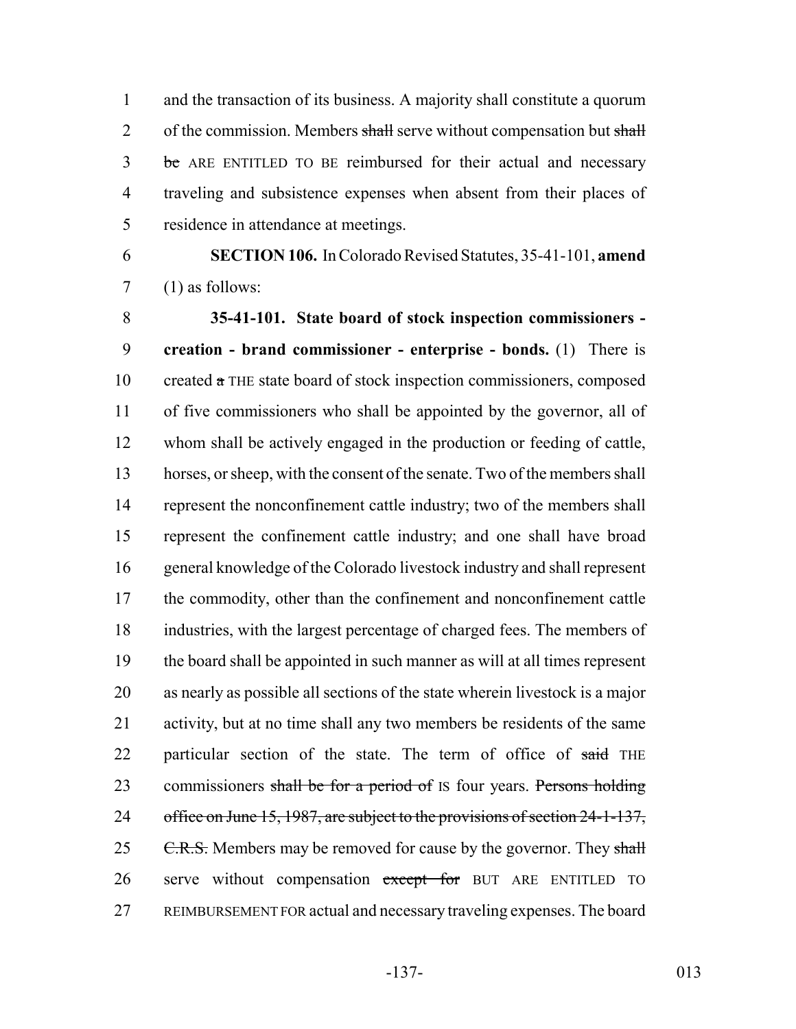and the transaction of its business. A majority shall constitute a quorum of the commission. Members ~~shall~~ serve without compensation but ~~shall be~~ ARE ENTITLED TO BE reimbursed for their actual and necessary traveling and subsistence expenses when absent from their places of residence in attendance at meetings.

**SECTION 106.** In Colorado Revised Statutes, 35-41-101, **amend** (1) as follows:

**35-41-101. State board of stock inspection commissioners - creation - brand commissioner - enterprise - bonds.** (1) There is created ~~a~~ THE state board of stock inspection commissioners, composed of five commissioners who shall be appointed by the governor, all of whom shall be actively engaged in the production or feeding of cattle, horses, or sheep, with the consent of the senate. Two of the members shall represent the nonconfinement cattle industry; two of the members shall represent the confinement cattle industry; and one shall have broad general knowledge of the Colorado livestock industry and shall represent the commodity, other than the confinement and nonconfinement cattle industries, with the largest percentage of charged fees. The members of the board shall be appointed in such manner as will at all times represent as nearly as possible all sections of the state wherein livestock is a major activity, but at no time shall any two members be residents of the same particular section of the state. The term of office of ~~said~~ THE commissioners ~~shall be for a period of~~ IS four years. ~~Persons holding office on June 15, 1987, are subject to the provisions of section 24-1-137, C.R.S.~~ Members may be removed for cause by the governor. They ~~shall~~ serve without compensation ~~except for~~ BUT ARE ENTITLED TO REIMBURSEMENT FOR actual and necessary traveling expenses. The board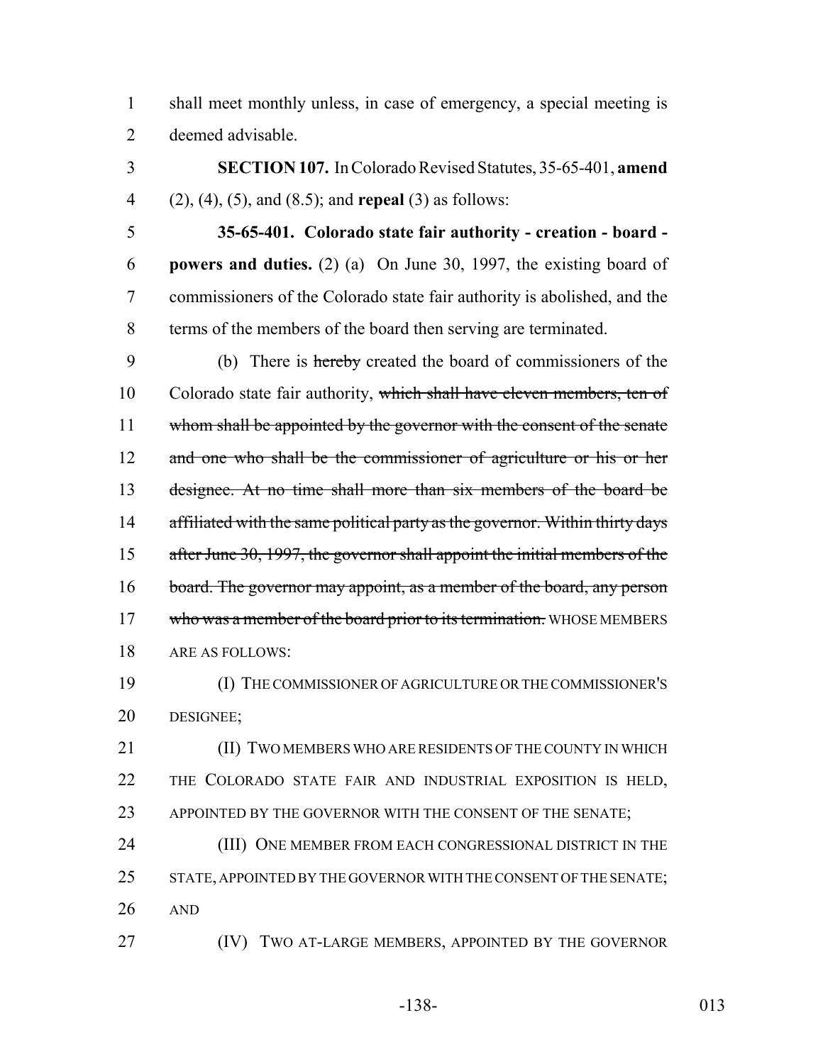shall meet monthly unless, in case of emergency, a special meeting is deemed advisable.

**SECTION 107.** In Colorado Revised Statutes, 35-65-401, **amend** (2), (4), (5), and (8.5); and **repeal** (3) as follows:

**35-65-401. Colorado state fair authority - creation - board - powers and duties.** (2) (a) On June 30, 1997, the existing board of commissioners of the Colorado state fair authority is abolished, and the terms of the members of the board then serving are terminated.

(b) There is ~~hereby~~ created the board of commissioners of the Colorado state fair authority, ~~which shall have eleven members, ten of whom shall be appointed by the governor with the consent of the senate and one who shall be the commissioner of agriculture or his or her designee. At no time shall more than six members of the board be affiliated with the same political party as the governor. Within thirty days after June 30, 1997, the governor shall appoint the initial members of the board. The governor may appoint, as a member of the board, any person who was a member of the board prior to its termination.~~ WHOSE MEMBERS ARE AS FOLLOWS:

(I) THE COMMISSIONER OF AGRICULTURE OR THE COMMISSIONER'S DESIGNEE;

(II) TWO MEMBERS WHO ARE RESIDENTS OF THE COUNTY IN WHICH THE COLORADO STATE FAIR AND INDUSTRIAL EXPOSITION IS HELD, APPOINTED BY THE GOVERNOR WITH THE CONSENT OF THE SENATE;

(III) ONE MEMBER FROM EACH CONGRESSIONAL DISTRICT IN THE STATE, APPOINTED BY THE GOVERNOR WITH THE CONSENT OF THE SENATE; AND

(IV) TWO AT-LARGE MEMBERS, APPOINTED BY THE GOVERNOR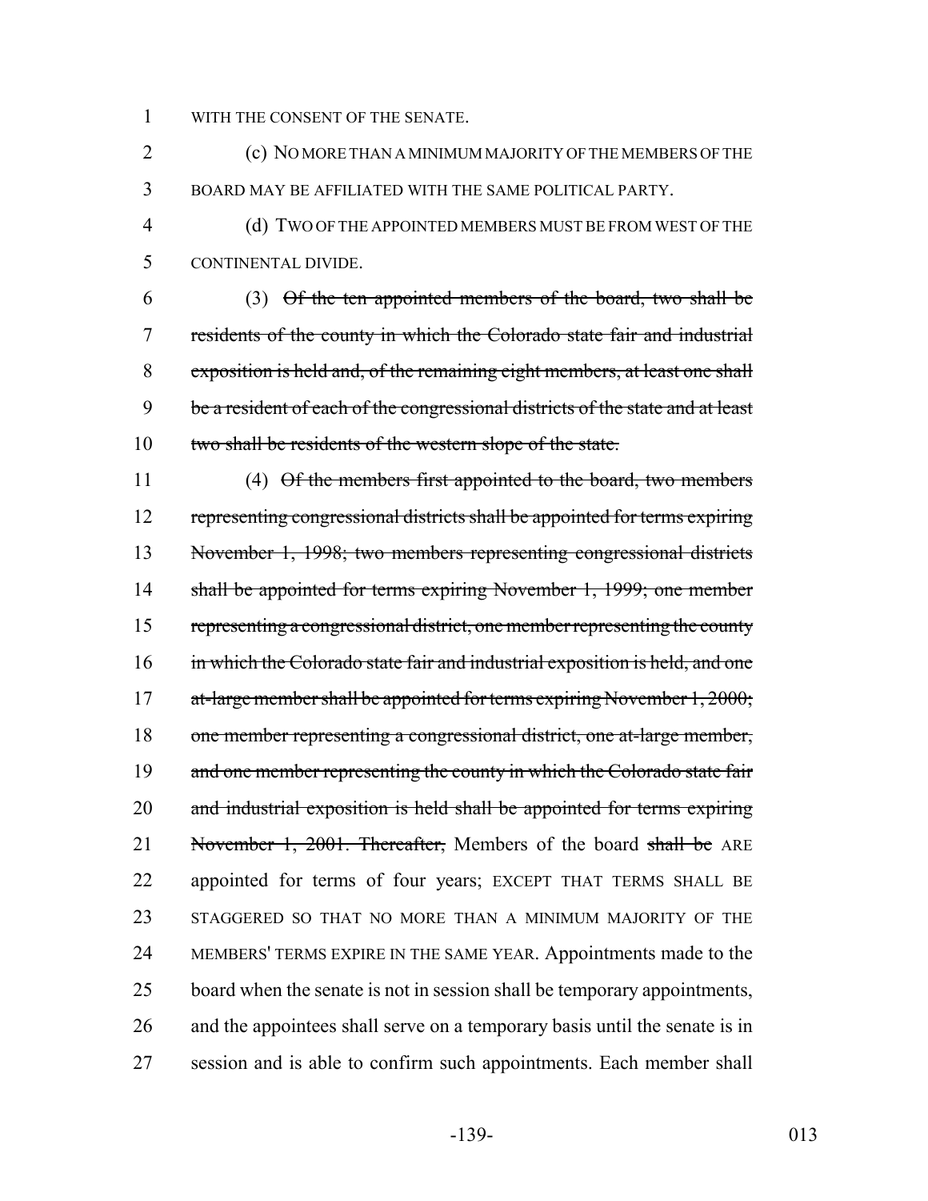WITH THE CONSENT OF THE SENATE.

(c) NO MORE THAN A MINIMUM MAJORITY OF THE MEMBERS OF THE BOARD MAY BE AFFILIATED WITH THE SAME POLITICAL PARTY.

(d) TWO OF THE APPOINTED MEMBERS MUST BE FROM WEST OF THE CONTINENTAL DIVIDE.

(3) ~~Of the ten appointed members of the board, two shall be residents of the county in which the Colorado state fair and industrial exposition is held and, of the remaining eight members, at least one shall be a resident of each of the congressional districts of the state and at least two shall be residents of the western slope of the state.~~

(4) ~~Of the members first appointed to the board, two members representing congressional districts shall be appointed for terms expiring November 1, 1998; two members representing congressional districts shall be appointed for terms expiring November 1, 1999; one member representing a congressional district, one member representing the county in which the Colorado state fair and industrial exposition is held, and one at-large member shall be appointed for terms expiring November 1, 2000; one member representing a congressional district, one at-large member, and one member representing the county in which the Colorado state fair and industrial exposition is held shall be appointed for terms expiring November 1, 2001. Thereafter,~~ Members of the board ~~shall be~~ ARE appointed for terms of four years; EXCEPT THAT TERMS SHALL BE STAGGERED SO THAT NO MORE THAN A MINIMUM MAJORITY OF THE MEMBERS' TERMS EXPIRE IN THE SAME YEAR. Appointments made to the board when the senate is not in session shall be temporary appointments, and the appointees shall serve on a temporary basis until the senate is in session and is able to confirm such appointments. Each member shall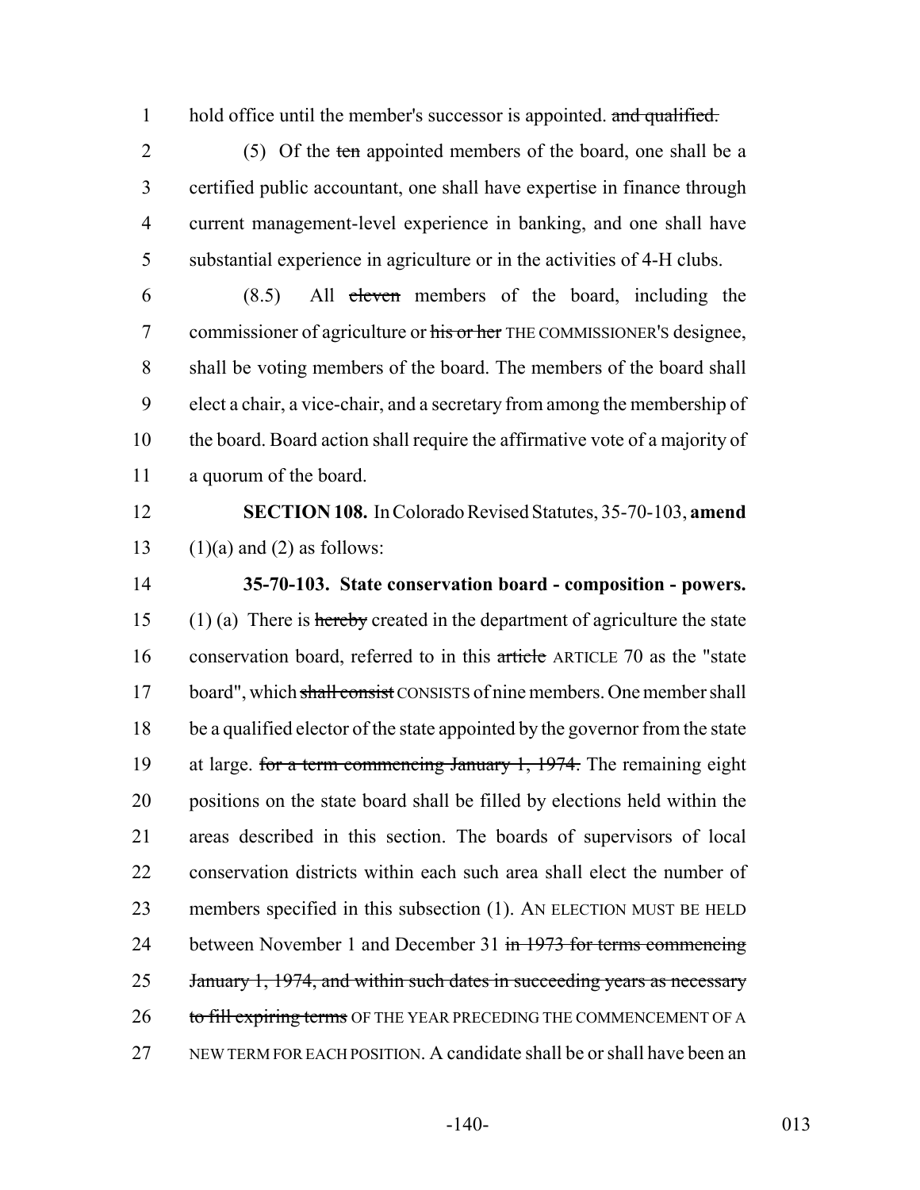hold office until the member's successor is appointed. ~~and qualified.~~

(5) Of the ~~ten~~ appointed members of the board, one shall be a certified public accountant, one shall have expertise in finance through current management-level experience in banking, and one shall have substantial experience in agriculture or in the activities of 4-H clubs.

(8.5) All ~~eleven~~ members of the board, including the commissioner of agriculture or ~~his or her~~ THE COMMISSIONER'S designee, shall be voting members of the board. The members of the board shall elect a chair, a vice-chair, and a secretary from among the membership of the board. Board action shall require the affirmative vote of a majority of a quorum of the board.

**SECTION 108.** In Colorado Revised Statutes, 35-70-103, **amend** (1)(a) and (2) as follows:

**35-70-103. State conservation board - composition - powers.** (1) (a) There is ~~hereby~~ created in the department of agriculture the state conservation board, referred to in this ~~article~~ ARTICLE 70 as the "state board", which ~~shall consist~~ CONSISTS of nine members. One member shall be a qualified elector of the state appointed by the governor from the state at large. ~~for a term commencing January 1, 1974.~~ The remaining eight positions on the state board shall be filled by elections held within the areas described in this section. The boards of supervisors of local conservation districts within each such area shall elect the number of members specified in this subsection (1). AN ELECTION MUST BE HELD between November 1 and December 31 ~~in 1973 for terms commencing January 1, 1974, and within such dates in succeeding years as necessary to fill expiring terms~~ OF THE YEAR PRECEDING THE COMMENCEMENT OF A NEW TERM FOR EACH POSITION. A candidate shall be or shall have been an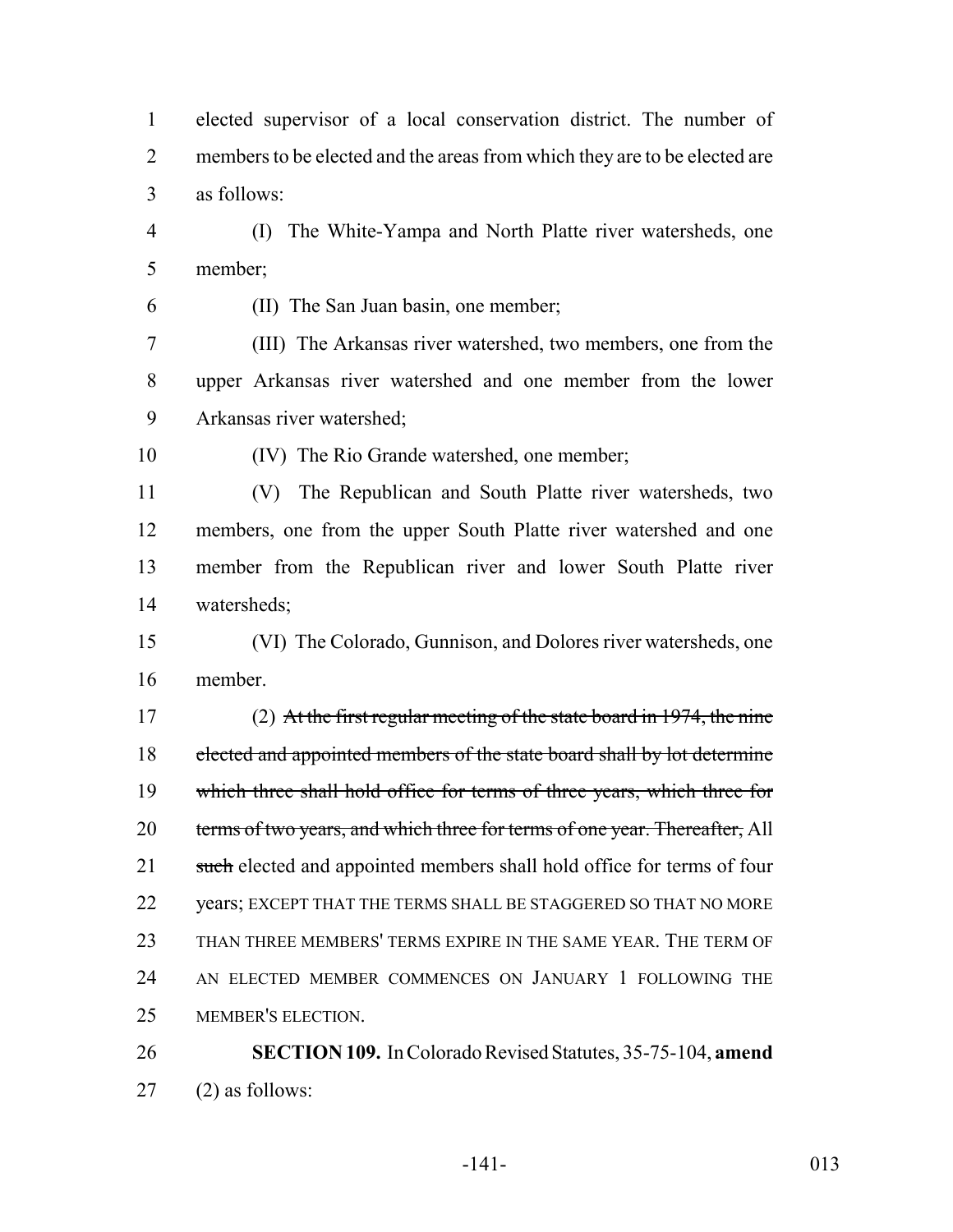elected supervisor of a local conservation district. The number of members to be elected and the areas from which they are to be elected are as follows:

(I) The White-Yampa and North Platte river watersheds, one member;

(II) The San Juan basin, one member;

(III) The Arkansas river watershed, two members, one from the upper Arkansas river watershed and one member from the lower Arkansas river watershed;

(IV) The Rio Grande watershed, one member;

(V) The Republican and South Platte river watersheds, two members, one from the upper South Platte river watershed and one member from the Republican river and lower South Platte river watersheds;

(VI) The Colorado, Gunnison, and Dolores river watersheds, one member.

(2) ~~At the first regular meeting of the state board in 1974, the nine elected and appointed members of the state board shall by lot determine which three shall hold office for terms of three years, which three for terms of two years, and which three for terms of one year. Thereafter,~~ All ~~such~~ elected and appointed members shall hold office for terms of four years; EXCEPT THAT THE TERMS SHALL BE STAGGERED SO THAT NO MORE THAN THREE MEMBERS' TERMS EXPIRE IN THE SAME YEAR. THE TERM OF AN ELECTED MEMBER COMMENCES ON JANUARY 1 FOLLOWING THE MEMBER'S ELECTION.

**SECTION 109.** In Colorado Revised Statutes, 35-75-104, **amend** (2) as follows: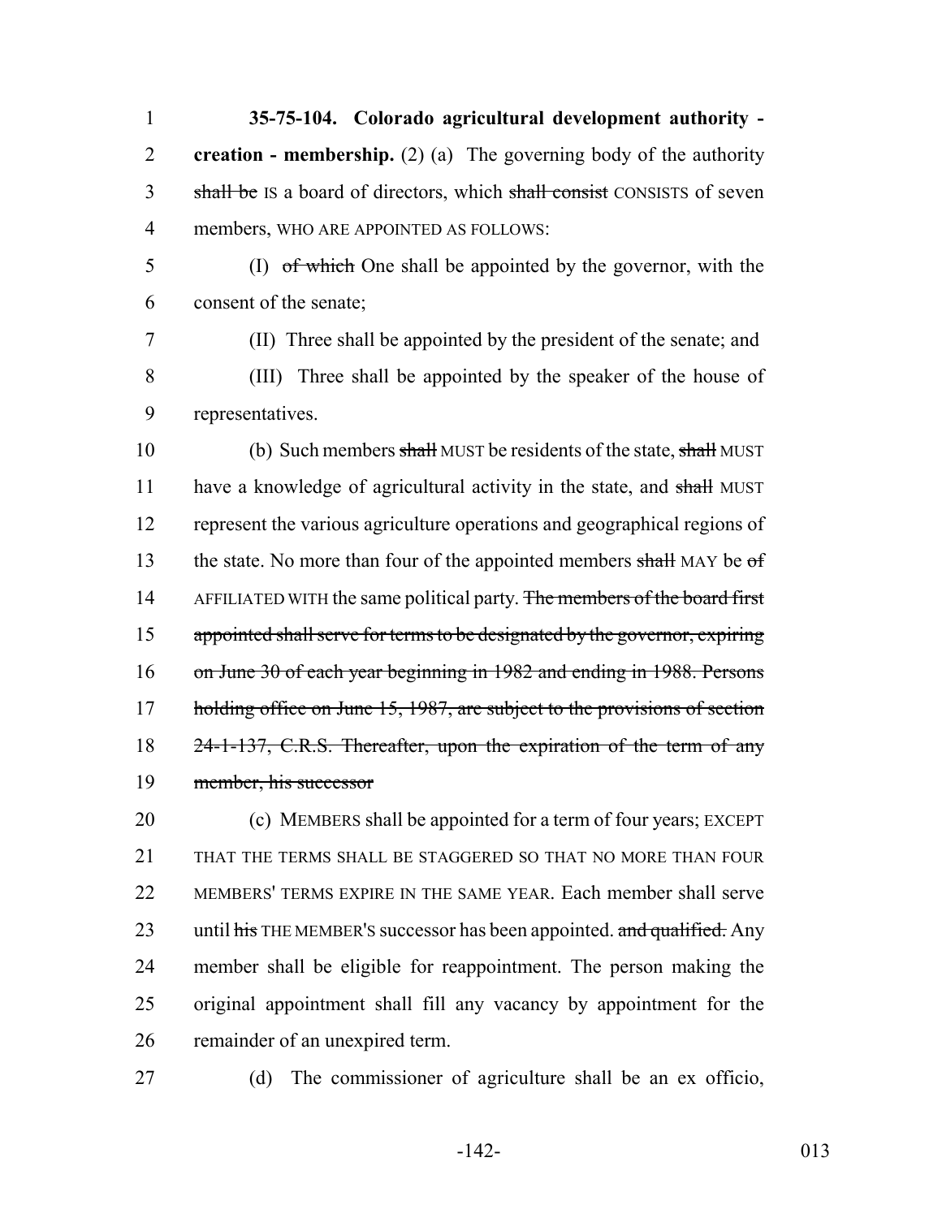**35-75-104. Colorado agricultural development authority - creation - membership.** (2) (a) The governing body of the authority ~~shall be~~ IS a board of directors, which ~~shall consist~~ CONSISTS of seven members, WHO ARE APPOINTED AS FOLLOWS:

(I) ~~of which~~ One shall be appointed by the governor, with the consent of the senate;

(II) Three shall be appointed by the president of the senate; and

(III) Three shall be appointed by the speaker of the house of representatives.

(b) Such members ~~shall~~ MUST be residents of the state, ~~shall~~ MUST have a knowledge of agricultural activity in the state, and ~~shall~~ MUST represent the various agriculture operations and geographical regions of the state. No more than four of the appointed members ~~shall~~ MAY be ~~of~~ AFFILIATED WITH the same political party. ~~The members of the board first appointed shall serve for terms to be designated by the governor, expiring on June 30 of each year beginning in 1982 and ending in 1988. Persons holding office on June 15, 1987, are subject to the provisions of section 24-1-137, C.R.S. Thereafter, upon the expiration of the term of any member, his successor~~

(c) MEMBERS shall be appointed for a term of four years; EXCEPT THAT THE TERMS SHALL BE STAGGERED SO THAT NO MORE THAN FOUR MEMBERS' TERMS EXPIRE IN THE SAME YEAR. Each member shall serve until ~~his~~ THE MEMBER'S successor has been appointed. ~~and qualified.~~ Any member shall be eligible for reappointment. The person making the original appointment shall fill any vacancy by appointment for the remainder of an unexpired term.

(d) The commissioner of agriculture shall be an ex officio,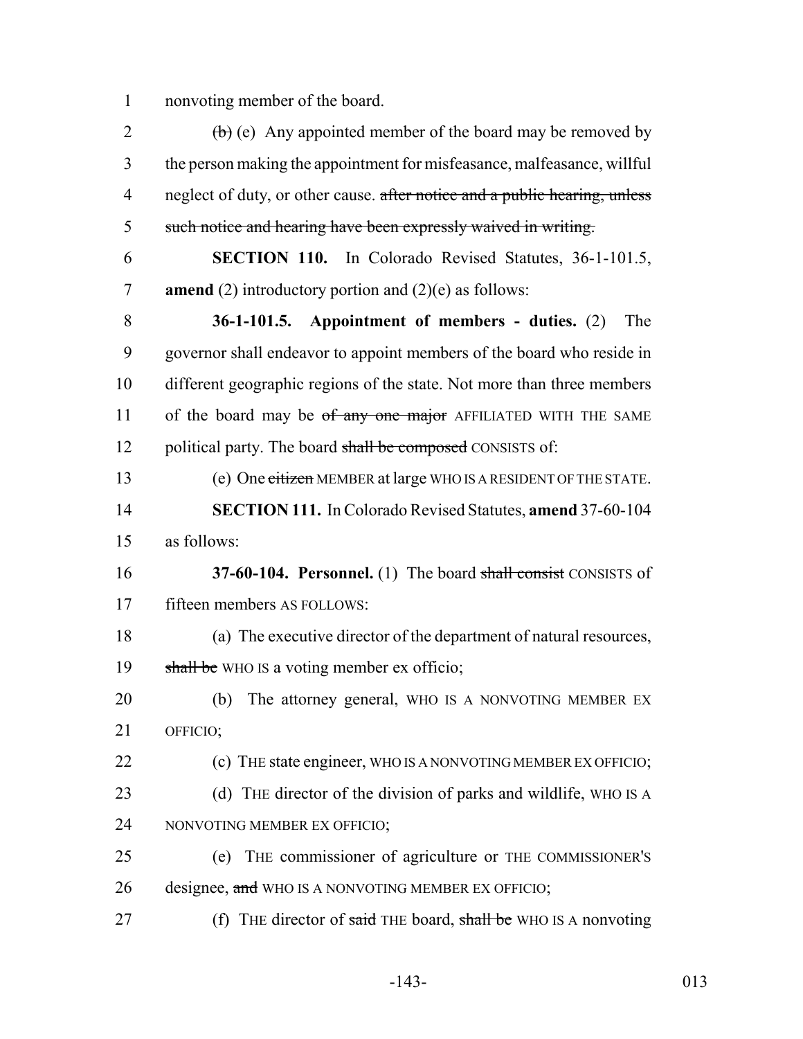nonvoting member of the board.

~~(b)~~ (e) Any appointed member of the board may be removed by the person making the appointment for misfeasance, malfeasance, willful neglect of duty, or other cause. ~~after notice and a public hearing, unless such notice and hearing have been expressly waived in writing.~~

**SECTION 110.** In Colorado Revised Statutes, 36-1-101.5, **amend** (2) introductory portion and (2)(e) as follows:

**36-1-101.5. Appointment of members - duties.** (2) The governor shall endeavor to appoint members of the board who reside in different geographic regions of the state. Not more than three members of the board may be ~~of any one major~~ AFFILIATED WITH THE SAME political party. The board ~~shall be composed~~ CONSISTS of:

(e) One ~~citizen~~ MEMBER at large WHO IS A RESIDENT OF THE STATE.

**SECTION 111.** In Colorado Revised Statutes, **amend** 37-60-104 as follows:

**37-60-104. Personnel.** (1) The board ~~shall consist~~ CONSISTS of fifteen members AS FOLLOWS:

(a) The executive director of the department of natural resources, ~~shall be~~ WHO IS a voting member ex officio;

(b) The attorney general, WHO IS A NONVOTING MEMBER EX OFFICIO;

(c) THE state engineer, WHO IS A NONVOTING MEMBER EX OFFICIO;

(d) THE director of the division of parks and wildlife, WHO IS A NONVOTING MEMBER EX OFFICIO;

(e) THE commissioner of agriculture or THE COMMISSIONER'S designee, ~~and~~ WHO IS A NONVOTING MEMBER EX OFFICIO;

(f) THE director of ~~said~~ THE board, ~~shall be~~ WHO IS A nonvoting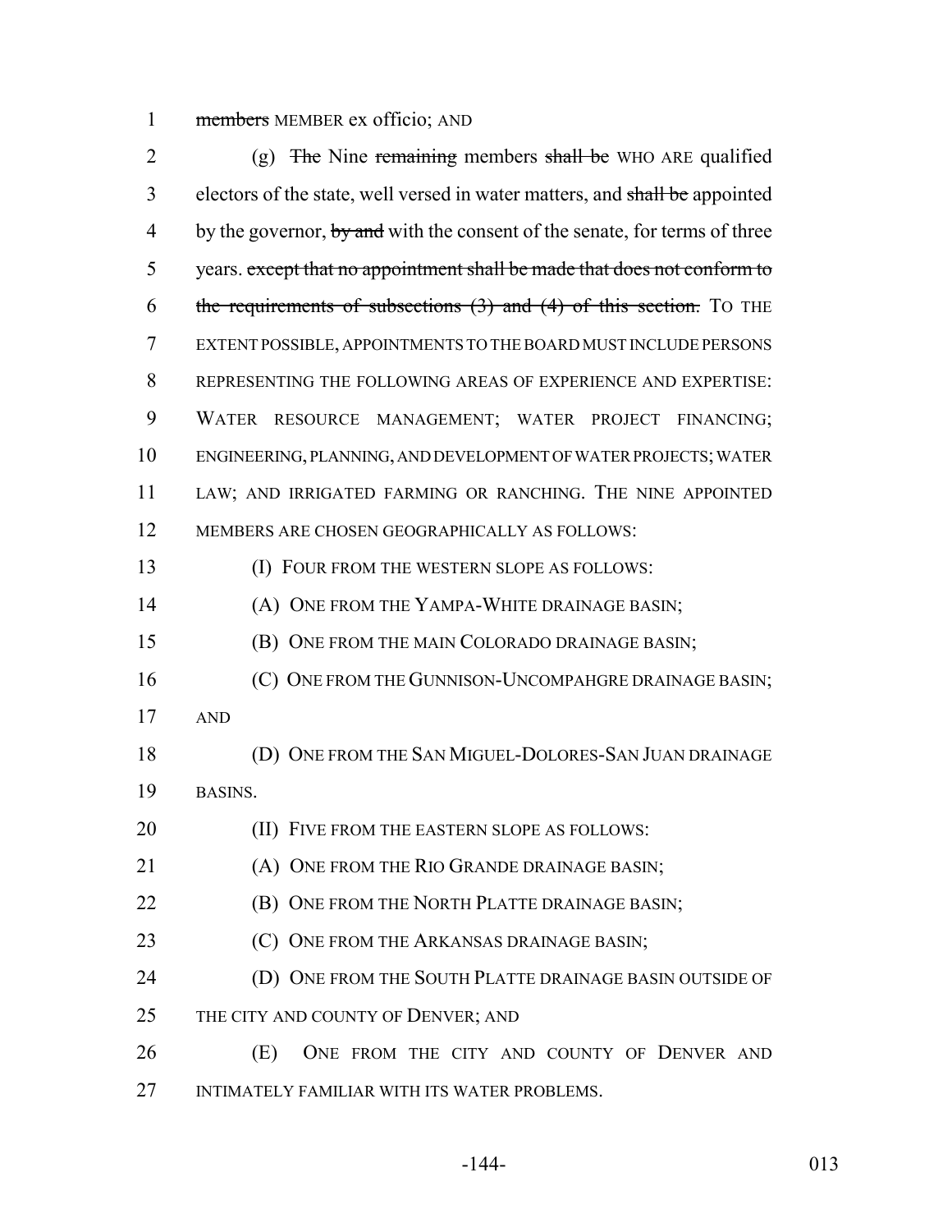1 ~~members~~ MEMBER ex officio; AND

2 (g) ~~The~~ Nine ~~remaining~~ members ~~shall be~~ WHO ARE qualified
3 electors of the state, well versed in water matters, and ~~shall be~~ appointed
4 by the governor, ~~by and~~ with the consent of the senate, for terms of three
5 years. ~~except that no appointment shall be made that does not conform to~~
6 ~~the requirements of subsections (3) and (4) of this section.~~ TO THE
7 EXTENT POSSIBLE, APPOINTMENTS TO THE BOARD MUST INCLUDE PERSONS
8 REPRESENTING THE FOLLOWING AREAS OF EXPERIENCE AND EXPERTISE:
9 WATER RESOURCE MANAGEMENT; WATER PROJECT FINANCING;
10 ENGINEERING, PLANNING, AND DEVELOPMENT OF WATER PROJECTS; WATER
11 LAW; AND IRRIGATED FARMING OR RANCHING. THE NINE APPOINTED
12 MEMBERS ARE CHOSEN GEOGRAPHICALLY AS FOLLOWS:

13 (I) FOUR FROM THE WESTERN SLOPE AS FOLLOWS:

14 (A) ONE FROM THE YAMPA-WHITE DRAINAGE BASIN;

15 (B) ONE FROM THE MAIN COLORADO DRAINAGE BASIN;

16 (C) ONE FROM THE GUNNISON-UNCOMPAHGRE DRAINAGE BASIN;
17 AND

18 (D) ONE FROM THE SAN MIGUEL-DOLORES-SAN JUAN DRAINAGE
19 BASINS.

20 (II) FIVE FROM THE EASTERN SLOPE AS FOLLOWS:

21 (A) ONE FROM THE RIO GRANDE DRAINAGE BASIN;

22 (B) ONE FROM THE NORTH PLATTE DRAINAGE BASIN;

23 (C) ONE FROM THE ARKANSAS DRAINAGE BASIN;

24 (D) ONE FROM THE SOUTH PLATTE DRAINAGE BASIN OUTSIDE OF
25 THE CITY AND COUNTY OF DENVER; AND

26 (E) ONE FROM THE CITY AND COUNTY OF DENVER AND
27 INTIMATELY FAMILIAR WITH ITS WATER PROBLEMS.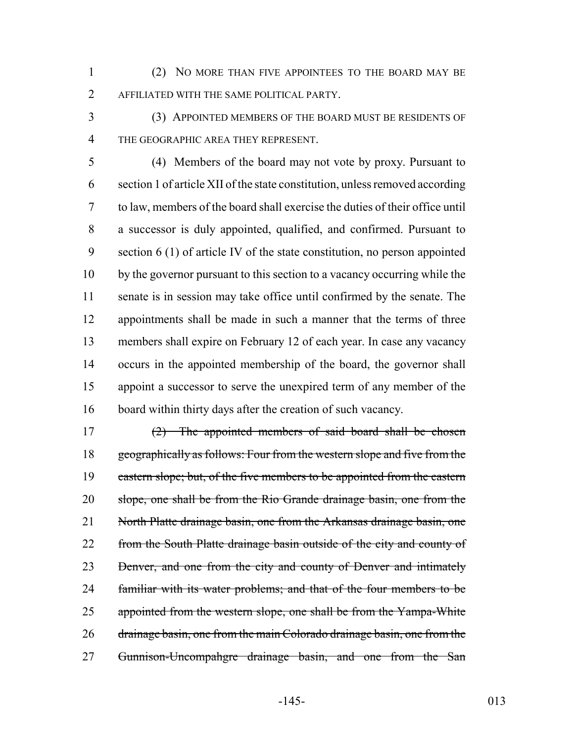(2) NO MORE THAN FIVE APPOINTEES TO THE BOARD MAY BE AFFILIATED WITH THE SAME POLITICAL PARTY.

(3) APPOINTED MEMBERS OF THE BOARD MUST BE RESIDENTS OF THE GEOGRAPHIC AREA THEY REPRESENT.

(4) Members of the board may not vote by proxy. Pursuant to section 1 of article XII of the state constitution, unless removed according to law, members of the board shall exercise the duties of their office until a successor is duly appointed, qualified, and confirmed. Pursuant to section 6 (1) of article IV of the state constitution, no person appointed by the governor pursuant to this section to a vacancy occurring while the senate is in session may take office until confirmed by the senate. The appointments shall be made in such a manner that the terms of three members shall expire on February 12 of each year. In case any vacancy occurs in the appointed membership of the board, the governor shall appoint a successor to serve the unexpired term of any member of the board within thirty days after the creation of such vacancy.

~~(2) The appointed members of said board shall be chosen geographically as follows: Four from the western slope and five from the eastern slope; but, of the five members to be appointed from the eastern slope, one shall be from the Rio Grande drainage basin, one from the North Platte drainage basin, one from the Arkansas drainage basin, one from the South Platte drainage basin outside of the city and county of Denver, and one from the city and county of Denver and intimately familiar with its water problems; and that of the four members to be appointed from the western slope, one shall be from the Yampa-White drainage basin, one from the main Colorado drainage basin, one from the Gunnison-Uncompahgre drainage basin, and one from the San~~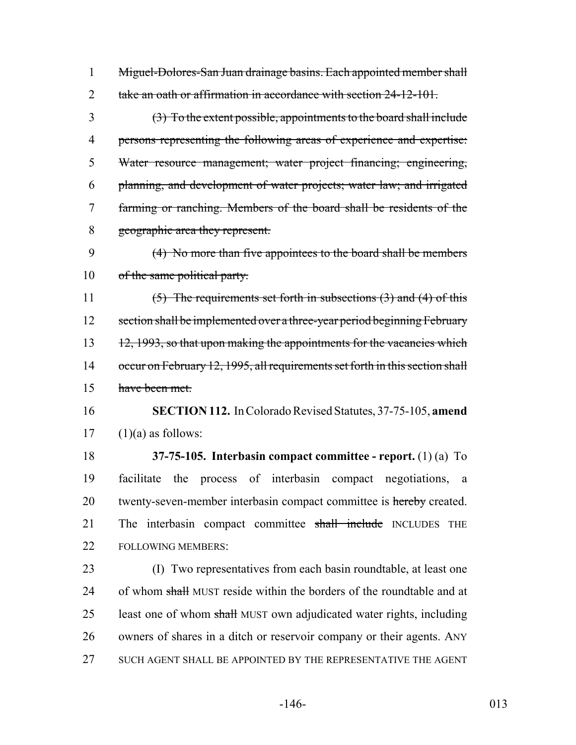~~Miguel-Dolores-San Juan drainage basins. Each appointed member shall take an oath or affirmation in accordance with section 24-12-101.~~

~~(3) To the extent possible, appointments to the board shall include persons representing the following areas of experience and expertise: Water resource management; water project financing; engineering, planning, and development of water projects; water law; and irrigated farming or ranching. Members of the board shall be residents of the geographic area they represent.~~

~~(4) No more than five appointees to the board shall be members of the same political party.~~

~~(5) The requirements set forth in subsections (3) and (4) of this section shall be implemented over a three-year period beginning February 12, 1993, so that upon making the appointments for the vacancies which occur on February 12, 1995, all requirements set forth in this section shall have been met.~~

**SECTION 112.** In Colorado Revised Statutes, 37-75-105, **amend** (1)(a) as follows:

**37-75-105. Interbasin compact committee - report.** (1) (a) To facilitate the process of interbasin compact negotiations, a twenty-seven-member interbasin compact committee is ~~hereby~~ created. The interbasin compact committee ~~shall include~~ INCLUDES THE FOLLOWING MEMBERS:

(I) Two representatives from each basin roundtable, at least one of whom ~~shall~~ MUST reside within the borders of the roundtable and at least one of whom ~~shall~~ MUST own adjudicated water rights, including owners of shares in a ditch or reservoir company or their agents. ANY SUCH AGENT SHALL BE APPOINTED BY THE REPRESENTATIVE THE AGENT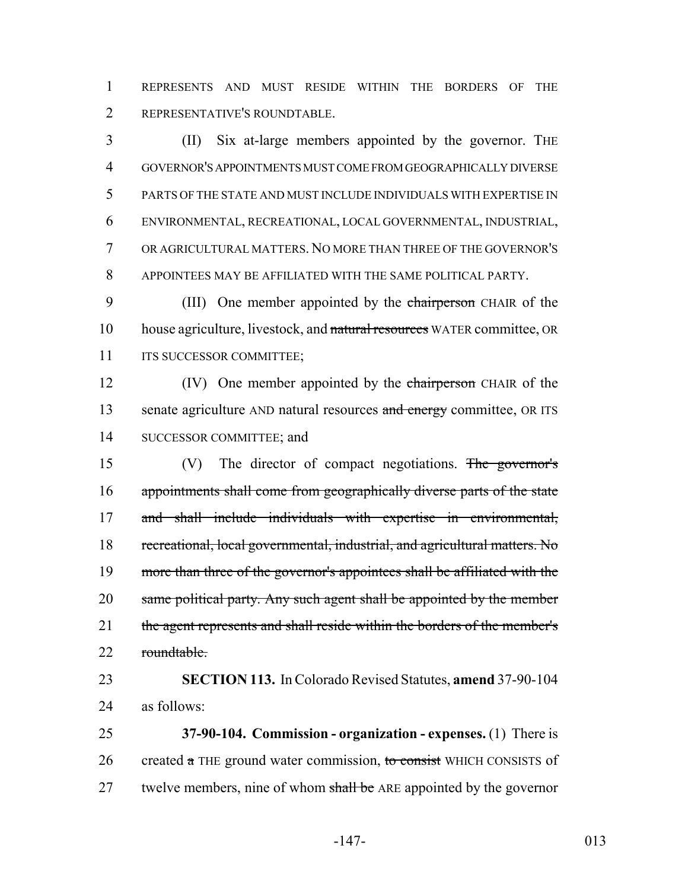REPRESENTS AND MUST RESIDE WITHIN THE BORDERS OF THE REPRESENTATIVE'S ROUNDTABLE.

(II) Six at-large members appointed by the governor. THE GOVERNOR'S APPOINTMENTS MUST COME FROM GEOGRAPHICALLY DIVERSE PARTS OF THE STATE AND MUST INCLUDE INDIVIDUALS WITH EXPERTISE IN ENVIRONMENTAL, RECREATIONAL, LOCAL GOVERNMENTAL, INDUSTRIAL, OR AGRICULTURAL MATTERS. NO MORE THAN THREE OF THE GOVERNOR'S APPOINTEES MAY BE AFFILIATED WITH THE SAME POLITICAL PARTY.

(III) One member appointed by the ~~chairperson~~ CHAIR of the house agriculture, livestock, and ~~natural resources~~ WATER committee, OR ITS SUCCESSOR COMMITTEE;

(IV) One member appointed by the ~~chairperson~~ CHAIR of the senate agriculture AND natural resources ~~and energy~~ committee, OR ITS SUCCESSOR COMMITTEE; and

(V) The director of compact negotiations. ~~The governor's appointments shall come from geographically diverse parts of the state and shall include individuals with expertise in environmental, recreational, local governmental, industrial, and agricultural matters. No more than three of the governor's appointees shall be affiliated with the same political party. Any such agent shall be appointed by the member the agent represents and shall reside within the borders of the member's roundtable.~~

**SECTION 113.** In Colorado Revised Statutes, **amend** 37-90-104 as follows:

**37-90-104. Commission - organization - expenses.** (1) There is created ~~a~~ THE ground water commission, ~~to consist~~ WHICH CONSISTS of twelve members, nine of whom ~~shall be~~ ARE appointed by the governor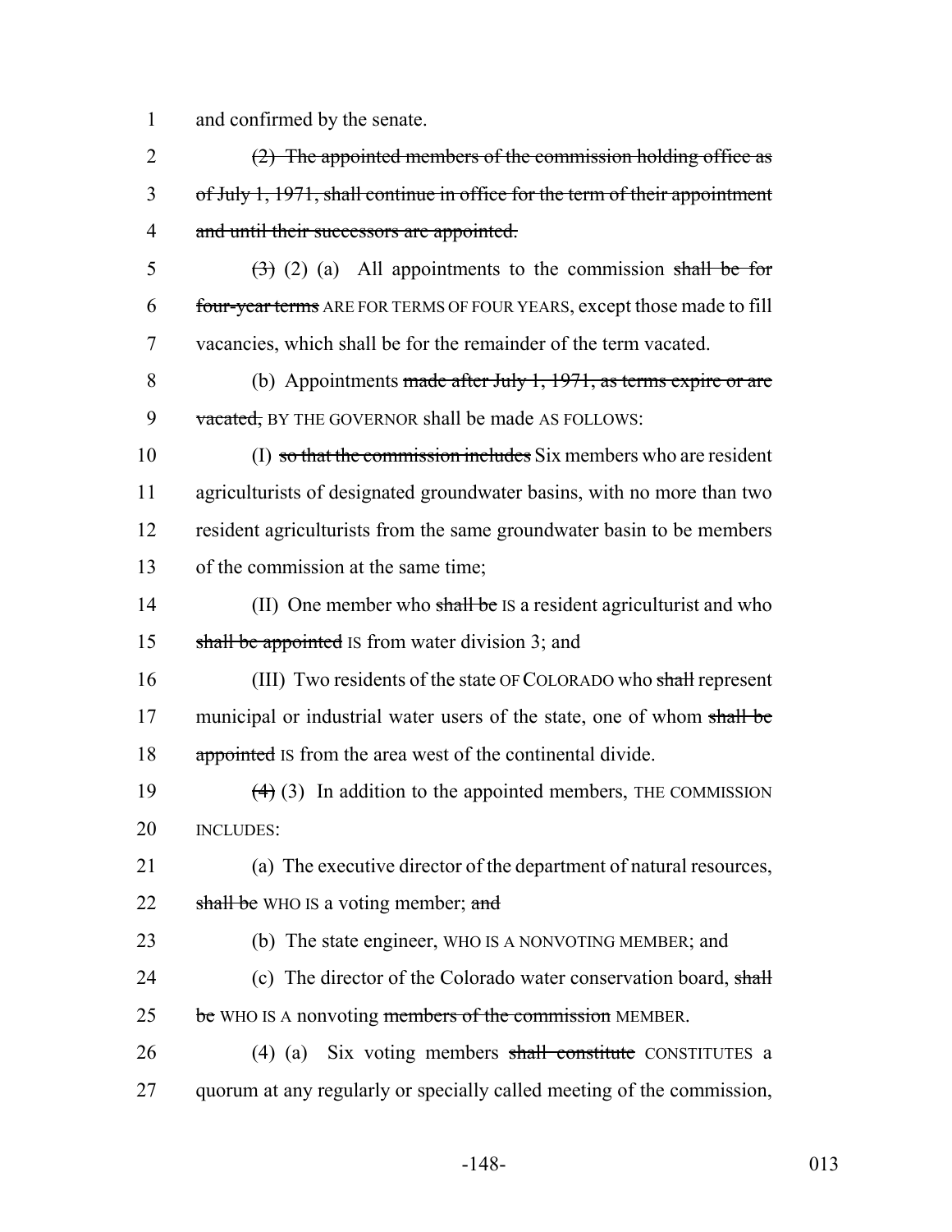and confirmed by the senate.

~~(2) The appointed members of the commission holding office as of July 1, 1971, shall continue in office for the term of their appointment and until their successors are appointed.~~

~~(3)~~ (2) (a) All appointments to the commission ~~shall be for four-year terms~~ ARE FOR TERMS OF FOUR YEARS, except those made to fill vacancies, which shall be for the remainder of the term vacated.

(b) Appointments ~~made after July 1, 1971, as terms expire or are vacated,~~ BY THE GOVERNOR shall be made AS FOLLOWS:

(I) ~~so that the commission includes~~ Six members who are resident agriculturists of designated groundwater basins, with no more than two resident agriculturists from the same groundwater basin to be members of the commission at the same time;

(II) One member who ~~shall be~~ IS a resident agriculturist and who ~~shall be appointed~~ IS from water division 3; and

(III) Two residents of the state OF COLORADO who ~~shall~~ represent municipal or industrial water users of the state, one of whom ~~shall be appointed~~ IS from the area west of the continental divide.

~~(4)~~ (3) In addition to the appointed members, THE COMMISSION INCLUDES:

(a) The executive director of the department of natural resources, ~~shall be~~ WHO IS a voting member; ~~and~~

(b) The state engineer, WHO IS A NONVOTING MEMBER; and

(c) The director of the Colorado water conservation board, ~~shall be~~ WHO IS A nonvoting ~~members of the commission~~ MEMBER.

(4) (a) Six voting members ~~shall constitute~~ CONSTITUTES a quorum at any regularly or specially called meeting of the commission,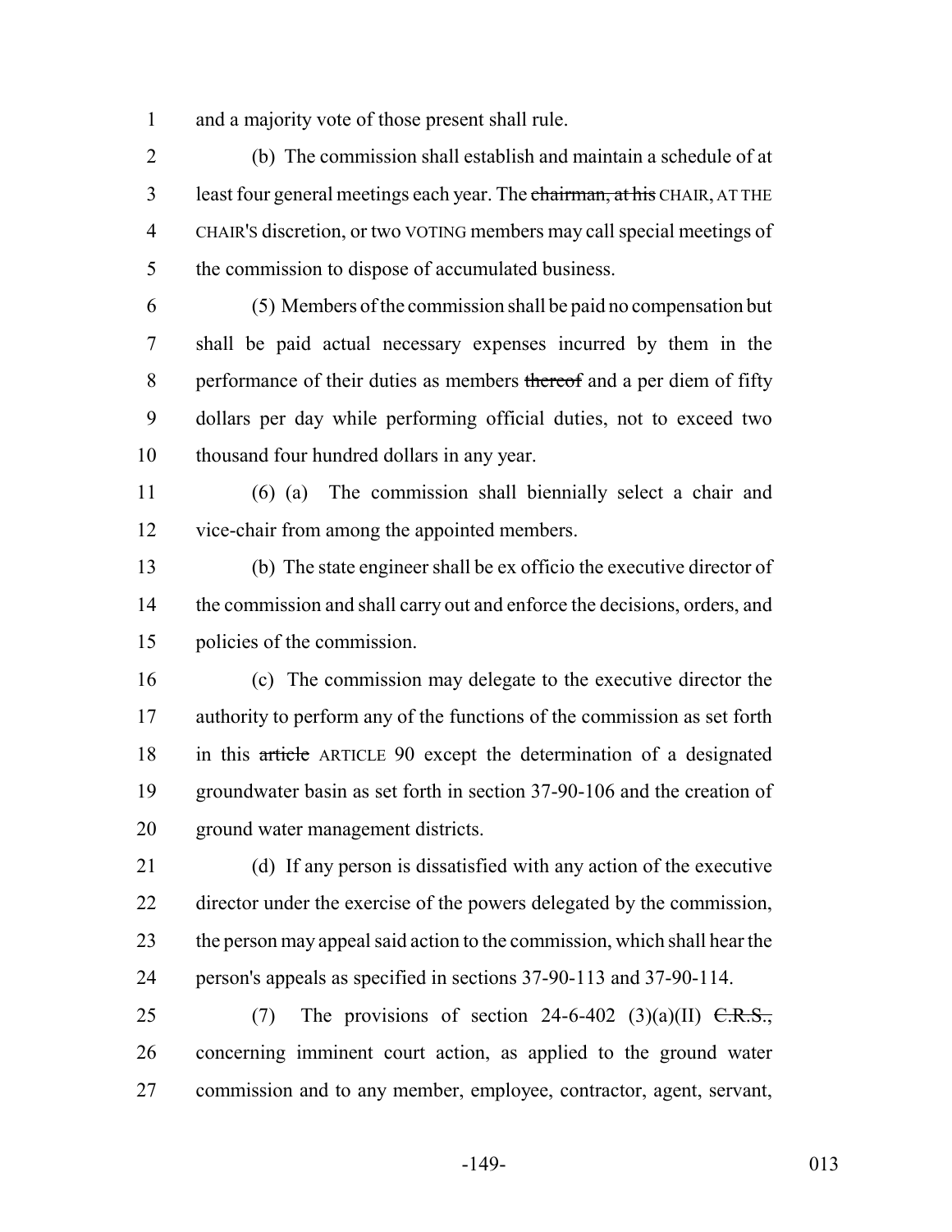and a majority vote of those present shall rule.

(b) The commission shall establish and maintain a schedule of at least four general meetings each year. The ~~chairman, at his~~ CHAIR, AT THE CHAIR'S discretion, or two VOTING members may call special meetings of the commission to dispose of accumulated business.

(5) Members of the commission shall be paid no compensation but shall be paid actual necessary expenses incurred by them in the performance of their duties as members ~~thereof~~ and a per diem of fifty dollars per day while performing official duties, not to exceed two thousand four hundred dollars in any year.

(6) (a) The commission shall biennially select a chair and vice-chair from among the appointed members.

(b) The state engineer shall be ex officio the executive director of the commission and shall carry out and enforce the decisions, orders, and policies of the commission.

(c) The commission may delegate to the executive director the authority to perform any of the functions of the commission as set forth in this ~~article~~ ARTICLE 90 except the determination of a designated groundwater basin as set forth in section 37-90-106 and the creation of ground water management districts.

(d) If any person is dissatisfied with any action of the executive director under the exercise of the powers delegated by the commission, the person may appeal said action to the commission, which shall hear the person's appeals as specified in sections 37-90-113 and 37-90-114.

(7) The provisions of section 24-6-402 (3)(a)(II) ~~C.R.S.,~~ concerning imminent court action, as applied to the ground water commission and to any member, employee, contractor, agent, servant,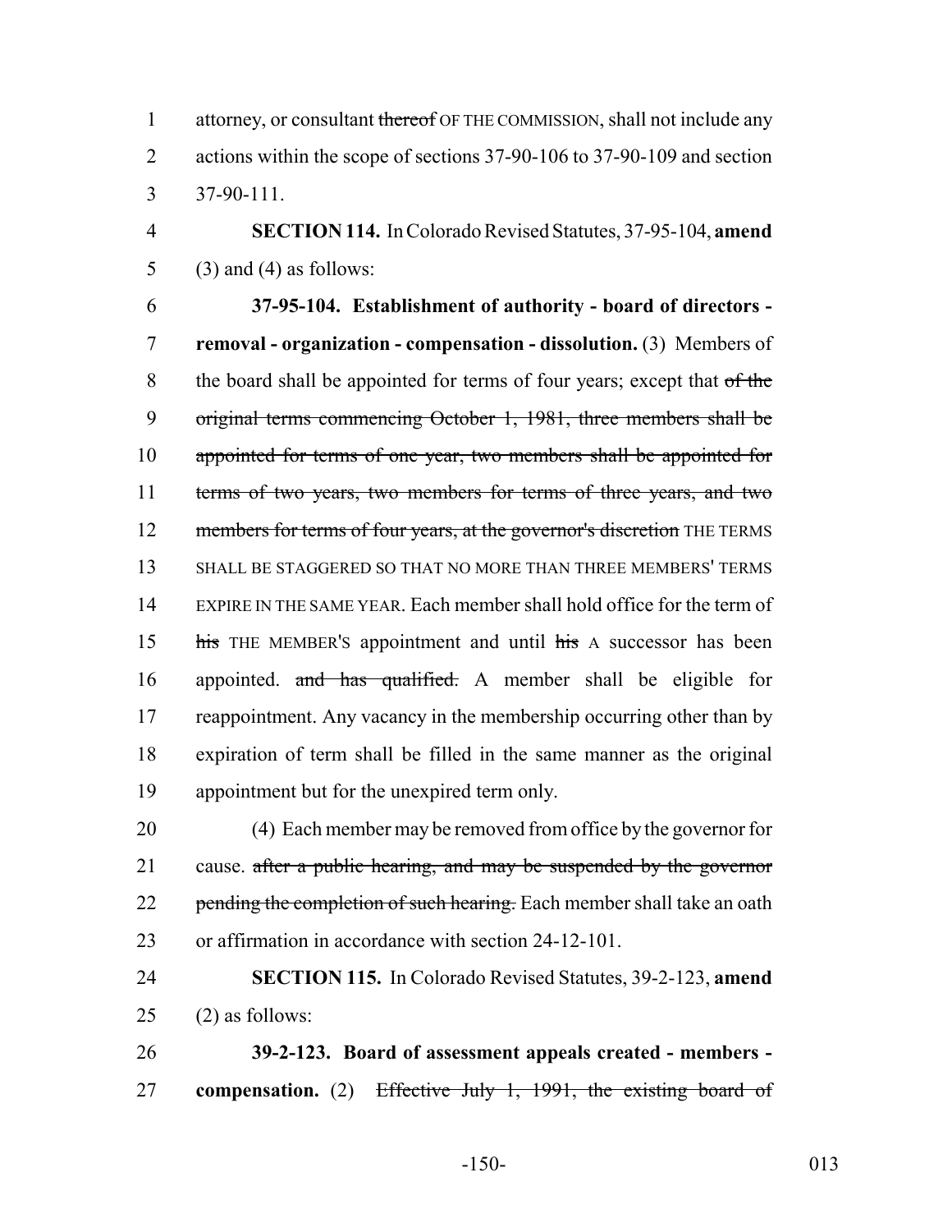attorney, or consultant ~~thereof~~ OF THE COMMISSION, shall not include any actions within the scope of sections 37-90-106 to 37-90-109 and section 37-90-111.

**SECTION 114.** In Colorado Revised Statutes, 37-95-104, **amend** (3) and (4) as follows:

**37-95-104. Establishment of authority - board of directors - removal - organization - compensation - dissolution.** (3) Members of the board shall be appointed for terms of four years; except that ~~of the original terms commencing October 1, 1981, three members shall be appointed for terms of one year, two members shall be appointed for terms of two years, two members for terms of three years, and two members for terms of four years, at the governor's discretion~~ THE TERMS SHALL BE STAGGERED SO THAT NO MORE THAN THREE MEMBERS' TERMS EXPIRE IN THE SAME YEAR. Each member shall hold office for the term of ~~his~~ THE MEMBER'S appointment and until ~~his~~ A successor has been appointed. ~~and has qualified.~~ A member shall be eligible for reappointment. Any vacancy in the membership occurring other than by expiration of term shall be filled in the same manner as the original appointment but for the unexpired term only.

(4) Each member may be removed from office by the governor for cause. ~~after a public hearing, and may be suspended by the governor pending the completion of such hearing.~~ Each member shall take an oath or affirmation in accordance with section 24-12-101.

**SECTION 115.** In Colorado Revised Statutes, 39-2-123, **amend** (2) as follows:

**39-2-123. Board of assessment appeals created - members - compensation.** (2) ~~Effective July 1, 1991, the existing board of~~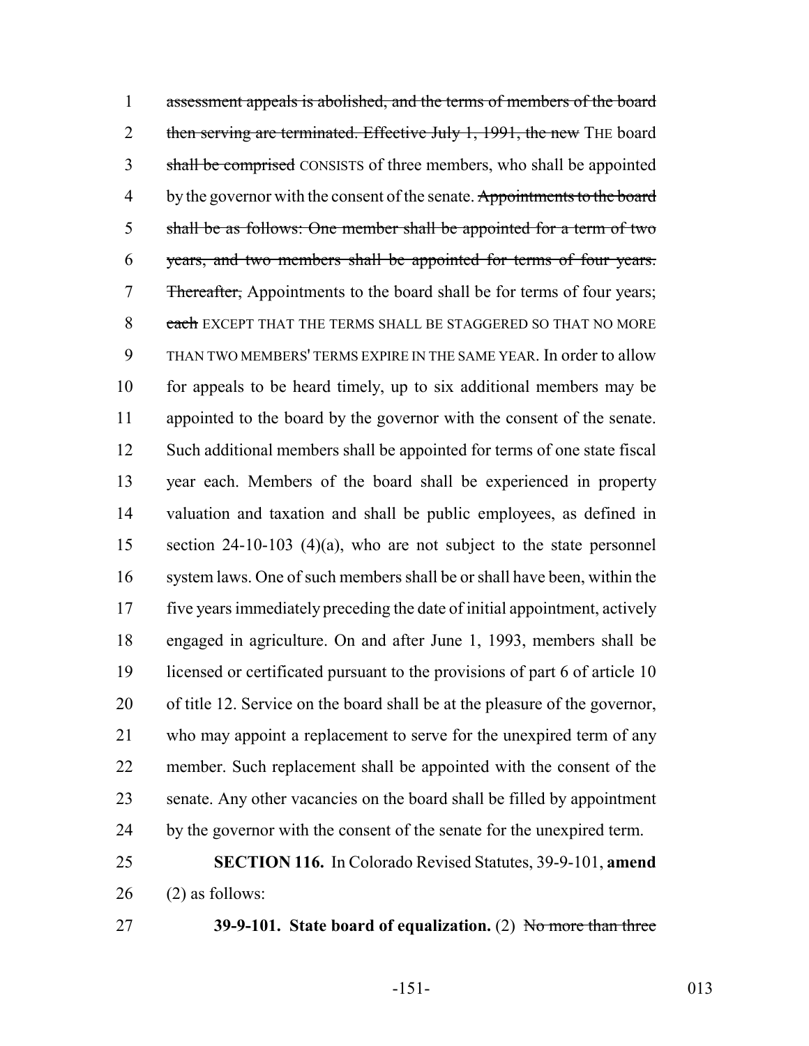assessment appeals is abolished, and the terms of members of the board then serving are terminated. Effective July 1, 1991, the new THE board shall be comprised CONSISTS of three members, who shall be appointed by the governor with the consent of the senate. Appointments to the board shall be as follows: One member shall be appointed for a term of two years, and two members shall be appointed for terms of four years. Thereafter, Appointments to the board shall be for terms of four years; each EXCEPT THAT THE TERMS SHALL BE STAGGERED SO THAT NO MORE THAN TWO MEMBERS' TERMS EXPIRE IN THE SAME YEAR. In order to allow for appeals to be heard timely, up to six additional members may be appointed to the board by the governor with the consent of the senate. Such additional members shall be appointed for terms of one state fiscal year each. Members of the board shall be experienced in property valuation and taxation and shall be public employees, as defined in section 24-10-103 (4)(a), who are not subject to the state personnel system laws. One of such members shall be or shall have been, within the five years immediately preceding the date of initial appointment, actively engaged in agriculture. On and after June 1, 1993, members shall be licensed or certificated pursuant to the provisions of part 6 of article 10 of title 12. Service on the board shall be at the pleasure of the governor, who may appoint a replacement to serve for the unexpired term of any member. Such replacement shall be appointed with the consent of the senate. Any other vacancies on the board shall be filled by appointment by the governor with the consent of the senate for the unexpired term.

**SECTION 116.** In Colorado Revised Statutes, 39-9-101, **amend** (2) as follows:

**39-9-101. State board of equalization.** (2) No more than three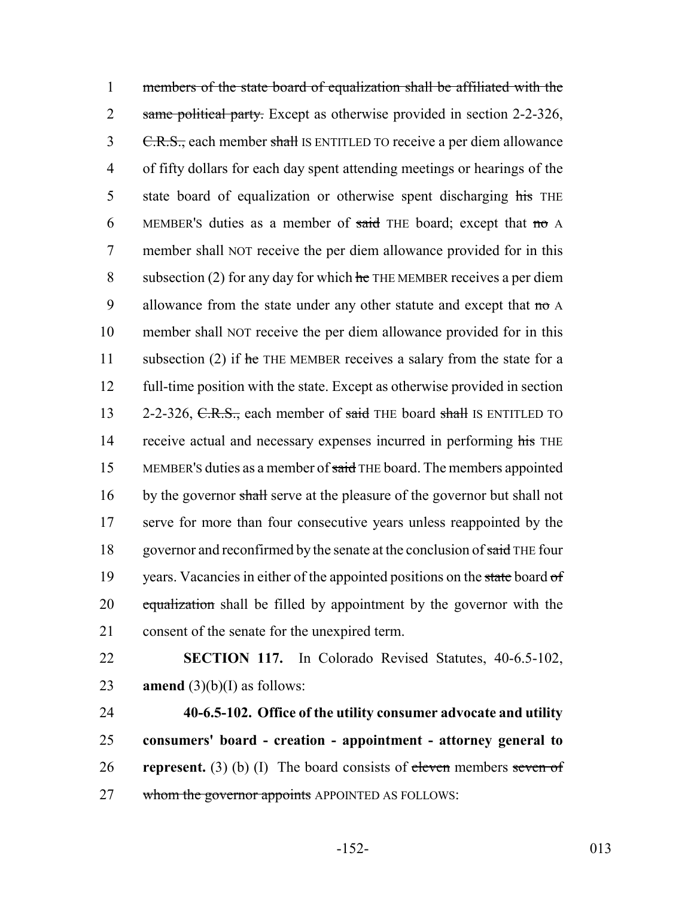members of the state board of equalization shall be affiliated with the same political party. Except as otherwise provided in section 2-2-326, C.R.S., each member shall IS ENTITLED TO receive a per diem allowance of fifty dollars for each day spent attending meetings or hearings of the state board of equalization or otherwise spent discharging his THE MEMBER'S duties as a member of said THE board; except that no A member shall NOT receive the per diem allowance provided for in this subsection (2) for any day for which he THE MEMBER receives a per diem allowance from the state under any other statute and except that no A member shall NOT receive the per diem allowance provided for in this subsection (2) if he THE MEMBER receives a salary from the state for a full-time position with the state. Except as otherwise provided in section 2-2-326, C.R.S., each member of said THE board shall IS ENTITLED TO receive actual and necessary expenses incurred in performing his THE MEMBER'S duties as a member of said THE board. The members appointed by the governor shall serve at the pleasure of the governor but shall not serve for more than four consecutive years unless reappointed by the governor and reconfirmed by the senate at the conclusion of said THE four years. Vacancies in either of the appointed positions on the state board of equalization shall be filled by appointment by the governor with the consent of the senate for the unexpired term.

**SECTION 117.** In Colorado Revised Statutes, 40-6.5-102, **amend** (3)(b)(I) as follows:

**40-6.5-102. Office of the utility consumer advocate and utility consumers' board - creation - appointment - attorney general to represent.** (3) (b) (I) The board consists of eleven members seven of whom the governor appoints APPOINTED AS FOLLOWS: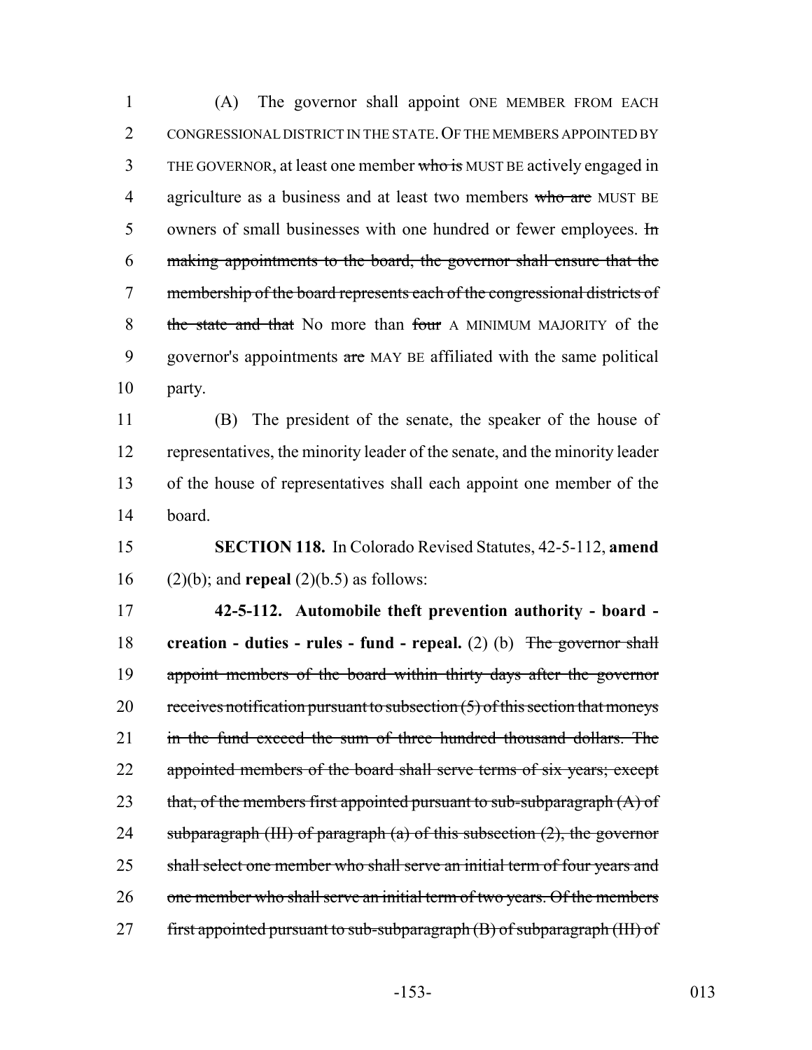(A) The governor shall appoint ONE MEMBER FROM EACH CONGRESSIONAL DISTRICT IN THE STATE. OF THE MEMBERS APPOINTED BY THE GOVERNOR, at least one member ~~who is~~ MUST BE actively engaged in agriculture as a business and at least two members ~~who are~~ MUST BE owners of small businesses with one hundred or fewer employees. ~~In making appointments to the board, the governor shall ensure that the membership of the board represents each of the congressional districts of the state and that~~ No more than ~~four~~ A MINIMUM MAJORITY of the governor's appointments ~~are~~ MAY BE affiliated with the same political party.

(B) The president of the senate, the speaker of the house of representatives, the minority leader of the senate, and the minority leader of the house of representatives shall each appoint one member of the board.

**SECTION 118.** In Colorado Revised Statutes, 42-5-112, **amend** (2)(b); and **repeal** (2)(b.5) as follows:

**42-5-112. Automobile theft prevention authority - board - creation - duties - rules - fund - repeal.** (2) (b) ~~The governor shall appoint members of the board within thirty days after the governor receives notification pursuant to subsection (5) of this section that moneys in the fund exceed the sum of three hundred thousand dollars. The appointed members of the board shall serve terms of six years; except that, of the members first appointed pursuant to sub-subparagraph (A) of subparagraph (III) of paragraph (a) of this subsection (2), the governor shall select one member who shall serve an initial term of four years and one member who shall serve an initial term of two years. Of the members first appointed pursuant to sub-subparagraph (B) of subparagraph (III) of~~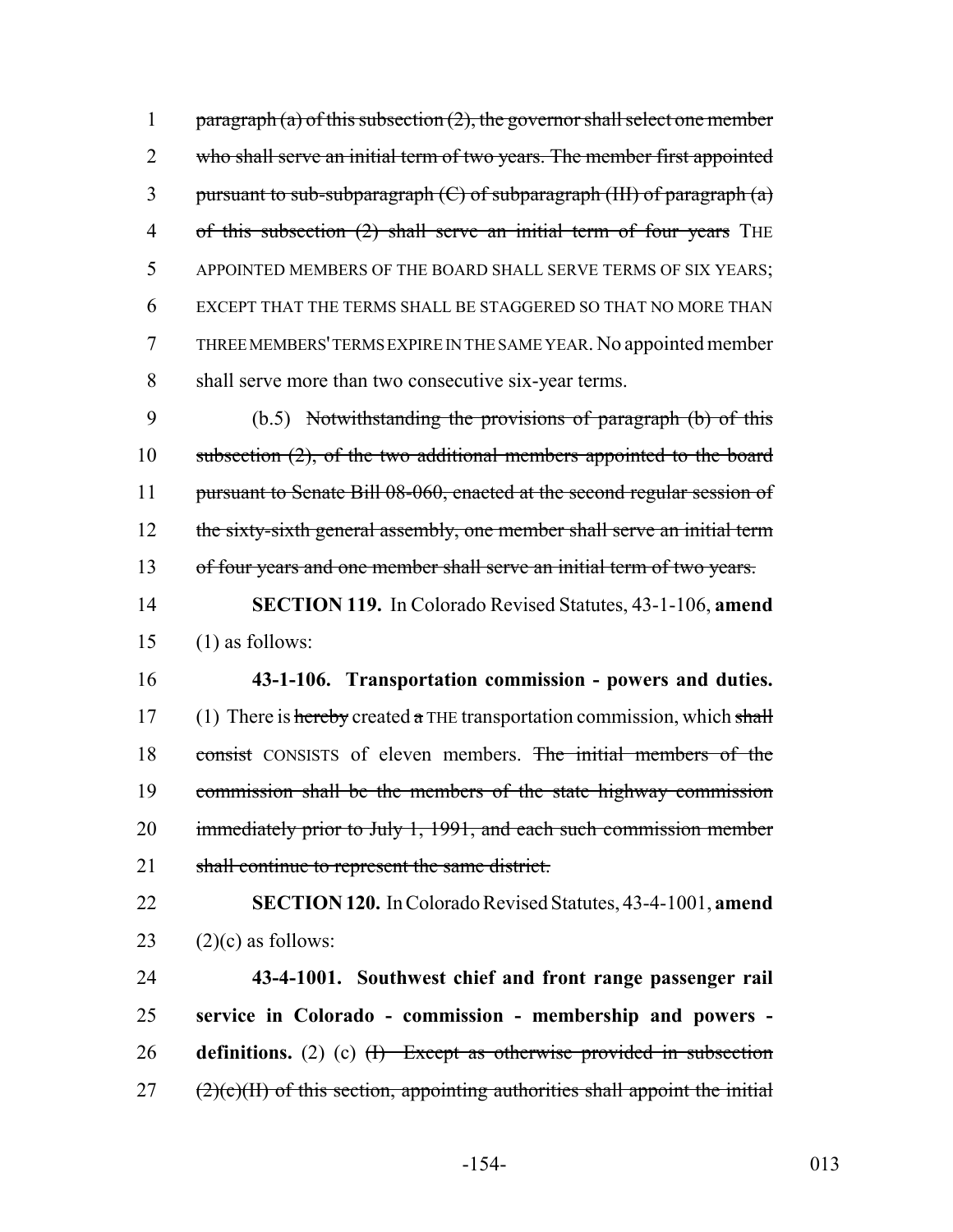paragraph (a) of this subsection (2), the governor shall select one member who shall serve an initial term of two years. The member first appointed pursuant to sub-subparagraph (C) of subparagraph (III) of paragraph (a) of this subsection (2) shall serve an initial term of four years THE APPOINTED MEMBERS OF THE BOARD SHALL SERVE TERMS OF SIX YEARS; EXCEPT THAT THE TERMS SHALL BE STAGGERED SO THAT NO MORE THAN THREE MEMBERS' TERMS EXPIRE IN THE SAME YEAR. No appointed member shall serve more than two consecutive six-year terms.

(b.5) Notwithstanding the provisions of paragraph (b) of this subsection (2), of the two additional members appointed to the board pursuant to Senate Bill 08-060, enacted at the second regular session of the sixty-sixth general assembly, one member shall serve an initial term of four years and one member shall serve an initial term of two years.

**SECTION 119.** In Colorado Revised Statutes, 43-1-106, **amend** (1) as follows:

**43-1-106. Transportation commission - powers and duties.** (1) There is hereby created a THE transportation commission, which shall consist CONSISTS of eleven members. The initial members of the commission shall be the members of the state highway commission immediately prior to July 1, 1991, and each such commission member shall continue to represent the same district.

**SECTION 120.** In Colorado Revised Statutes, 43-4-1001, **amend** (2)(c) as follows:

**43-4-1001. Southwest chief and front range passenger rail service in Colorado - commission - membership and powers - definitions.** (2) (c) (I) Except as otherwise provided in subsection (2)(c)(II) of this section, appointing authorities shall appoint the initial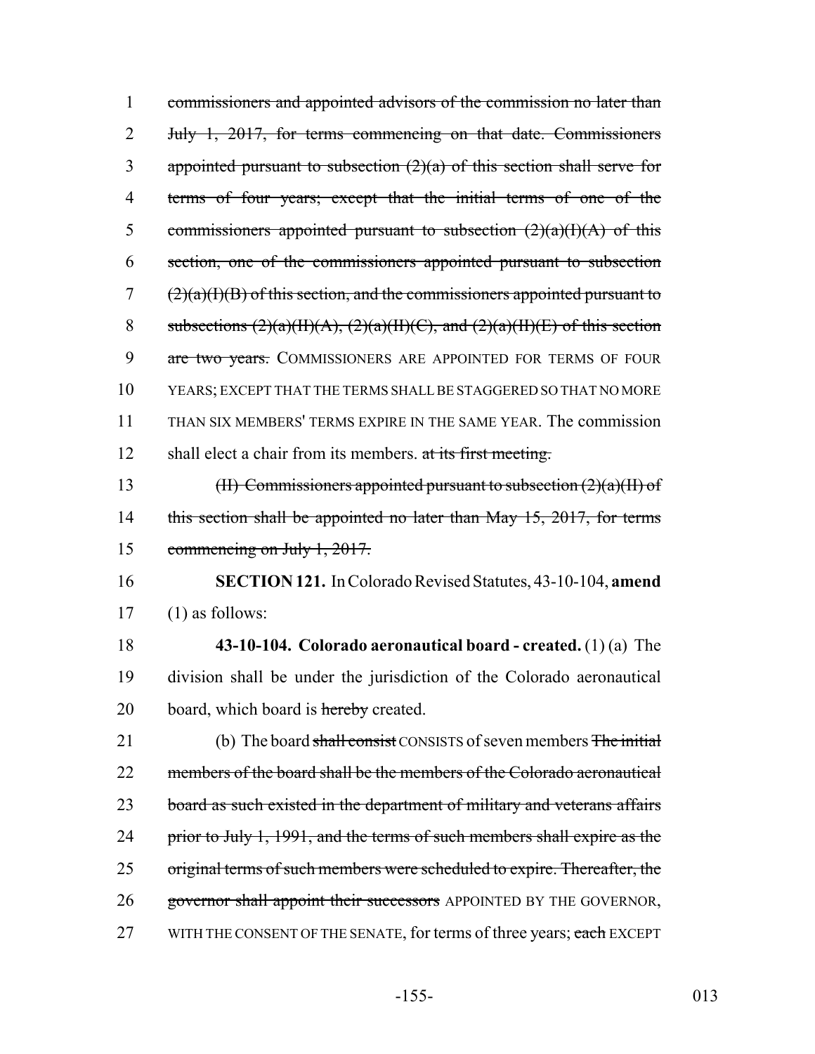1 ~~commissioners and appointed advisors of the commission no later than~~
2 ~~July 1, 2017, for terms commencing on that date. Commissioners~~
3 ~~appointed pursuant to subsection (2)(a) of this section shall serve for~~
4 ~~terms of four years; except that the initial terms of one of the~~
5 ~~commissioners appointed pursuant to subsection (2)(a)(I)(A) of this~~
6 ~~section, one of the commissioners appointed pursuant to subsection~~
7 ~~(2)(a)(I)(B) of this section, and the commissioners appointed pursuant to~~
8 ~~subsections (2)(a)(II)(A), (2)(a)(II)(C), and (2)(a)(II)(E) of this section~~
9 ~~are two years.~~ COMMISSIONERS ARE APPOINTED FOR TERMS OF FOUR
10 YEARS; EXCEPT THAT THE TERMS SHALL BE STAGGERED SO THAT NO MORE
11 THAN SIX MEMBERS' TERMS EXPIRE IN THE SAME YEAR. The commission
12 shall elect a chair from its members. ~~at its first meeting.~~

13 ~~(II) Commissioners appointed pursuant to subsection (2)(a)(II) of~~
14 ~~this section shall be appointed no later than May 15, 2017, for terms~~
15 ~~commencing on July 1, 2017.~~

16 **SECTION 121.** In Colorado Revised Statutes, 43-10-104, **amend**
17 (1) as follows:

18 **43-10-104. Colorado aeronautical board - created.** (1) (a) The
19 division shall be under the jurisdiction of the Colorado aeronautical
20 board, which board is ~~hereby~~ created.

21 (b) The board ~~shall consist~~ CONSISTS of seven members ~~The initial~~
22 ~~members of the board shall be the members of the Colorado aeronautical~~
23 ~~board as such existed in the department of military and veterans affairs~~
24 ~~prior to July 1, 1991, and the terms of such members shall expire as the~~
25 ~~original terms of such members were scheduled to expire. Thereafter, the~~
26 ~~governor shall appoint their successors~~ APPOINTED BY THE GOVERNOR,
27 WITH THE CONSENT OF THE SENATE, for terms of three years; ~~each~~ EXCEPT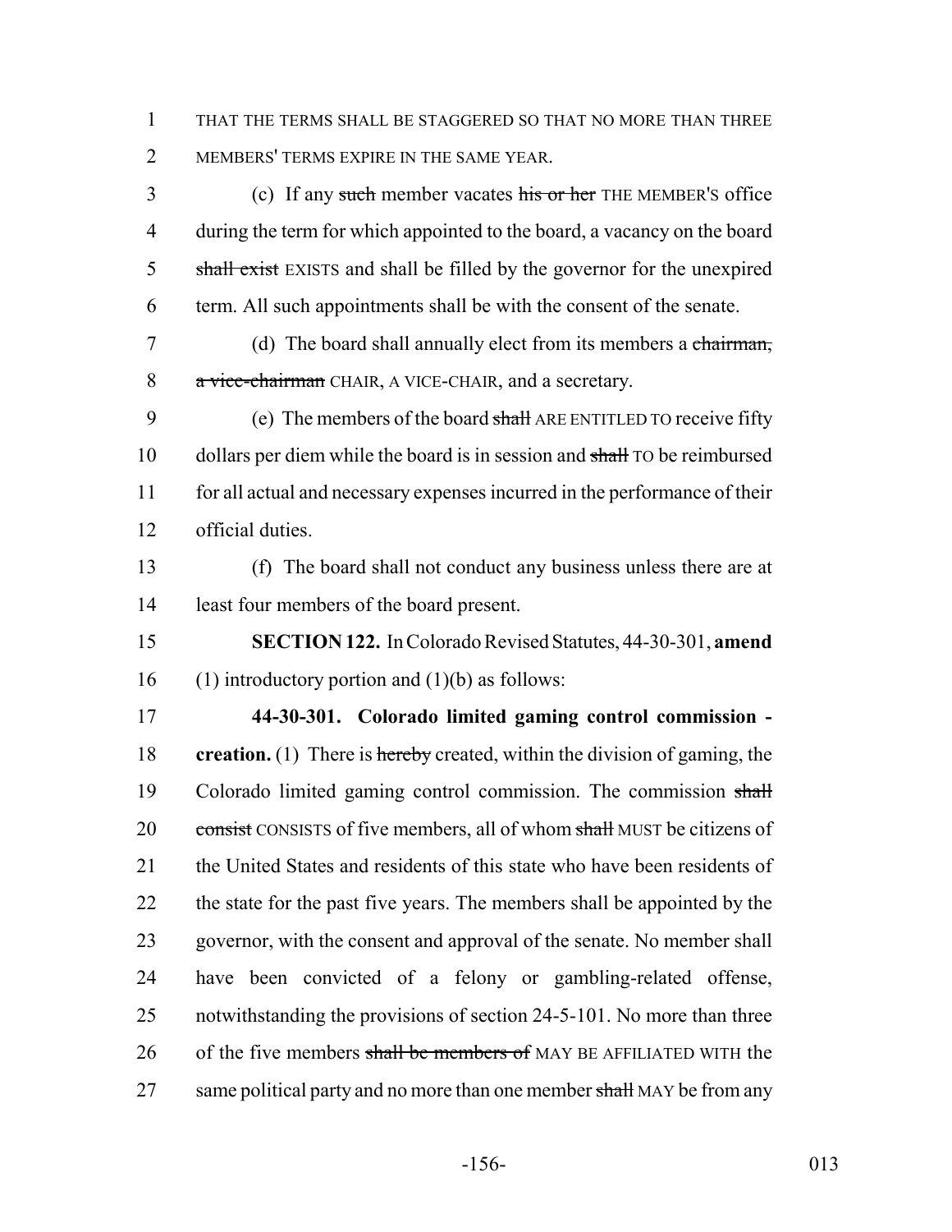THAT THE TERMS SHALL BE STAGGERED SO THAT NO MORE THAN THREE MEMBERS' TERMS EXPIRE IN THE SAME YEAR.

(c) If any ~~such~~ member vacates ~~his or her~~ THE MEMBER'S office during the term for which appointed to the board, a vacancy on the board ~~shall exist~~ EXISTS and shall be filled by the governor for the unexpired term. All such appointments shall be with the consent of the senate.

(d) The board shall annually elect from its members a ~~chairman, a vice-chairman~~ CHAIR, A VICE-CHAIR, and a secretary.

(e) The members of the board ~~shall~~ ARE ENTITLED TO receive fifty dollars per diem while the board is in session and ~~shall~~ TO be reimbursed for all actual and necessary expenses incurred in the performance of their official duties.

(f) The board shall not conduct any business unless there are at least four members of the board present.

**SECTION 122.** In Colorado Revised Statutes, 44-30-301, **amend** (1) introductory portion and (1)(b) as follows:

**44-30-301. Colorado limited gaming control commission - creation.** (1) There is ~~hereby~~ created, within the division of gaming, the Colorado limited gaming control commission. The commission ~~shall consist~~ CONSISTS of five members, all of whom ~~shall~~ MUST be citizens of the United States and residents of this state who have been residents of the state for the past five years. The members shall be appointed by the governor, with the consent and approval of the senate. No member shall have been convicted of a felony or gambling-related offense, notwithstanding the provisions of section 24-5-101. No more than three of the five members ~~shall be members of~~ MAY BE AFFILIATED WITH the same political party and no more than one member ~~shall~~ MAY be from any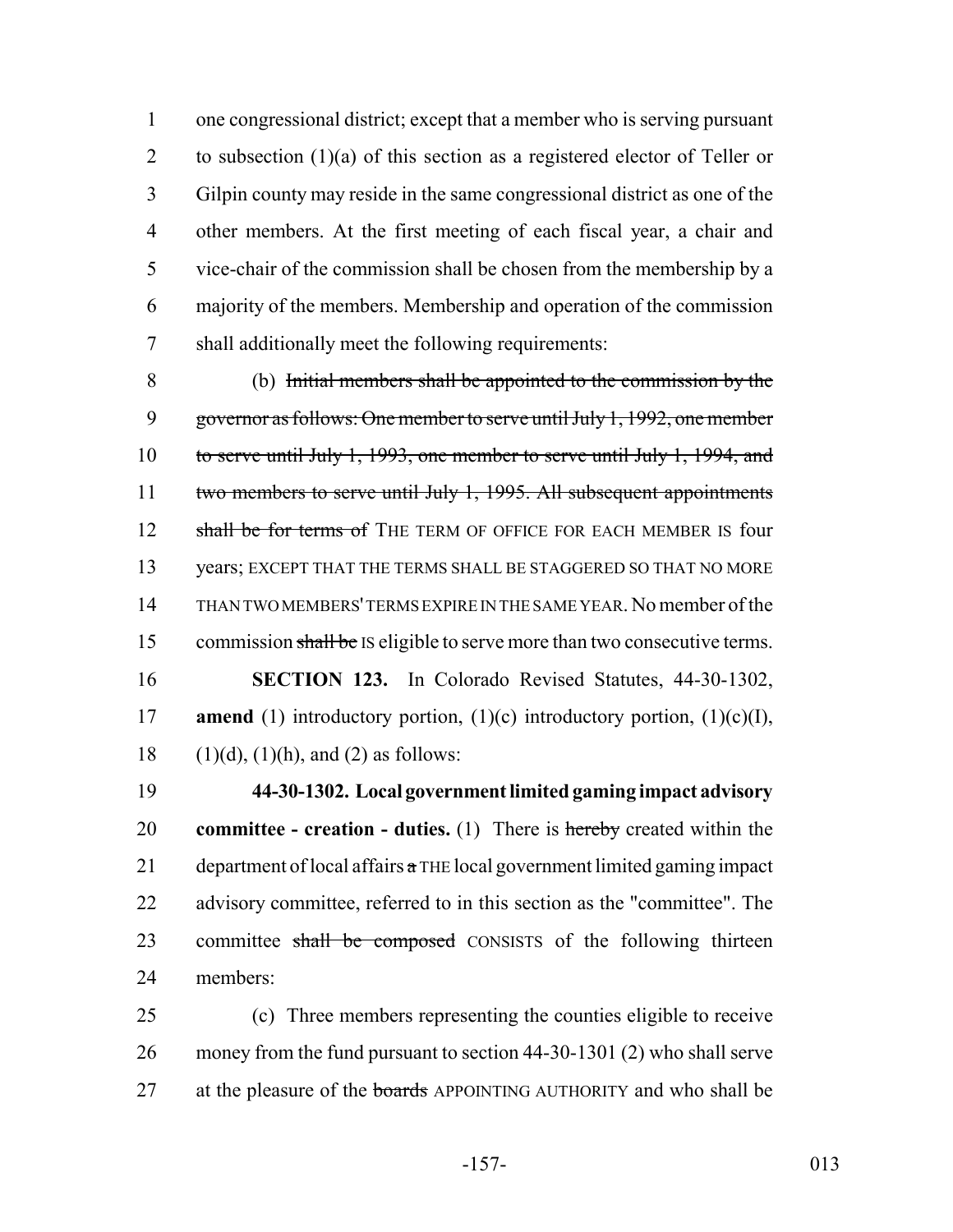one congressional district; except that a member who is serving pursuant to subsection (1)(a) of this section as a registered elector of Teller or Gilpin county may reside in the same congressional district as one of the other members. At the first meeting of each fiscal year, a chair and vice-chair of the commission shall be chosen from the membership by a majority of the members. Membership and operation of the commission shall additionally meet the following requirements:

(b) ~~Initial members shall be appointed to the commission by the governor as follows: One member to serve until July 1, 1992, one member to serve until July 1, 1993, one member to serve until July 1, 1994, and two members to serve until July 1, 1995. All subsequent appointments shall be for terms of~~ THE TERM OF OFFICE FOR EACH MEMBER IS four years; EXCEPT THAT THE TERMS SHALL BE STAGGERED SO THAT NO MORE THAN TWO MEMBERS' TERMS EXPIRE IN THE SAME YEAR. No member of the commission ~~shall be~~ IS eligible to serve more than two consecutive terms.

**SECTION 123.** In Colorado Revised Statutes, 44-30-1302, **amend** (1) introductory portion, (1)(c) introductory portion, (1)(c)(I), (1)(d), (1)(h), and (2) as follows:

**44-30-1302. Local government limited gaming impact advisory committee - creation - duties.** (1) There is ~~hereby~~ created within the department of local affairs ~~a~~ THE local government limited gaming impact advisory committee, referred to in this section as the "committee". The committee ~~shall be composed~~ CONSISTS of the following thirteen members:

(c) Three members representing the counties eligible to receive money from the fund pursuant to section 44-30-1301 (2) who shall serve at the pleasure of the ~~boards~~ APPOINTING AUTHORITY and who shall be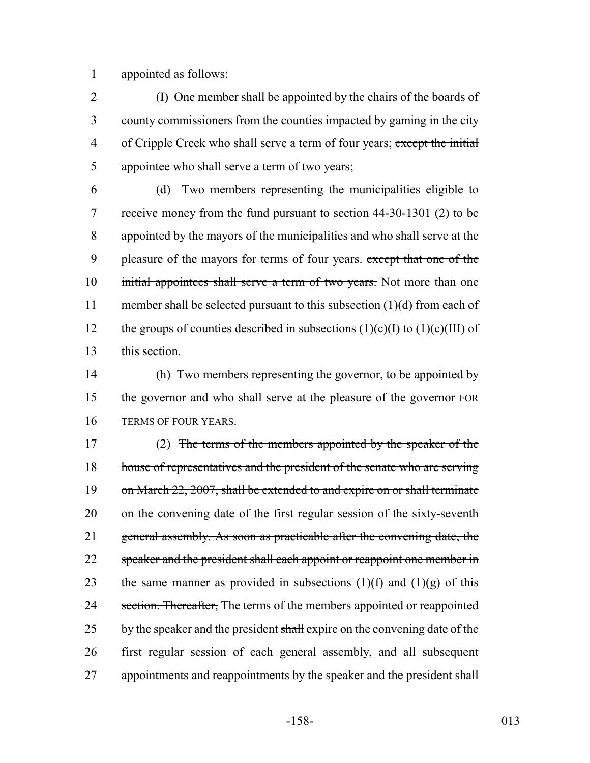appointed as follows:

(I) One member shall be appointed by the chairs of the boards of county commissioners from the counties impacted by gaming in the city of Cripple Creek who shall serve a term of four years; ~~except the initial appointee who shall serve a term of two years;~~

(d) Two members representing the municipalities eligible to receive money from the fund pursuant to section 44-30-1301 (2) to be appointed by the mayors of the municipalities and who shall serve at the pleasure of the mayors for terms of four years. ~~except that one of the initial appointees shall serve a term of two years.~~ Not more than one member shall be selected pursuant to this subsection (1)(d) from each of the groups of counties described in subsections (1)(c)(I) to (1)(c)(III) of this section.

(h) Two members representing the governor, to be appointed by the governor and who shall serve at the pleasure of the governor FOR TERMS OF FOUR YEARS.

(2) ~~The terms of the members appointed by the speaker of the house of representatives and the president of the senate who are serving on March 22, 2007, shall be extended to and expire on or shall terminate on the convening date of the first regular session of the sixty-seventh general assembly. As soon as practicable after the convening date, the speaker and the president shall each appoint or reappoint one member in the same manner as provided in subsections (1)(f) and (1)(g) of this section. Thereafter,~~ The terms of the members appointed or reappointed by the speaker and the president ~~shall~~ expire on the convening date of the first regular session of each general assembly, and all subsequent appointments and reappointments by the speaker and the president shall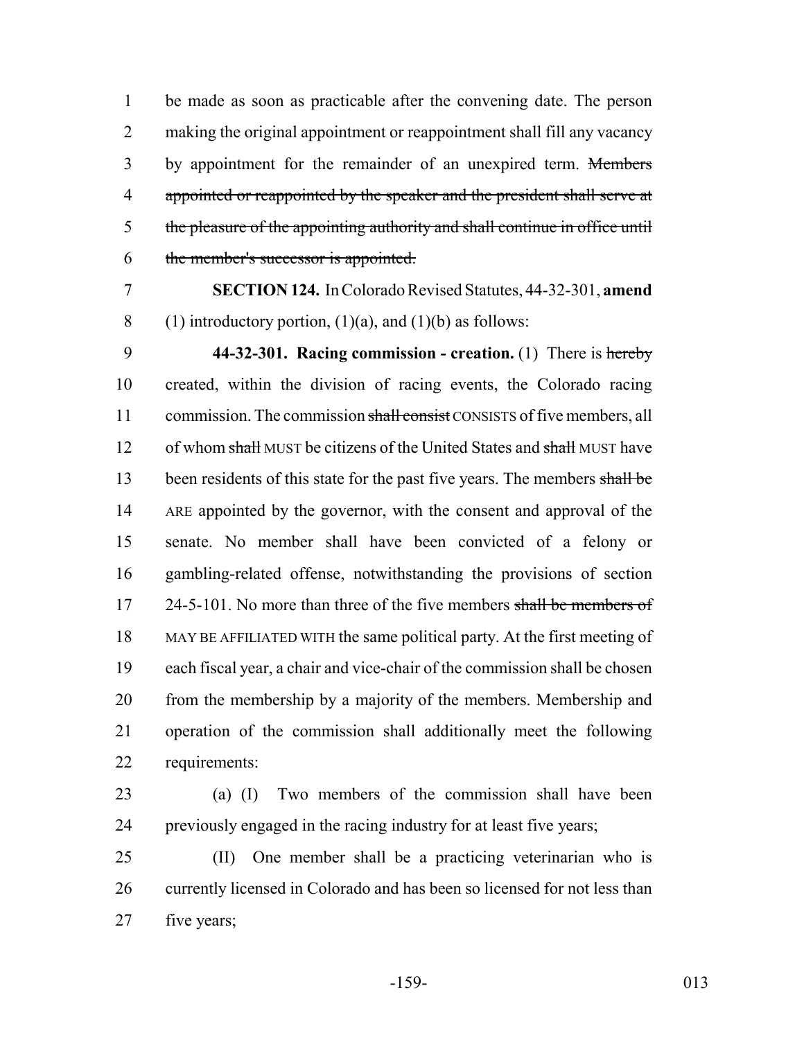be made as soon as practicable after the convening date. The person making the original appointment or reappointment shall fill any vacancy by appointment for the remainder of an unexpired term. ~~Members appointed or reappointed by the speaker and the president shall serve at the pleasure of the appointing authority and shall continue in office until the member's successor is appointed.~~

**SECTION 124.** In Colorado Revised Statutes, 44-32-301, **amend** (1) introductory portion, (1)(a), and (1)(b) as follows:

**44-32-301. Racing commission - creation.** (1) There is ~~hereby~~ created, within the division of racing events, the Colorado racing commission. The commission ~~shall consist~~ CONSISTS of five members, all of whom ~~shall~~ MUST be citizens of the United States and ~~shall~~ MUST have been residents of this state for the past five years. The members ~~shall be~~ ARE appointed by the governor, with the consent and approval of the senate. No member shall have been convicted of a felony or gambling-related offense, notwithstanding the provisions of section 24-5-101. No more than three of the five members ~~shall be members of~~ MAY BE AFFILIATED WITH the same political party. At the first meeting of each fiscal year, a chair and vice-chair of the commission shall be chosen from the membership by a majority of the members. Membership and operation of the commission shall additionally meet the following requirements:

(a) (I) Two members of the commission shall have been previously engaged in the racing industry for at least five years;

(II) One member shall be a practicing veterinarian who is currently licensed in Colorado and has been so licensed for not less than five years;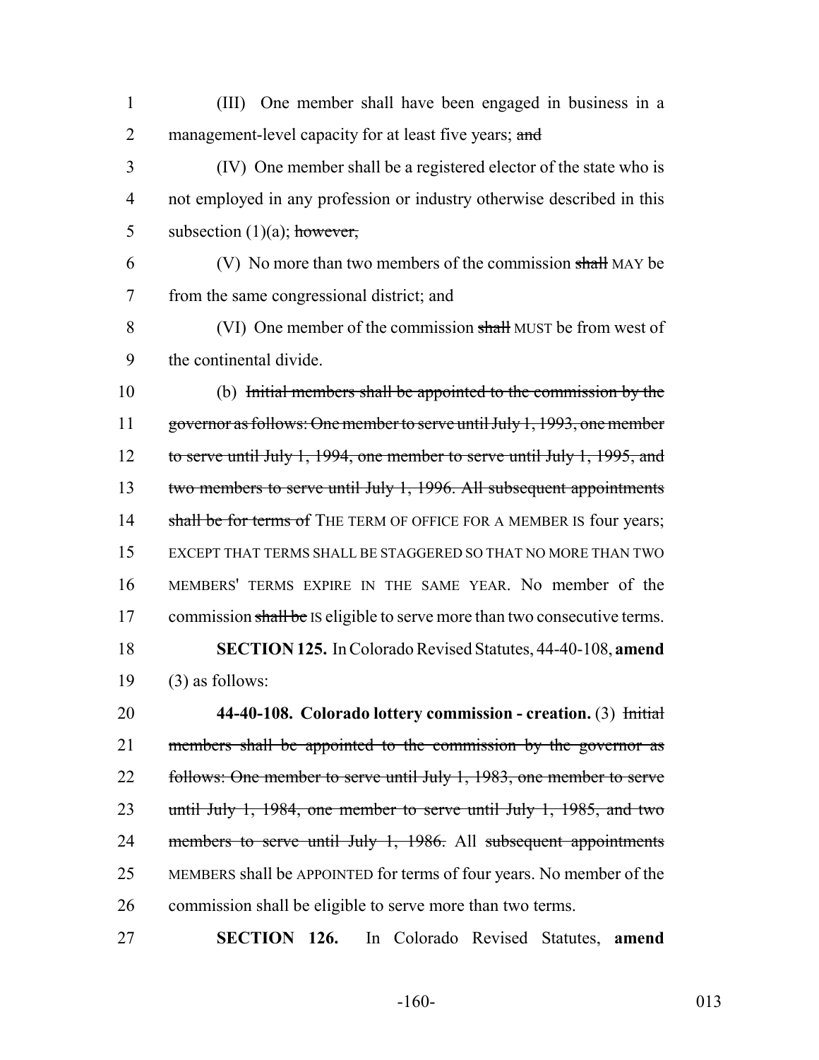(III) One member shall have been engaged in business in a management-level capacity for at least five years; ~~and~~

(IV) One member shall be a registered elector of the state who is not employed in any profession or industry otherwise described in this subsection (1)(a); ~~however,~~

(V) No more than two members of the commission ~~shall~~ MAY be from the same congressional district; and

(VI) One member of the commission ~~shall~~ MUST be from west of the continental divide.

(b) ~~Initial members shall be appointed to the commission by the governor as follows: One member to serve until July 1, 1993, one member to serve until July 1, 1994, one member to serve until July 1, 1995, and two members to serve until July 1, 1996. All subsequent appointments shall be for terms of~~ THE TERM OF OFFICE FOR A MEMBER IS four years; EXCEPT THAT TERMS SHALL BE STAGGERED SO THAT NO MORE THAN TWO MEMBERS' TERMS EXPIRE IN THE SAME YEAR. No member of the commission ~~shall be~~ IS eligible to serve more than two consecutive terms.

**SECTION 125.** In Colorado Revised Statutes, 44-40-108, **amend** (3) as follows:

**44-40-108. Colorado lottery commission - creation.** (3) ~~Initial members shall be appointed to the commission by the governor as follows: One member to serve until July 1, 1983, one member to serve until July 1, 1984, one member to serve until July 1, 1985, and two members to serve until July 1, 1986.~~ All ~~subsequent appointments~~ MEMBERS shall be APPOINTED for terms of four years. No member of the commission shall be eligible to serve more than two terms.

**SECTION 126.** In Colorado Revised Statutes, **amend**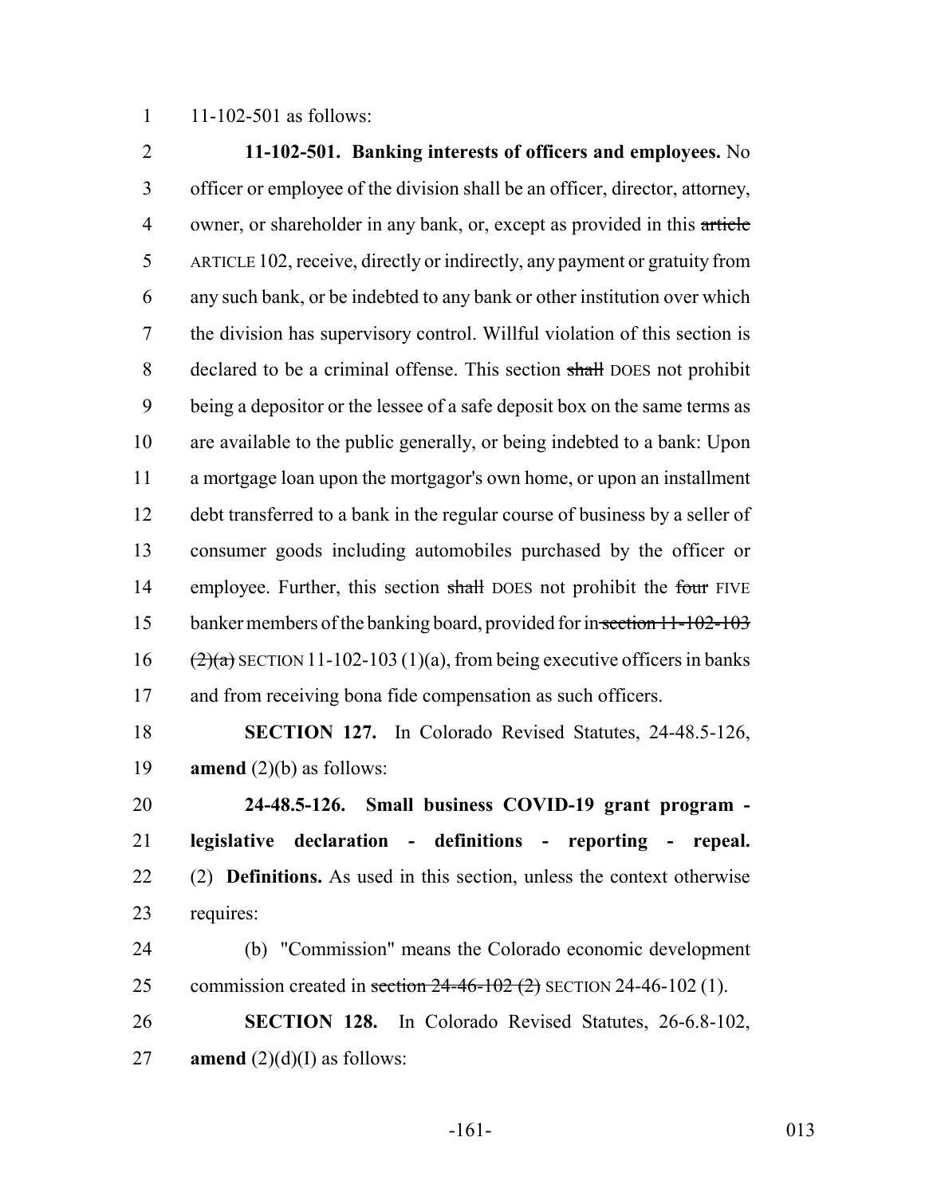11-102-501 as follows:

**11-102-501. Banking interests of officers and employees.** No officer or employee of the division shall be an officer, director, attorney, owner, or shareholder in any bank, or, except as provided in this ~~article~~ ARTICLE 102, receive, directly or indirectly, any payment or gratuity from any such bank, or be indebted to any bank or other institution over which the division has supervisory control. Willful violation of this section is declared to be a criminal offense. This section ~~shall~~ DOES not prohibit being a depositor or the lessee of a safe deposit box on the same terms as are available to the public generally, or being indebted to a bank: Upon a mortgage loan upon the mortgagor's own home, or upon an installment debt transferred to a bank in the regular course of business by a seller of consumer goods including automobiles purchased by the officer or employee. Further, this section ~~shall~~ DOES not prohibit the ~~four~~ FIVE banker members of the banking board, provided for in ~~section 11-102-103 (2)(a)~~ SECTION 11-102-103 (1)(a), from being executive officers in banks and from receiving bona fide compensation as such officers.

**SECTION 127.** In Colorado Revised Statutes, 24-48.5-126, **amend** (2)(b) as follows:

**24-48.5-126. Small business COVID-19 grant program - legislative declaration - definitions - reporting - repeal.** (2) **Definitions.** As used in this section, unless the context otherwise requires:

(b) "Commission" means the Colorado economic development commission created in ~~section 24-46-102 (2)~~ SECTION 24-46-102 (1).

**SECTION 128.** In Colorado Revised Statutes, 26-6.8-102, **amend** (2)(d)(I) as follows: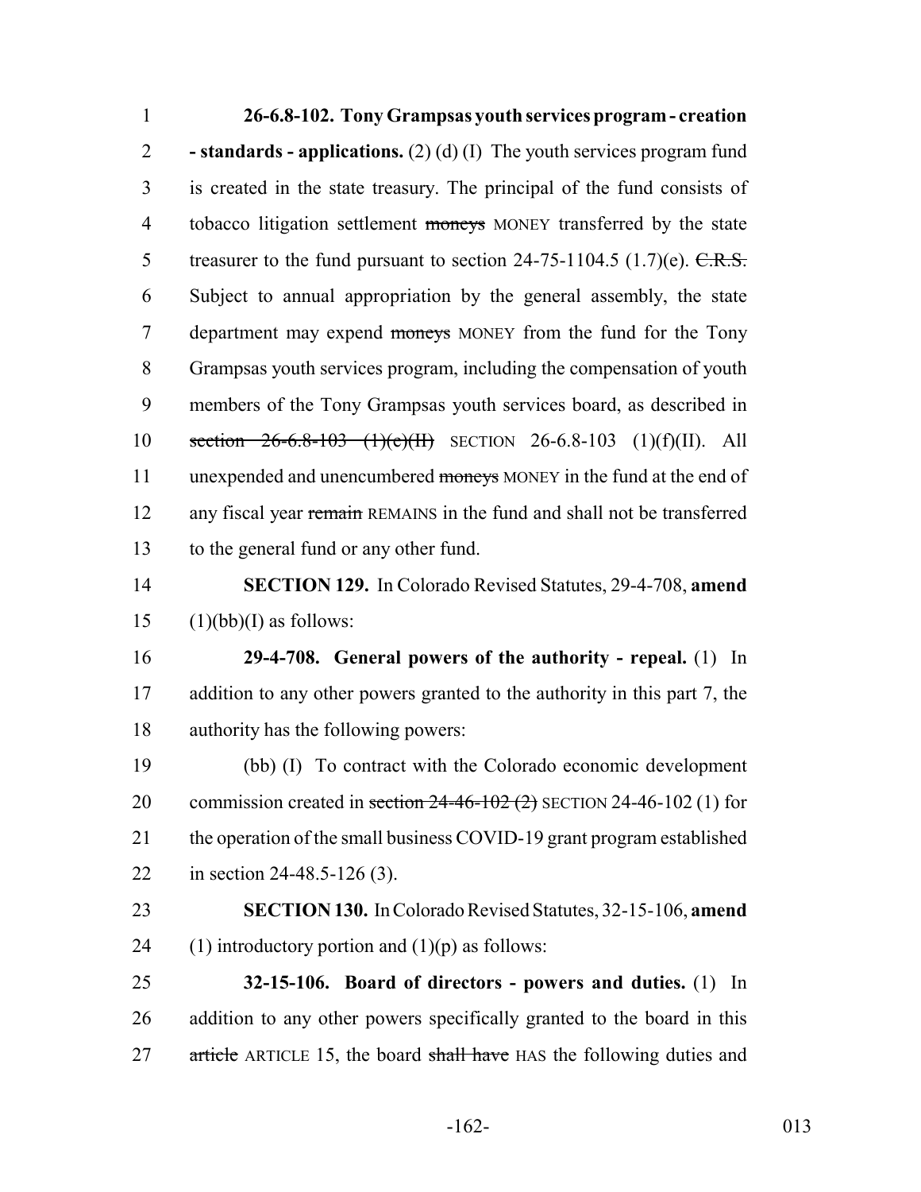**26-6.8-102. Tony Grampsas youth services program - creation - standards - applications.** (2) (d) (I) The youth services program fund is created in the state treasury. The principal of the fund consists of tobacco litigation settlement ~~moneys~~ MONEY transferred by the state treasurer to the fund pursuant to section 24-75-1104.5 (1.7)(e). ~~C.R.S.~~ Subject to annual appropriation by the general assembly, the state department may expend ~~moneys~~ MONEY from the fund for the Tony Grampsas youth services program, including the compensation of youth members of the Tony Grampsas youth services board, as described in ~~section 26-6.8-103 (1)(e)(II)~~ SECTION 26-6.8-103 (1)(f)(II). All unexpended and unencumbered ~~moneys~~ MONEY in the fund at the end of any fiscal year ~~remain~~ REMAINS in the fund and shall not be transferred to the general fund or any other fund.

**SECTION 129.** In Colorado Revised Statutes, 29-4-708, **amend** (1)(bb)(I) as follows:

**29-4-708. General powers of the authority - repeal.** (1) In addition to any other powers granted to the authority in this part 7, the authority has the following powers:

(bb) (I) To contract with the Colorado economic development commission created in ~~section 24-46-102 (2)~~ SECTION 24-46-102 (1) for the operation of the small business COVID-19 grant program established in section 24-48.5-126 (3).

**SECTION 130.** In Colorado Revised Statutes, 32-15-106, **amend** (1) introductory portion and (1)(p) as follows:

**32-15-106. Board of directors - powers and duties.** (1) In addition to any other powers specifically granted to the board in this ~~article~~ ARTICLE 15, the board ~~shall have~~ HAS the following duties and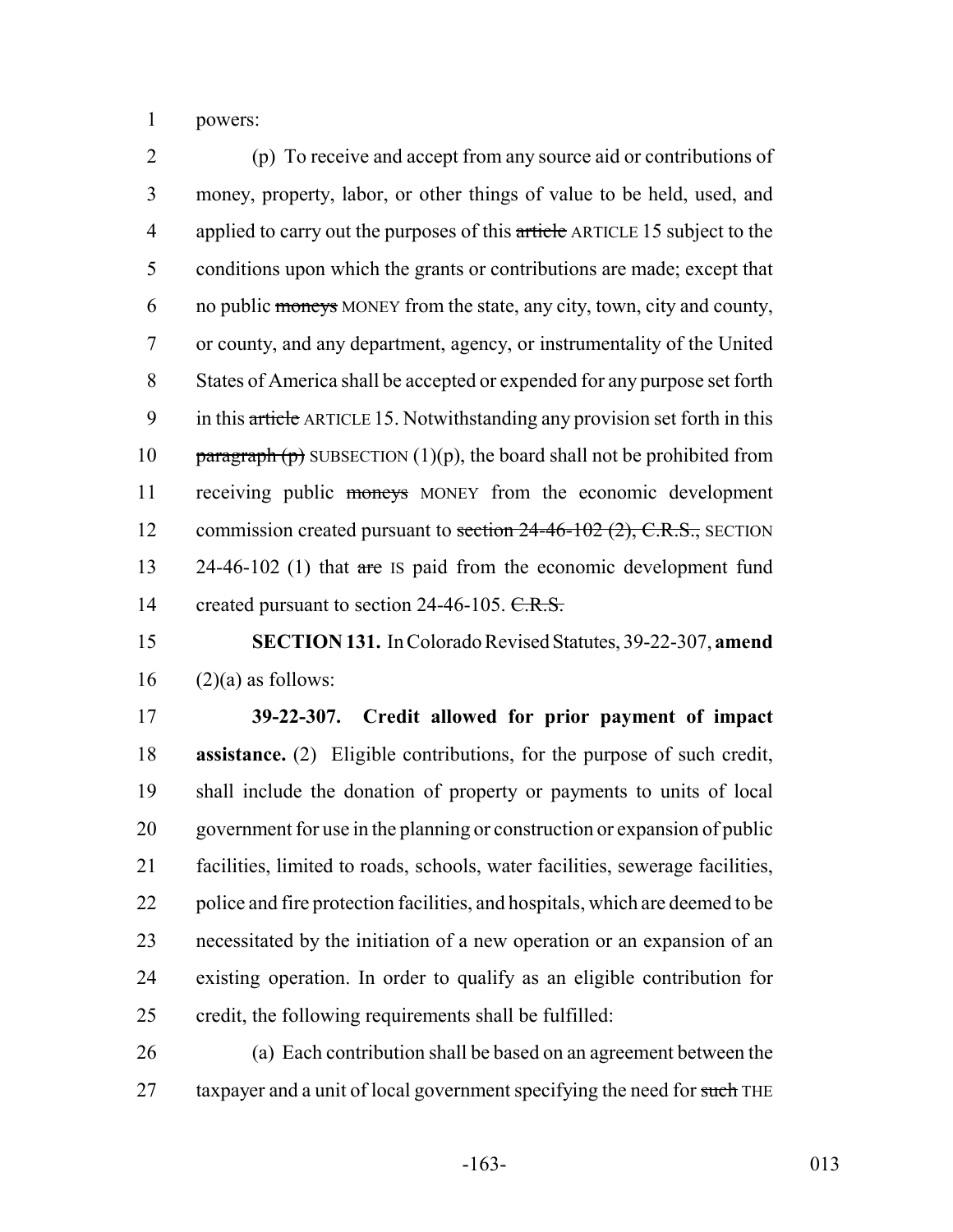powers:

(p) To receive and accept from any source aid or contributions of money, property, labor, or other things of value to be held, used, and applied to carry out the purposes of this ~~article~~ ARTICLE 15 subject to the conditions upon which the grants or contributions are made; except that no public ~~moneys~~ MONEY from the state, any city, town, city and county, or county, and any department, agency, or instrumentality of the United States of America shall be accepted or expended for any purpose set forth in this ~~article~~ ARTICLE 15. Notwithstanding any provision set forth in this ~~paragraph (p)~~ SUBSECTION (1)(p), the board shall not be prohibited from receiving public ~~moneys~~ MONEY from the economic development commission created pursuant to ~~section 24-46-102 (2), C.R.S.,~~ SECTION 24-46-102 (1) that ~~are~~ IS paid from the economic development fund created pursuant to section 24-46-105. ~~C.R.S.~~

**SECTION 131.** In Colorado Revised Statutes, 39-22-307, **amend** (2)(a) as follows:

**39-22-307. Credit allowed for prior payment of impact assistance.** (2) Eligible contributions, for the purpose of such credit, shall include the donation of property or payments to units of local government for use in the planning or construction or expansion of public facilities, limited to roads, schools, water facilities, sewerage facilities, police and fire protection facilities, and hospitals, which are deemed to be necessitated by the initiation of a new operation or an expansion of an existing operation. In order to qualify as an eligible contribution for credit, the following requirements shall be fulfilled:

(a) Each contribution shall be based on an agreement between the taxpayer and a unit of local government specifying the need for ~~such~~ THE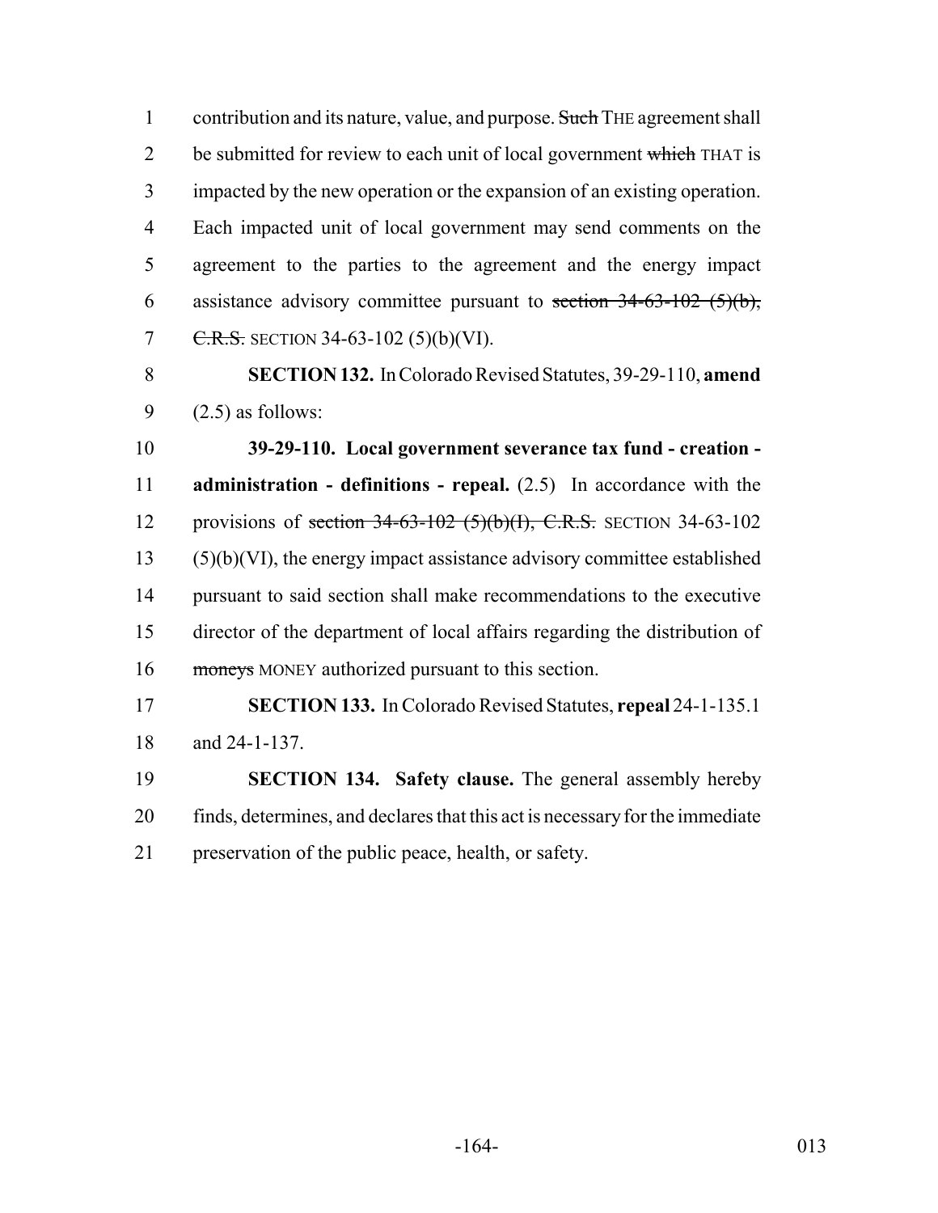contribution and its nature, value, and purpose. ~~Such~~ THE agreement shall be submitted for review to each unit of local government ~~which~~ THAT is impacted by the new operation or the expansion of an existing operation. Each impacted unit of local government may send comments on the agreement to the parties to the agreement and the energy impact assistance advisory committee pursuant to ~~section 34-63-102 (5)(b), C.R.S.~~ SECTION 34-63-102 (5)(b)(VI).

**SECTION 132.** In Colorado Revised Statutes, 39-29-110, **amend** (2.5) as follows:

**39-29-110. Local government severance tax fund - creation - administration - definitions - repeal.** (2.5) In accordance with the provisions of ~~section 34-63-102 (5)(b)(I), C.R.S.~~ SECTION 34-63-102 (5)(b)(VI), the energy impact assistance advisory committee established pursuant to said section shall make recommendations to the executive director of the department of local affairs regarding the distribution of ~~moneys~~ MONEY authorized pursuant to this section.

**SECTION 133.** In Colorado Revised Statutes, **repeal** 24-1-135.1 and 24-1-137.

**SECTION 134. Safety clause.** The general assembly hereby finds, determines, and declares that this act is necessary for the immediate preservation of the public peace, health, or safety.